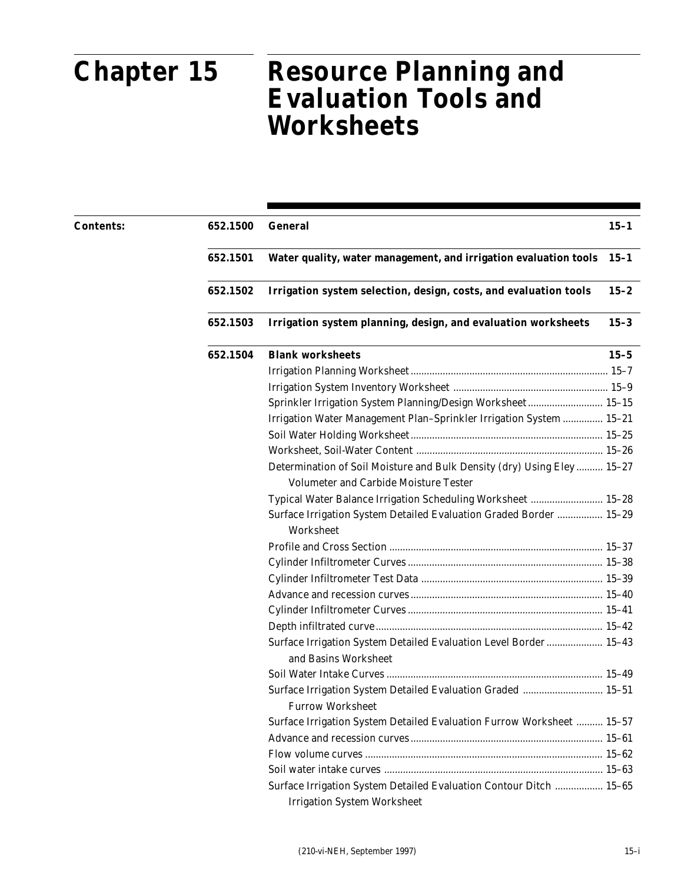# Chapter 15 Resource Planning and Evaluation Tools and Worksheets

| Contents: | | | |
|---|---|---|---|
| | 652.1500 | **General** | **15–1** |
| | 652.1501 | **Water quality, water management, and irrigation evaluation tools** | **15–1** |
| | 652.1502 | **Irrigation system selection, design, costs, and evaluation tools** | **15–2** |
| | 652.1503 | **Irrigation system planning, design, and evaluation worksheets** | **15–3** |
| | 652.1504 | **Blank worksheets** | **15–5** |
| | | Irrigation Planning Worksheet | 15–7 |
| | | Irrigation System Inventory Worksheet | 15–9 |
| | | Sprinkler Irrigation System Planning/Design Worksheet | 15–15 |
| | | Irrigation Water Management Plan–Sprinkler Irrigation System | 15–21 |
| | | Soil Water Holding Worksheet | 15–25 |
| | | Worksheet, Soil-Water Content | 15–26 |
| | | Determination of Soil Moisture and Bulk Density (dry) Using Eley Volumeter and Carbide Moisture Tester | 15–27 |
| | | Typical Water Balance Irrigation Scheduling Worksheet | 15–28 |
| | | Surface Irrigation System Detailed Evaluation Graded Border Worksheet | 15–29 |
| | | Profile and Cross Section | 15–37 |
| | | Cylinder Infiltrometer Curves | 15–38 |
| | | Cylinder Infiltrometer Test Data | 15–39 |
| | | Advance and recession curves | 15–40 |
| | | Cylinder Infiltrometer Curves | 15–41 |
| | | Depth infiltrated curve | 15–42 |
| | | Surface Irrigation System Detailed Evaluation Level Border and Basins Worksheet | 15–43 |
| | | Soil Water Intake Curves | 15–49 |
| | | Surface Irrigation System Detailed Evaluation Graded Furrow Worksheet | 15–51 |
| | | Surface Irrigation System Detailed Evaluation Furrow Worksheet | 15–57 |
| | | Advance and recession curves | 15–61 |
| | | Flow volume curves | 15–62 |
| | | Soil water intake curves | 15–63 |
| | | Surface Irrigation System Detailed Evaluation Contour Ditch Irrigation System Worksheet | 15–65 |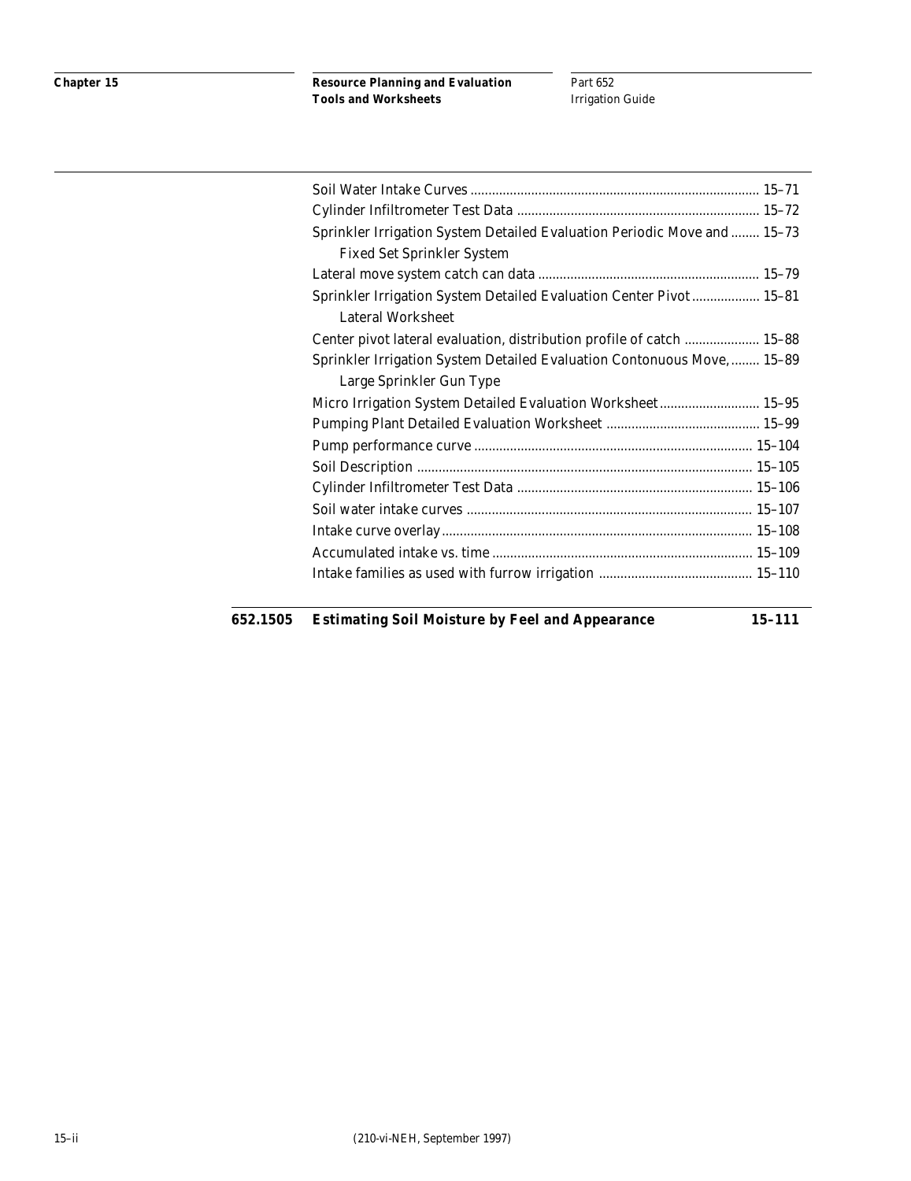| | | |
|---|---|---|
| | Soil Water Intake Curves | 15–71 |
| | Cylinder Infiltrometer Test Data | 15–72 |
| | Sprinkler Irrigation System Detailed Evaluation Periodic Move and Fixed Set Sprinkler System | 15–73 |
| | Lateral move system catch can data | 15–79 |
| | Sprinkler Irrigation System Detailed Evaluation Center Pivot Lateral Worksheet | 15–81 |
| | Center pivot lateral evaluation, distribution profile of catch | 15–88 |
| | Sprinkler Irrigation System Detailed Evaluation Contonuous Move, Large Sprinkler Gun Type | 15–89 |
| | Micro Irrigation System Detailed Evaluation Worksheet | 15–95 |
| | Pumping Plant Detailed Evaluation Worksheet | 15–99 |
| | Pump performance curve | 15–104 |
| | Soil Description | 15–105 |
| | Cylinder Infiltrometer Test Data | 15–106 |
| | Soil water intake curves | 15–107 |
| | Intake curve overlay | 15–108 |
| | Accumulated intake vs. time | 15–109 |
| | Intake families as used with furrow irrigation | 15–110 |
| **652.1505** | **Estimating Soil Moisture by Feel and Appearance** | **15–111** |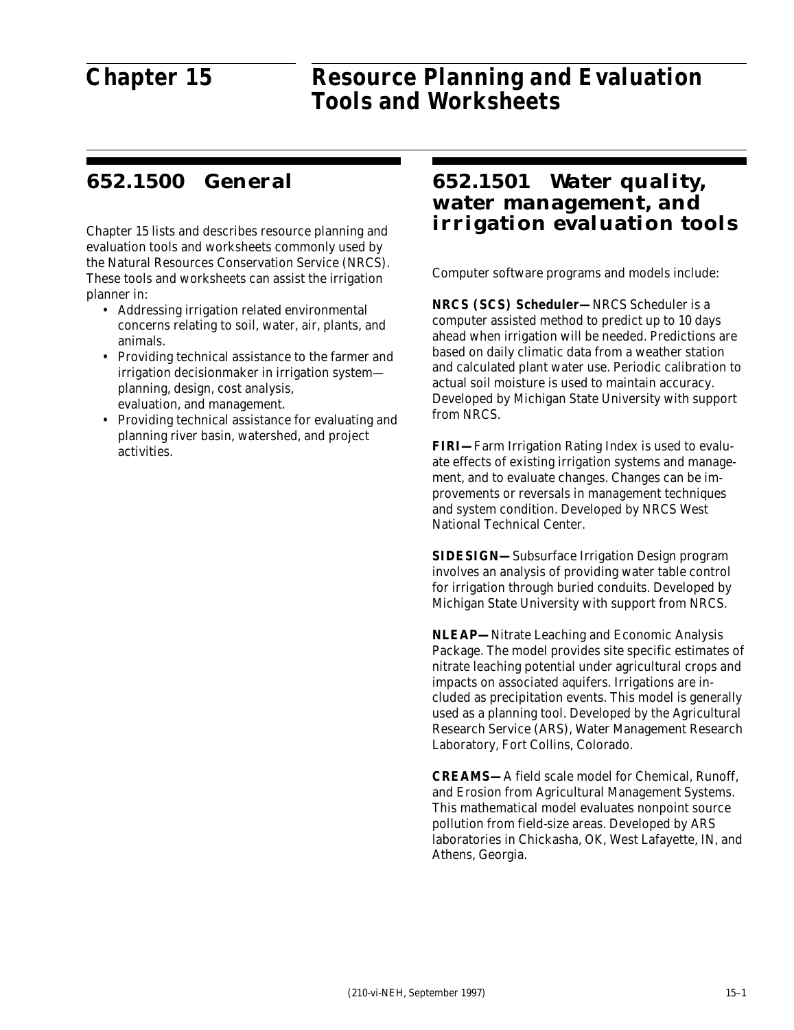# Chapter 15 Resource Planning and Evaluation Tools and Worksheets

## 652.1500 General

Chapter 15 lists and describes resource planning and evaluation tools and worksheets commonly used by the Natural Resources Conservation Service (NRCS). These tools and worksheets can assist the irrigation planner in:

- Addressing irrigation related environmental concerns relating to soil, water, air, plants, and animals.
- Providing technical assistance to the farmer and irrigation decisionmaker in irrigation system—planning, design, cost analysis, evaluation, and management.
- Providing technical assistance for evaluating and planning river basin, watershed, and project activities.

## 652.1501 Water quality, water management, and irrigation evaluation tools

Computer software programs and models include:

**NRCS (SCS) Scheduler—** NRCS Scheduler is a computer assisted method to predict up to 10 days ahead when irrigation will be needed. Predictions are based on daily climatic data from a weather station and calculated plant water use. Periodic calibration to actual soil moisture is used to maintain accuracy. Developed by Michigan State University with support from NRCS.

**FIRI—** Farm Irrigation Rating Index is used to evaluate effects of existing irrigation systems and management, and to evaluate changes. Changes can be improvements or reversals in management techniques and system condition. Developed by NRCS West National Technical Center.

**SIDESIGN—** Subsurface Irrigation Design program involves an analysis of providing water table control for irrigation through buried conduits. Developed by Michigan State University with support from NRCS.

**NLEAP—** Nitrate Leaching and Economic Analysis Package. The model provides site specific estimates of nitrate leaching potential under agricultural crops and impacts on associated aquifers. Irrigations are included as precipitation events. This model is generally used as a planning tool. Developed by the Agricultural Research Service (ARS), Water Management Research Laboratory, Fort Collins, Colorado.

**CREAMS—** A field scale model for Chemical, Runoff, and Erosion from Agricultural Management Systems. This mathematical model evaluates nonpoint source pollution from field-size areas. Developed by ARS laboratories in Chickasha, OK, West Lafayette, IN, and Athens, Georgia.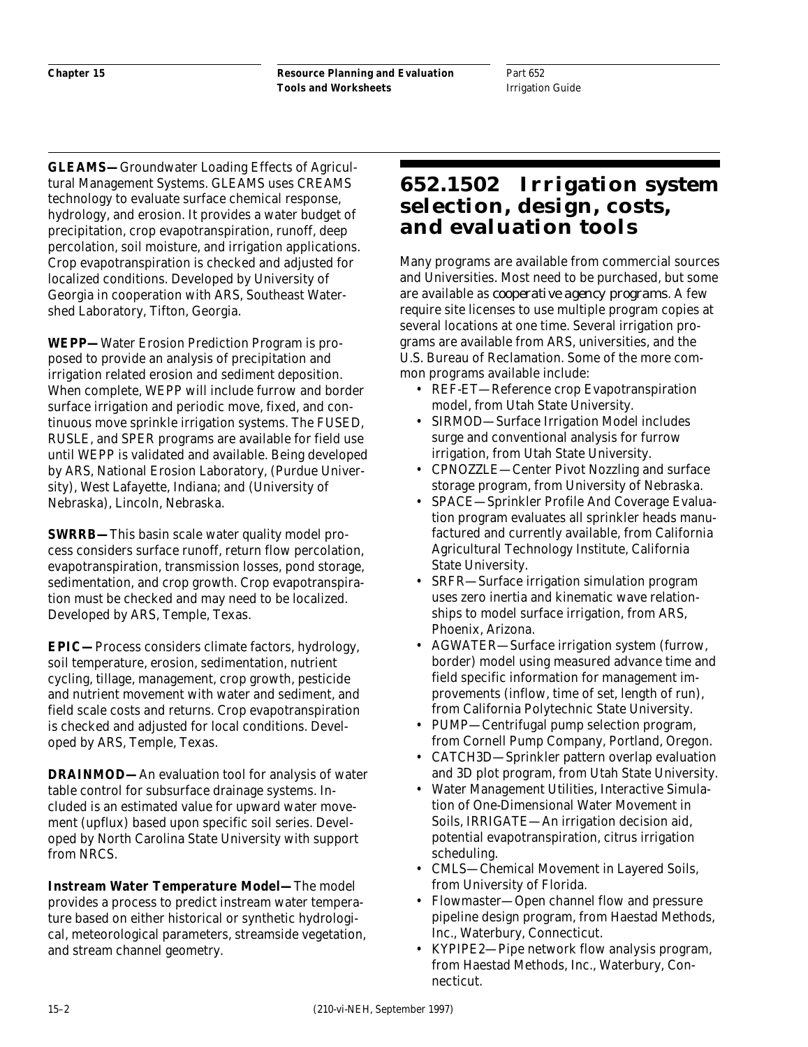**GLEAMS—** Groundwater Loading Effects of Agricultural Management Systems. GLEAMS uses CREAMS technology to evaluate surface chemical response, hydrology, and erosion. It provides a water budget of precipitation, crop evapotranspiration, runoff, deep percolation, soil moisture, and irrigation applications. Crop evapotranspiration is checked and adjusted for localized conditions. Developed by University of Georgia in cooperation with ARS, Southeast Watershed Laboratory, Tifton, Georgia.

**WEPP—** Water Erosion Prediction Program is proposed to provide an analysis of precipitation and irrigation related erosion and sediment deposition. When complete, WEPP will include furrow and border surface irrigation and periodic move, fixed, and continuous move sprinkle irrigation systems. The FUSED, RUSLE, and SPER programs are available for field use until WEPP is validated and available. Being developed by ARS, National Erosion Laboratory, (Purdue University), West Lafayette, Indiana; and (University of Nebraska), Lincoln, Nebraska.

**SWRRB—** This basin scale water quality model process considers surface runoff, return flow percolation, evapotranspiration, transmission losses, pond storage, sedimentation, and crop growth. Crop evapotranspiration must be checked and may need to be localized. Developed by ARS, Temple, Texas.

**EPIC—** Process considers climate factors, hydrology, soil temperature, erosion, sedimentation, nutrient cycling, tillage, management, crop growth, pesticide and nutrient movement with water and sediment, and field scale costs and returns. Crop evapotranspiration is checked and adjusted for local conditions. Developed by ARS, Temple, Texas.

**DRAINMOD—** An evaluation tool for analysis of water table control for subsurface drainage systems. Included is an estimated value for upward water movement (upflux) based upon specific soil series. Developed by North Carolina State University with support from NRCS.

**Instream Water Temperature Model—** The model provides a process to predict instream water temperature based on either historical or synthetic hydrological, meteorological parameters, streamside vegetation, and stream channel geometry.

## 652.1502 Irrigation system selection, design, costs, and evaluation tools

Many programs are available from commercial sources and Universities. Most need to be purchased, but some are available as *cooperative agency programs*. A few require site licenses to use multiple program copies at several locations at one time. Several irrigation programs are available from ARS, universities, and the U.S. Bureau of Reclamation. Some of the more common programs available include:

- REF-ET—Reference crop Evapotranspiration model, from Utah State University.
- SIRMOD—Surface Irrigation Model includes surge and conventional analysis for furrow irrigation, from Utah State University.
- CPNOZZLE—Center Pivot Nozzling and surface storage program, from University of Nebraska.
- SPACE—Sprinkler Profile And Coverage Evaluation program evaluates all sprinkler heads manufactured and currently available, from California Agricultural Technology Institute, California State University.
- SRFR—Surface irrigation simulation program uses zero inertia and kinematic wave relationships to model surface irrigation, from ARS, Phoenix, Arizona.
- AGWATER—Surface irrigation system (furrow, border) model using measured advance time and field specific information for management improvements (inflow, time of set, length of run), from California Polytechnic State University.
- PUMP—Centrifugal pump selection program, from Cornell Pump Company, Portland, Oregon.
- CATCH3D—Sprinkler pattern overlap evaluation and 3D plot program, from Utah State University.
- Water Management Utilities, Interactive Simulation of One-Dimensional Water Movement in Soils, IRRIGATE—An irrigation decision aid, potential evapotranspiration, citrus irrigation scheduling.
- CMLS—Chemical Movement in Layered Soils, from University of Florida.
- Flowmaster—Open channel flow and pressure pipeline design program, from Haestad Methods, Inc., Waterbury, Connecticut.
- KYPIPE2—Pipe network flow analysis program, from Haestad Methods, Inc., Waterbury, Connecticut.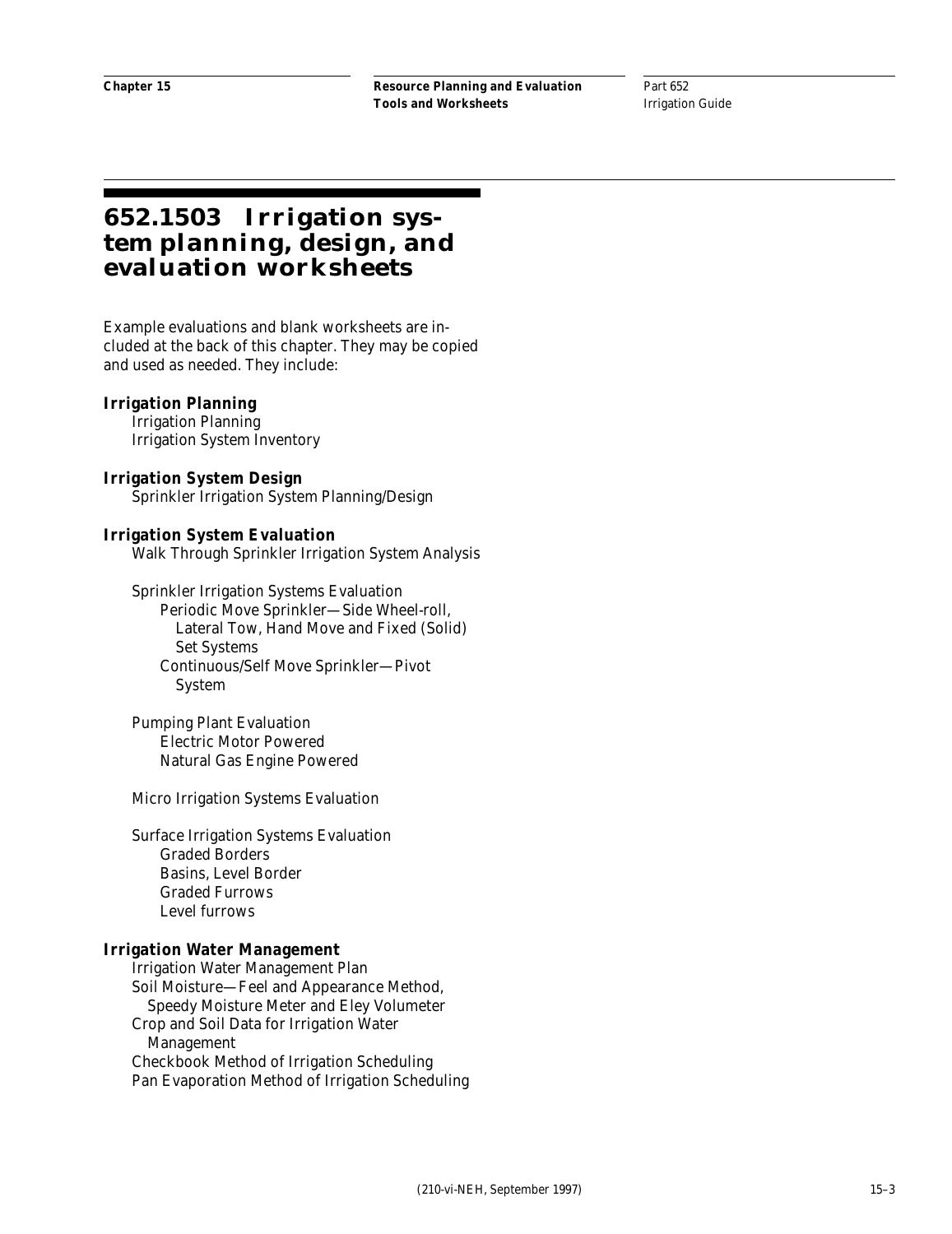# 652.1503 Irrigation system planning, design, and evaluation worksheets

Example evaluations and blank worksheets are included at the back of this chapter. They may be copied and used as needed. They include:

**Irrigation Planning**
- Irrigation Planning
- Irrigation System Inventory

**Irrigation System Design**
- Sprinkler Irrigation System Planning/Design

**Irrigation System Evaluation**
- Walk Through Sprinkler Irrigation System Analysis
- Sprinkler Irrigation Systems Evaluation
  - Periodic Move Sprinkler—Side Wheel-roll, Lateral Tow, Hand Move and Fixed (Solid) Set Systems
  - Continuous/Self Move Sprinkler—Pivot System
- Pumping Plant Evaluation
  - Electric Motor Powered
  - Natural Gas Engine Powered
- Micro Irrigation Systems Evaluation
- Surface Irrigation Systems Evaluation
  - Graded Borders
  - Basins, Level Border
  - Graded Furrows
  - Level furrows

**Irrigation Water Management**
- Irrigation Water Management Plan
- Soil Moisture—Feel and Appearance Method, Speedy Moisture Meter and Eley Volumeter
- Crop and Soil Data for Irrigation Water Management
- Checkbook Method of Irrigation Scheduling
- Pan Evaporation Method of Irrigation Scheduling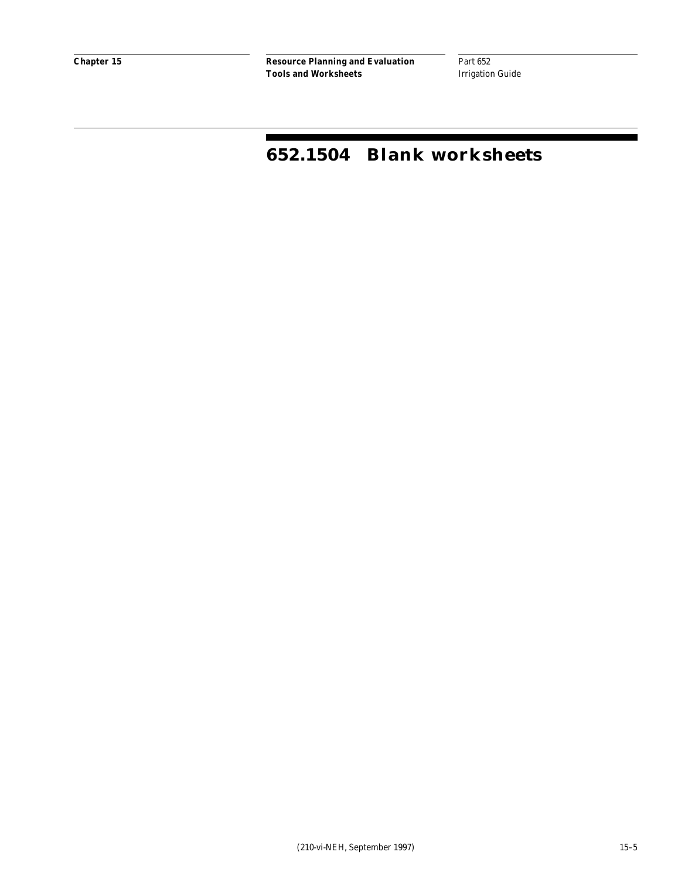## 652.1504 Blank worksheets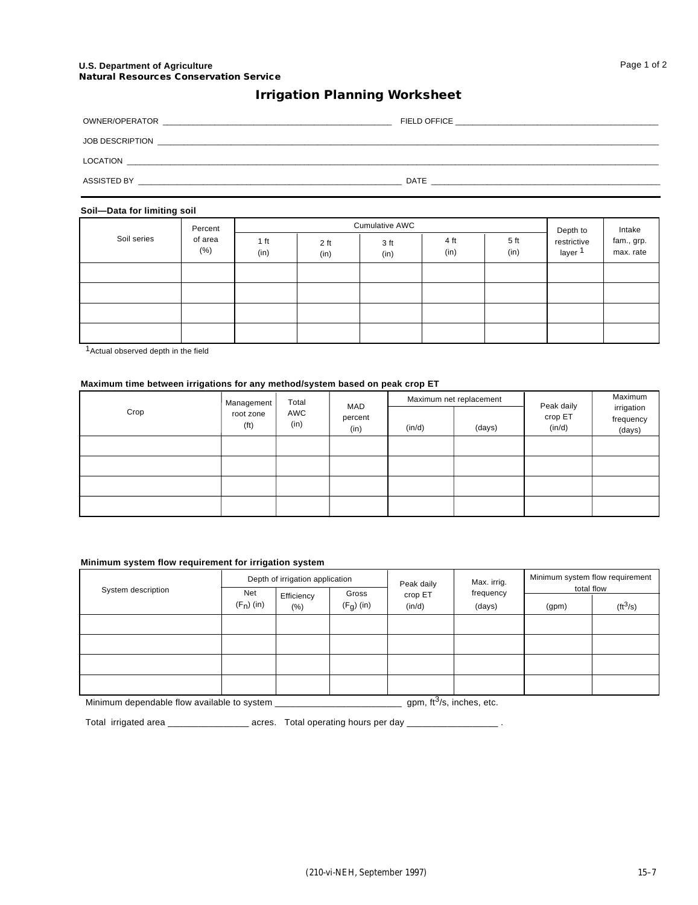U.S. Department of Agriculture
**Natural Resources Conservation Service**

# Irrigation Planning Worksheet

OWNER/OPERATOR ______________________________ FIELD OFFICE ______________________________

JOB DESCRIPTION ______________________________________________________________

LOCATION ______________________________________________________________

ASSISTED BY ______________________________ DATE ______________________________

### Soil—Data for limiting soil

| Soil series | Percent of area (%) | Cumulative AWC | | | | | Depth to restrictive layer [1] | Intake fam., grp. max. rate |
|---|---|---|---|---|---|---|---|---|
| | | 1 ft (in) | 2 ft (in) | 3 ft (in) | 4 ft (in) | 5 ft (in) | | |
| | | | | | | | | |
| | | | | | | | | |
| | | | | | | | | |
| | | | | | | | | |

[1] Actual observed depth in the field

### Maximum time between irrigations for any method/system based on peak crop ET

| Crop | Management root zone (ft) | Total AWC (in) | MAD percent (in) | Maximum net replacement | | Peak daily crop ET (in/d) | Maximum irrigation frequency (days) |
|---|---|---|---|---|---|---|---|
| | | | | (in/d) | (days) | | |
| | | | | | | | |
| | | | | | | | |
| | | | | | | | |
| | | | | | | | |

### Minimum system flow requirement for irrigation system

| System description | Depth of irrigation application | | | Peak daily crop ET (in/d) | Max. irrig. frequency (days) | Minimum system flow requirement total flow | |
|---|---|---|---|---|---|---|---|
| | Net ($F_n$) (in) | Efficiency (%) | Gross ($F_g$) (in) | | | (gpm) | ($ft^3/s$) |
| | | | | | | | |
| | | | | | | | |
| | | | | | | | |
| | | | | | | | |

Minimum dependable flow available to system ______________________ gpm, $ft^3/s$, inches, etc.

Total irrigated area ______________ acres. Total operating hours per day ______________ .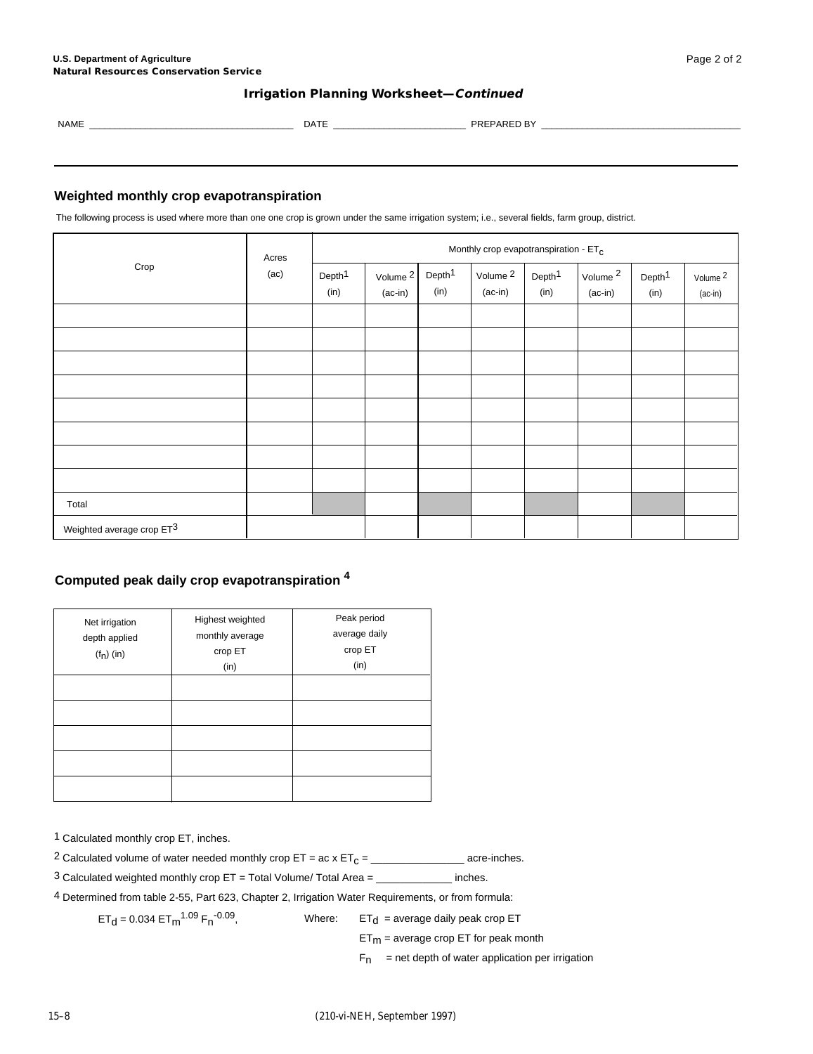U.S. Department of Agriculture
Natural Resources Conservation Service

## Irrigation Planning Worksheet—*Continued*

NAME _______________ DATE _______________ PREPARED BY _______________

### Weighted monthly crop evapotranspiration

The following process is used where more than one one crop is grown under the same irrigation system; i.e., several fields, farm group, district.

| Crop | Acres (ac) | Monthly crop evapotranspiration - $ET_c$ | | | | | | | |
|---|---|---|---|---|---|---|---|---|---|
| | | Depth[1] (in) | Volume [2] (ac-in) | Depth[1] (in) | Volume [2] (ac-in) | Depth[1] (in) | Volume [2] (ac-in) | Depth[1] (in) | Volume [2] (ac-in) |
| | | | | | | | | | |
| | | | | | | | | | |
| | | | | | | | | | |
| | | | | | | | | | |
| | | | | | | | | | |
| | | | | | | | | | |
| | | | | | | | | | |
| | | | | | | | | | |
| Total | | | | | | | | | |
| Weighted average crop ET[3] | | | | | | | | | |

### Computed peak daily crop evapotranspiration [4]

| Net irrigation depth applied ($f_n$) (in) | Highest weighted monthly average crop ET (in) | Peak period average daily crop ET (in) |
|---|---|---|
| | | |
| | | |
| | | |
| | | |
| | | |

[1] Calculated monthly crop ET, inches.

[2] Calculated volume of water needed monthly crop ET = ac x $ET_c$ = _______________ acre-inches.

[3] Calculated weighted monthly crop ET = Total Volume/ Total Area = _____________ inches.

[4] Determined from table 2-55, Part 623, Chapter 2, Irrigation Water Requirements, or from formula:

$ET_d = 0.034\, ET_m^{1.09}\, F_n^{-0.09}$, Where: $ET_d$ = average daily peak crop ET

$ET_m$ = average crop ET for peak month

$F_n$ = net depth of water application per irrigation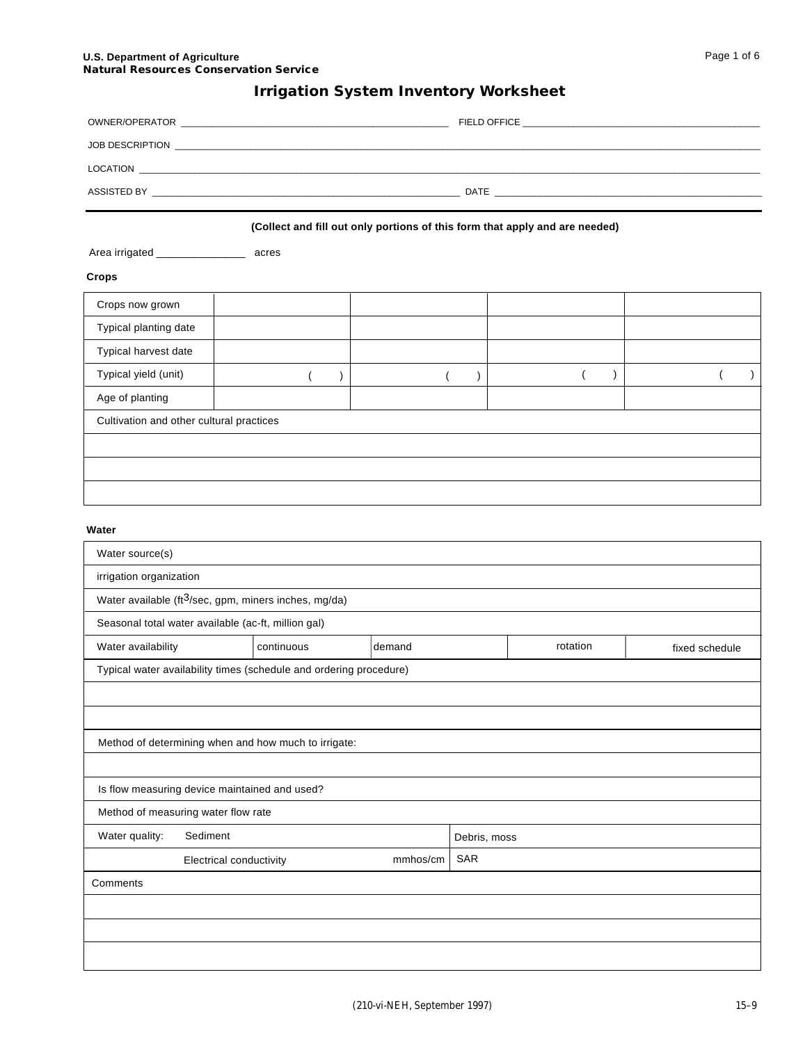U.S. Department of Agriculture
**Natural Resources Conservation Service**

# Irrigation System Inventory Worksheet

OWNER/OPERATOR ______________________________ FIELD OFFICE ______________________________

JOB DESCRIPTION ____________________________________________________________

LOCATION ____________________________________________________________

ASSISTED BY ______________________________ DATE ______________________________

**(Collect and fill out only portions of this form that apply and are needed)**

Area irrigated _______________ acres

### Crops

| Crops now grown | | | | |
|---|---|---|---|---|
| Typical planting date | | | | |
| Typical harvest date | | | | |
| Typical yield (unit) | ( ) | ( ) | ( ) | ( ) |
| Age of planting | | | | |
| Cultivation and other cultural practices | | | | |
| | | | | |
| | | | | |
| | | | | |

### Water

| Water source(s) | | | | |
|---|---|---|---|---|
| irrigation organization | | | | |
| Water available ($ft^3$/sec, gpm, miners inches, mg/da) | | | | |
| Seasonal total water available (ac-ft, million gal) | | | | |
| Water availability | continuous | demand | rotation | fixed schedule |
| Typical water availability times (schedule and ordering procedure) | | | | |
| | | | | |
| | | | | |
| Method of determining when and how much to irrigate: | | | | |
| | | | | |
| Is flow measuring device maintained and used? | | | | |
| Method of measuring water flow rate | | | | |
| Water quality: Sediment | | | Debris, moss | |
| Electrical conductivity | | mmhos/cm | SAR | |
| Comments | | | | |
| | | | | |
| | | | | |
| | | | | |

(210-vi-NEH, September 1997)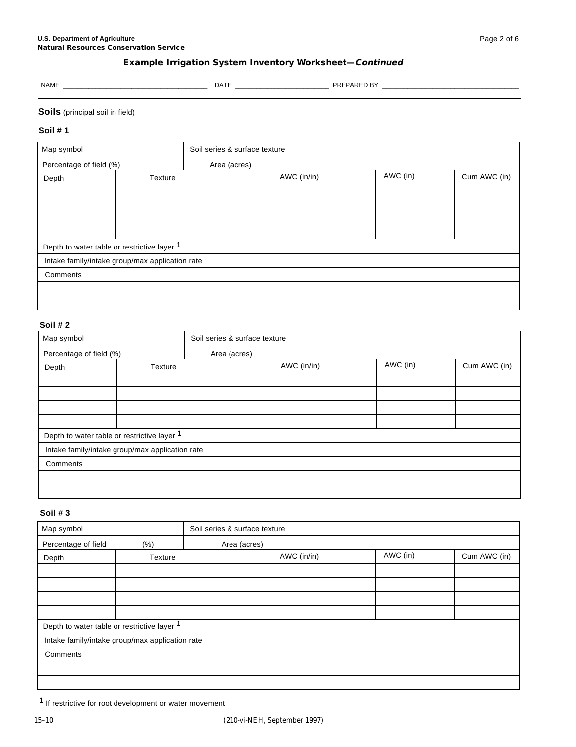### Example Irrigation System Inventory Worksheet—*Continued*

NAME ______________________________ DATE ____________________ PREPARED BY ______________________________

## **Soils** (principal soil in field)

### Soil # 1

| Map symbol | | Soil series & surface texture | | |
|---|---|---|---|---|
| Percentage of field (%) | | Area (acres) | | |
| Depth | Texture | AWC (in/in) | AWC (in) | Cum AWC (in) |
| | | | | |
| | | | | |
| | | | | |
| | | | | |
| Depth to water table or restrictive layer [1] | | | | |
| Intake family/intake group/max application rate | | | | |
| Comments | | | | |
| | | | | |
| | | | | |

### Soil # 2

| Map symbol | | Soil series & surface texture | | |
|---|---|---|---|---|
| Percentage of field (%) | | Area (acres) | | |
| Depth | Texture | AWC (in/in) | AWC (in) | Cum AWC (in) |
| | | | | |
| | | | | |
| | | | | |
| | | | | |
| Depth to water table or restrictive layer [1] | | | | |
| Intake family/intake group/max application rate | | | | |
| Comments | | | | |
| | | | | |
| | | | | |

### Soil # 3

| Map symbol | | Soil series & surface texture | | |
|---|---|---|---|---|
| Percentage of field | (%) | Area (acres) | | |
| Depth | Texture | AWC (in/in) | AWC (in) | Cum AWC (in) |
| | | | | |
| | | | | |
| | | | | |
| | | | | |
| Depth to water table or restrictive layer [1] | | | | |
| Intake family/intake group/max application rate | | | | |
| Comments | | | | |
| | | | | |
| | | | | |

[1] If restrictive for root development or water movement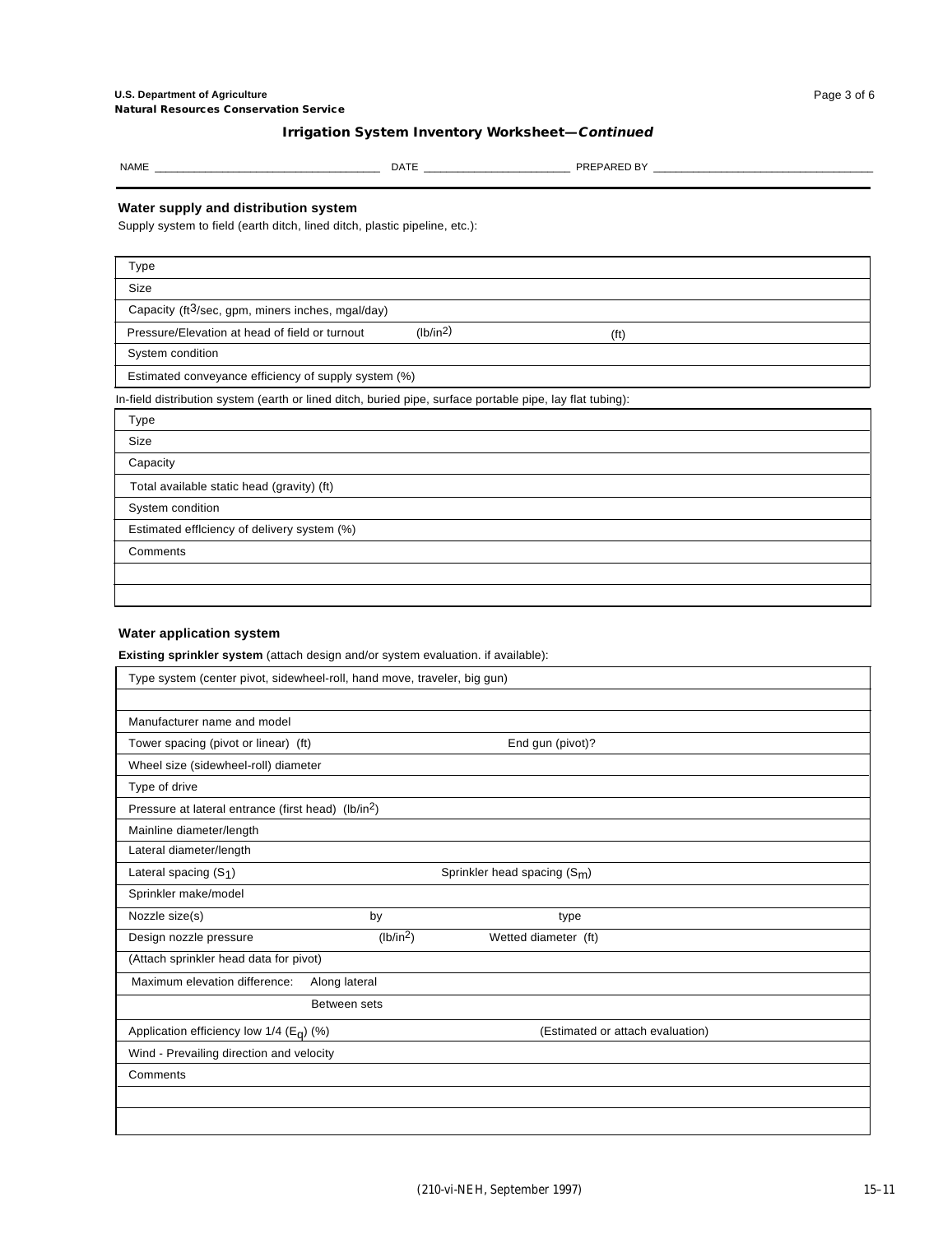U.S. Department of Agriculture
**Natural Resources Conservation Service**

### Irrigation System Inventory Worksheet—*Continued*

NAME ____________________________________ DATE ________________________ PREPARED BY ____________________________________

#### Water supply and distribution system

Supply system to field (earth ditch, lined ditch, plastic pipeline, etc.):

| | | |
|---|---|---|
| Type | | |
| Size | | |
| Capacity (ft$^3$/sec, gpm, miners inches, mgal/day) | | |
| Pressure/Elevation at head of field or turnout | (lb/in$^2$) | (ft) |
| System condition | | |
| Estimated conveyance efficiency of supply system (%) | | |

In-field distribution system (earth or lined ditch, buried pipe, surface portable pipe, lay flat tubing):

| |
|---|
| Type |
| Size |
| Capacity |
| Total available static head (gravity) (ft) |
| System condition |
| Estimated efflciency of delivery system (%) |
| Comments |
| |
| |

#### Water application system

**Existing sprinkler system** (attach design and/or system evaluation. if available):

| | | | |
|---|---|---|---|
| Type system (center pivot, sidewheel-roll, hand move, traveler, big gun) | | | |
| | | | |
| Manufacturer name and model | | | |
| Tower spacing (pivot or linear) (ft) | | End gun (pivot)? | |
| Wheel size (sidewheel-roll) diameter | | | |
| Type of drive | | | |
| Pressure at lateral entrance (first head) (lb/in$^2$) | | | |
| Mainline diameter/length | | | |
| Lateral diameter/length | | | |
| Lateral spacing ($S_1$) | | Sprinkler head spacing ($S_m$) | |
| Sprinkler make/model | | | |
| Nozzle size(s) | by | type | |
| Design nozzle pressure | (lb/in$^2$) | Wetted diameter (ft) | |
| (Attach sprinkler head data for pivot) | | | |
| Maximum elevation difference: | Along lateral | | |
| | Between sets | | |
| Application efficiency low 1/4 ($E_q$) (%) | | (Estimated or attach evaluation) | |
| Wind - Prevailing direction and velocity | | | |
| Comments | | | |
| | | | |
| | | | |

(210-vi-NEH, September 1997)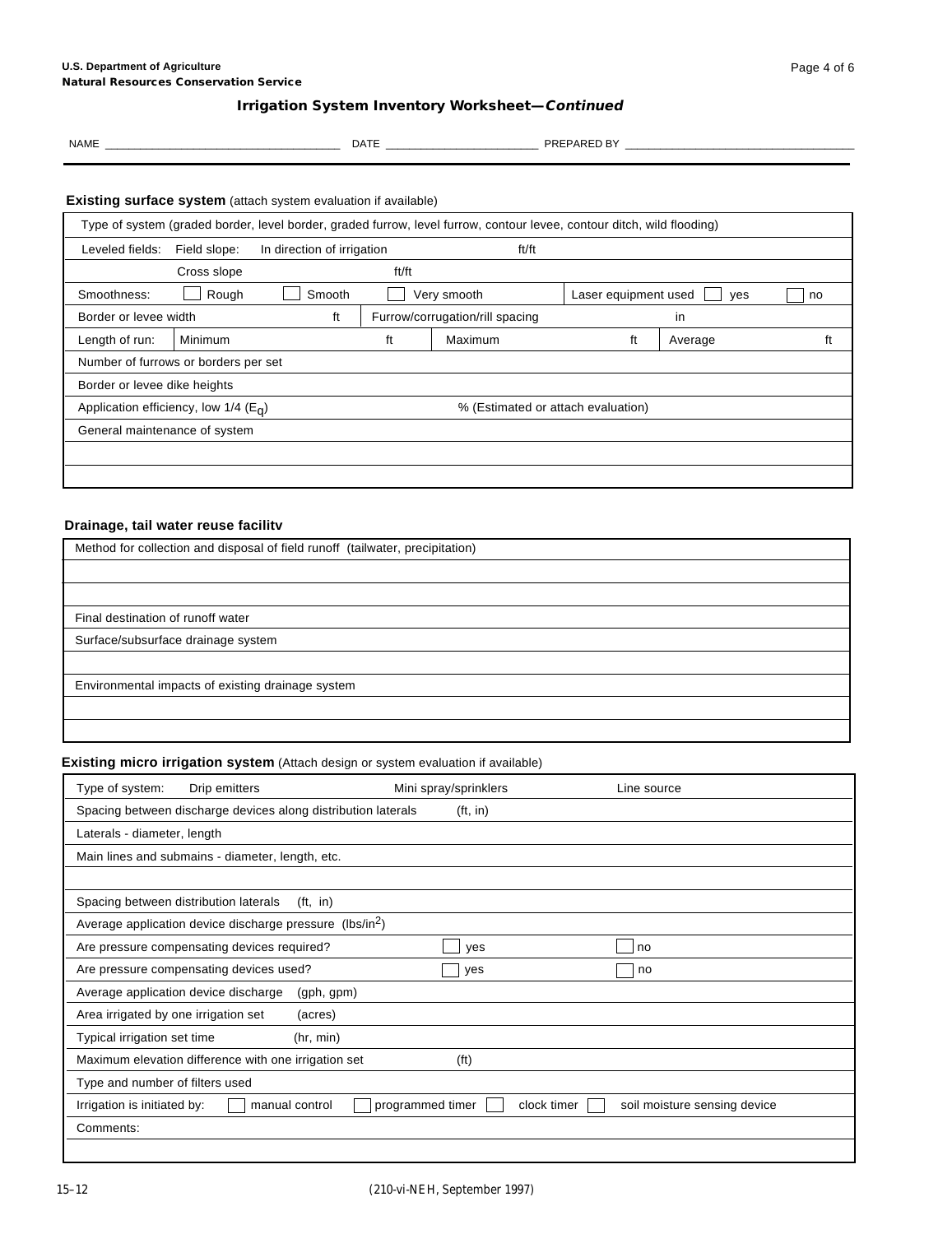U.S. Department of Agriculture
**Natural Resources Conservation Service**

## Irrigation System Inventory Worksheet—*Continued*

NAME ______________________ DATE ______________ PREPARED BY ______________________

### Existing surface system (attach system evaluation if available)

| | | | | | | |
|---|---|---|---|---|---|---|
| Type of system (graded border, level border, graded furrow, level furrow, contour levee, contour ditch, wild flooding) | | | | | | |
| Leveled fields: | Field slope: In direction of irrigation | | ft/ft | | | |
| | Cross slope | | ft/ft | | | |
| Smoothness: | ☐ Rough | ☐ Smooth | ☐ Very smooth | Laser equipment used ☐ yes ☐ no | | |
| Border or levee width | | ft | Furrow/corrugation/rill spacing | | in | |
| Length of run: | Minimum | ft | Maximum | ft | Average | ft |
| Number of furrows or borders per set | | | | | | |
| Border or levee dike heights | | | | | | |
| Application efficiency, low 1/4 ($E_q$) | | | % (Estimated or attach evaluation) | | | |
| General maintenance of system | | | | | | |
| | | | | | | |
| | | | | | | |

### Drainage, tail water reuse facilitv

| |
|---|
| Method for collection and disposal of field runoff (tailwater, precipitation) |
| |
| |
| Final destination of runoff water |
| Surface/subsurface drainage system |
| |
| Environmental impacts of existing drainage system |
| |
| |

### Existing micro irrigation system (Attach design or system evaluation if available)

| | | | | |
|---|---|---|---|---|
| Type of system: Drip emitters | Mini spray/sprinklers | | Line source | |
| Spacing between discharge devices along distribution laterals | (ft, in) | | | |
| Laterals - diameter, length | | | | |
| Main lines and submains - diameter, length, etc. | | | | |
| | | | | |
| Spacing between distribution laterals (ft, in) | | | | |
| Average application device discharge pressure (lbs/in$^2$) | | | | |
| Are pressure compensating devices required? | ☐ yes | | ☐ no | |
| Are pressure compensating devices used? | ☐ yes | | ☐ no | |
| Average application device discharge (gph, gpm) | | | | |
| Area irrigated by one irrigation set (acres) | | | | |
| Typical irrigation set time (hr, min) | | | | |
| Maximum elevation difference with one irrigation set | (ft) | | | |
| Type and number of filters used | | | | |
| Irrigation is initiated by: ☐ manual control | ☐ programmed timer | ☐ clock timer | ☐ soil moisture sensing device | |
| Comments: | | | | |
| | | | | |

(210-vi-NEH, September 1997)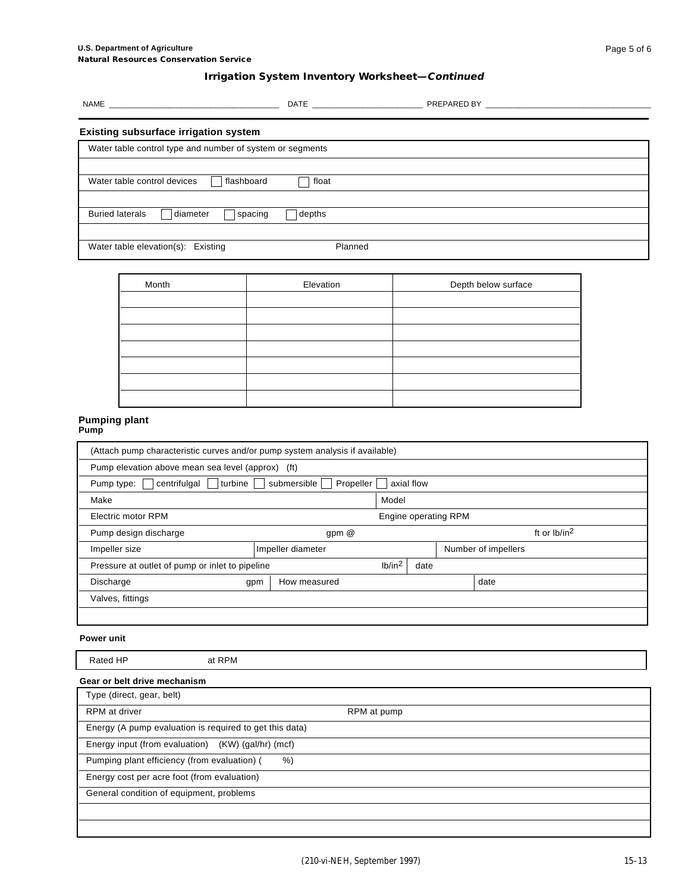**U.S. Department of Agriculture**
**Natural Resources Conservation Service**

## Irrigation System Inventory Worksheet—*Continued*

NAME ____________________ DATE ____________ PREPARED BY ____________________

### Existing subsurface irrigation system

| |
|---|
| Water table control type and number of system or segments |
| |
| Water table control devices ☐ flashboard ☐ float |
| |
| Buried laterals ☐ diameter ☐ spacing ☐ depths |
| |
| Water table elevation(s): Existing Planned |

| Month | Elevation | Depth below surface |
|---|---|---|
| | | |
| | | |
| | | |
| | | |
| | | |
| | | |
| | | |

### Pumping plant

**Pump**

| | | | | | |
|---|---|---|---|---|---|
| (Attach pump characteristic curves and/or pump system analysis if available) | | | | | |
| Pump elevation above mean sea level (approx) (ft) | | | | | |
| Pump type: ☐ centrifugal ☐ turbine ☐ submersible ☐ Propeller ☐ axial flow | | | | | |
| Make | | | Model | | |
| Electric motor RPM | | | Engine operating RPM | | |
| Pump design discharge | | gpm @ | | | ft or lb/in$^2$ |
| Impeller size | Impeller diameter | | | Number of impellers | |
| Pressure at outlet of pump or inlet to pipeline | | lb/in$^2$ | date | | |
| Discharge gpm | How measured | | | date | |
| Valves, fittings | | | | | |
| | | | | | |

**Power unit**

| | |
|---|---|
| Rated HP | at RPM |

**Gear or belt drive mechanism**

| | |
|---|---|
| Type (direct, gear, belt) | |
| RPM at driver | RPM at pump |
| Energy (A pump evaluation is required to get this data) | |
| Energy input (from evaluation) (KW) (gal/hr) (mcf) | |
| Pumping plant efficiency (from evaluation) ( %) | |
| Energy cost per acre foot (from evaluation) | |
| General condition of equipment, problems | |
| | |
| | |

(210-vi-NEH, September 1997)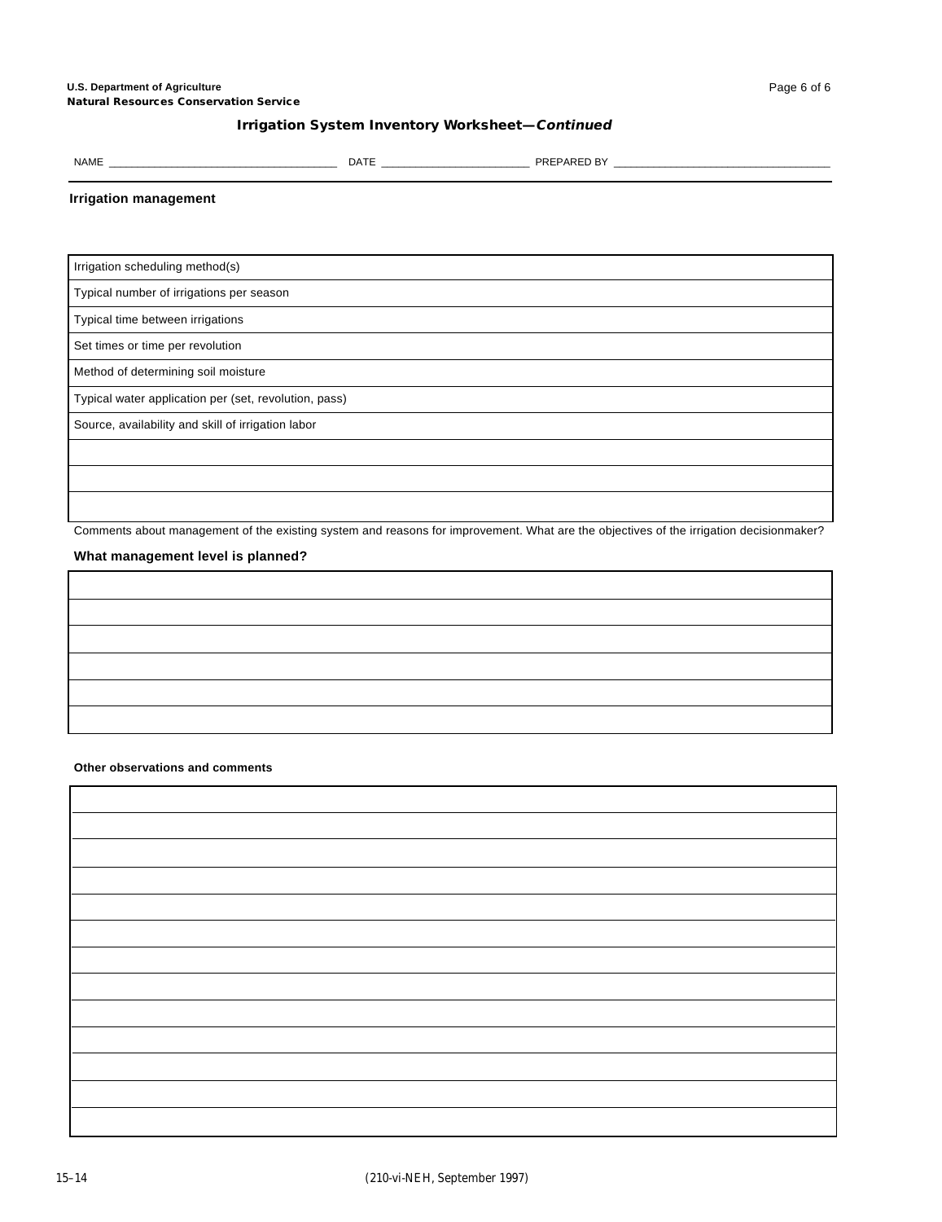U.S. Department of Agriculture
**Natural Resources Conservation Service**

## Irrigation System Inventory Worksheet—*Continued*

NAME ____________________________________ DATE ________________________ PREPARED BY ___________________________________

### Irrigation management

| Irrigation scheduling method(s) |
|---|
| Typical number of irrigations per season |
| Typical time between irrigations |
| Set times or time per revolution |
| Method of determining soil moisture |
| Typical water application per (set, revolution, pass) |
| Source, availability and skill of irrigation labor |
| |
| |
| |

Comments about management of the existing system and reasons for improvement. What are the objectives of the irrigation decisionmaker?

### What management level is planned?

| |
|---|
| |
| |
| |
| |
| |

#### Other observations and comments

| |
|---|
| |
| |
| |
| |
| |
| |
| |
| |
| |
| |
| |
| |

(210-vi-NEH, September 1997)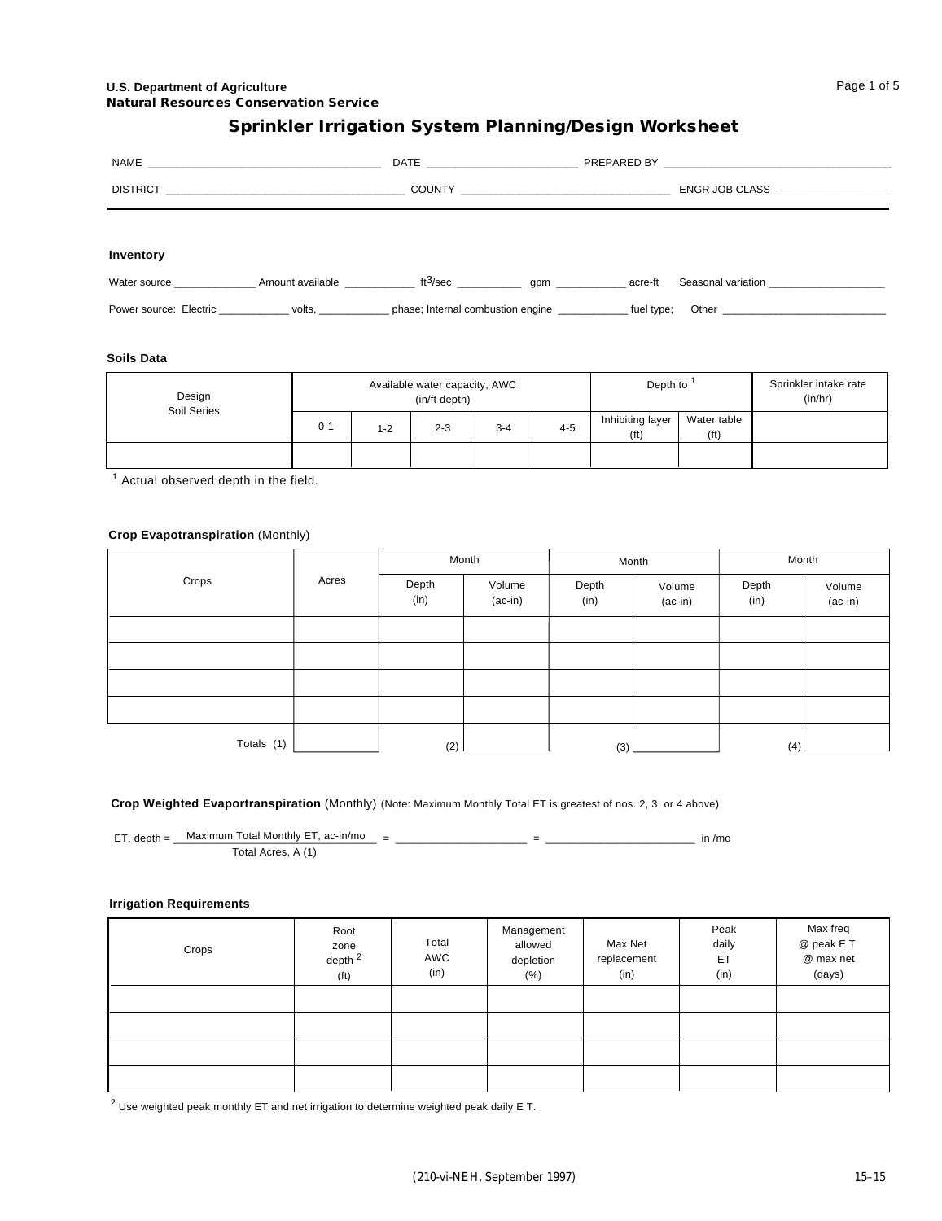U.S. Department of Agriculture
**Natural Resources Conservation Service**

# Sprinkler Irrigation System Planning/Design Worksheet

NAME ______________________ DATE ______________ PREPARED BY ______________________

DISTRICT ______________________ COUNTY ______________________ ENGR JOB CLASS ___________

### Inventory

Water source __________ Amount available __________ $ft^3$/sec __________ gpm __________ acre-ft Seasonal variation ______________

Power source: Electric __________ volts, __________ phase; Internal combustion engine __________ fuel type; Other ______________________

### Soils Data

| Design Soil Series | Available water capacity, AWC (in/ft depth) | | | | | Depth to [1] | | Sprinkler intake rate (in/hr) |
|---|---|---|---|---|---|---|---|---|
| | 0-1 | 1-2 | 2-3 | 3-4 | 4-5 | Inhibiting layer (ft) | Water table (ft) | |
| | | | | | | | | |

[1] Actual observed depth in the field.

### Crop Evapotranspiration (Monthly)

| Crops | Acres | Month | | Month | | Month | |
|---|---|---|---|---|---|---|---|
| | | Depth (in) | Volume (ac-in) | Depth (in) | Volume (ac-in) | Depth (in) | Volume (ac-in) |
| | | | | | | | |
| | | | | | | | |
| | | | | | | | |
| | | | | | | | |
| Totals (1) | | (2) | | (3) | | (4) | |

### Crop Weighted Evaportranspiration (Monthly) (Note: Maximum Monthly Total ET is greatest of nos. 2, 3, or 4 above)

$$\text{ET, depth} = \frac{\text{Maximum Total Monthly ET, ac-in/mo}}{\text{Total Acres, A (1)}} = \_\_\_\_\_\_\_\_\_\_ = \_\_\_\_\_\_\_\_\_\_ \text{ in /mo}$$

### Irrigation Requirements

| Crops | Root zone depth [2] (ft) | Total AWC (in) | Management allowed depletion (%) | Max Net replacement (in) | Peak daily ET (in) | Max freq @ peak E T @ max net (days) |
|---|---|---|---|---|---|---|
| | | | | | | |
| | | | | | | |
| | | | | | | |
| | | | | | | |

[2] Use weighted peak monthly ET and net irrigation to determine weighted peak daily E T.

(210-vi-NEH, September 1997)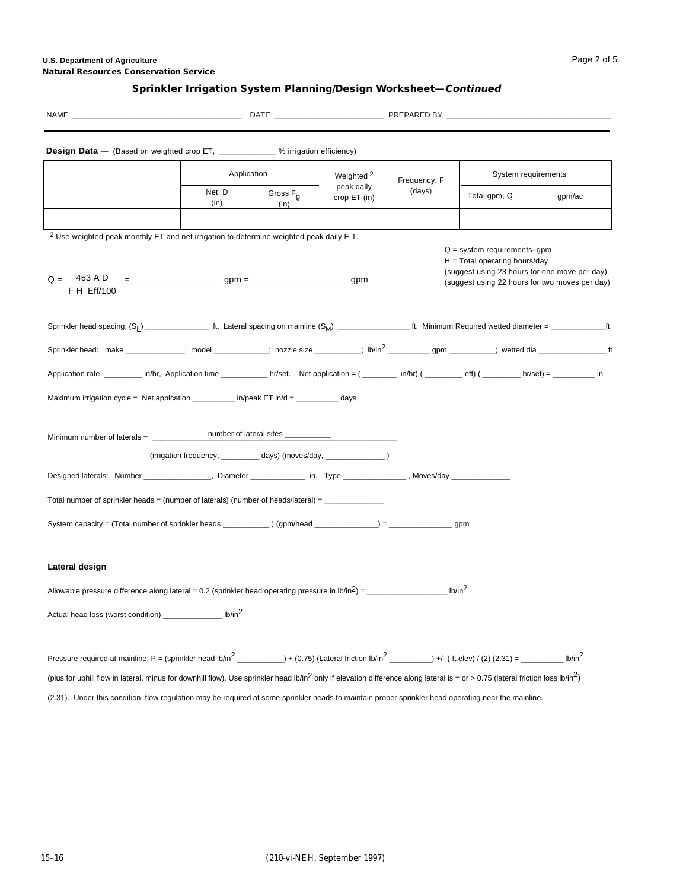U.S. Department of Agriculture
**Natural Resources Conservation Service**

## Sprinkler Irrigation System Planning/Design Worksheet—*Continued*

NAME ______________________________________ DATE ________________________ PREPARED BY ____________________________________

**Design Data** — (Based on weighted crop ET, ____________ % irrigation efficiency)

| | Application | | Weighted [2] peak daily crop ET (in) | Frequency, F (days) | System requirements | |
|---|---|---|---|---|---|---|
| | Net, D (in) | Gross $F_g$ (in) | | | Total gpm, Q | gpm/ac |
| | | | | | | |

[2] Use weighted peak monthly ET and net irrigation to determine weighted peak daily E T.

$$Q = \frac{453\ A\ D}{F\ H\ \ Eff/100} = \_\_\_\_\_\_\_\_\_\_\_\_\ gpm = \_\_\_\_\_\_\_\_\_\_\_\_\ gpm$$

Q = system requirements–gpm
H = Total operating hours/day
(suggest using 23 hours for one move per day)
(suggest using 22 hours for two moves per day)

Sprinkler head spacing, ($S_L$) ______________ ft, Lateral spacing on mainline ($S_M$) ________________ ft, Minimum Required wetted diameter = ____________ft

Sprinkler head: make _____________; model ____________; nozzle size __________; lb/in$^2$ _________ gpm __________; wetted dia _______________ ft

Application rate ________ in/hr, Application time __________ hr/set. Net application = ( ________ in/hr) ( ________ eff) ( ________ hr/set) = _________ in

Maximum irrigation cycle = Net applcation _________ in/peak ET in/d = _________ days

Minimum number of laterals = $\dfrac{\text{number of lateral sites \_\_\_\_\_\_\_\_\_\_\_}}{\text{(irrigation frequency, \_\_\_\_\_\_\_\_\_ days) (moves/day, \_\_\_\_\_\_\_\_\_\_\_\_\_\_)}}$

Designed laterals: Number _______________, Diameter ____________ in, Type ______________ , Moves/day _____________

Total number of sprinkler heads = (number of laterals) (number of heads/lateral) = _____________

System capacity = (Total number of sprinkler heads __________ ) (gpm/head ______________) = ______________ gpm

**Lateral design**

Allowable pressure difference along lateral = 0.2 (sprinkler head operating pressure in lb/in$^2$) = __________________ lb/in$^2$

Actual head loss (worst condition) _____________ lb/in$^2$

Pressure required at mainline: P = (sprinkler head lb/in$^2$ __________) + (0.75) (Lateral friction lb/in$^2$ _________) +/- ( ft elev) / (2) (2.31) = _________ lb/in$^2$

(plus for uphill flow in lateral, minus for downhill flow). Use sprinkler head lb/in$^2$ only if elevation difference along lateral is = or > 0.75 (lateral friction loss lb/in$^2$)

(2.31). Under this condition, flow regulation may be required at some sprinkler heads to maintain proper sprinkler head operating near the mainline.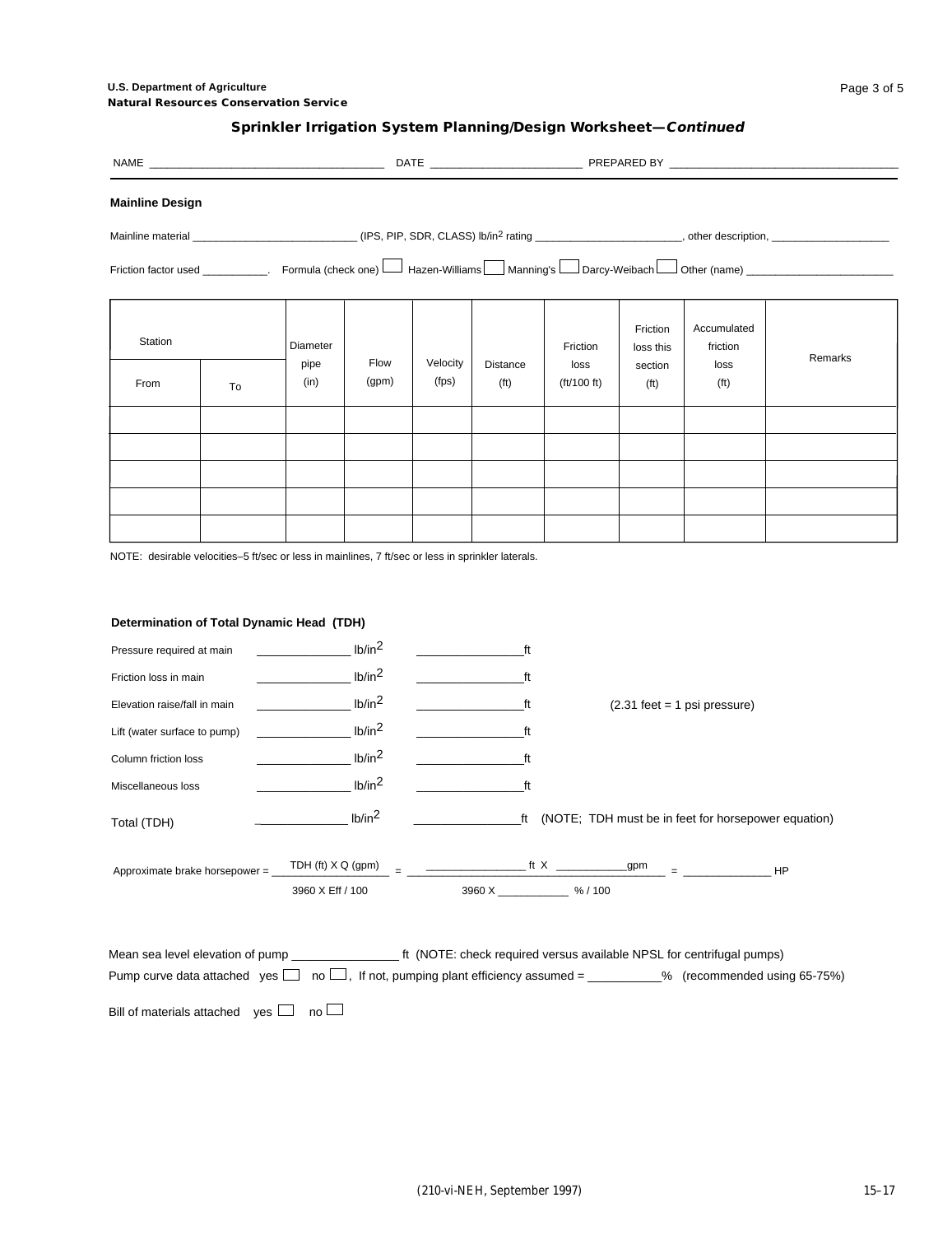## Sprinkler Irrigation System Planning/Design Worksheet—*Continued*

NAME ______________________________________ DATE ________________________ PREPARED BY ____________________________________

### Mainline Design

Mainline material ___________________________ (IPS, PIP, SDR, CLASS) lb/in$^2$ rating ________________________, other description, ___________________

Friction factor used __________. Formula (check one) ☐ Hazen-Williams ☐ Manning's ☐ Darcy-Weibach ☐ Other (name) ________________________

| Station | | Diameter pipe (in) | Flow (gpm) | Velocity (fps) | Distance (ft) | Friction loss (ft/100 ft) | Friction loss this section (ft) | Accumulated friction loss (ft) | Remarks |
|---|---|---|---|---|---|---|---|---|---|
| From | To | | | | | | | | |
| | | | | | | | | | |
| | | | | | | | | | |
| | | | | | | | | | |
| | | | | | | | | | |
| | | | | | | | | | |

NOTE: desirable velocities–5 ft/sec or less in mainlines, 7 ft/sec or less in sprinkler laterals.

### Determination of Total Dynamic Head (TDH)

Pressure required at main ____________ lb/in$^2$ ______________ft

Friction loss in main ____________ lb/in$^2$ ______________ft

Elevation raise/fall in main ____________ lb/in$^2$ ______________ft (2.31 feet = 1 psi pressure)

Lift (water surface to pump) ____________ lb/in$^2$ ______________ft

Column friction loss ____________ lb/in$^2$ ______________ft

Miscellaneous loss ____________ lb/in$^2$ ______________ft

Total (TDH) ____________ lb/in$^2$ ______________ft (NOTE; TDH must be in feet for horsepower equation)

$$\text{Approximate brake horsepower} = \frac{\text{TDH (ft)} \times \text{Q (gpm)}}{3960 \times \text{Eff} / 100} = \frac{\_\_\_\_\_\_\_\_\text{ ft} \times \_\_\_\_\_\_\_\_\text{gpm}}{3960 \times \_\_\_\_\_\_\_\_ \% / 100} = \_\_\_\_\_\_\_\_\text{ HP}$$

Mean sea level elevation of pump _______________ ft (NOTE: check required versus available NPSL for centrifugal pumps)

Pump curve data attached yes ☐ no ☐, If not, pumping plant efficiency assumed = __________% (recommended using 65-75%)

Bill of materials attached yes ☐ no ☐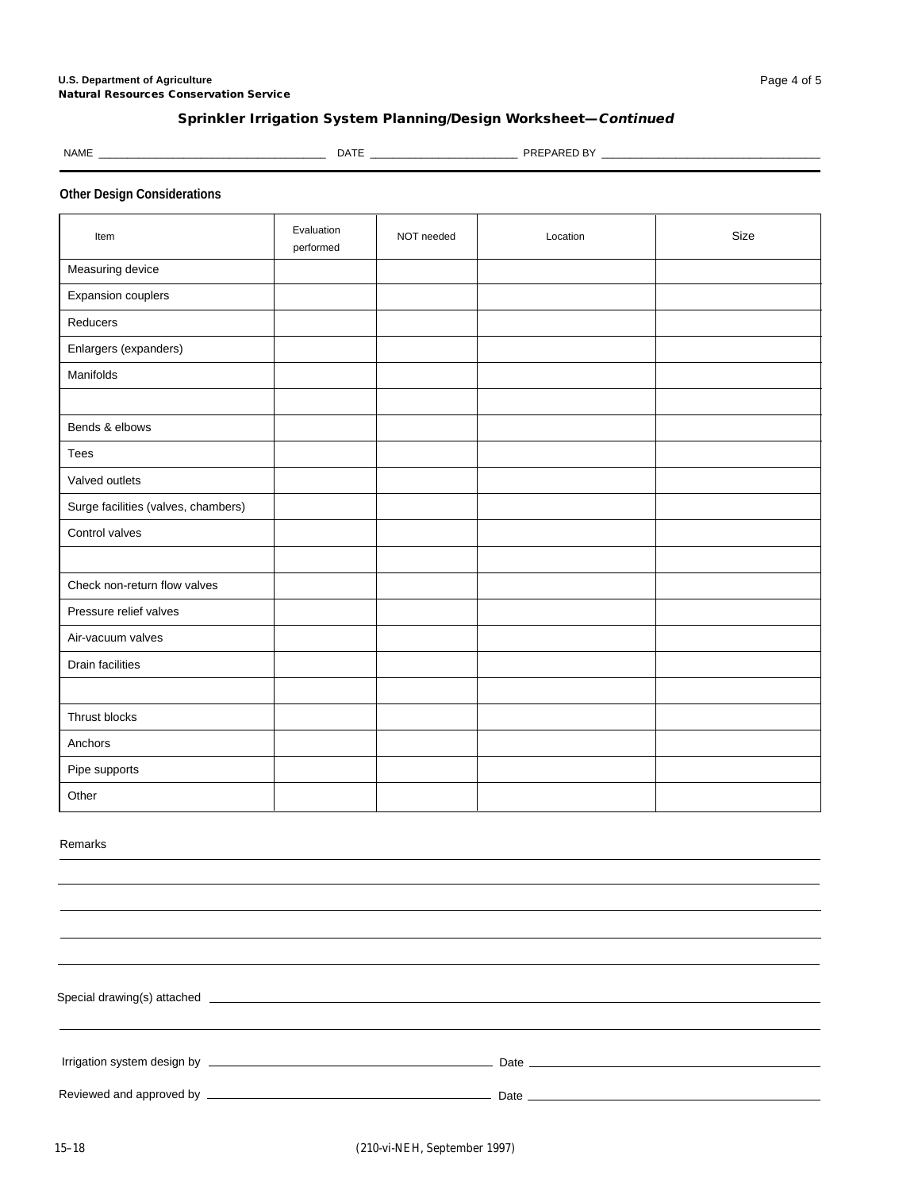## Sprinkler Irrigation System Planning/Design Worksheet—*Continued*

NAME ____________________________________ DATE ________________________ PREPARED BY ____________________________________

### Other Design Considerations

| Item | Evaluation performed | NOT needed | Location | Size |
|---|---|---|---|---|
| Measuring device | | | | |
| Expansion couplers | | | | |
| Reducers | | | | |
| Enlargers (expanders) | | | | |
| Manifolds | | | | |
| | | | | |
| Bends & elbows | | | | |
| Tees | | | | |
| Valved outlets | | | | |
| Surge facilities (valves, chambers) | | | | |
| Control valves | | | | |
| | | | | |
| Check non-return flow valves | | | | |
| Pressure relief valves | | | | |
| Air-vacuum valves | | | | |
| Drain facilities | | | | |
| | | | | |
| Thrust blocks | | | | |
| Anchors | | | | |
| Pipe supports | | | | |
| Other | | | | |

Remarks ____________________________________________________________________________

____________________________________________________________________________

____________________________________________________________________________

____________________________________________________________________________

____________________________________________________________________________

Special drawing(s) attached ____________________________________________________________________________

____________________________________________________________________________

Irrigation system design by ____________________________________ Date ____________________________________

Reviewed and approved by ____________________________________ Date ____________________________________

(210-vi-NEH, September 1997)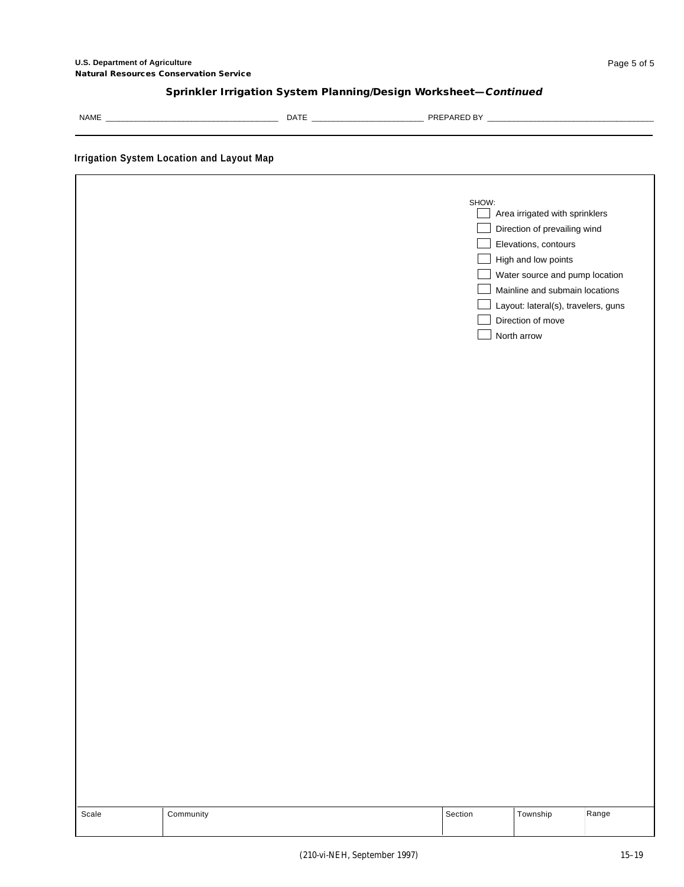U.S. Department of Agriculture
**Natural Resources Conservation Service**

## Sprinkler Irrigation System Planning/Design Worksheet—*Continued*

NAME ______________________________ DATE ____________________ PREPARED BY ______________________________

### Irrigation System Location and Layout Map

SHOW:

- ☐ Area irrigated with sprinklers
- ☐ Direction of prevailing wind
- ☐ Elevations, contours
- ☐ High and low points
- ☐ Water source and pump location
- ☐ Mainline and submain locations
- ☐ Layout: lateral(s), travelers, guns
- ☐ Direction of move
- ☐ North arrow

| Scale | Community | Section | Township | Range |
|---|---|---|---|---|
| | | | | |

(210-vi-NEH, September 1997)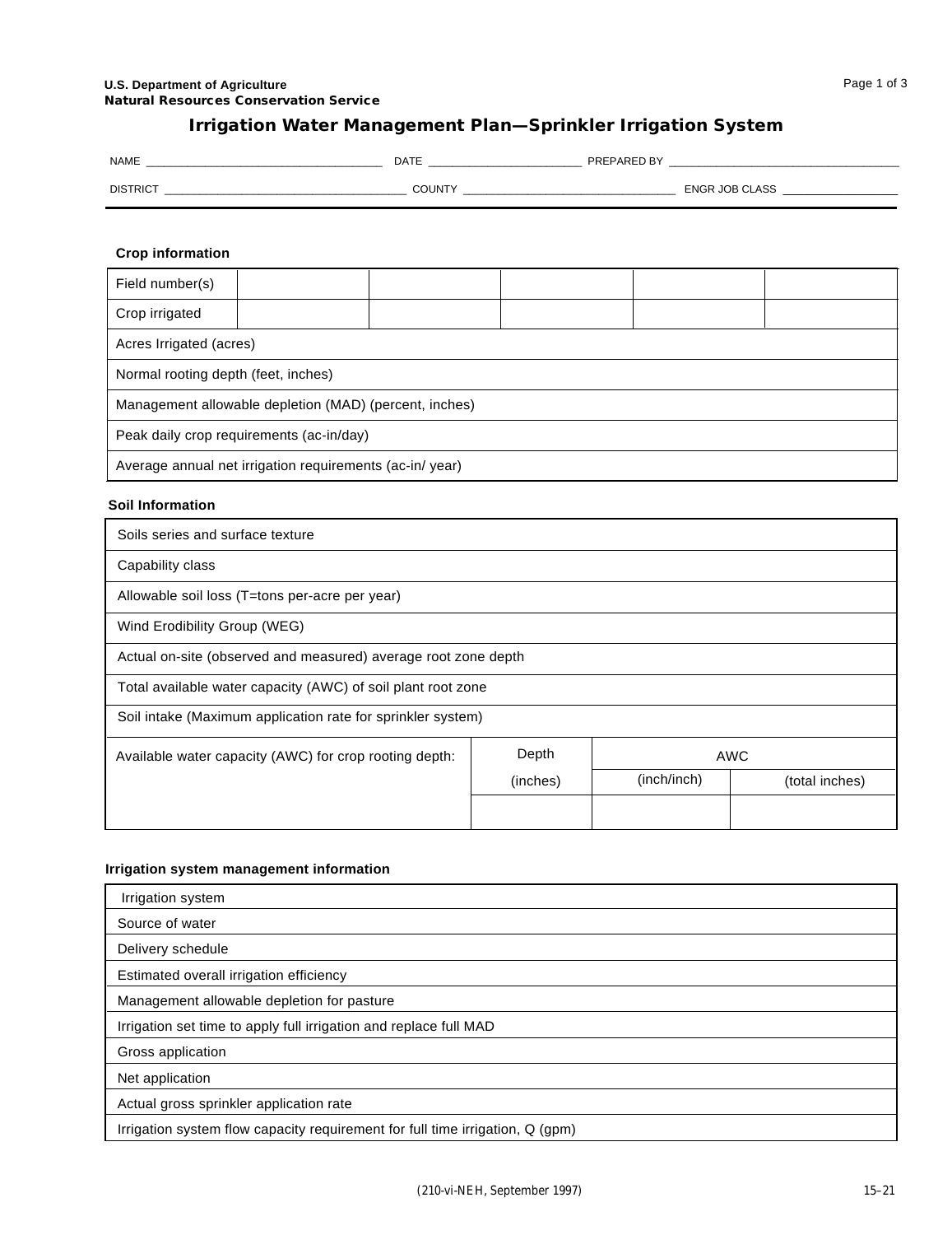U.S. Department of Agriculture
**Natural Resources Conservation Service**

## Irrigation Water Management Plan—Sprinkler Irrigation System

NAME ______________________________ DATE ____________________ PREPARED BY ______________________________

DISTRICT ______________________________ COUNTY ___________________________ ENGR JOB CLASS ______________

### Crop information

| Field number(s) | | | | | |
|---|---|---|---|---|---|
| Crop irrigated | | | | | |
| Acres Irrigated (acres) | | | | | |
| Normal rooting depth (feet, inches) | | | | | |
| Management allowable depletion (MAD) (percent, inches) | | | | | |
| Peak daily crop requirements (ac-in/day) | | | | | |
| Average annual net irrigation requirements (ac-in/ year) | | | | | |

### Soil Information

| Soils series and surface texture | | | |
|---|---|---|---|
| Capability class | | | |
| Allowable soil loss (T=tons per-acre per year) | | | |
| Wind Erodibility Group (WEG) | | | |
| Actual on-site (observed and measured) average root zone depth | | | |
| Total available water capacity (AWC) of soil plant root zone | | | |
| Soil intake (Maximum application rate for sprinkler system) | | | |
| Available water capacity (AWC) for crop rooting depth: | Depth | AWC | |
| | (inches) | (inch/inch) | (total inches) |
| | | | |

### Irrigation system management information

| Irrigation system |
|---|
| Source of water |
| Delivery schedule |
| Estimated overall irrigation efficiency |
| Management allowable depletion for pasture |
| Irrigation set time to apply full irrigation and replace full MAD |
| Gross application |
| Net application |
| Actual gross sprinkler application rate |
| Irrigation system flow capacity requirement for full time irrigation, Q (gpm) |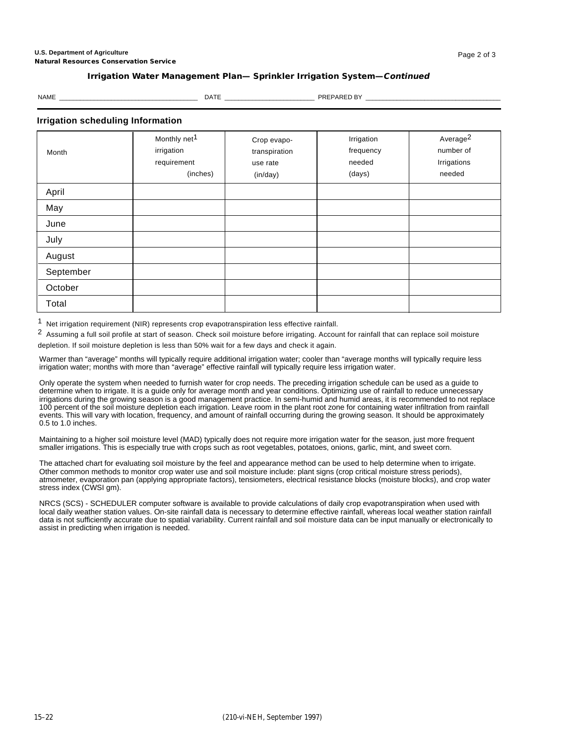U.S. Department of Agriculture
**Natural Resources Conservation Service**

## Irrigation Water Management Plan— Sprinkler Irrigation System—*Continued*

NAME ____________________________________ DATE ________________________ PREPARED BY ____________________________________

### Irrigation scheduling Information

| Month | Monthly net[1] irrigation requirement (inches) | Crop evapo-transpiration use rate (in/day) | Irrigation frequency needed (days) | Average[2] number of Irrigations needed |
|---|---|---|---|---|
| April | | | | |
| May | | | | |
| June | | | | |
| July | | | | |
| August | | | | |
| September | | | | |
| October | | | | |
| Total | | | | |

[1] Net irrigation requirement (NIR) represents crop evapotranspiration less effective rainfall.

[2] Assuming a full soil profile at start of season. Check soil moisture before irrigating. Account for rainfall that can replace soil moisture depletion. If soil moisture depletion is less than 50% wait for a few days and check it again.

Warmer than "average" months will typically require additional irrigation water; cooler than "average months will typically require less irrigation water; months with more than "average" effective rainfall will typically require less irrigation water.

Only operate the system when needed to furnish water for crop needs. The preceding irrigation schedule can be used as a guide to determine when to irrigate. It is a guide only for average month and year conditions. Optimizing use of rainfall to reduce unnecessary irrigations during the growing season is a good management practice. In semi-humid and humid areas, it is recommended to not replace 100 percent of the soil moisture depletion each irrigation. Leave room in the plant root zone for containing water infiltration from rainfall events. This will vary with location, frequency, and amount of rainfall occurring during the growing season. It should be approximately 0.5 to 1.0 inches.

Maintaining to a higher soil moisture level (MAD) typically does not require more irrigation water for the season, just more frequent smaller irrigations. This is especially true with crops such as root vegetables, potatoes, onions, garlic, mint, and sweet corn.

The attached chart for evaluating soil moisture by the feel and appearance method can be used to help determine when to irrigate. Other common methods to monitor crop water use and soil moisture include: plant signs (crop critical moisture stress periods), atmometer, evaporation pan (applying appropriate factors), tensiometers, electrical resistance blocks (moisture blocks), and crop water stress index (CWSI gm).

NRCS (SCS) - SCHEDULER computer software is available to provide calculations of daily crop evapotranspiration when used with local daily weather station values. On-site rainfall data is necessary to determine effective rainfall, whereas local weather station rainfall data is not sufficiently accurate due to spatial variability. Current rainfall and soil moisture data can be input manually or electronically to assist in predicting when irrigation is needed.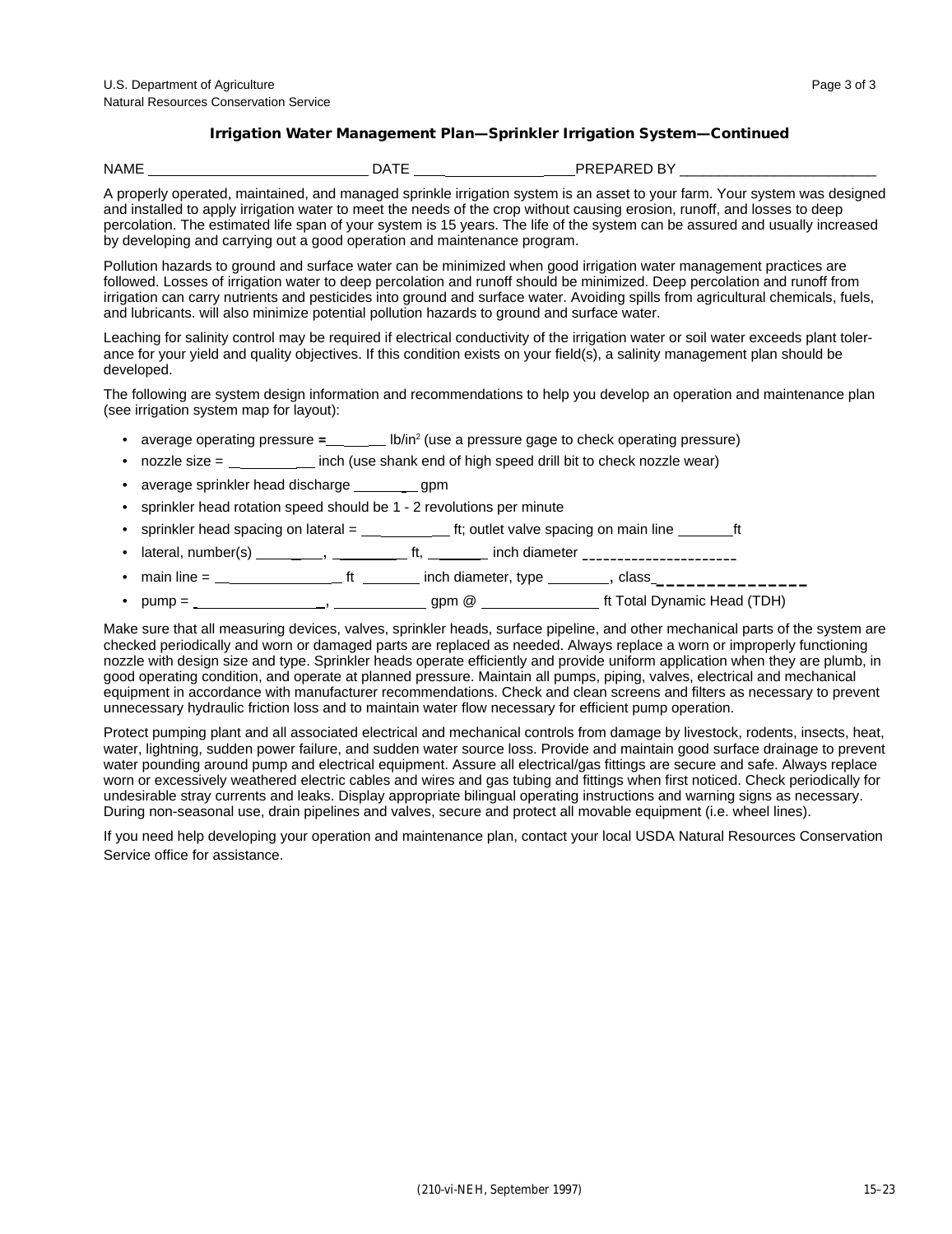U.S. Department of Agriculture
Natural Resources Conservation Service

## Irrigation Water Management Plan—Sprinkler Irrigation System—Continued

NAME ____________________________ DATE ____________________ PREPARED BY _________________________

A properly operated, maintained, and managed sprinkle irrigation system is an asset to your farm. Your system was designed and installed to apply irrigation water to meet the needs of the crop without causing erosion, runoff, and losses to deep percolation. The estimated life span of your system is 15 years. The life of the system can be assured and usually increased by developing and carrying out a good operation and maintenance program.

Pollution hazards to ground and surface water can be minimized when good irrigation water management practices are followed. Losses of irrigation water to deep percolation and runoff should be minimized. Deep percolation and runoff from irrigation can carry nutrients and pesticides into ground and surface water. Avoiding spills from agricultural chemicals, fuels, and lubricants. will also minimize potential pollution hazards to ground and surface water.

Leaching for salinity control may be required if electrical conductivity of the irrigation water or soil water exceeds plant tolerance for your yield and quality objectives. If this condition exists on your field(s), a salinity management plan should be developed.

The following are system design information and recommendations to help you develop an operation and maintenance plan (see irrigation system map for layout):

- average operating pressure = ________ lb/in² (use a pressure gage to check operating pressure)
- nozzle size = ____________ inch (use shank end of high speed drill bit to check nozzle wear)
- average sprinkler head discharge __________ gpm
- sprinkler head rotation speed should be 1 - 2 revolutions per minute
- sprinkler head spacing on lateral = ____________ ft; outlet valve spacing on main line ________ft
- lateral, number(s) ________, __________ ft, ________ inch diameter ______________________
- main line = ________________ ft ________ inch diameter, type ________, class________________
- pump = __________________, ____________ gpm @ ________________ ft Total Dynamic Head (TDH)

Make sure that all measuring devices, valves, sprinkler heads, surface pipeline, and other mechanical parts of the system are checked periodically and worn or damaged parts are replaced as needed. Always replace a worn or improperly functioning nozzle with design size and type. Sprinkler heads operate efficiently and provide uniform application when they are plumb, in good operating condition, and operate at planned pressure. Maintain all pumps, piping, valves, electrical and mechanical equipment in accordance with manufacturer recommendations. Check and clean screens and filters as necessary to prevent unnecessary hydraulic friction loss and to maintain water flow necessary for efficient pump operation.

Protect pumping plant and all associated electrical and mechanical controls from damage by livestock, rodents, insects, heat, water, lightning, sudden power failure, and sudden water source loss. Provide and maintain good surface drainage to prevent water pounding around pump and electrical equipment. Assure all electrical/gas fittings are secure and safe. Always replace worn or excessively weathered electric cables and wires and gas tubing and fittings when first noticed. Check periodically for undesirable stray currents and leaks. Display appropriate bilingual operating instructions and warning signs as necessary. During non-seasonal use, drain pipelines and valves, secure and protect all movable equipment (i.e. wheel lines).

If you need help developing your operation and maintenance plan, contact your local USDA Natural Resources Conservation Service office for assistance.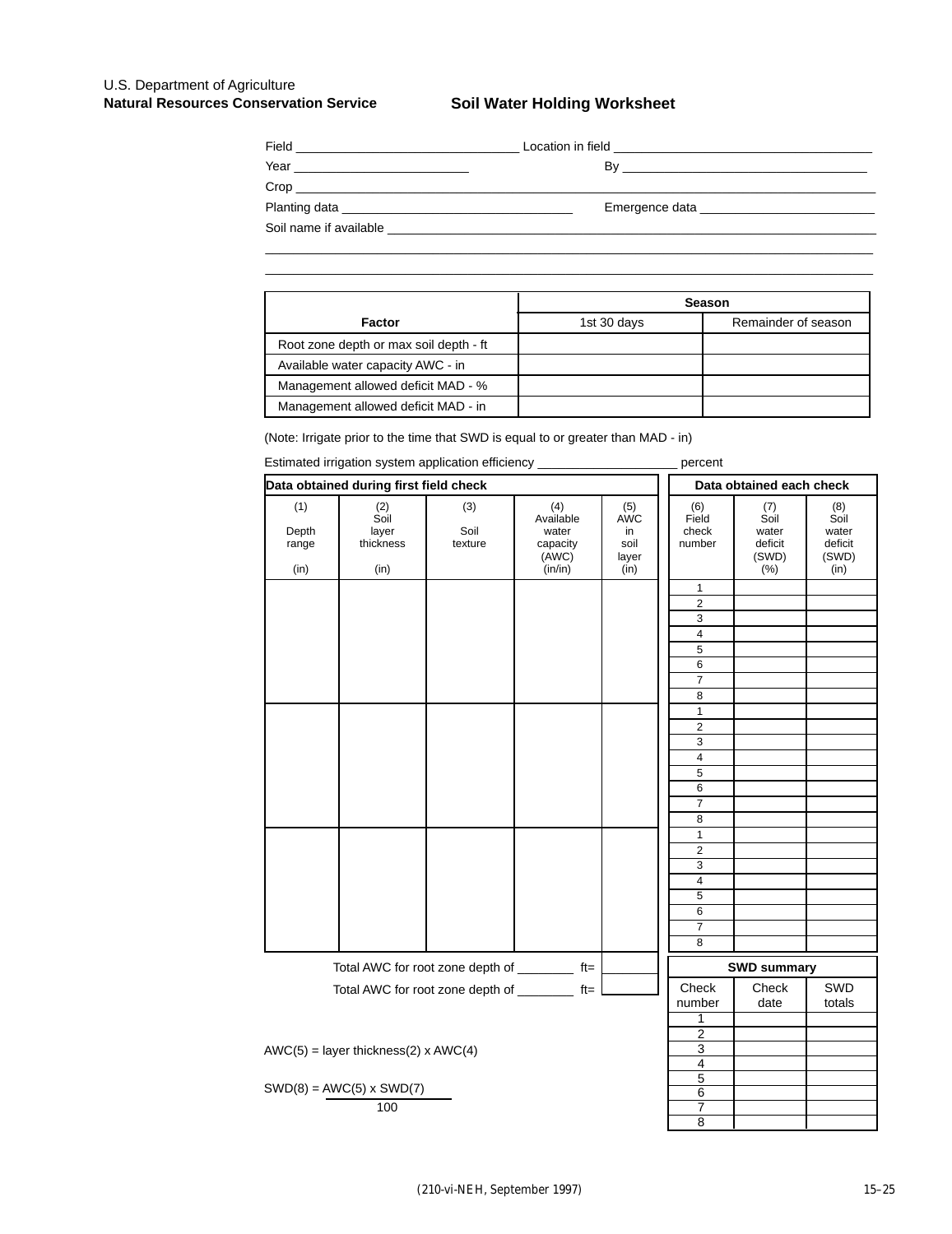U.S. Department of Agriculture
**Natural Resources Conservation Service**

## Soil Water Holding Worksheet

Field ______________________________ Location in field ______________________________

Year ________________________ By ______________________________

Crop ______________________________________________________________

Planting data ______________________________ Emergence data ______________________

Soil name if available ______________________________________________________

______________________________________________________________

______________________________________________________________

| Factor | Season | |
|---|---|---|
| | 1st 30 days | Remainder of season |
| Root zone depth or max soil depth - ft | | |
| Available water capacity AWC - in | | |
| Management allowed deficit MAD - % | | |
| Management allowed deficit MAD - in | | |

(Note: Irrigate prior to the time that SWD is equal to or greater than MAD - in)

Estimated irrigation system application efficiency ____________________ percent

| Data obtained during first field check | | | | | Data obtained each check | | |
|---|---|---|---|---|---|---|---|
| (1) Depth range (in) | (2) Soil layer thickness (in) | (3) Soil texture | (4) Available water capacity (AWC) (in/in) | (5) AWC in soil layer (in) | (6) Field check number | (7) Soil water deficit (SWD) (%) | (8) Soil water deficit (SWD) (in) |
| | | | | | 1 | | |
| | | | | | 2 | | |
| | | | | | 3 | | |
| | | | | | 4 | | |
| | | | | | 5 | | |
| | | | | | 6 | | |
| | | | | | 7 | | |
| | | | | | 8 | | |
| | | | | | 1 | | |
| | | | | | 2 | | |
| | | | | | 3 | | |
| | | | | | 4 | | |
| | | | | | 5 | | |
| | | | | | 6 | | |
| | | | | | 7 | | |
| | | | | | 8 | | |
| | | | | | 1 | | |
| | | | | | 2 | | |
| | | | | | 3 | | |
| | | | | | 4 | | |
| | | | | | 5 | | |
| | | | | | 6 | | |
| | | | | | 7 | | |
| | | | | | 8 | | |

Total AWC for root zone depth of ________ ft= ________

Total AWC for root zone depth of ________ ft= ________

| SWD summary | | |
|---|---|---|
| Check number | Check date | SWD totals |
| 1 | | |
| 2 | | |
| 3 | | |
| 4 | | |
| 5 | | |
| 6 | | |
| 7 | | |
| 8 | | |

AWC(5) = layer thickness(2) x AWC(4)

$$SWD(8) = \frac{AWC(5) \times SWD(7)}{100}$$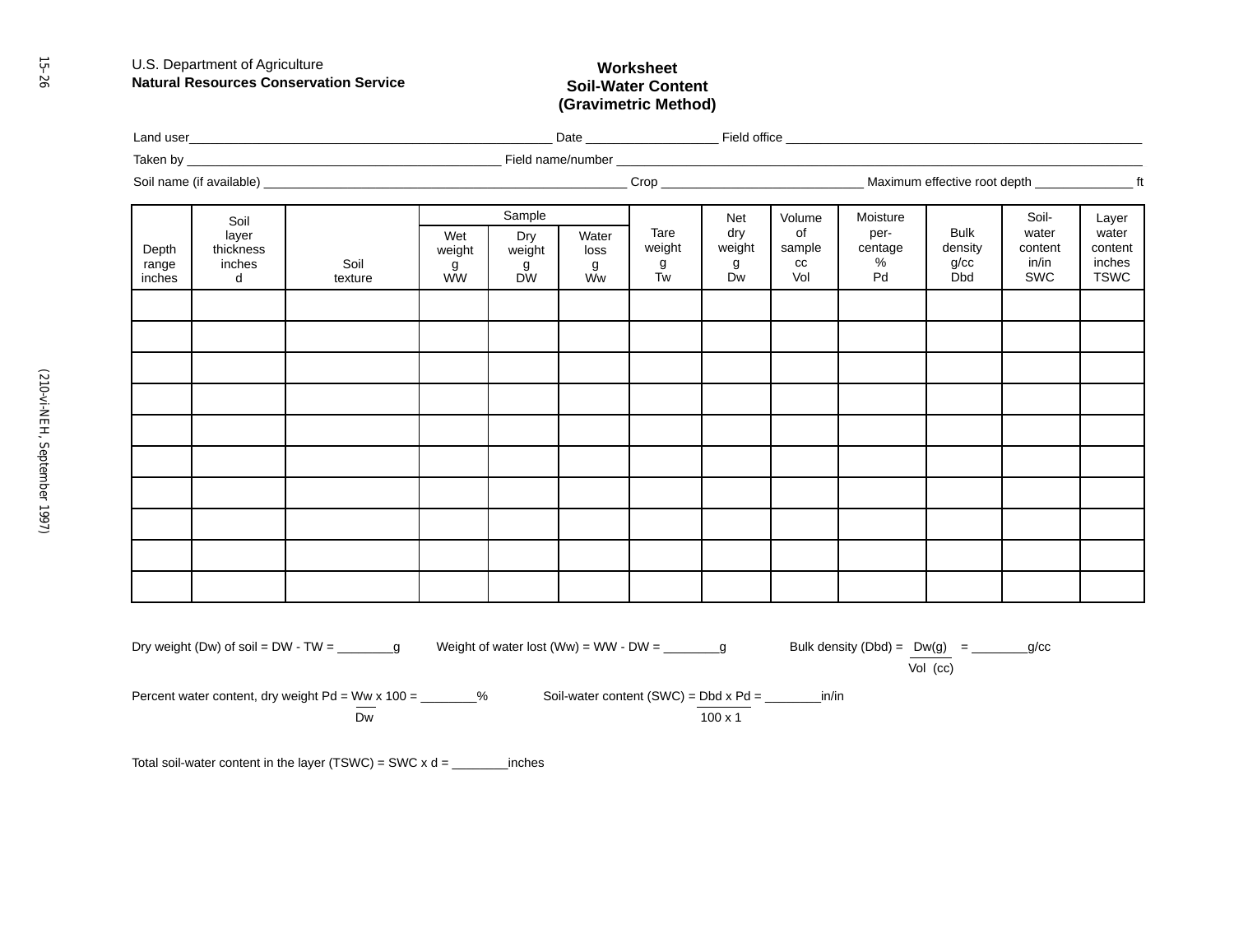U.S. Department of Agriculture
**Natural Resources Conservation Service**

# Worksheet
# Soil-Water Content
# (Gravimetric Method)

Land user\_\_\_\_\_\_\_\_\_\_\_\_\_\_\_\_\_\_\_\_\_\_\_\_\_\_\_\_\_\_\_\_\_\_\_\_\_\_\_\_ Date \_\_\_\_\_\_\_\_\_\_\_\_\_\_\_\_\_ Field office \_\_\_\_\_\_\_\_\_\_\_\_\_\_\_\_\_\_\_\_\_\_\_\_\_\_\_\_\_\_\_\_\_\_\_\_\_\_\_\_\_\_\_\_

Taken by \_\_\_\_\_\_\_\_\_\_\_\_\_\_\_\_\_\_\_\_\_\_\_\_\_\_\_\_\_\_\_\_\_\_\_\_\_\_ Field name/number \_\_\_\_\_\_\_\_\_\_\_\_\_\_\_\_\_\_\_\_\_\_\_\_\_\_\_\_\_\_\_\_\_\_\_\_\_\_\_\_\_\_\_\_\_\_\_\_\_\_\_\_\_\_

Soil name (if available) \_\_\_\_\_\_\_\_\_\_\_\_\_\_\_\_\_\_\_\_\_\_\_\_\_\_\_\_\_\_\_\_\_\_\_\_\_\_\_\_\_\_\_\_\_\_ Crop \_\_\_\_\_\_\_\_\_\_\_\_\_\_\_\_\_\_\_\_\_\_\_\_\_\_\_ Maximum effective root depth \_\_\_\_\_\_\_\_\_\_\_\_ ft

| Depth range inches | Soil layer thickness inches d | Soil texture | Sample | | | Tare weight g Tw | Net dry weight g Dw | Volume of sample cc Vol | Moisture per-centage % Pd | Bulk density g/cc Dbd | Soil-water content in/in SWC | Layer water content inches TSWC |
|---|---|---|---|---|---|---|---|---|---|---|---|---|
| | | | Wet weight g WW | Dry weight g DW | Water loss g Ww | | | | | | | |
| | | | | | | | | | | | | |
| | | | | | | | | | | | | |
| | | | | | | | | | | | | |
| | | | | | | | | | | | | |
| | | | | | | | | | | | | |
| | | | | | | | | | | | | |
| | | | | | | | | | | | | |
| | | | | | | | | | | | | |
| | | | | | | | | | | | | |
| | | | | | | | | | | | | |

Dry weight (Dw) of soil = DW - TW = \_\_\_\_\_\_\_\_g Weight of water lost (Ww) = WW - DW = \_\_\_\_\_\_\_\_g Bulk density (Dbd) = $\frac{\text{Dw(g)}}{\text{Vol (cc)}}$ = \_\_\_\_\_\_\_\_g/cc

Percent water content, dry weight Pd = $\frac{\text{Ww}}{\text{Dw}}$ x 100 = \_\_\_\_\_\_\_\_% Soil-water content (SWC) = $\frac{\text{Dbd x Pd}}{\text{100 x 1}}$ = \_\_\_\_\_\_\_\_in/in

Total soil-water content in the layer (TSWC) = SWC x d = \_\_\_\_\_\_\_\_inches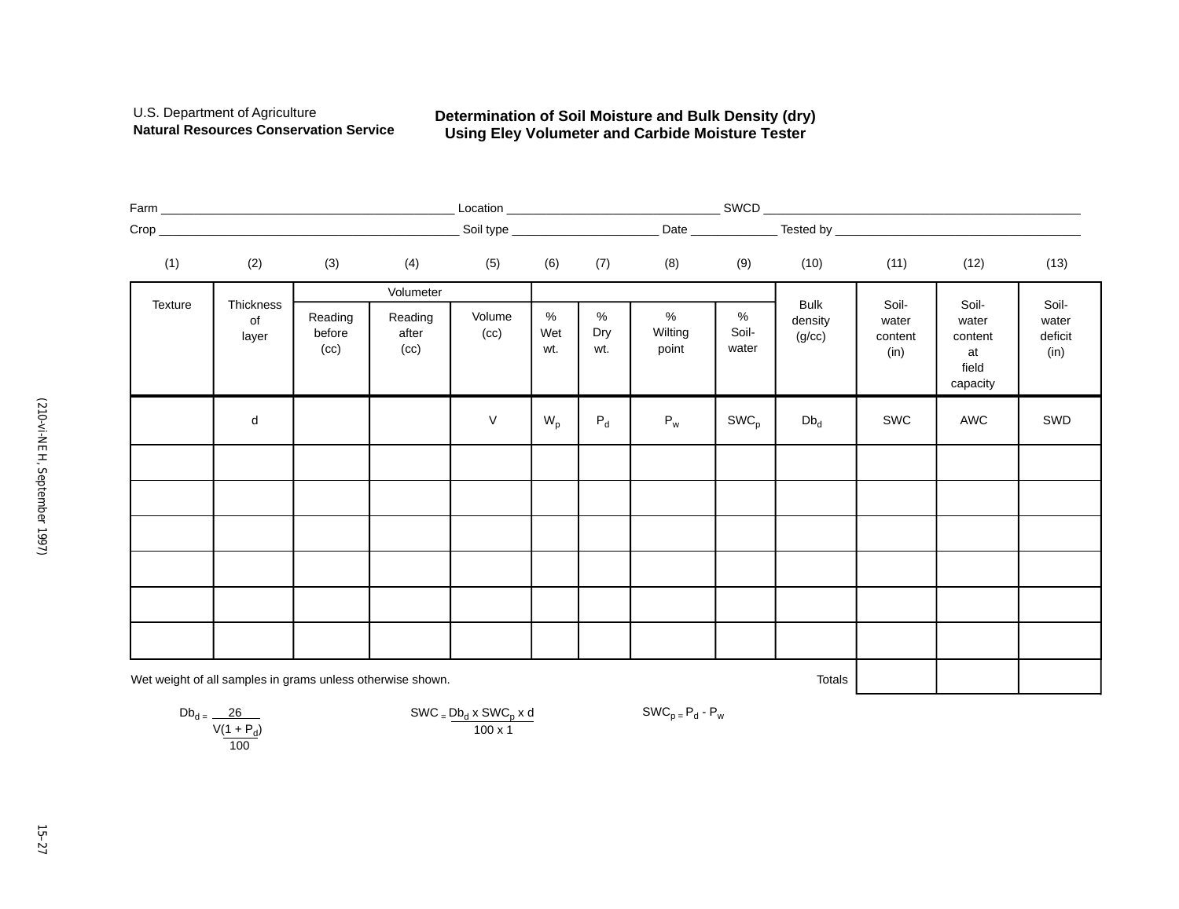U.S. Department of Agriculture
**Natural Resources Conservation Service**

## Determination of Soil Moisture and Bulk Density (dry) Using Eley Volumeter and Carbide Moisture Tester

Farm ________________________ Location ____________________ SWCD ________________________

Crop ________________________ Soil type ________________ Date __________ Tested by ____________________

| (1) | (2) | (3) | (4) | (5) | (6) | (7) | (8) | (9) | (10) | (11) | (12) | (13) |
|---|---|---|---|---|---|---|---|---|---|---|---|---|
| Texture | Thickness of layer | Volumeter | | | | | | | Bulk density (g/cc) | Soil-water content (in) | Soil-water content at field capacity | Soil-water deficit (in) |
| | | Reading before (cc) | Reading after (cc) | Volume (cc) | % Wet wt. | % Dry wt. | % Wilting point | % Soil-water | | | | |
| | d | | | V | $W_p$ | $P_d$ | $P_w$ | $SWC_p$ | $Db_d$ | SWC | AWC | SWD |
| | | | | | | | | | | | | |
| | | | | | | | | | | | | |
| | | | | | | | | | | | | |
| | | | | | | | | | | | | |
| | | | | | | | | | | | | |
| | | | | | | | | | | | | |
| | | | | | | | | | Totals | | | |

Wet weight of all samples in grams unless otherwise shown.

$$Db_d = \frac{26}{V\frac{(1 + P_d)}{100}}$$

$$SWC = \frac{Db_d \times SWC_p \times d}{100 \times 1}$$

$$SWC_p = P_d - P_w$$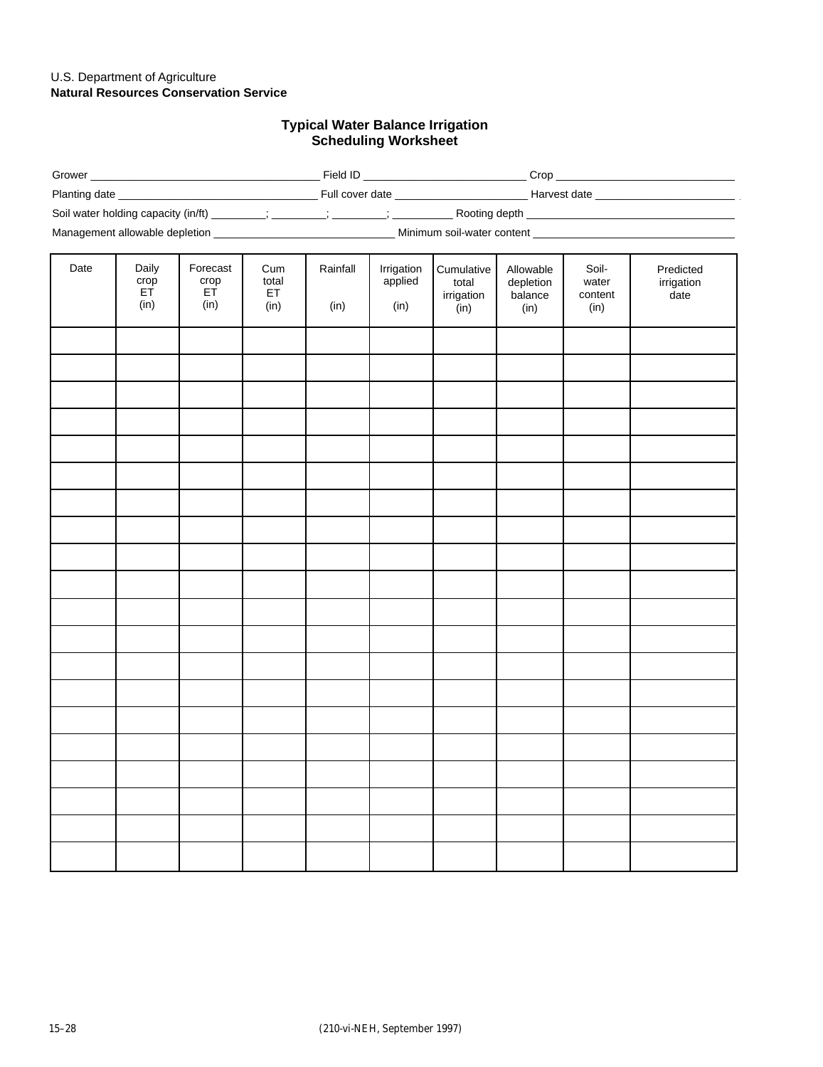U.S. Department of Agriculture
**Natural Resources Conservation Service**

## Typical Water Balance Irrigation Scheduling Worksheet

Grower ____________________ Field ID ____________________ Crop ____________________

Planting date ____________________ Full cover date ____________________ Harvest date ____________________

Soil water holding capacity (in/ft) ________; ________; ________; ________ Rooting depth ____________________

Management allowable depletion ____________________ Minimum soil-water content ____________________

| Date | Daily crop ET (in) | Forecast crop ET (in) | Cum total ET (in) | Rainfall (in) | Irrigation applied (in) | Cumulative total irrigation (in) | Allowable depletion balance (in) | Soil-water content (in) | Predicted irrigation date |
|---|---|---|---|---|---|---|---|---|---|
| | | | | | | | | | |
| | | | | | | | | | |
| | | | | | | | | | |
| | | | | | | | | | |
| | | | | | | | | | |
| | | | | | | | | | |
| | | | | | | | | | |
| | | | | | | | | | |
| | | | | | | | | | |
| | | | | | | | | | |
| | | | | | | | | | |
| | | | | | | | | | |
| | | | | | | | | | |
| | | | | | | | | | |
| | | | | | | | | | |
| | | | | | | | | | |
| | | | | | | | | | |
| | | | | | | | | | |
| | | | | | | | | | |
| | | | | | | | | | |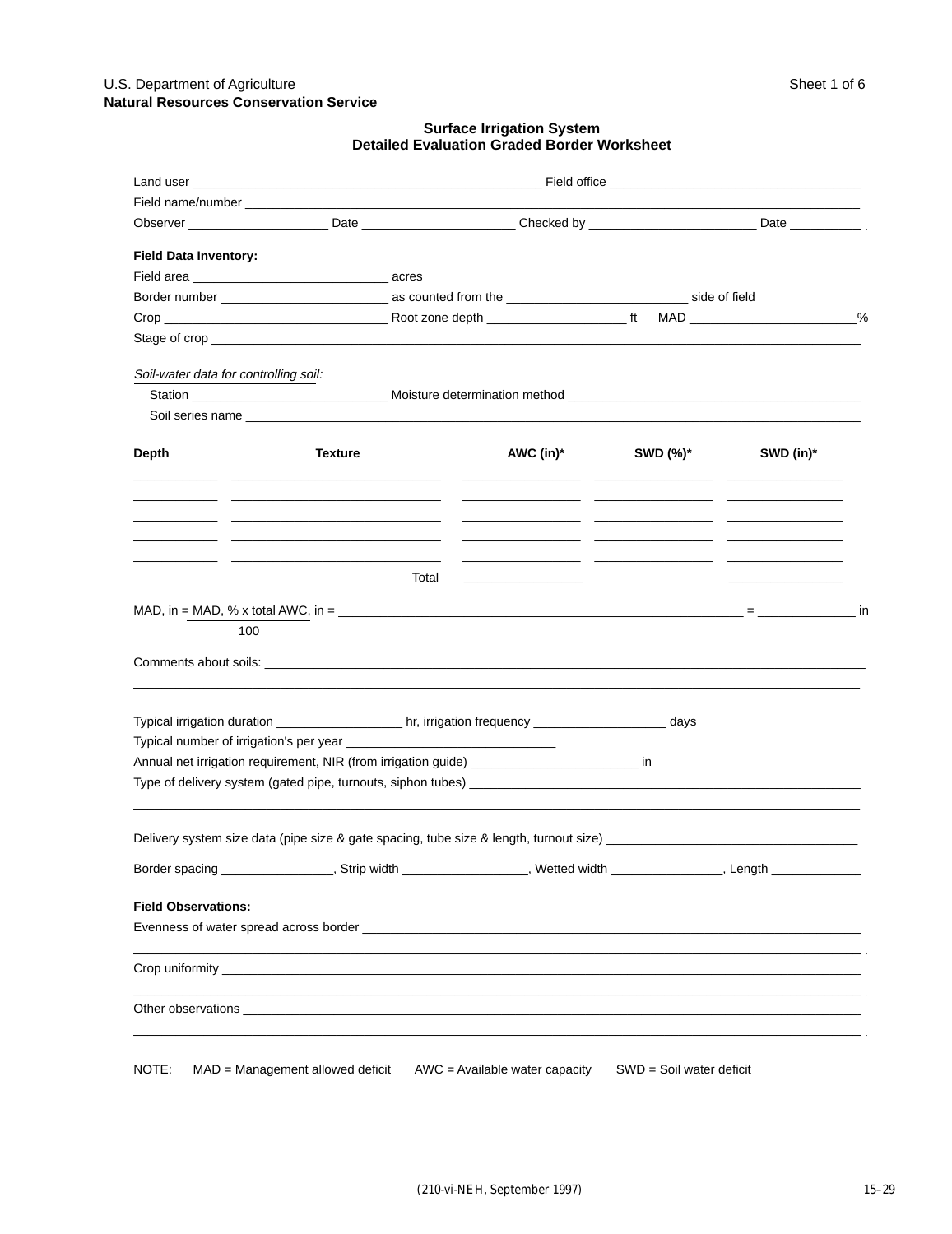U.S. Department of Agriculture
**Natural Resources Conservation Service**

## Surface Irrigation System
## Detailed Evaluation Graded Border Worksheet

Land user ______________________________ Field office ______________________________

Field name/number ______________________________

Observer ______________ Date ______________ Checked by ______________ Date __________

**Field Data Inventory:**

Field area ______________ acres

Border number ______________ as counted from the ______________ side of field

Crop ______________ Root zone depth ______________ ft  MAD ______________%

Stage of crop ______________________________

*Soil-water data for controlling soil:*

Station ______________ Moisture determination method ______________________________

Soil series name ______________________________

| Depth | Texture | AWC (in)* | SWD (%)* | SWD (in)* |
|---|---|---|---|---|
| | | | | |
| | | | | |
| | | | | |
| | | | | |
| | | | | |
| | Total | | | |

MAD, in = $\frac{\text{MAD, \% x total AWC, in}}{100}$ = ______________________________ = ______________ in

Comments about soils: ______________________________

______________________________

Typical irrigation duration ______________ hr, irrigation frequency ______________ days

Typical number of irrigation's per year ______________

Annual net irrigation requirement, NIR (from irrigation guide) ______________ in

Type of delivery system (gated pipe, turnouts, siphon tubes) ______________________________

______________________________

Delivery system size data (pipe size & gate spacing, tube size & length, turnout size) ______________________________

Border spacing ______________, Strip width ______________, Wetted width ______________, Length ______________

**Field Observations:**

Evenness of water spread across border ______________________________

______________________________

Crop uniformity ______________________________

______________________________

Other observations ______________________________

______________________________

NOTE: MAD = Management allowed deficit  AWC = Available water capacity  SWD = Soil water deficit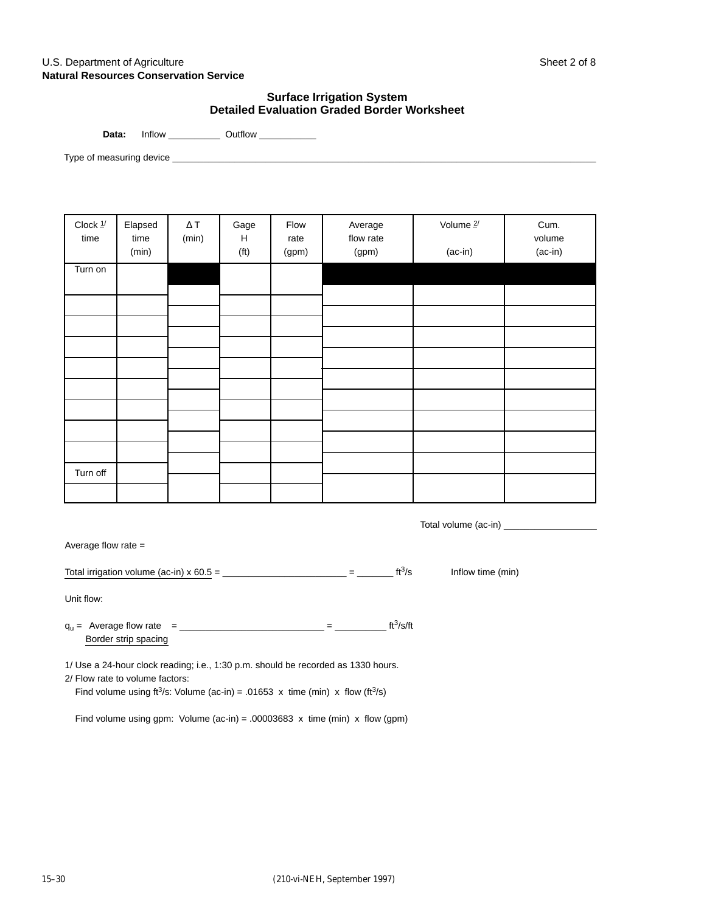U.S. Department of Agriculture
**Natural Resources Conservation Service**

Sheet 2 of 8

## Surface Irrigation System
## Detailed Evaluation Graded Border Worksheet

**Data:** Inflow __________ Outflow __________

Type of measuring device ____________________________________________

| Clock 1/ time | Elapsed time (min) | Δ T (min) | Gage H (ft) | Flow rate (gpm) | Average flow rate (gpm) | Volume 2/ (ac-in) | Cum. volume (ac-in) |
|---|---|---|---|---|---|---|---|
| Turn on | | | | | | | |
| | | | | | | | |
| | | | | | | | |
| | | | | | | | |
| | | | | | | | |
| | | | | | | | |
| | | | | | | | |
| | | | | | | | |
| | | | | | | | |
| | | | | | | | |
| Turn off | | | | | | | |
| | | | | | | | |

Total volume (ac-in) __________

Average flow rate =

$$\frac{\text{Total irrigation volume (ac-in)} \times 60.5}{\text{Inflow time (min)}} = \underline{\hspace{4cm}} = \underline{\hspace{1.5cm}} \text{ ft}^3\text{/s}$$

Unit flow:

$$q_u = \frac{\text{Average flow rate}}{\text{Border strip spacing}} = \underline{\hspace{4cm}} = \underline{\hspace{1.5cm}} \text{ ft}^3\text{/s/ft}$$

1/ Use a 24-hour clock reading; i.e., 1:30 p.m. should be recorded as 1330 hours.

2/ Flow rate to volume factors:

Find volume using $ft^3/s$: Volume (ac-in) = .01653 x time (min) x flow ($ft^3/s$)

Find volume using gpm: Volume (ac-in) = .00003683 x time (min) x flow (gpm)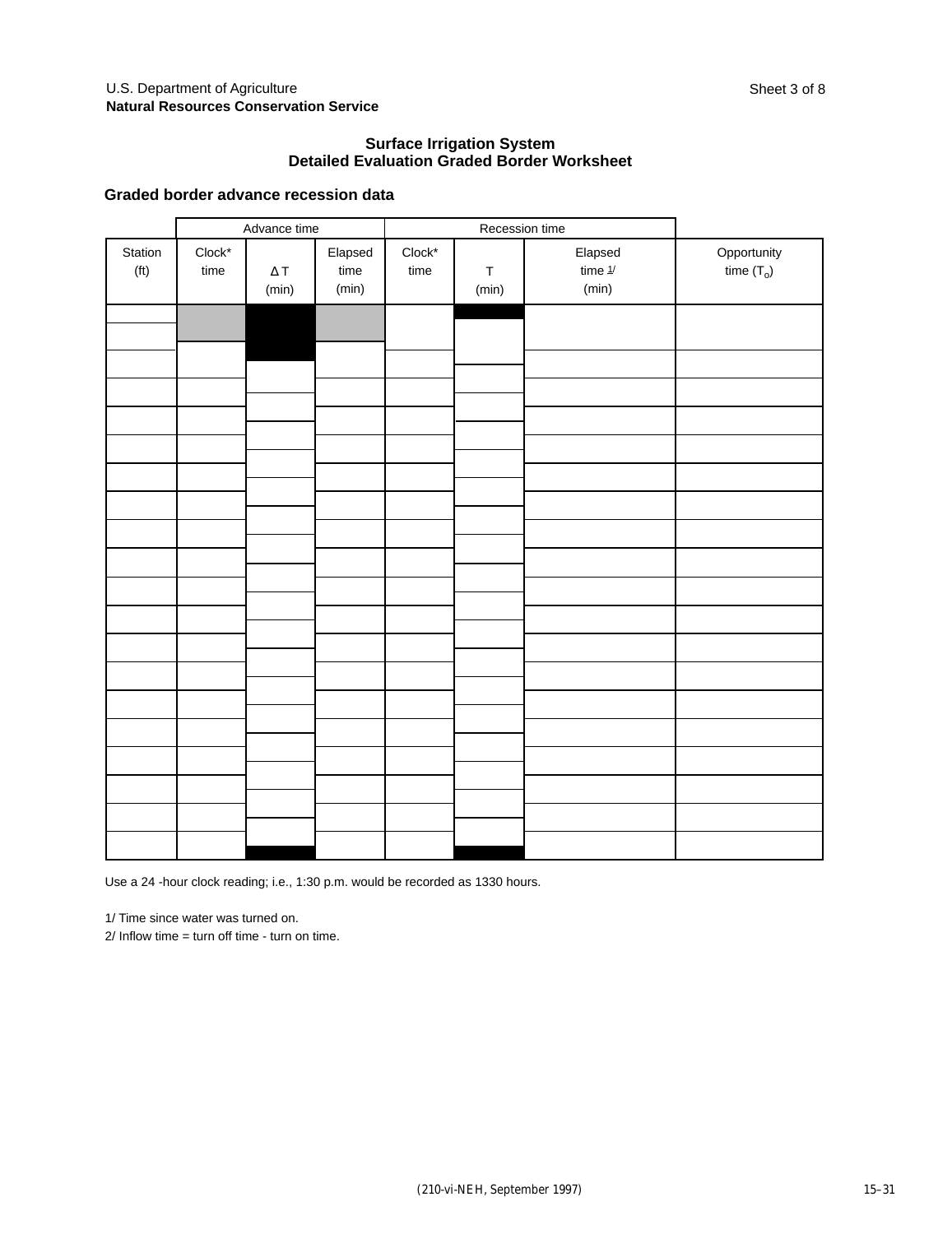U.S. Department of Agriculture
**Natural Resources Conservation Service**

Sheet 3 of 8

## Surface Irrigation System
## Detailed Evaluation Graded Border Worksheet

### Graded border advance recession data

| | Advance time | | | Recession time | | | |
|---|---|---|---|---|---|---|---|
| Station (ft) | Clock* time | Δ T (min) | Elapsed time (min) | Clock* time | T (min) | Elapsed time [1] (min) | Opportunity time ($T_o$) |
| | | | | | | | |
| | | | | | | | |
| | | | | | | | |
| | | | | | | | |
| | | | | | | | |
| | | | | | | | |
| | | | | | | | |
| | | | | | | | |
| | | | | | | | |
| | | | | | | | |
| | | | | | | | |
| | | | | | | | |
| | | | | | | | |
| | | | | | | | |
| | | | | | | | |
| | | | | | | | |
| | | | | | | | |
| | | | | | | | |
| | | | | | | | |
| | | | | | | | |

Use a 24 -hour clock reading; i.e., 1:30 p.m. would be recorded as 1330 hours.

1/ Time since water was turned on.
2/ Inflow time = turn off time - turn on time.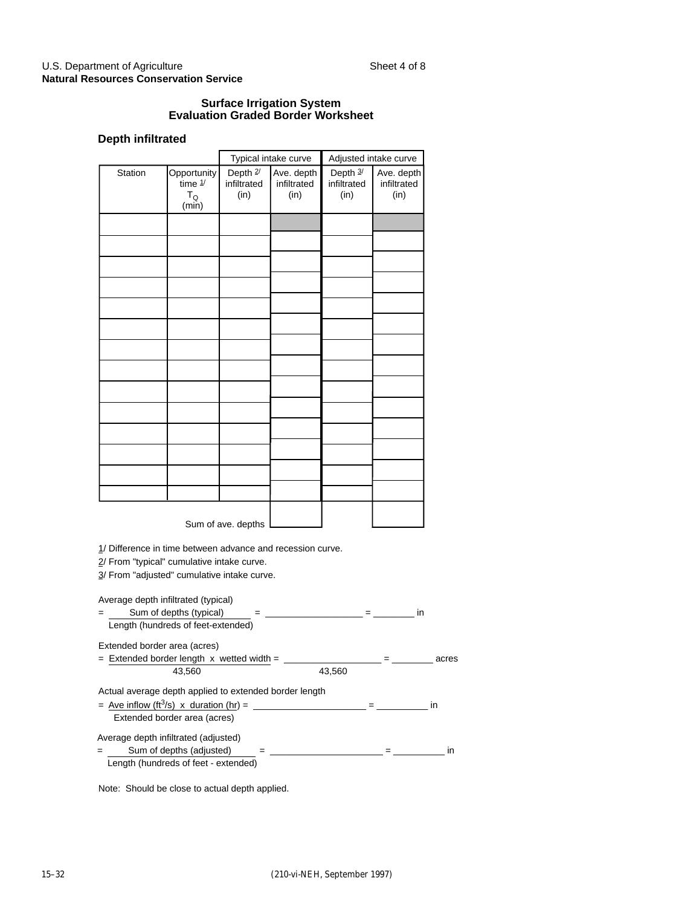U.S. Department of Agriculture
**Natural Resources Conservation Service**

## Surface Irrigation System Evaluation Graded Border Worksheet

### Depth infiltrated

| | | Typical intake curve | | Adjusted intake curve | |
|---|---|---|---|---|---|
| Station | Opportunity time [1/] $T_O$ (min) | Depth [2/] infiltrated (in) | Ave. depth infiltrated (in) | Depth [3/] infiltrated (in) | Ave. depth infiltrated (in) |
| | | | | | |
| | | | | | |
| | | | | | |
| | | | | | |
| | | | | | |
| | | | | | |
| | | | | | |
| | | | | | |
| | | | | | |
| | | | | | |
| | | | | | |
| | | | | | |
| | | | | | |
| | | | | | |
| | | Sum of ave. depths | | | |

1/ Difference in time between advance and recession curve.
2/ From "typical" cumulative intake curve.
3/ From "adjusted" cumulative intake curve.

Average depth infiltrated (typical)

$$= \frac{\text{Sum of depths (typical)}}{\text{Length (hundreds of feet-extended)}} = \frac{\qquad}{\qquad} = \underline{\qquad} \text{ in}$$

Extended border area (acres)

$$= \frac{\text{Extended border length x wetted width}}{43{,}560} = \frac{\qquad}{43{,}560} = \underline{\qquad} \text{ acres}$$

Actual average depth applied to extended border length

$$= \frac{\text{Ave inflow (ft}^3\text{/s) x duration (hr)}}{\text{Extended border area (acres)}} = \frac{\qquad}{\qquad} = \underline{\qquad} \text{ in}$$

Average depth infiltrated (adjusted)

$$= \frac{\text{Sum of depths (adjusted)}}{\text{Length (hundreds of feet - extended)}} = \frac{\qquad}{\qquad} = \underline{\qquad} \text{ in}$$

Note: Should be close to actual depth applied.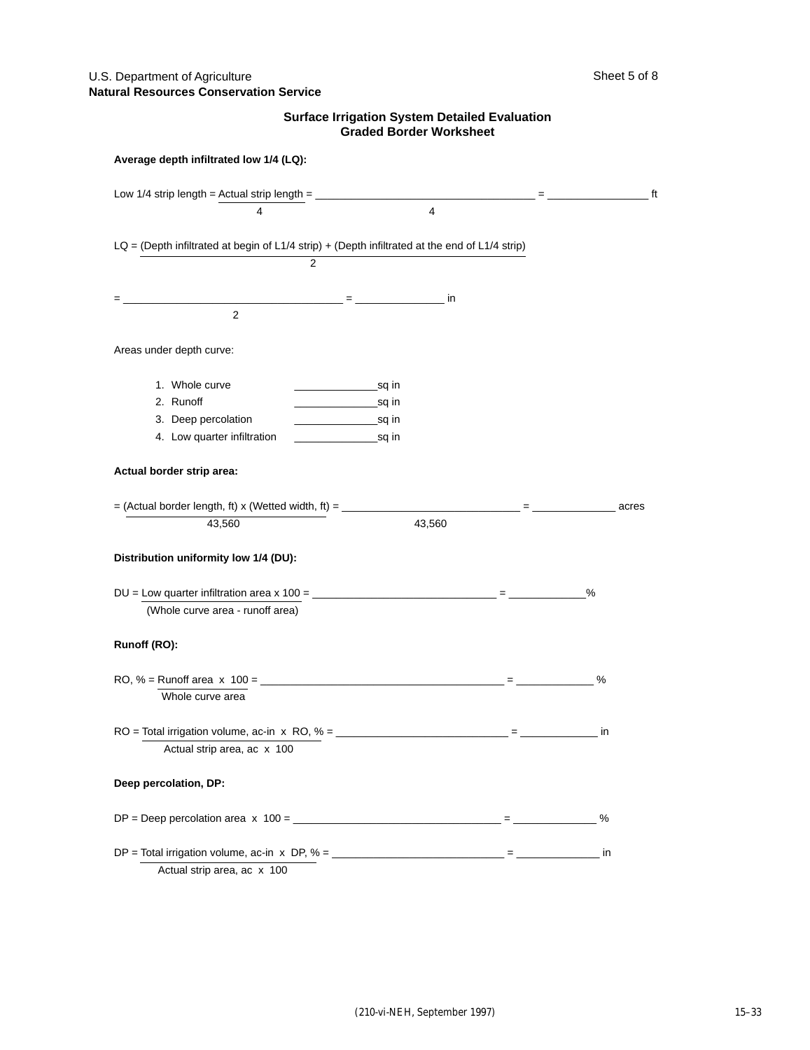U.S. Department of Agriculture
**Natural Resources Conservation Service**

## Surface Irrigation System Detailed Evaluation
## Graded Border Worksheet

**Average depth infiltrated low 1/4 (LQ):**

Low 1/4 strip length = $\frac{\text{Actual strip length}}{4}$ = $\frac{\_\_\_\_\_\_\_\_\_\_\_\_\_\_\_\_\_\_\_\_}{4}$ = \_\_\_\_\_\_\_\_\_\_\_\_\_\_ ft

LQ = $\frac{\text{(Depth infiltrated at begin of L1/4 strip) + (Depth infiltrated at the end of L1/4 strip)}}{2}$

= $\frac{\_\_\_\_\_\_\_\_\_\_\_\_\_\_\_\_\_\_\_\_}{2}$ = \_\_\_\_\_\_\_\_\_\_\_\_ in

Areas under depth curve:

1. Whole curve \_\_\_\_\_\_\_\_\_\_\_\_sq in
2. Runoff \_\_\_\_\_\_\_\_\_\_\_\_sq in
3. Deep percolation \_\_\_\_\_\_\_\_\_\_\_\_sq in
4. Low quarter infiltration \_\_\_\_\_\_\_\_\_\_\_\_sq in

**Actual border strip area:**

= $\frac{\text{(Actual border length, ft) x (Wetted width, ft)}}{43{,}560}$ = $\frac{\_\_\_\_\_\_\_\_\_\_\_\_\_\_\_\_\_\_\_\_}{43{,}560}$ = \_\_\_\_\_\_\_\_\_\_\_\_ acres

**Distribution uniformity low 1/4 (DU):**

DU = $\frac{\text{Low quarter infiltration area x 100}}{\text{(Whole curve area - runoff area)}}$ = \_\_\_\_\_\_\_\_\_\_\_\_\_\_\_\_\_\_\_\_ = \_\_\_\_\_\_\_\_\_\_\_\_%

**Runoff (RO):**

RO, % = $\frac{\text{Runoff area x 100}}{\text{Whole curve area}}$ = \_\_\_\_\_\_\_\_\_\_\_\_\_\_\_\_\_\_\_\_ = \_\_\_\_\_\_\_\_\_\_\_\_ %

RO = $\frac{\text{Total irrigation volume, ac-in x RO, \%}}{\text{Actual strip area, ac x 100}}$ = \_\_\_\_\_\_\_\_\_\_\_\_\_\_\_\_\_\_\_\_ = \_\_\_\_\_\_\_\_\_\_\_\_ in

**Deep percolation, DP:**

DP = Deep percolation area x 100 = \_\_\_\_\_\_\_\_\_\_\_\_\_\_\_\_\_\_\_\_ = \_\_\_\_\_\_\_\_\_\_\_\_ %

DP = $\frac{\text{Total irrigation volume, ac-in x DP, \%}}{\text{Actual strip area, ac x 100}}$ = \_\_\_\_\_\_\_\_\_\_\_\_\_\_\_\_\_\_\_\_ = \_\_\_\_\_\_\_\_\_\_\_\_ in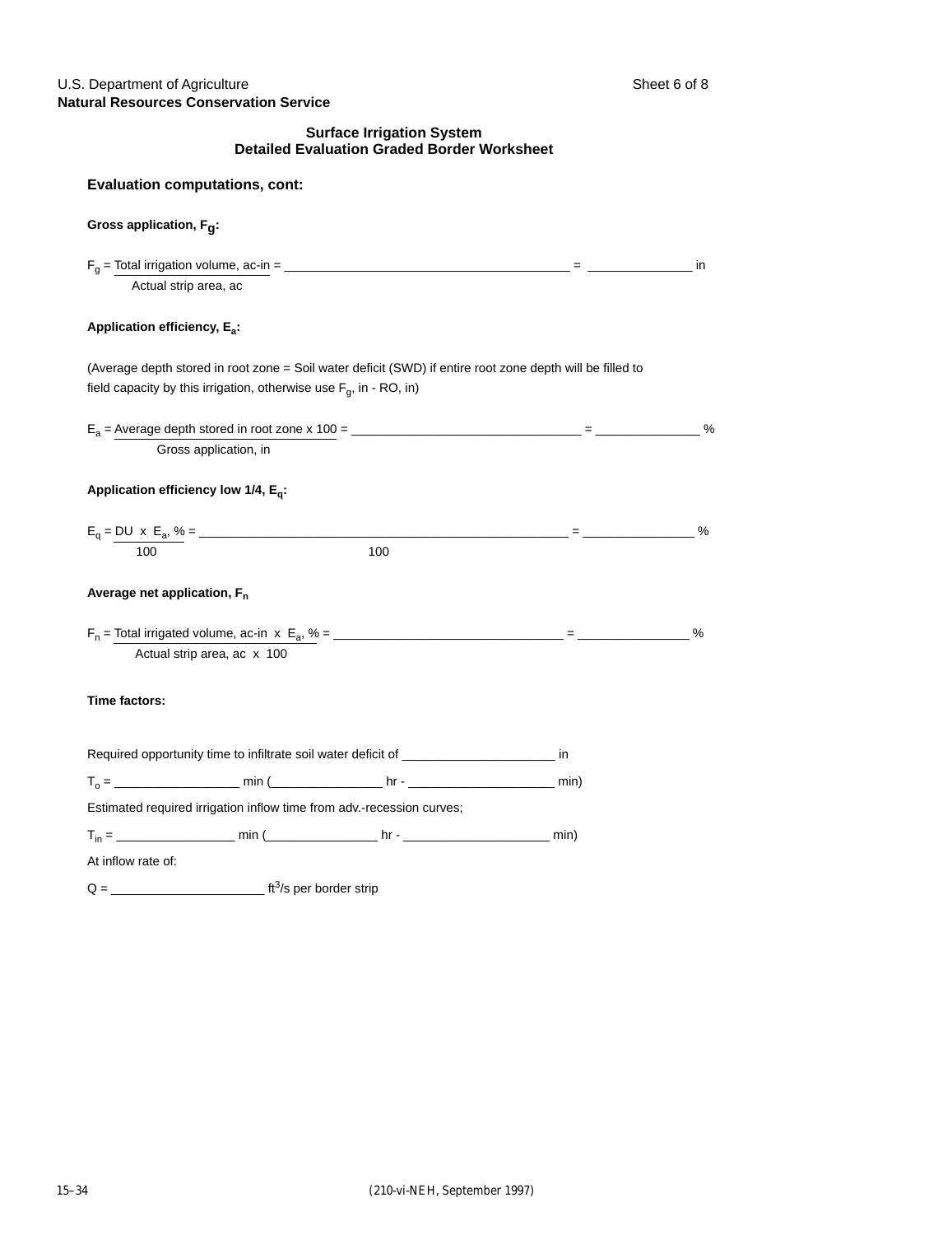U.S. Department of Agriculture
**Natural Resources Conservation Service**

## Surface Irrigation System
## Detailed Evaluation Graded Border Worksheet

### Evaluation computations, cont:

**Gross application, $F_g$:**

$F_g = \frac{\text{Total irrigation volume, ac-in}}{\text{Actual strip area, ac}}$ = ________________________ = ____________ in

**Application efficiency, $E_a$:**

(Average depth stored in root zone = Soil water deficit (SWD) if entire root zone depth will be filled to field capacity by this irrigation, otherwise use $F_g$, in - RO, in)

$E_a = \frac{\text{Average depth stored in root zone x 100}}{\text{Gross application, in}}$ = ________________________ = ____________ %

**Application efficiency low 1/4, $E_q$:**

$E_q = \frac{\text{DU x } E_a\text{, \%}}{100}$ = $\frac{\rule{6cm}{0.4pt}}{100}$ = ____________ %

**Average net application, $F_n$**

$F_n = \frac{\text{Total irrigated volume, ac-in x } E_a\text{, \%}}{\text{Actual strip area, ac x 100}}$ = ________________________ = ____________ %

**Time factors:**

Required opportunity time to infiltrate soil water deficit of ________________ in

$T_o$ = ______________ min (____________ hr - ________________ min)

Estimated required irrigation inflow time from adv.-recession curves;

$T_{in}$ = ______________ min (____________ hr - ________________ min)

At inflow rate of:

Q = ________________ $ft^3/s$ per border strip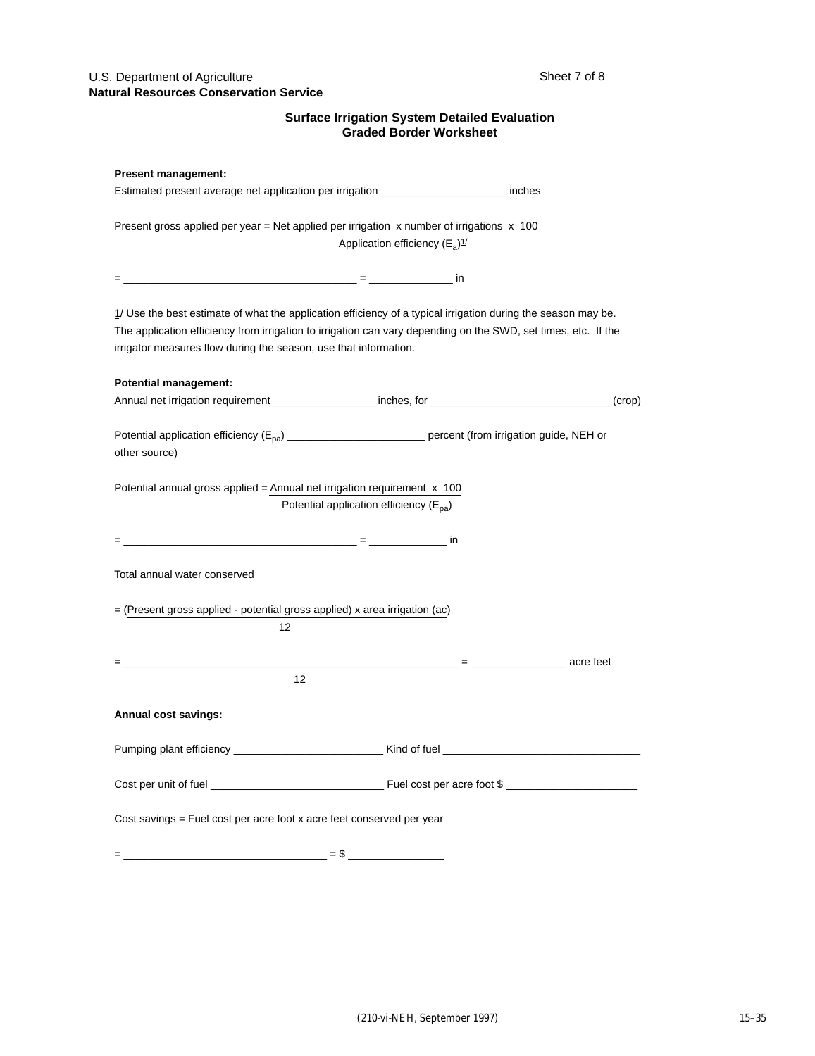U.S. Department of Agriculture
**Natural Resources Conservation Service**

## Surface Irrigation System Detailed Evaluation
## Graded Border Worksheet

**Present management:**

Estimated present average net application per irrigation ____________________ inches

$$\text{Present gross applied per year} = \frac{\text{Net applied per irrigation} \times \text{number of irrigations} \times 100}{\text{Application efficiency } (E_a)^{1/}}$$

= ______________________________________ = ______________ in

1/ Use the best estimate of what the application efficiency of a typical irrigation during the season may be. The application efficiency from irrigation to irrigation can vary depending on the SWD, set times, etc. If the irrigator measures flow during the season, use that information.

**Potential management:**

Annual net irrigation requirement _________________ inches, for ______________________________ (crop)

Potential application efficiency ($E_{pa}$) _______________________ percent (from irrigation guide, NEH or other source)

$$\text{Potential annual gross applied} = \frac{\text{Annual net irrigation requirement} \times 100}{\text{Potential application efficiency } (E_{pa})}$$

= ______________________________________ = _____________ in

Total annual water conserved

$$= \frac{(\text{Present gross applied} - \text{potential gross applied}) \times \text{area irrigation (ac)}}{12}$$

$$= \frac{\rule{10cm}{0.4pt}}{12} = \rule{3cm}{0.4pt} \text{ acre feet}$$

**Annual cost savings:**

Pumping plant efficiency _________________________ Kind of fuel ________________________________

Cost per unit of fuel _____________________________ Fuel cost per acre foot $ ______________________

Cost savings = Fuel cost per acre foot x acre feet conserved per year

= __________________________________ = $ ________________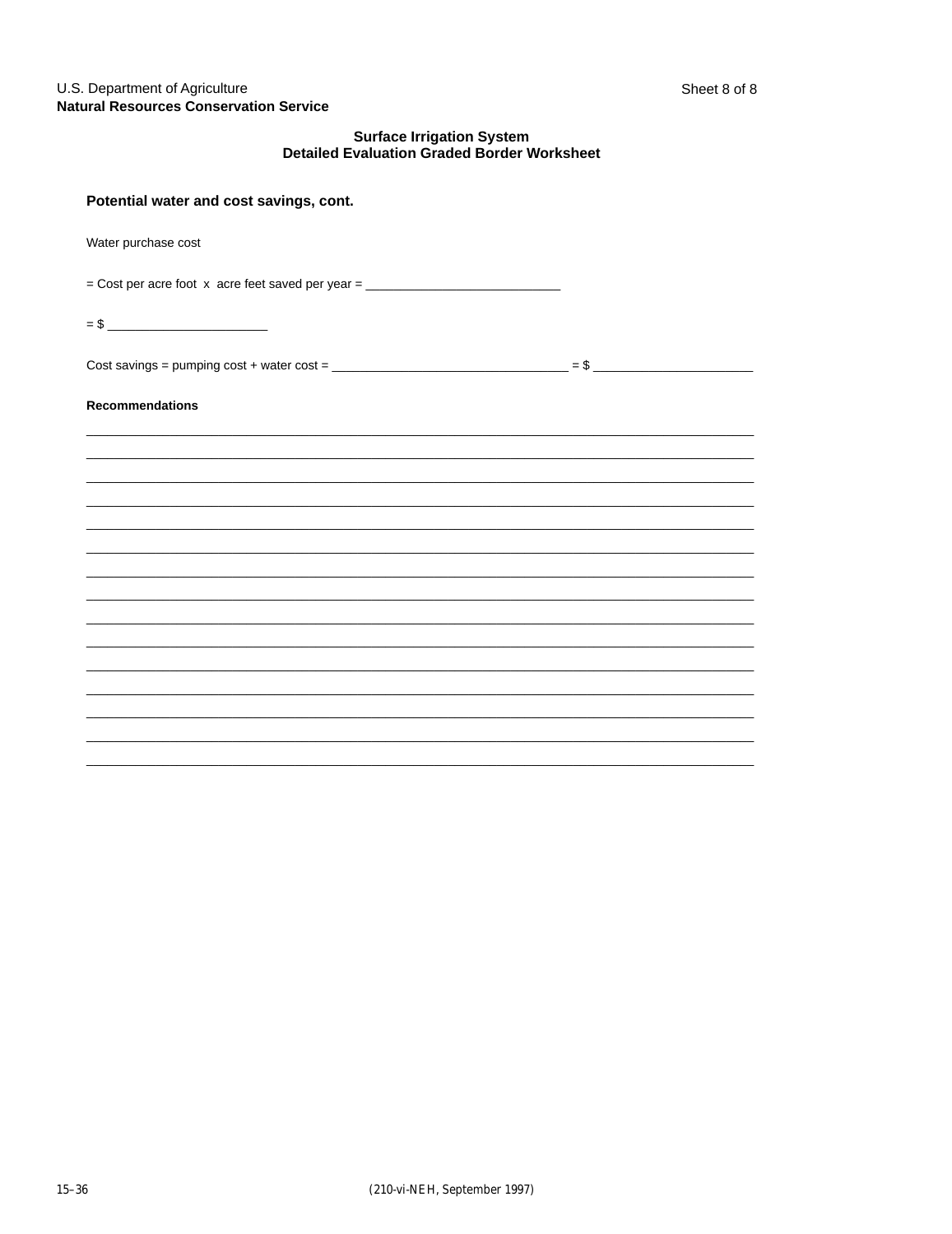U.S. Department of Agriculture
**Natural Resources Conservation Service**

Sheet 8 of 8

**Surface Irrigation System**
**Detailed Evaluation Graded Border Worksheet**

### Potential water and cost savings, cont.

Water purchase cost

= Cost per acre foot x acre feet saved per year = ____________________________

= $ _______________________

Cost savings = pumping cost + water cost = __________________________________ = $ _______________________

**Recommendations**

________________________________________________________________________________________________

________________________________________________________________________________________________

________________________________________________________________________________________________

________________________________________________________________________________________________

________________________________________________________________________________________________

________________________________________________________________________________________________

________________________________________________________________________________________________

________________________________________________________________________________________________

________________________________________________________________________________________________

________________________________________________________________________________________________

________________________________________________________________________________________________

________________________________________________________________________________________________

________________________________________________________________________________________________

________________________________________________________________________________________________

________________________________________________________________________________________________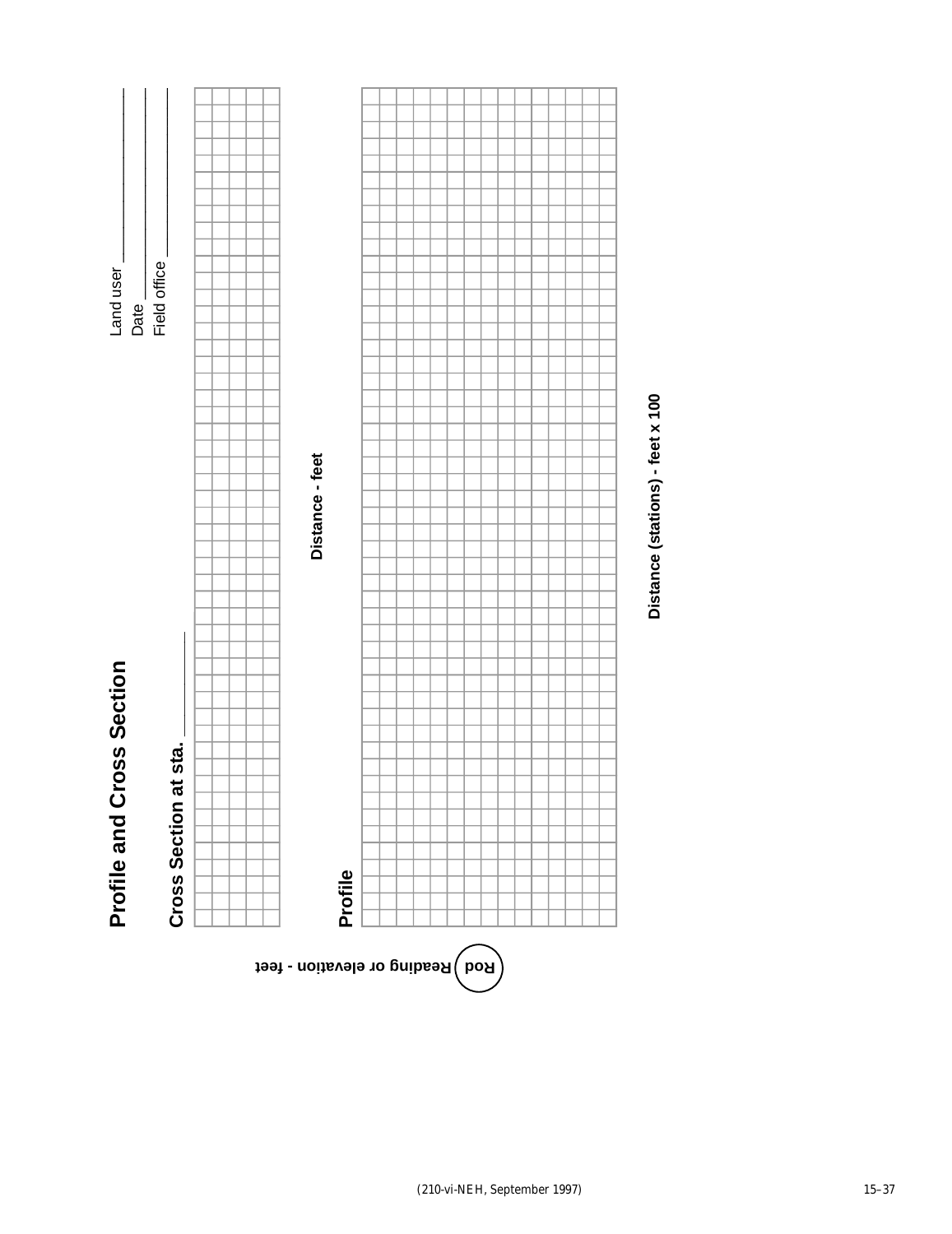# Profile and Cross Section

Land user ______________

Date ______________

Field office ______________

**Cross Section at sta.** ______________

**Distance - feet**

**Profile**

**Distance (stations) - feet x 100**

**Rod** **Reading or elevation - feet**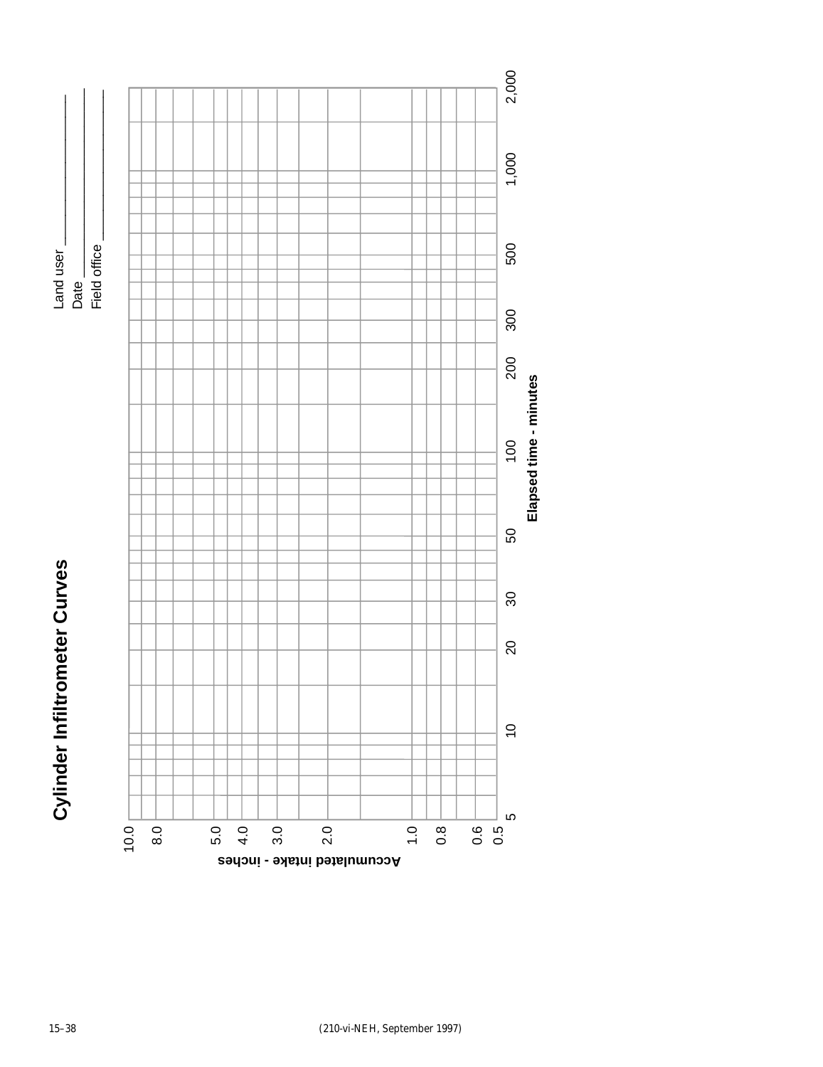# Cylinder Infiltrometer Curves

Land user ____________________

Date ____________________

Field office ____________________

Accumulated intake - inches

10.0, 8.0, 5.0, 4.0, 3.0, 2.0, 1.0, 0.8, 0.6, 0.5

Elapsed time - minutes

5, 10, 20, 30, 50, 100, 200, 300, 500, 1,000, 2,000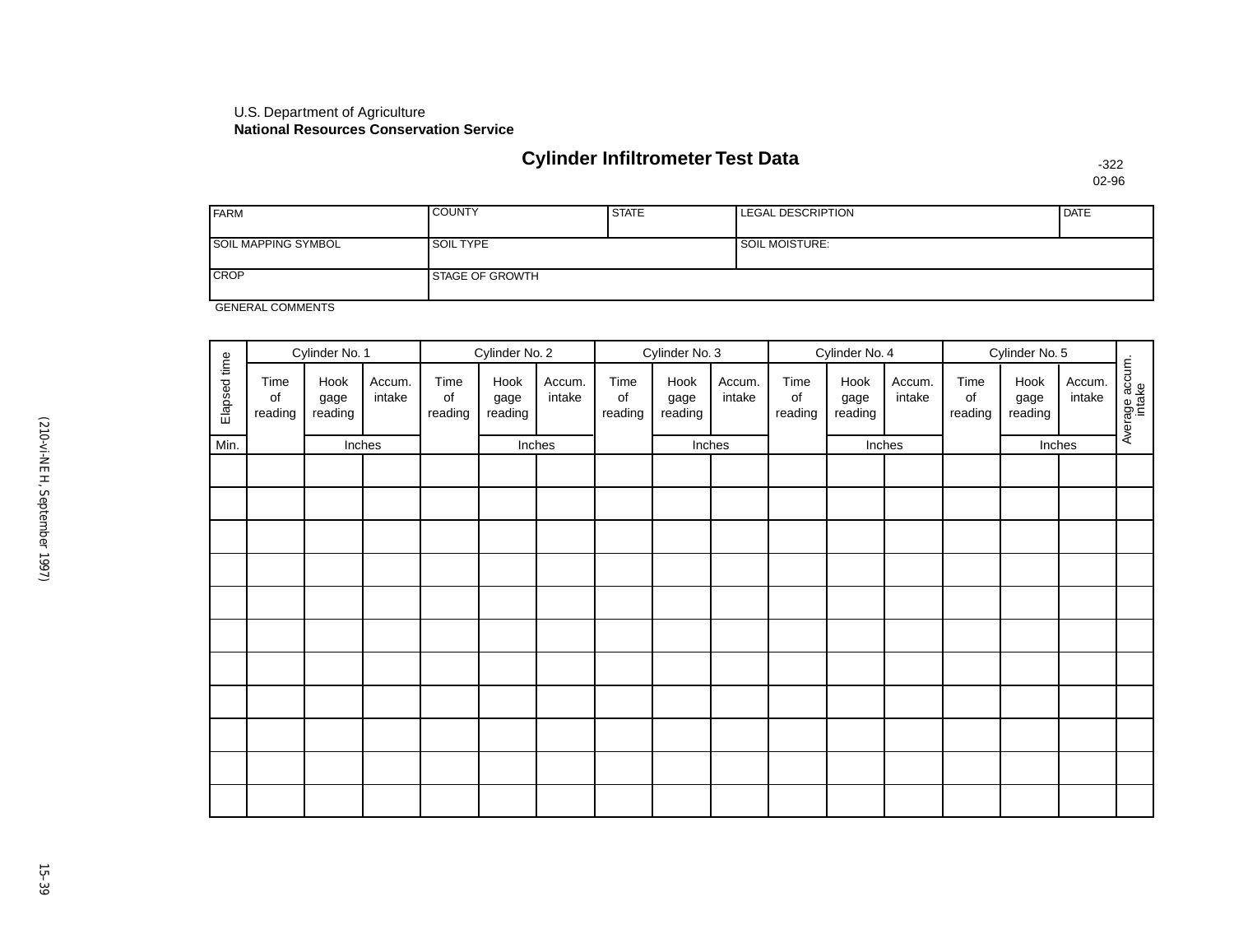U.S. Department of Agriculture
**National Resources Conservation Service**

## Cylinder Infiltrometer Test Data

-322
02-96

| FARM | COUNTY | STATE | LEGAL DESCRIPTION | DATE |
|---|---|---|---|---|
| SOIL MAPPING SYMBOL | SOIL TYPE | | SOIL MOISTURE: | |
| CROP | STAGE OF GROWTH | | | |

GENERAL COMMENTS

| Elapsed time | Cylinder No. 1 | | | Cylinder No. 2 | | | Cylinder No. 3 | | | Cylinder No. 4 | | | Cylinder No. 5 | | | Average accum. intake |
|---|---|---|---|---|---|---|---|---|---|---|---|---|---|---|---|---|
| | Time of reading | Hook gage reading | Accum. intake | Time of reading | Hook gage reading | Accum. intake | Time of reading | Hook gage reading | Accum. intake | Time of reading | Hook gage reading | Accum. intake | Time of reading | Hook gage reading | Accum. intake | |
| Min. | | Inches | | | Inches | | | Inches | | | Inches | | | Inches | | |
| | | | | | | | | | | | | | | | | |
| | | | | | | | | | | | | | | | | |
| | | | | | | | | | | | | | | | | |
| | | | | | | | | | | | | | | | | |
| | | | | | | | | | | | | | | | | |
| | | | | | | | | | | | | | | | | |
| | | | | | | | | | | | | | | | | |
| | | | | | | | | | | | | | | | | |
| | | | | | | | | | | | | | | | | |
| | | | | | | | | | | | | | | | | |
| | | | | | | | | | | | | | | | | |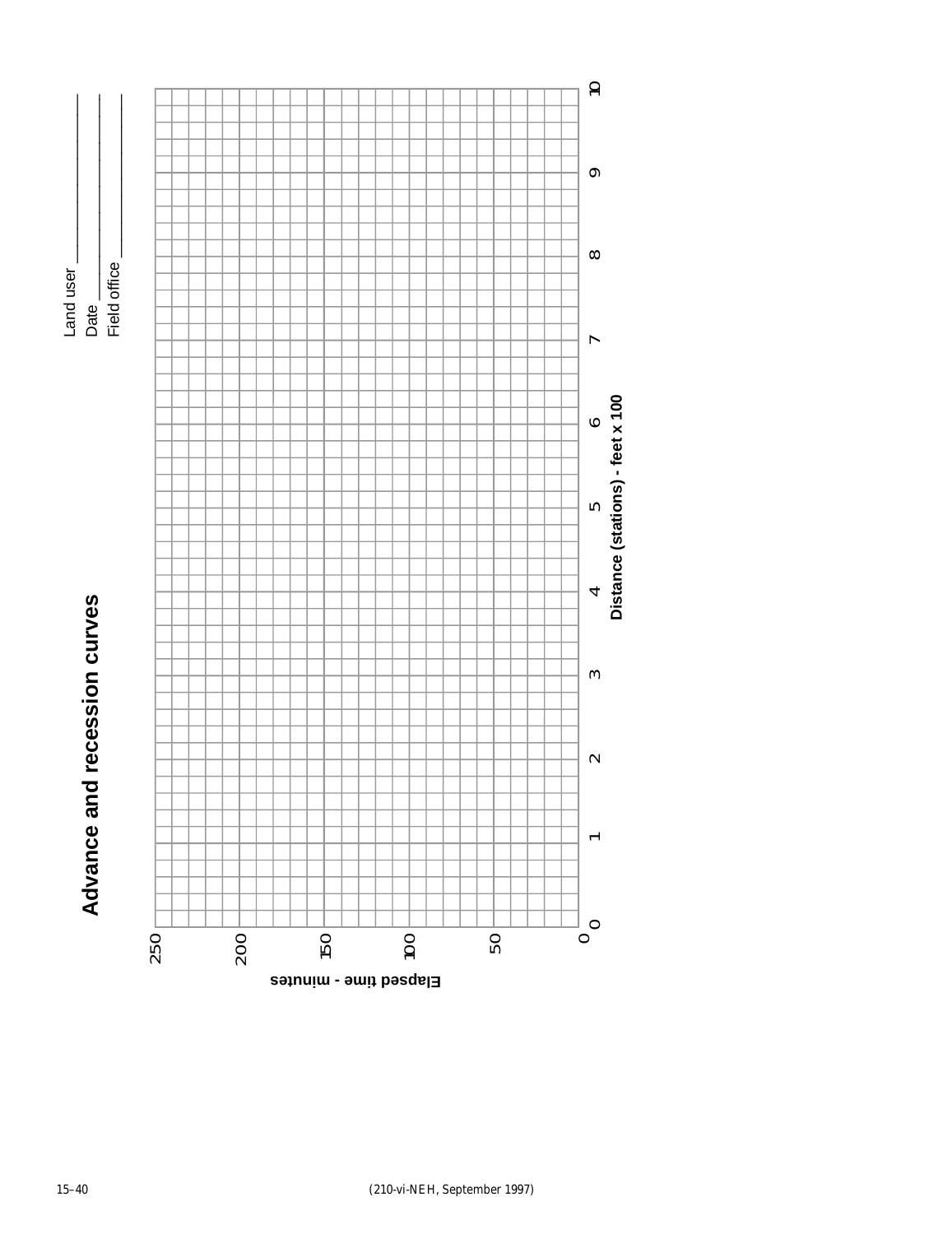# Advance and recession curves

Land user ______________

Date ______________

Field office ______________

Elapsed time - minutes: 0, 50, 100, 150, 200, 250

Distance (stations) - feet x 100: 0, 1, 2, 3, 4, 5, 6, 7, 8, 9, 10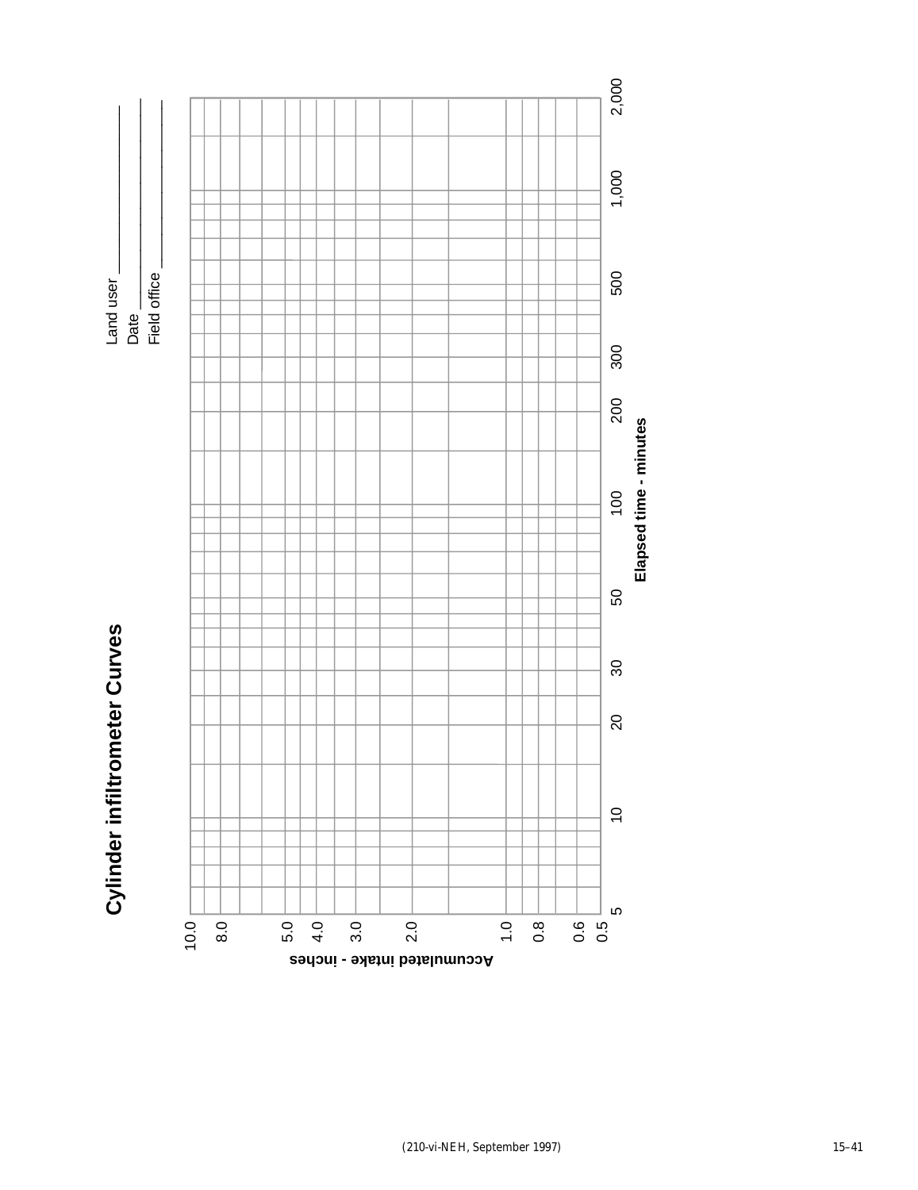# Cylinder infiltrometer Curves

Land user ________________

Date ____________________

Field office ______________

Accumulated intake - inches: 10.0, 8.0, 5.0, 4.0, 3.0, 2.0, 1.0, 0.8, 0.6, 0.5

Elapsed time - minutes: 5, 10, 20, 30, 50, 100, 200, 300, 500, 1,000, 2,000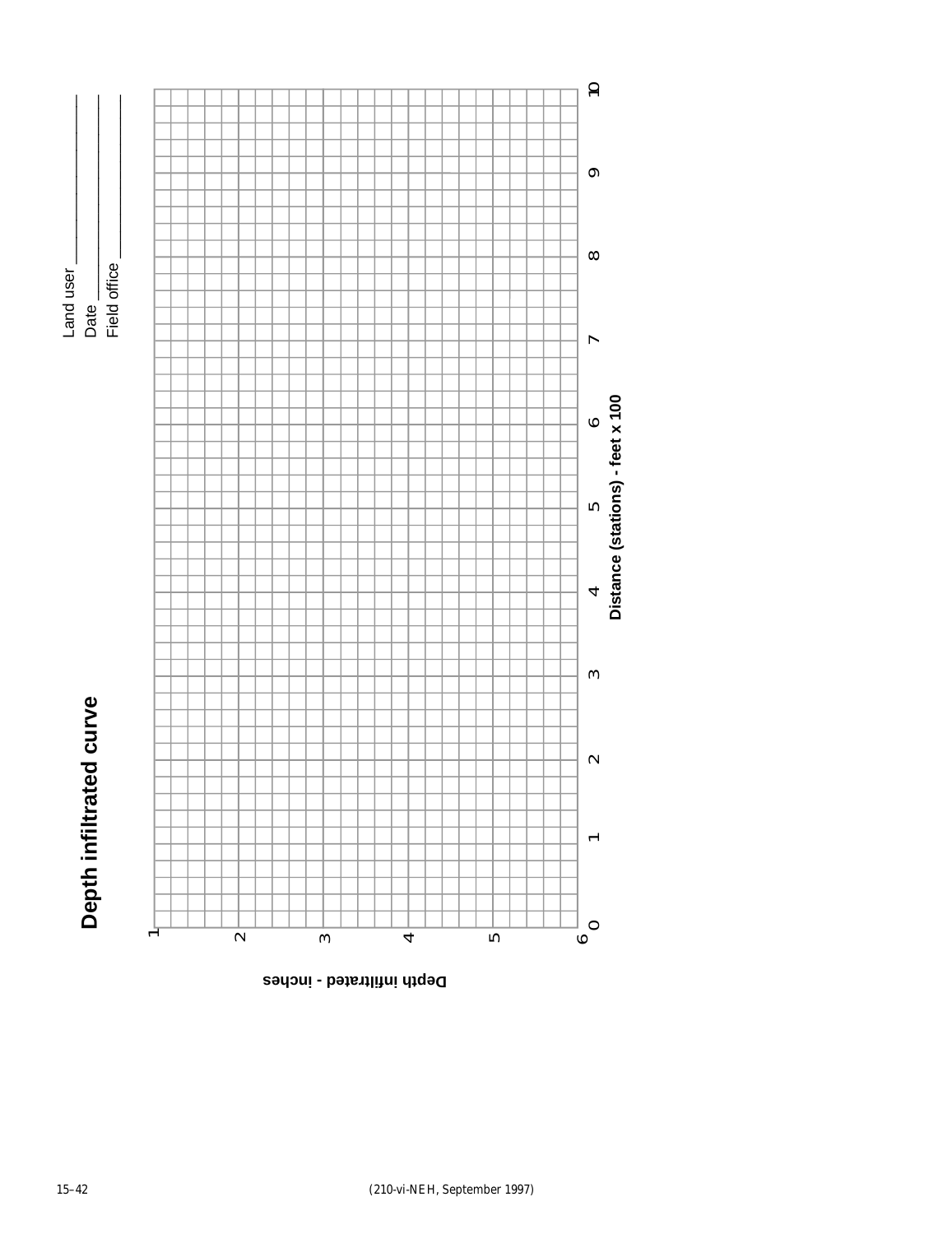# Depth infiltrated curve

Land user ______________

Date ______________

Field office ______________

Depth infiltrated - inches

1
2
3
4
5
6

Distance (stations) - feet x 100

0 1 2 3 4 5 6 7 8 9 10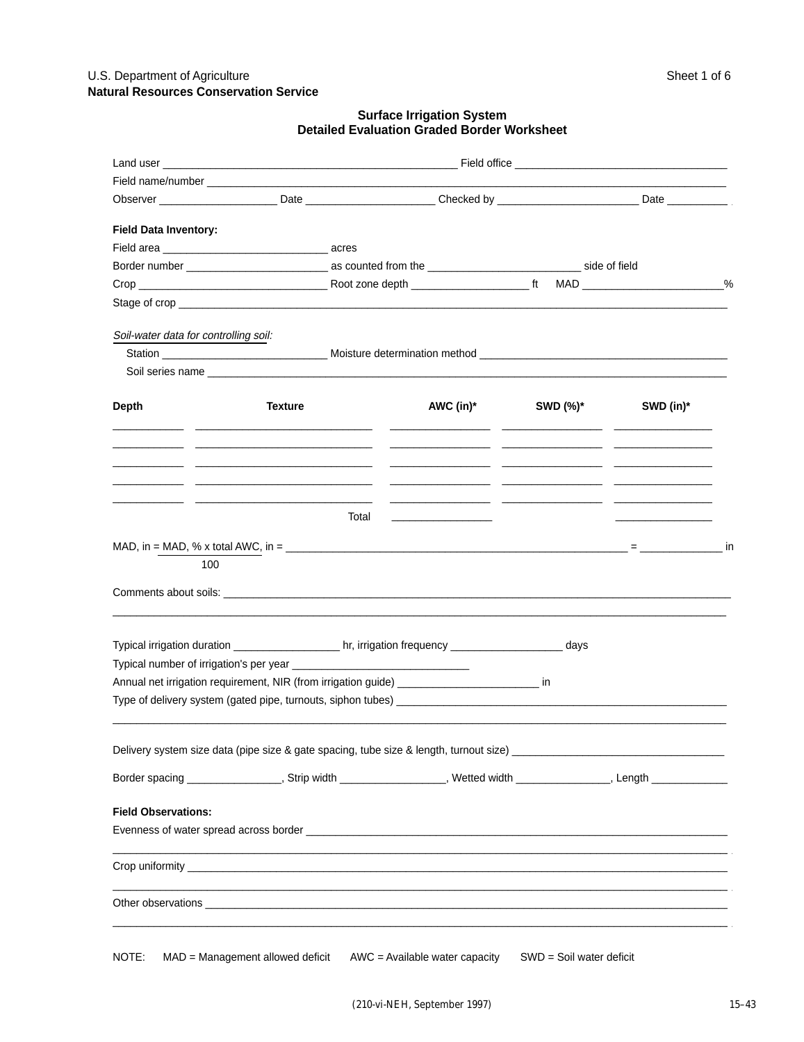U.S. Department of Agriculture

**Natural Resources Conservation Service**

Sheet 1 of 6

## Surface Irrigation System
## Detailed Evaluation Graded Border Worksheet

Land user ____________________ Field office ____________________

Field name/number ____________________

Observer ____________ Date ____________ Checked by ____________ Date ____________

**Field Data Inventory:**

Field area ____________ acres

Border number ____________ as counted from the ____________ side of field

Crop ____________ Root zone depth ____________ ft MAD ____________%

Stage of crop ____________________

*Soil-water data for controlling soil:*

Station ____________ Moisture determination method ____________________

Soil series name ____________________

| Depth | Texture | AWC (in)* | SWD (%)* | SWD (in)* |
|---|---|---|---|---|
| ______ | ______ | ______ | ______ | ______ |
| ______ | ______ | ______ | ______ | ______ |
| ______ | ______ | ______ | ______ | ______ |
| ______ | ______ | ______ | ______ | ______ |
| ______ | ______ | ______ | ______ | ______ |
| | Total | ______ | | ______ |

$$\text{MAD, in} = \frac{\text{MAD, \% x total AWC, in}}{100} = \text{\_\_\_\_\_\_\_\_\_\_} = \text{\_\_\_\_\_\_} \text{ in}$$

Comments about soils: ____________________

____________________

Typical irrigation duration ____________ hr, irrigation frequency ____________ days

Typical number of irrigation's per year ____________

Annual net irrigation requirement, NIR (from irrigation guide) ____________ in

Type of delivery system (gated pipe, turnouts, siphon tubes) ____________________

____________________

Delivery system size data (pipe size & gate spacing, tube size & length, turnout size) ____________________

Border spacing ____________, Strip width ____________, Wetted width ____________, Length ____________

**Field Observations:**

Evenness of water spread across border ____________________

____________________

Crop uniformity ____________________

____________________

Other observations ____________________

____________________

NOTE: MAD = Management allowed deficit AWC = Available water capacity SWD = Soil water deficit

(210-vi-NEH, September 1997)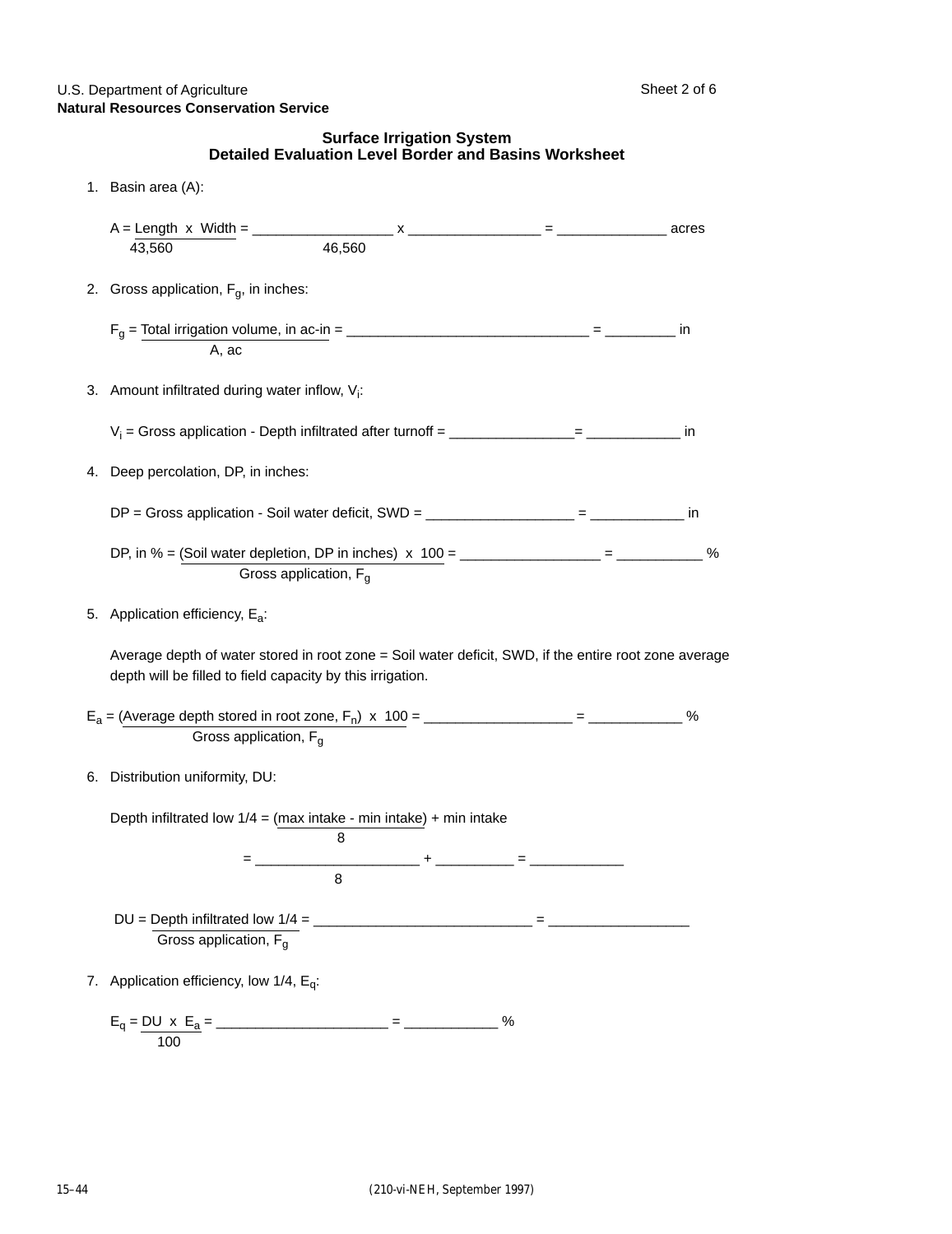U.S. Department of Agriculture
**Natural Resources Conservation Service**

## Surface Irrigation System
## Detailed Evaluation Level Border and Basins Worksheet

1. Basin area (A):

   $A = \frac{\text{Length} \times \text{Width}}{43{,}560}$ = $\frac{\text{\_\_\_\_\_\_\_\_\_\_\_\_\_\_\_\_\_\_} \times \text{\_\_\_\_\_\_\_\_\_\_\_\_\_\_\_\_\_}}{46{,}560}$ = ______________ acres

2. Gross application, $F_g$, in inches:

   $F_g = \frac{\text{Total irrigation volume, in ac-in}}{\text{A, ac}}$ = _______________________________ = _________ in

3. Amount infiltrated during water inflow, $V_i$:

   $V_i$ = Gross application - Depth infiltrated after turnoff = ________________= ____________ in

4. Deep percolation, DP, in inches:

   DP = Gross application - Soil water deficit, SWD = ___________________ = ____________ in

   DP, in % = $\frac{\text{(Soil water depletion, DP in inches)} \times 100}{\text{Gross application, } F_g}$ = __________________ = ___________ %

5. Application efficiency, $E_a$:

   Average depth of water stored in root zone = Soil water deficit, SWD, if the entire root zone average depth will be filled to field capacity by this irrigation.

   $E_a = \frac{\text{(Average depth stored in root zone, } F_n\text{)} \times 100}{\text{Gross application, } F_g}$ = ___________________ = ____________ %

6. Distribution uniformity, DU:

   Depth infiltrated low 1/4 = $\frac{\text{(max intake - min intake)}}{8}$ + min intake

   = $\frac{\text{\_\_\_\_\_\_\_\_\_\_\_\_\_\_\_\_\_\_\_\_\_}}{8}$ + __________ = ____________

   DU = $\frac{\text{Depth infiltrated low 1/4}}{\text{Gross application, } F_g}$ = ____________________________ = __________________

7. Application efficiency, low 1/4, $E_q$:

   $E_q = \frac{\text{DU} \times E_a}{100}$ = ______________________ = ____________ %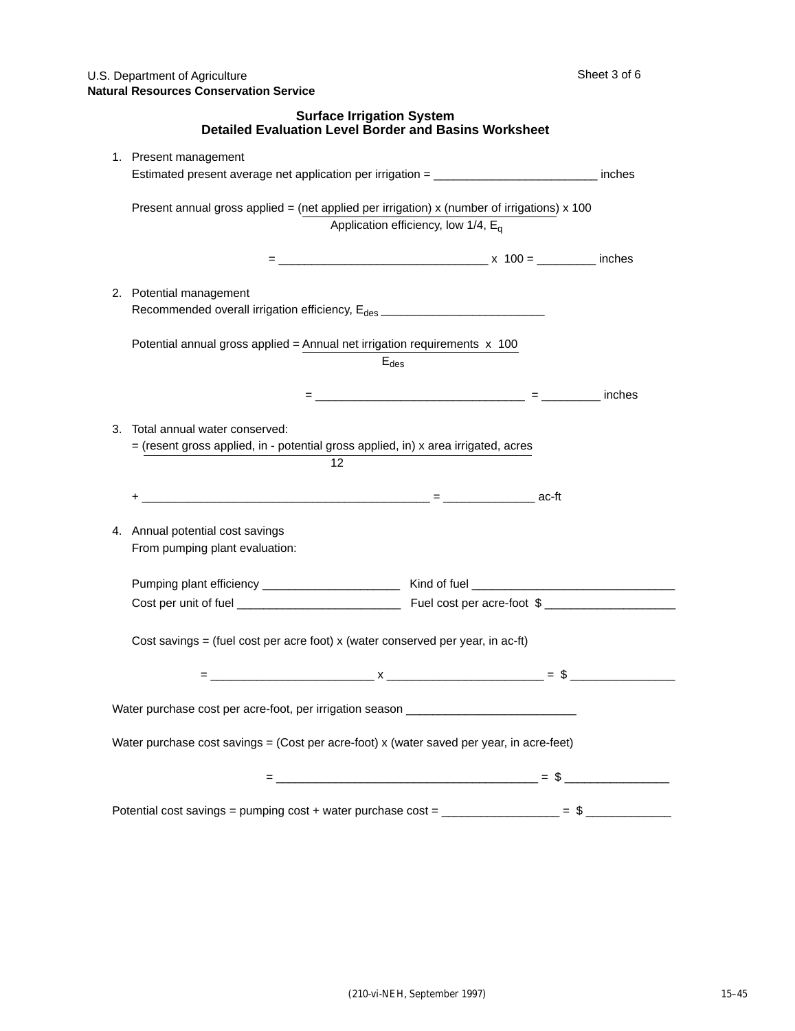U.S. Department of Agriculture
**Natural Resources Conservation Service**

Sheet 3 of 6

## Surface Irrigation System
## Detailed Evaluation Level Border and Basins Worksheet

1. Present management

   Estimated present average net application per irrigation = ________________________ inches

   Present annual gross applied = $\frac{\text{(net applied per irrigation) x (number of irrigations)}}{\text{Application efficiency, low 1/4, } E_q}$ x 100

   = _______________________________ x 100 = _________ inches

2. Potential management

   Recommended overall irrigation efficiency, $E_{des}$ _________________________

   Potential annual gross applied = $\frac{\text{Annual net irrigation requirements x 100}}{E_{des}}$

   = _______________________________ = _________ inches

3. Total annual water conserved:

   = $\frac{\text{(resent gross applied, in - potential gross applied, in) x area irrigated, acres}}{12}$

   + ____________________________________________ = ______________ ac-ft

4. Annual potential cost savings

   From pumping plant evaluation:

   Pumping plant efficiency _____________________ Kind of fuel _______________________________

   Cost per unit of fuel _________________________ Fuel cost per acre-foot $ ____________________

   Cost savings = (fuel cost per acre foot) x (water conserved per year, in ac-ft)

   = ________________________ x _______________________ = $ ________________

Water purchase cost per acre-foot, per irrigation season __________________________

Water purchase cost savings = (Cost per acre-foot) x (water saved per year, in acre-feet)

= _______________________________________ = $ ________________

Potential cost savings = pumping cost + water purchase cost = __________________ = $ _____________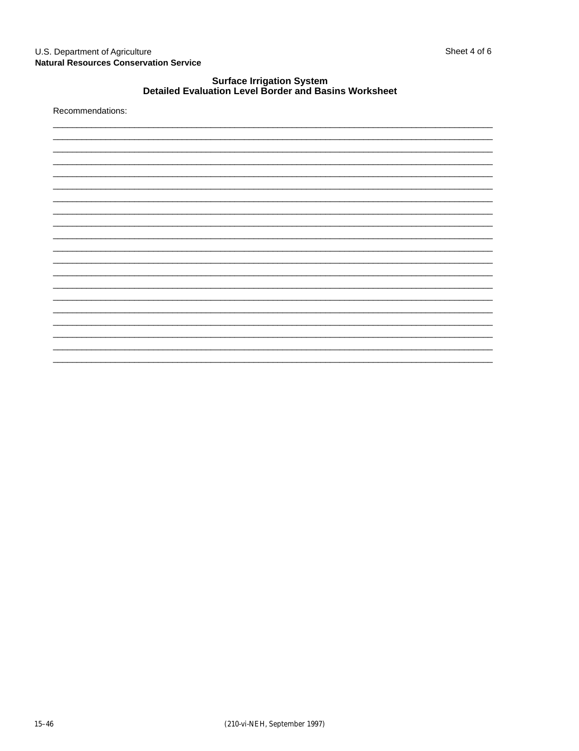U.S. Department of Agriculture
**Natural Resources Conservation Service**

## Surface Irrigation System
## Detailed Evaluation Level Border and Basins Worksheet

Recommendations:

_______________________________________________________________________________

_______________________________________________________________________________

_______________________________________________________________________________

_______________________________________________________________________________

_______________________________________________________________________________

_______________________________________________________________________________

_______________________________________________________________________________

_______________________________________________________________________________

_______________________________________________________________________________

_______________________________________________________________________________

_______________________________________________________________________________

_______________________________________________________________________________

_______________________________________________________________________________

_______________________________________________________________________________

_______________________________________________________________________________

_______________________________________________________________________________

_______________________________________________________________________________

_______________________________________________________________________________

_______________________________________________________________________________

_______________________________________________________________________________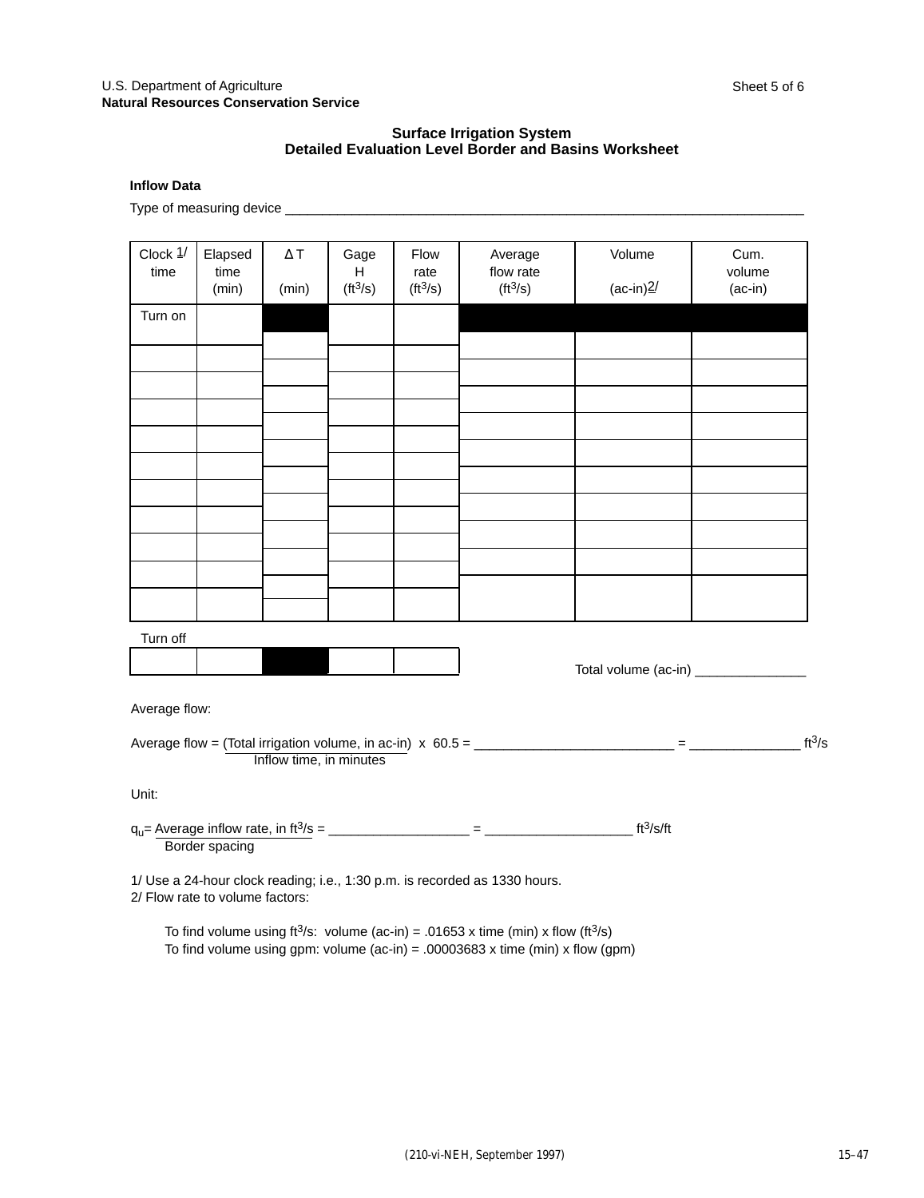U.S. Department of Agriculture
**Natural Resources Conservation Service**

Sheet 5 of 6

## Surface Irrigation System
## Detailed Evaluation Level Border and Basins Worksheet

**Inflow Data**

Type of measuring device ___________________________________________________________________________

| Clock [1/] time | Elapsed time (min) | Δ T (min) | Gage H ($ft^3/s$) | Flow rate ($ft^3/s$) | Average flow rate ($ft^3/s$) | Volume (ac-in)[2/] | Cum. volume (ac-in) |
|---|---|---|---|---|---|---|---|
| Turn on | | | | | | | |
| | | | | | | | |
| | | | | | | | |
| | | | | | | | |
| | | | | | | | |
| | | | | | | | |
| | | | | | | | |
| | | | | | | | |
| | | | | | | | |
| | | | | | | | |
| | | | | | | | |
| Turn off | | | | | | | |

Total volume (ac-in) _______________

Average flow:

$$\text{Average flow} = \frac{\text{(Total irrigation volume, in ac-in)}}{\text{Inflow time, in minutes}} \times 60.5 = \text{\_\_\_\_\_\_\_\_\_\_\_\_\_\_\_\_\_\_\_\_\_\_\_\_\_\_} = \text{\_\_\_\_\_\_\_\_\_\_\_\_\_\_\_} \ ft^3/s$$

Unit:

$$q_u = \frac{\text{Average inflow rate, in } ft^3/s}{\text{Border spacing}} = \text{\_\_\_\_\_\_\_\_\_\_\_\_\_\_\_\_\_\_\_} = \text{\_\_\_\_\_\_\_\_\_\_\_\_\_\_\_\_\_\_\_} \ ft^3/s/ft$$

1/ Use a 24-hour clock reading; i.e., 1:30 p.m. is recorded as 1330 hours.
2/ Flow rate to volume factors:

To find volume using $ft^3/s$: volume (ac-in) = .01653 x time (min) x flow ($ft^3/s$)
To find volume using gpm: volume (ac-in) = .00003683 x time (min) x flow (gpm)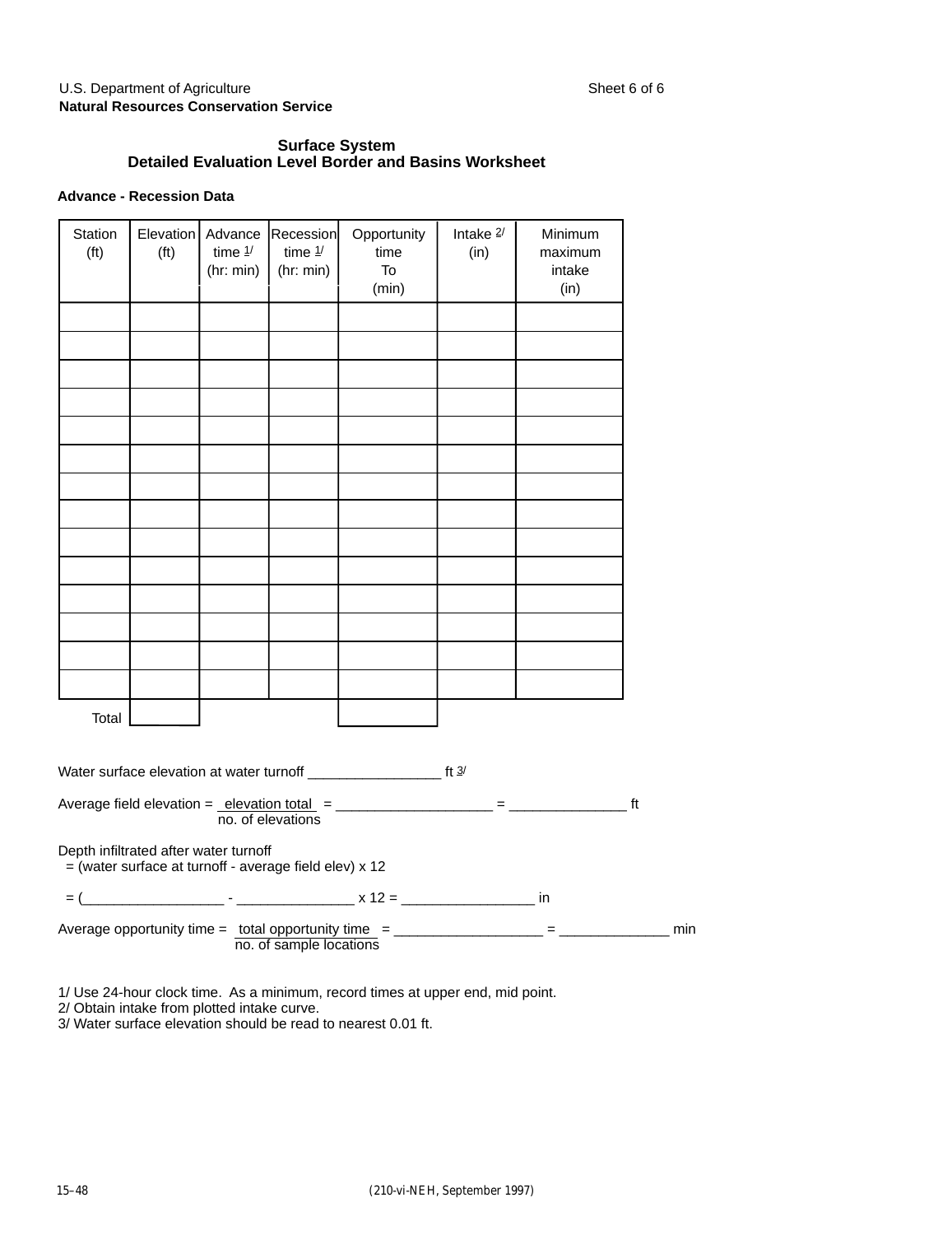U.S. Department of Agriculture
**Natural Resources Conservation Service**

## Surface System
## Detailed Evaluation Level Border and Basins Worksheet

**Advance - Recession Data**

| Station (ft) | Elevation (ft) | Advance time 1/ (hr: min) | Recession time 1/ (hr: min) | Opportunity time To (min) | Intake 2/ (in) | Minimum maximum intake (in) |
|---|---|---|---|---|---|---|
| | | | | | | |
| | | | | | | |
| | | | | | | |
| | | | | | | |
| | | | | | | |
| | | | | | | |
| | | | | | | |
| | | | | | | |
| | | | | | | |
| | | | | | | |
| | | | | | | |
| | | | | | | |
| | | | | | | |
| | | | | | | |
| Total | | | | | | |

Water surface elevation at water turnoff _________________ ft 3/

Average field elevation = $\frac{\text{elevation total}}{\text{no. of elevations}}$ = ____________________ = _______________ ft

Depth infiltrated after water turnoff
 = (water surface at turnoff - average field elev) x 12

 = (__________________ - _______________ x 12 = _________________ in

Average opportunity time = $\frac{\text{total opportunity time}}{\text{no. of sample locations}}$ = ___________________ = ______________ min

1/ Use 24-hour clock time. As a minimum, record times at upper end, mid point.
2/ Obtain intake from plotted intake curve.
3/ Water surface elevation should be read to nearest 0.01 ft.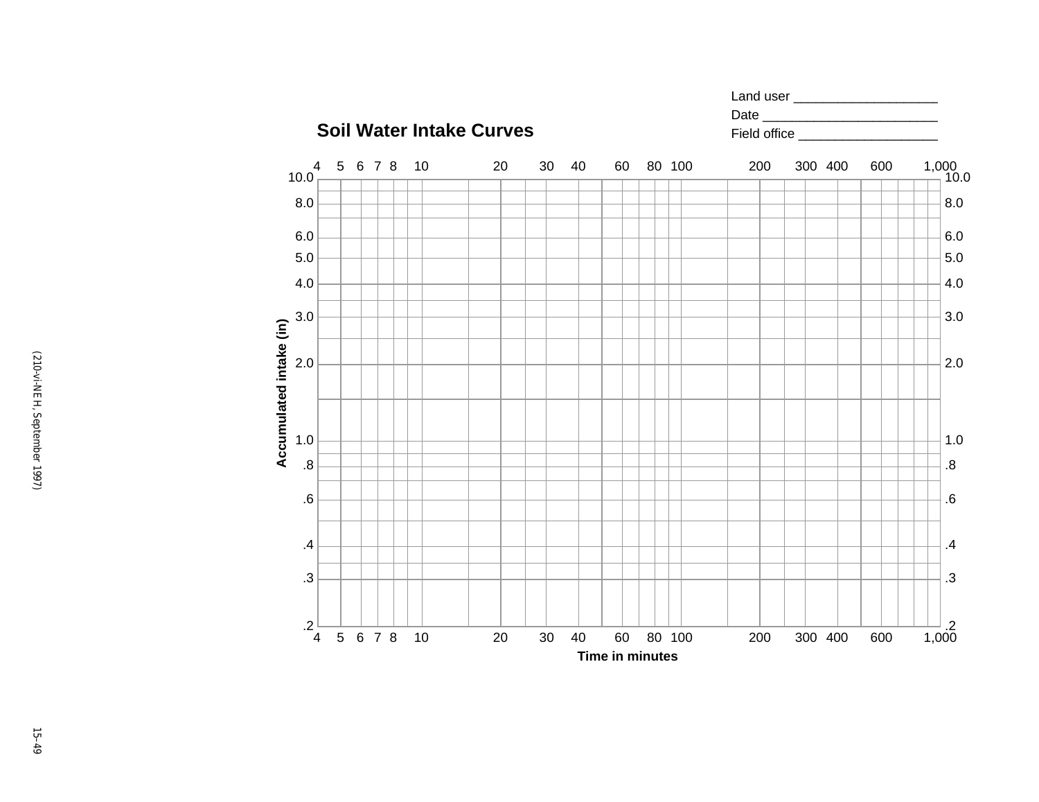Land user ____________________

Date ________________________

Field office ___________________

## Soil Water Intake Curves

Accumulated intake (in): 10.0, 8.0, 6.0, 5.0, 4.0, 3.0, 2.0, 1.0, .8, .6, .4, .3, .2

Time in minutes: 4, 5, 6, 7, 8, 10, 20, 30, 40, 60, 80, 100, 200, 300, 400, 600, 1,000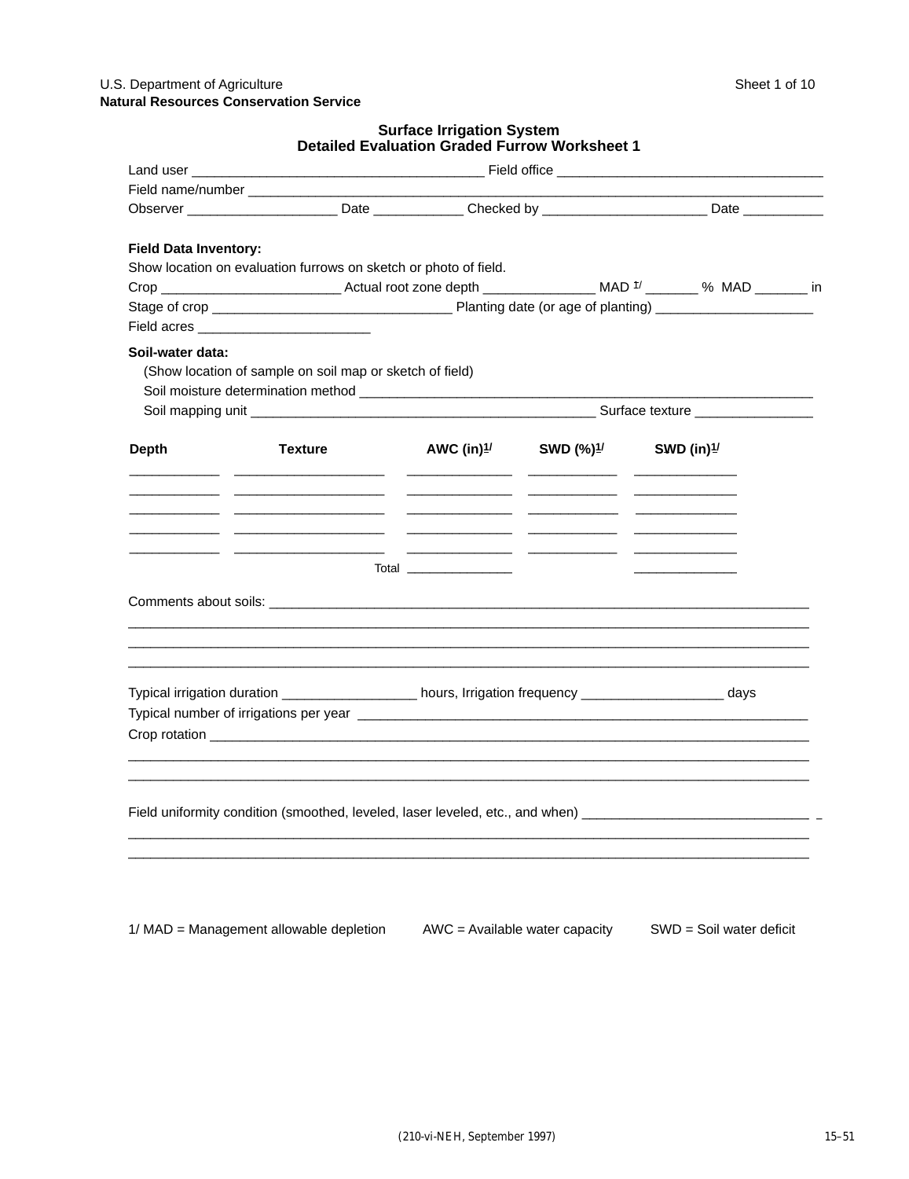U.S. Department of Agriculture
**Natural Resources Conservation Service**

Sheet 1 of 10

## Surface Irrigation System
## Detailed Evaluation Graded Furrow Worksheet 1

Land user ______________________________________ Field office ___________________________________

Field name/number ________________________________________________________________________________

Observer ___________________ Date ____________ Checked by ______________________ Date __________

**Field Data Inventory:**

Show location on evaluation furrows on sketch or photo of field.

Crop ________________________ Actual root zone depth _______________ MAD [1] _______ % MAD _______ in

Stage of crop ________________________________ Planting date (or age of planting) _____________________

Field acres ________________________

**Soil-water data:**

(Show location of sample on soil map or sketch of field)

Soil moisture determination method ________________________________________________________________

Soil mapping unit ______________________________________________ Surface texture ________________

| Depth | Texture | AWC (in)[1] | SWD (%)[1] | SWD (in)[1] |
|---|---|---|---|---|
| ___________ | ____________________ | ______________ | ____________ | ______________ |
| ___________ | ____________________ | ______________ | ____________ | ______________ |
| ___________ | ____________________ | ______________ | ____________ | ______________ |
| ___________ | ____________________ | ______________ | ____________ | ______________ |
| ___________ | ____________________ | ______________ | ____________ | ______________ |
| | Total | ______________ | | ______________ |

Comments about soils: ___________________________________________________________________________

_________________________________________________________________________________________________

_________________________________________________________________________________________________

_________________________________________________________________________________________________

Typical irrigation duration __________________ hours, Irrigation frequency ___________________ days

Typical number of irrigations per year _________________________________________________________________

Crop rotation ___________________________________________________________________________________

_________________________________________________________________________________________________

_________________________________________________________________________________________________

Field uniformity condition (smoothed, leveled, laser leveled, etc., and when) _______________________________

_________________________________________________________________________________________________

_________________________________________________________________________________________________

1/ MAD = Management allowable depletion AWC = Available water capacity SWD = Soil water deficit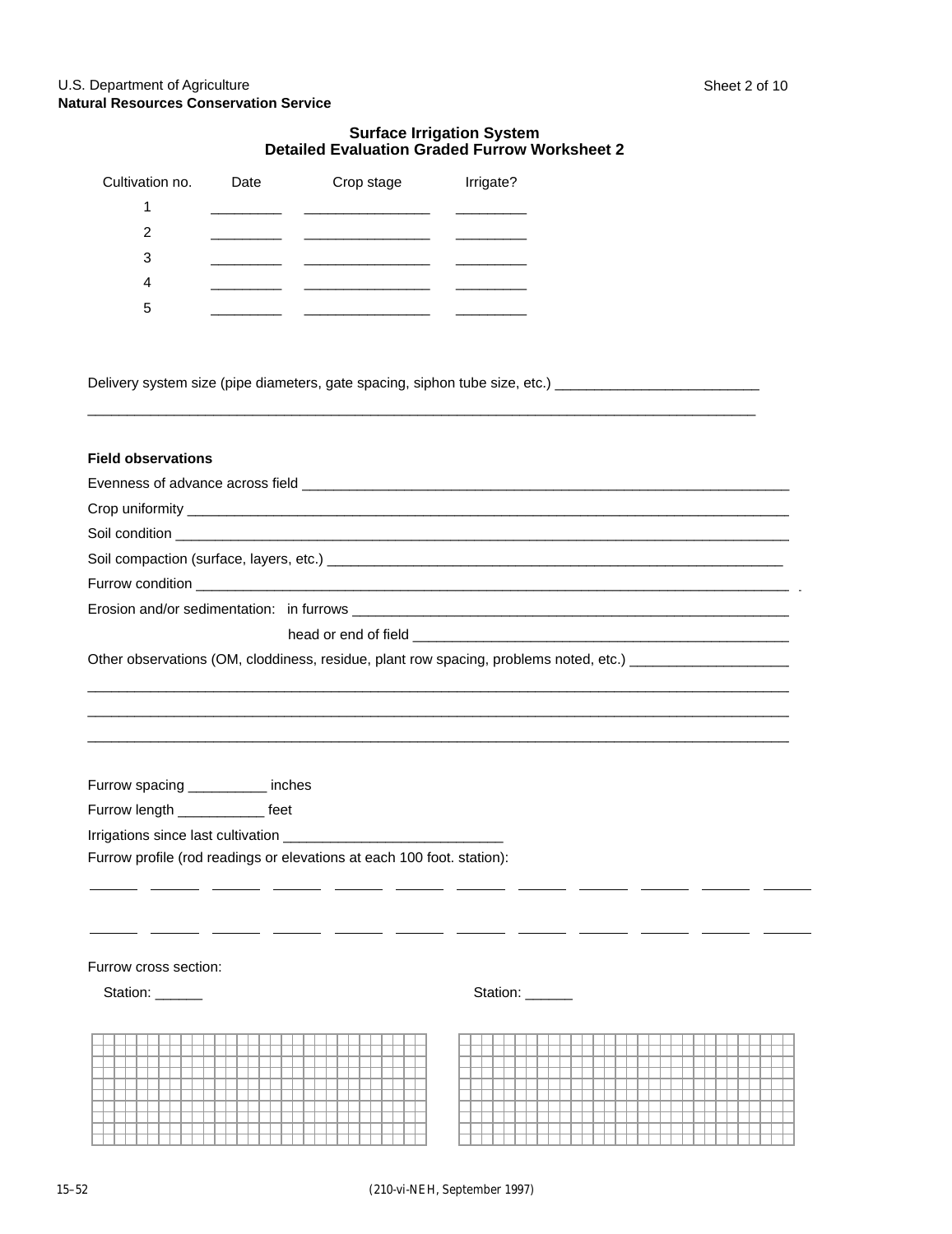U.S. Department of Agriculture
**Natural Resources Conservation Service**

## Surface Irrigation System
## Detailed Evaluation Graded Furrow Worksheet 2

| Cultivation no. | Date | Crop stage | Irrigate? |
|---|---|---|---|
| 1 | _________ | ________________ | _________ |
| 2 | _________ | ________________ | _________ |
| 3 | _________ | ________________ | _________ |
| 4 | _________ | ________________ | _________ |
| 5 | _________ | ________________ | _________ |

Delivery system size (pipe diameters, gate spacing, siphon tube size, etc.) __________________________

_____________________________________________________________________________________

**Field observations**

Evenness of advance across field ________________________________________________________________

Crop uniformity ______________________________________________________________________________

Soil condition ________________________________________________________________________________

Soil compaction (surface, layers, etc.) ______________________________________________________________

Furrow condition _____________________________________________________________________________

Erosion and/or sedimentation: in furrows ___________________________________________________________

head or end of field _________________________________________________

Other observations (OM, cloddiness, residue, plant row spacing, problems noted, etc.) ____________________

_____________________________________________________________________________________

_____________________________________________________________________________________

_____________________________________________________________________________________

Furrow spacing __________ inches

Furrow length ___________ feet

Irrigations since last cultivation ____________________________

Furrow profile (rod readings or elevations at each 100 foot. station):

______ ______ ______ ______ ______ ______ ______ ______ ______ ______ ______ ______

______ ______ ______ ______ ______ ______ ______ ______ ______ ______ ______ ______

Furrow cross section:

Station: ______ Station: ______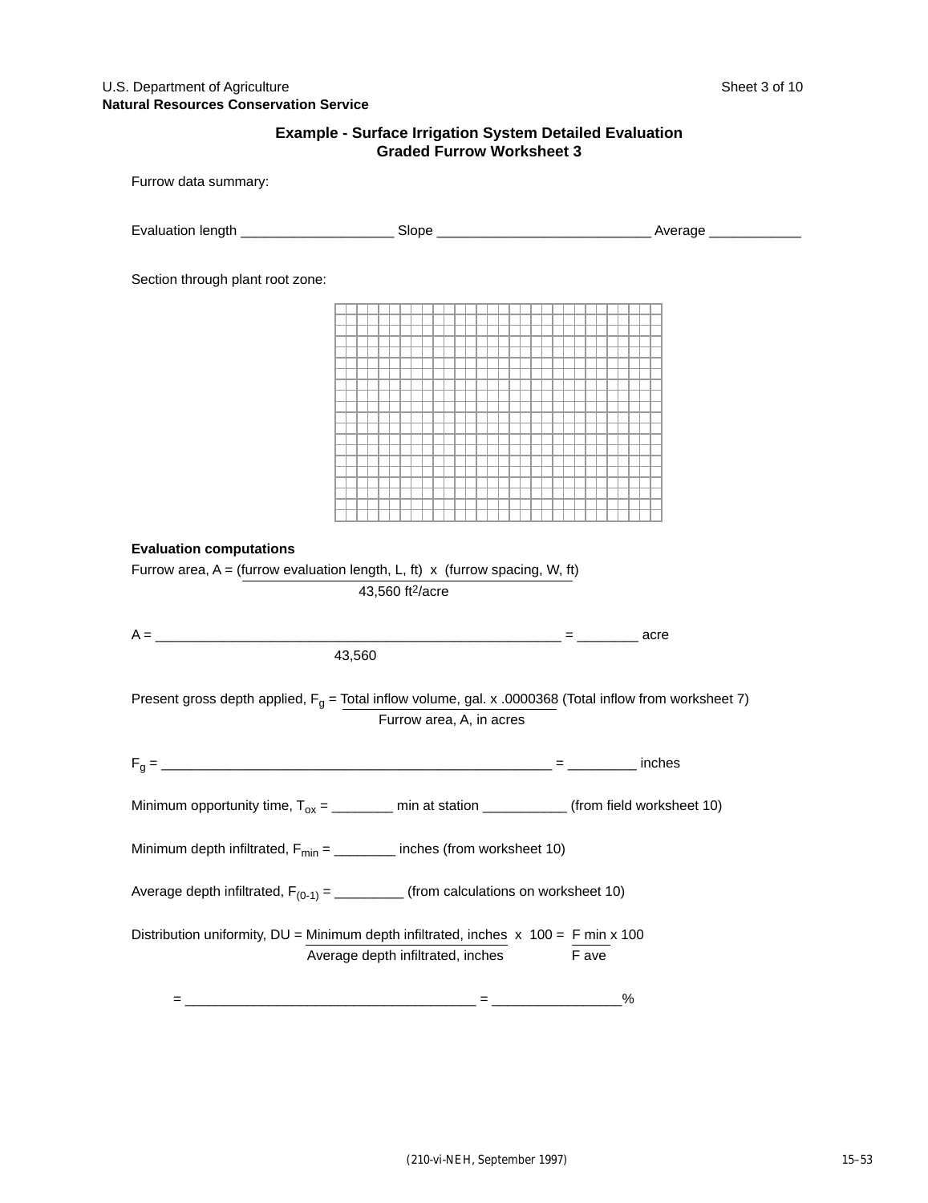U.S. Department of Agriculture
**Natural Resources Conservation Service**

## Example - Surface Irrigation System Detailed Evaluation
## Graded Furrow Worksheet 3

Furrow data summary:

Evaluation length ____________________ Slope ____________________________ Average ____________

Section through plant root zone:

**Evaluation computations**

Furrow area, A = $\dfrac{\text{(furrow evaluation length, L, ft) x (furrow spacing, W, ft)}}{\text{43,560 ft}^2\text{/acre}}$

A = $\dfrac{\text{\_\_\_\_\_\_\_\_\_\_\_\_\_\_\_\_\_\_\_\_\_\_\_\_\_\_\_\_\_\_\_\_\_\_\_\_\_\_\_\_\_\_\_\_\_\_\_\_}}{\text{43,560}}$ = ________ acre

Present gross depth applied, $F_g$ = $\dfrac{\text{Total inflow volume, gal. x .0000368}}{\text{Furrow area, A, in acres}}$ (Total inflow from worksheet 7)

$F_g$ = ____________________________________________________ = _________ inches

Minimum opportunity time, $T_{ox}$ = ________ min at station ___________ (from field worksheet 10)

Minimum depth infiltrated, $F_{min}$ = ________ inches (from worksheet 10)

Average depth infiltrated, $F_{(0\text{-}1)}$ = _________ (from calculations on worksheet 10)

Distribution uniformity, DU = $\dfrac{\text{Minimum depth infiltrated, inches}}{\text{Average depth infiltrated, inches}}$ x 100 = $\dfrac{\text{F min}}{\text{F ave}}$ x 100

= _____________________________________ = ________________%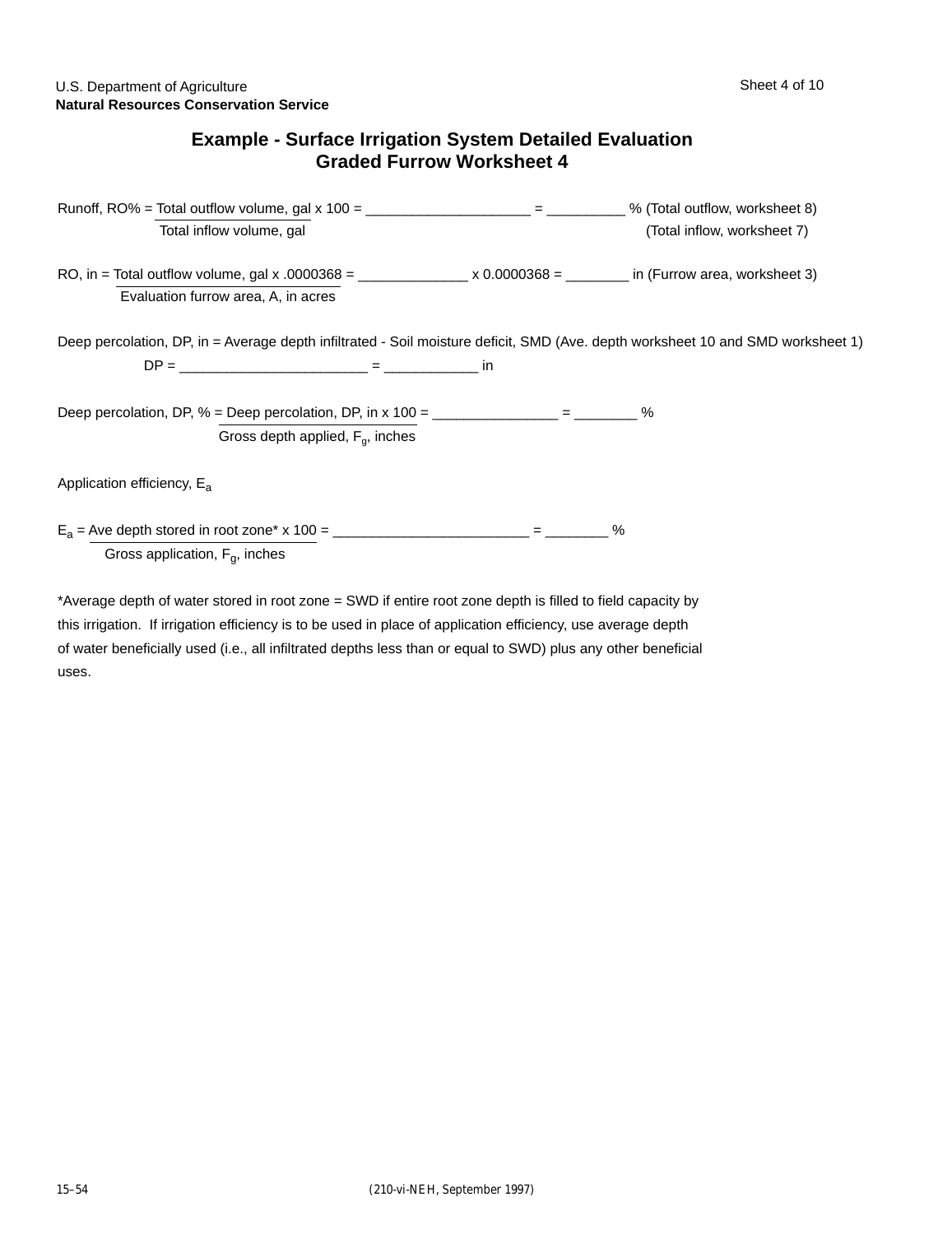U.S. Department of Agriculture
**Natural Resources Conservation Service**

Sheet 4 of 10

## Example - Surface Irrigation System Detailed Evaluation
## Graded Furrow Worksheet 4

Runoff, RO% = $\frac{\text{Total outflow volume, gal}}{\text{Total inflow volume, gal}} \times 100$ = ____________________ = _________ % (Total outflow, worksheet 8) (Total inflow, worksheet 7)

RO, in = $\frac{\text{Total outflow volume, gal} \times .0000368}{\text{Evaluation furrow area, A, in acres}}$ = _____________ x 0.0000368 = _______ in (Furrow area, worksheet 3)

Deep percolation, DP, in = Average depth infiltrated - Soil moisture deficit, SMD (Ave. depth worksheet 10 and SMD worksheet 1)

DP = _______________________ = ___________ in

Deep percolation, DP, % = $\frac{\text{Deep percolation, DP, in} \times 100}{\text{Gross depth applied, } F_g\text{, inches}}$ = _______________ = _______ %

Application efficiency, $E_a$

$E_a$ = $\frac{\text{Ave depth stored in root zone*} \times 100}{\text{Gross application, } F_g\text{, inches}}$ = ________________________ = _______ %

*Average depth of water stored in root zone = SWD if entire root zone depth is filled to field capacity by this irrigation. If irrigation efficiency is to be used in place of application efficiency, use average depth of water beneficially used (i.e., all infiltrated depths less than or equal to SWD) plus any other beneficial uses.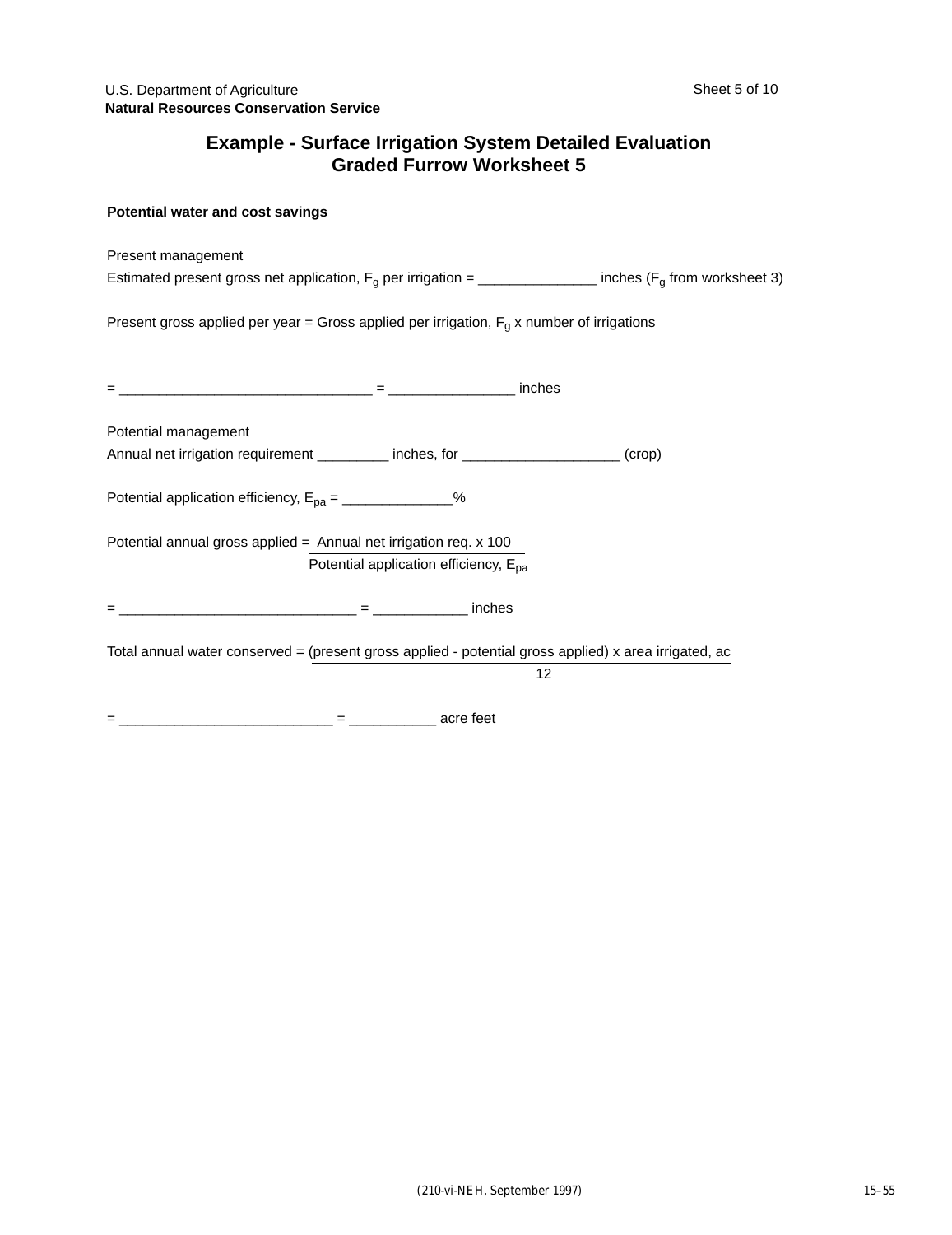**Natural Resources Conservation Service**

# Example - Surface Irrigation System Detailed Evaluation
## Graded Furrow Worksheet 5

**Potential water and cost savings**

Present management

Estimated present gross net application, $F_g$ per irrigation = _______________ inches ($F_g$ from worksheet 3)

Present gross applied per year = Gross applied per irrigation, $F_g$ x number of irrigations

= ________________________________ = ________________ inches

Potential management

Annual net irrigation requirement _________ inches, for ____________________ (crop)

Potential application efficiency, $E_{pa}$ = ______________%

$$\text{Potential annual gross applied} = \frac{\text{Annual net irrigation req.} \times 100}{\text{Potential application efficiency, } E_{pa}}$$

= ______________________________ = ____________ inches

$$\text{Total annual water conserved} = \frac{(\text{present gross applied} - \text{potential gross applied}) \times \text{area irrigated, ac}}{12}$$

= ___________________________ = ___________ acre feet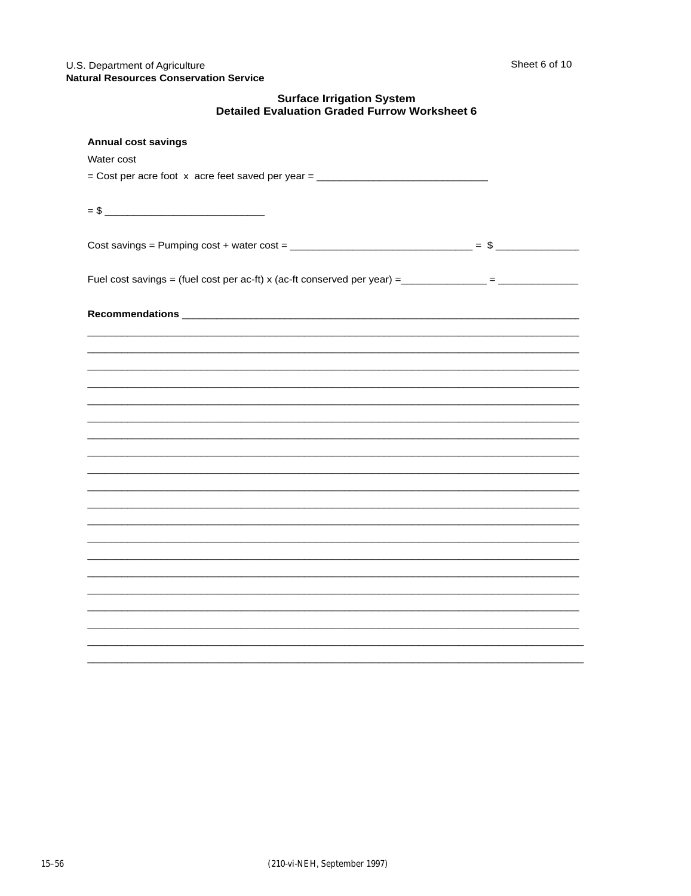U.S. Department of Agriculture
**Natural Resources Conservation Service**

## Surface Irrigation System
## Detailed Evaluation Graded Furrow Worksheet 6

**Annual cost savings**

Water cost

= Cost per acre foot x acre feet saved per year = ______________________________

= $ ____________________________

Cost savings = Pumping cost + water cost = ________________________________ = $ _______________

Fuel cost savings = (fuel cost per ac-ft) x (ac-ft conserved per year) =_______________ = ______________

**Recommendations** _____________________________________________________________________

_____________________________________________________________________________________

_____________________________________________________________________________________

_____________________________________________________________________________________

_____________________________________________________________________________________

_____________________________________________________________________________________

_____________________________________________________________________________________

_____________________________________________________________________________________

_____________________________________________________________________________________

_____________________________________________________________________________________

_____________________________________________________________________________________

_____________________________________________________________________________________

_____________________________________________________________________________________

_____________________________________________________________________________________

_____________________________________________________________________________________

_____________________________________________________________________________________

_____________________________________________________________________________________

_____________________________________________________________________________________

_____________________________________________________________________________________

_____________________________________________________________________________________

_____________________________________________________________________________________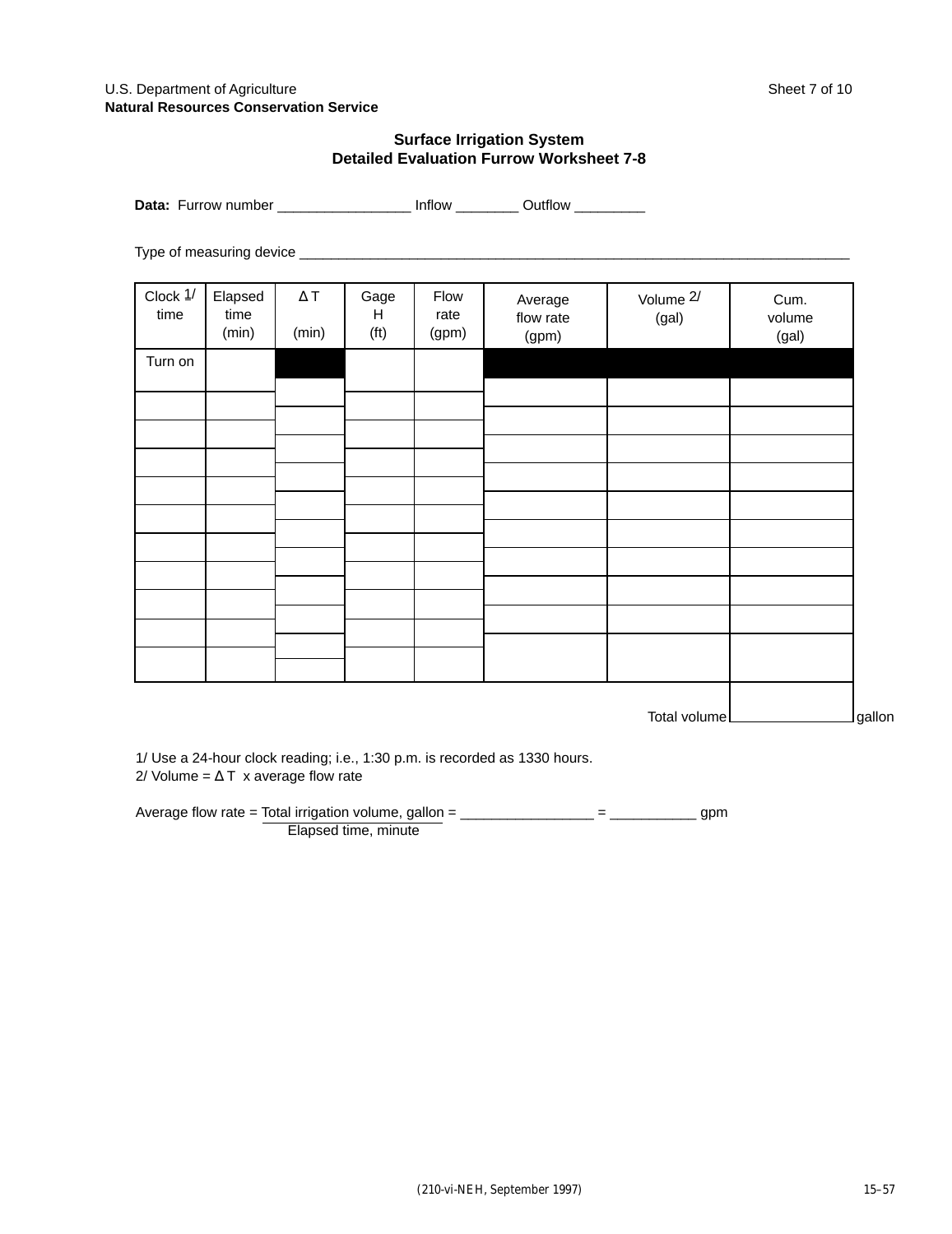U.S. Department of Agriculture
**Natural Resources Conservation Service**

## Surface Irrigation System
## Detailed Evaluation Furrow Worksheet 7-8

**Data:** Furrow number _________________ Inflow ________ Outflow _________

Type of measuring device ___________________________________________________________________________

| Clock [1/] time | Elapsed time (min) | Δ T (min) | Gage H (ft) | Flow rate (gpm) | Average flow rate (gpm) | Volume [2/] (gal) | Cum. volume (gal) |
|---|---|---|---|---|---|---|---|
| Turn on | | | | | | | |
| | | | | | | | |
| | | | | | | | |
| | | | | | | | |
| | | | | | | | |
| | | | | | | | |
| | | | | | | | |
| | | | | | | | |
| | | | | | | | |
| | | | | | | | |
| | | | | | | | |

Total volume ____________ gallon

1/ Use a 24-hour clock reading; i.e., 1:30 p.m. is recorded as 1330 hours.
2/ Volume = Δ T x average flow rate

Average flow rate = $\frac{\text{Total irrigation volume, gallon}}{\text{Elapsed time, minute}}$ = _________________ = ___________ gpm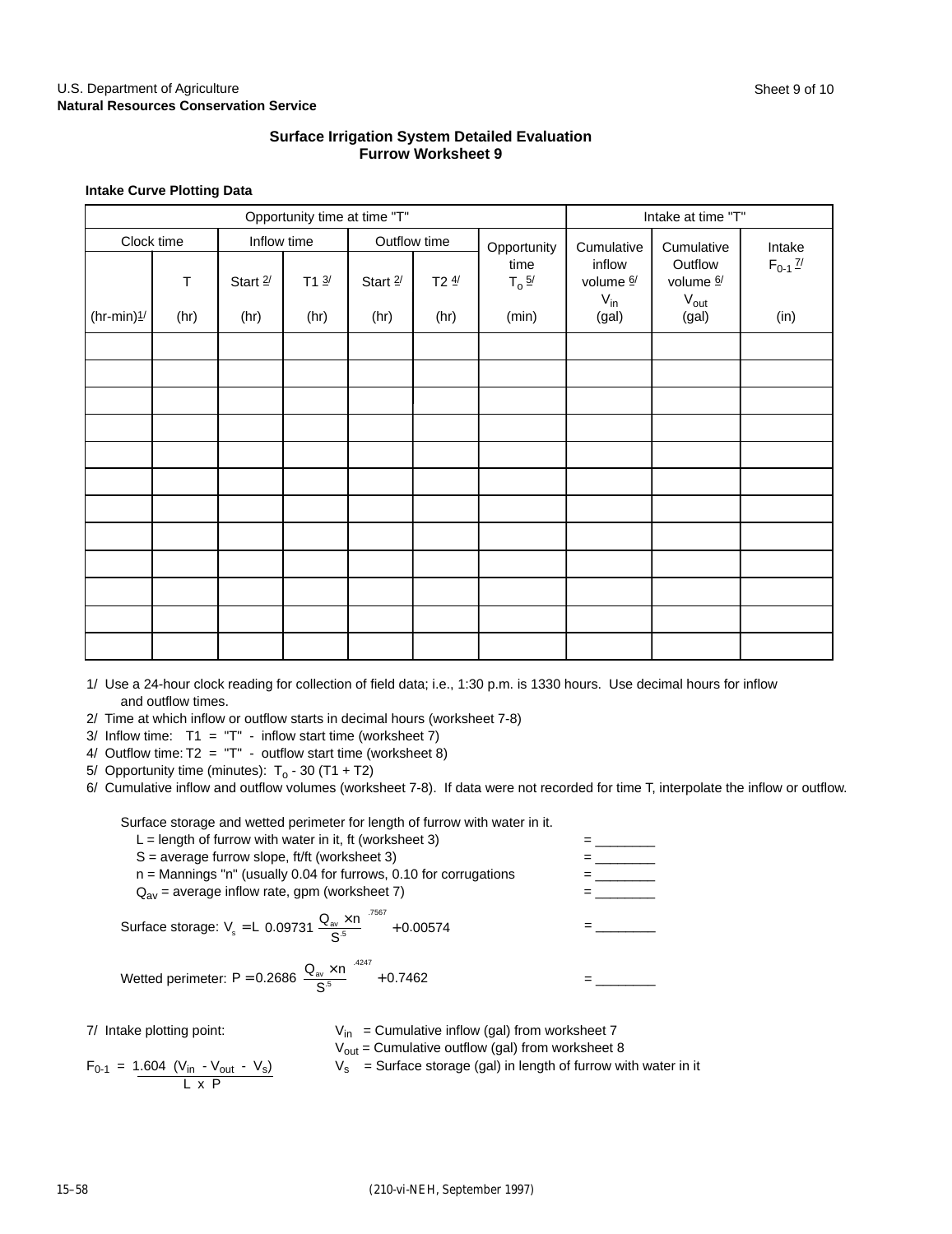U.S. Department of Agriculture
**Natural Resources Conservation Service**

## Surface Irrigation System Detailed Evaluation
## Furrow Worksheet 9

**Intake Curve Plotting Data**

| Opportunity time at time "T" | | | | | | | Intake at time "T" | | |
|---|---|---|---|---|---|---|---|---|---|
| Clock time | | Inflow time | | Outflow time | | Opportunity time $T_o$ 5/ (min) | Cumulative inflow volume 6/ $V_{in}$ (gal) | Cumulative Outflow volume 6/ $V_{out}$ (gal) | Intake $F_{0-1}$ 7/ (in) |
| (hr-min)1/ | T (hr) | Start 2/ (hr) | T1 3/ (hr) | Start 2/ (hr) | T2 4/ (hr) | | | | |
| | | | | | | | | | |
| | | | | | | | | | |
| | | | | | | | | | |
| | | | | | | | | | |
| | | | | | | | | | |
| | | | | | | | | | |
| | | | | | | | | | |
| | | | | | | | | | |
| | | | | | | | | | |
| | | | | | | | | | |
| | | | | | | | | | |
| | | | | | | | | | |

1/ Use a 24-hour clock reading for collection of field data; i.e., 1:30 p.m. is 1330 hours. Use decimal hours for inflow and outflow times.
2/ Time at which inflow or outflow starts in decimal hours (worksheet 7-8)
3/ Inflow time: T1 = "T" - inflow start time (worksheet 7)
4/ Outflow time: T2 = "T" - outflow start time (worksheet 8)
5/ Opportunity time (minutes): $T_o$ - 30 (T1 + T2)
6/ Cumulative inflow and outflow volumes (worksheet 7-8). If data were not recorded for time T, interpolate the inflow or outflow.

Surface storage and wetted perimeter for length of furrow with water in it.

L = length of furrow with water in it, ft (worksheet 3) = ________
S = average furrow slope, ft/ft (worksheet 3) = ________
n = Mannings "n" (usually 0.04 for furrows, 0.10 for corrugations = ________
$Q_{av}$ = average inflow rate, gpm (worksheet 7) = ________

Surface storage: $V_s = L\left[0.09731\left(\frac{Q_{av} \times n}{S^{.5}}\right)^{.7567} + 0.00574\right]$ = ________

Wetted perimeter: $P = 0.2686\left(\frac{Q_{av} \times n}{S^{.5}}\right)^{.4247} + 0.7462$ = ________

7/ Intake plotting point:

$$F_{0-1} = \frac{1.604\ (V_{in} - V_{out} - V_s)}{L \times P}$$

$V_{in}$ = Cumulative inflow (gal) from worksheet 7
$V_{out}$ = Cumulative outflow (gal) from worksheet 8
$V_s$ = Surface storage (gal) in length of furrow with water in it

(210-vi-NEH, September 1997)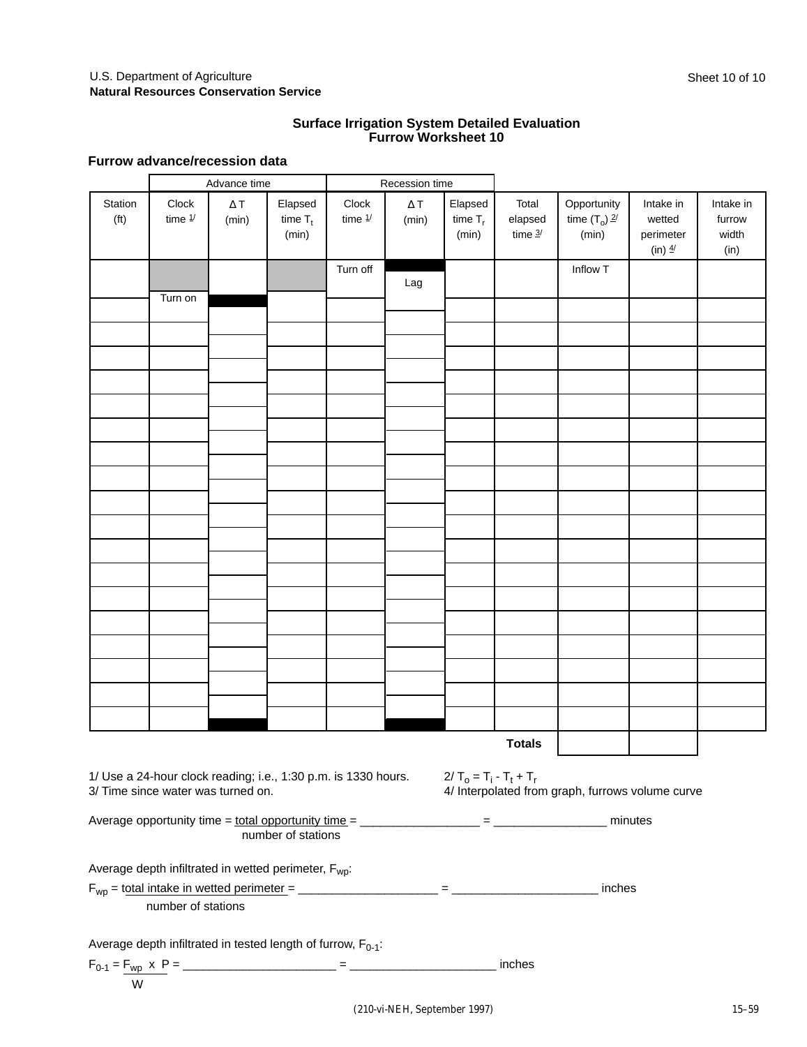U.S. Department of Agriculture
**Natural Resources Conservation Service**

### Surface Irrigation System Detailed Evaluation
### Furrow Worksheet 10

**Furrow advance/recession data**

| Station (ft) | Advance time: Clock time 1/ | Advance time: ΔT (min) | Advance time: Elapsed time $T_t$ (min) | Recession time: Clock time 1/ | Recession time: ΔT (min) | Recession time: Elapsed time $T_r$ (min) | Total elapsed time 3/ | Opportunity time ($T_o$) 2/ (min) | Intake in wetted perimeter (in) 4/ | Intake in furrow width (in) |
|---|---|---|---|---|---|---|---|---|---|---|
| | Turn on | | | Turn off | Lag | | | Inflow T | | |
| | | | | | | | | | | |
| | | | | | | | | | | |
| | | | | | | | | | | |
| | | | | | | | | | | |
| | | | | | | | | | | |
| | | | | | | | | | | |
| | | | | | | | | | | |
| | | | | | | | | | | |
| | | | | | | | | | | |
| | | | | | | | | | | |
| | | | | | | | | | | |
| | | | | | | | | | | |
| | | | | | | | | | | |
| | | | | | | | | | | |
| | | | | | | | | | | |
| | | | | | | | | | | |
| | | | | | | | | | | |
| | | | | | | | | | | |
| | | | | | | | Totals | | | |

1/ Use a 24-hour clock reading; i.e., 1:30 p.m. is 1330 hours.
2/ $T_o = T_i - T_t + T_r$
3/ Time since water was turned on.
4/ Interpolated from graph, furrows volume curve

Average opportunity time = $\dfrac{\text{total opportunity time}}{\text{number of stations}}$ = __________________ = _________________ minutes

Average depth infiltrated in wetted perimeter, $F_{wp}$:

$F_{wp} = \dfrac{\text{total intake in wetted perimeter}}{\text{number of stations}}$ = _____________________ = ______________________ inches

Average depth infiltrated in tested length of furrow, $F_{0-1}$:

$F_{0-1} = \dfrac{F_{wp} \times P}{W}$ = ________________________ = ______________________ inches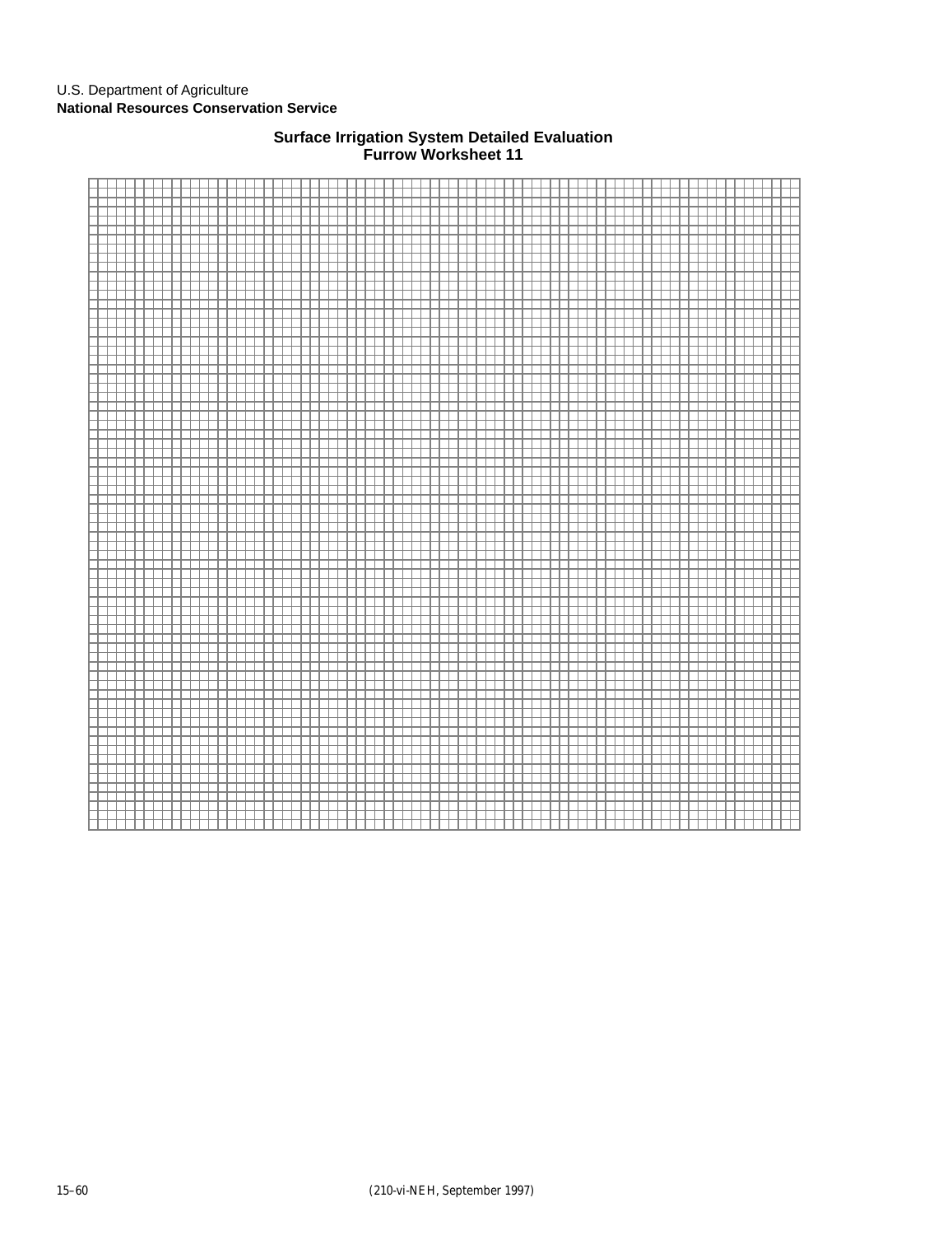U.S. Department of Agriculture
**National Resources Conservation Service**

## Surface Irrigation System Detailed Evaluation
## Furrow Worksheet 11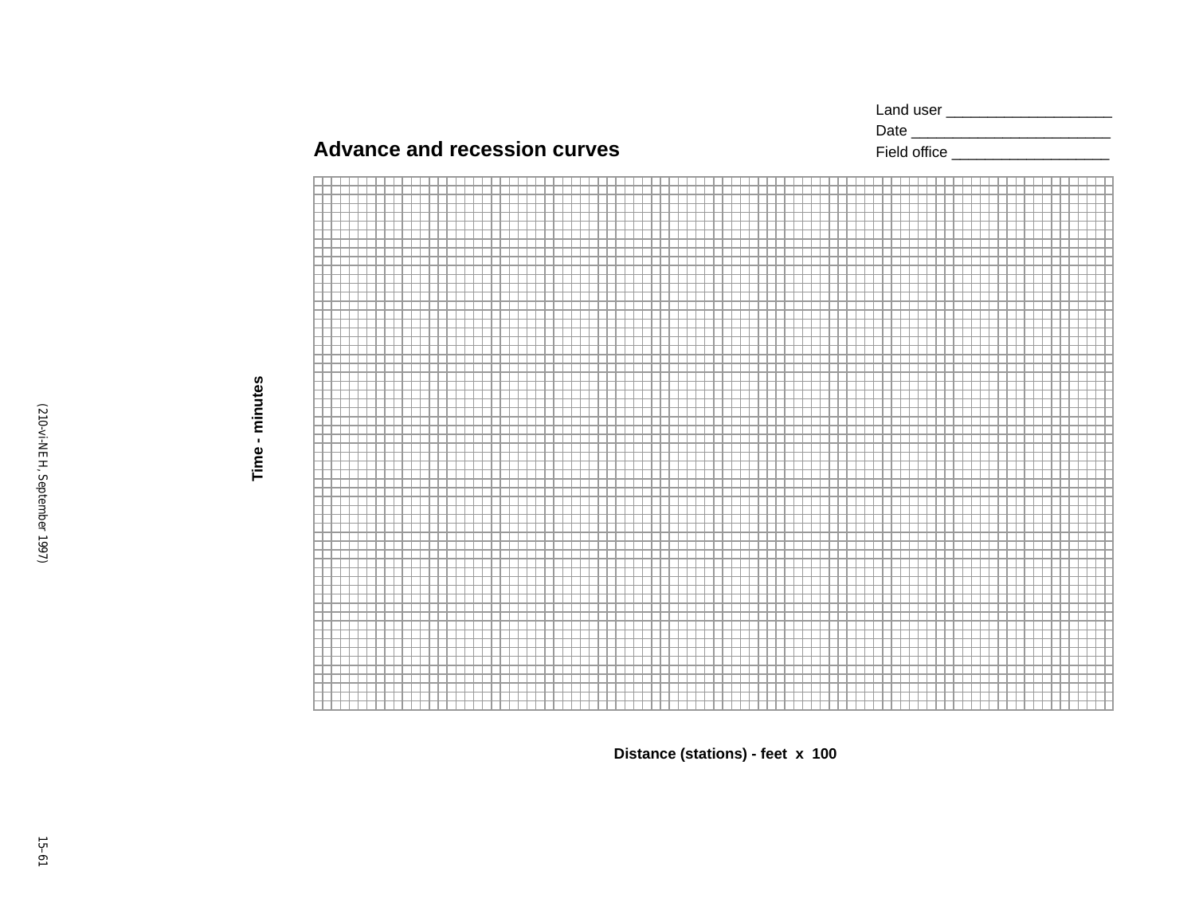Land user ____________________

Date ________________________

Field office ___________________

## Advance and recession curves

Time - minutes

Distance (stations) - feet x 100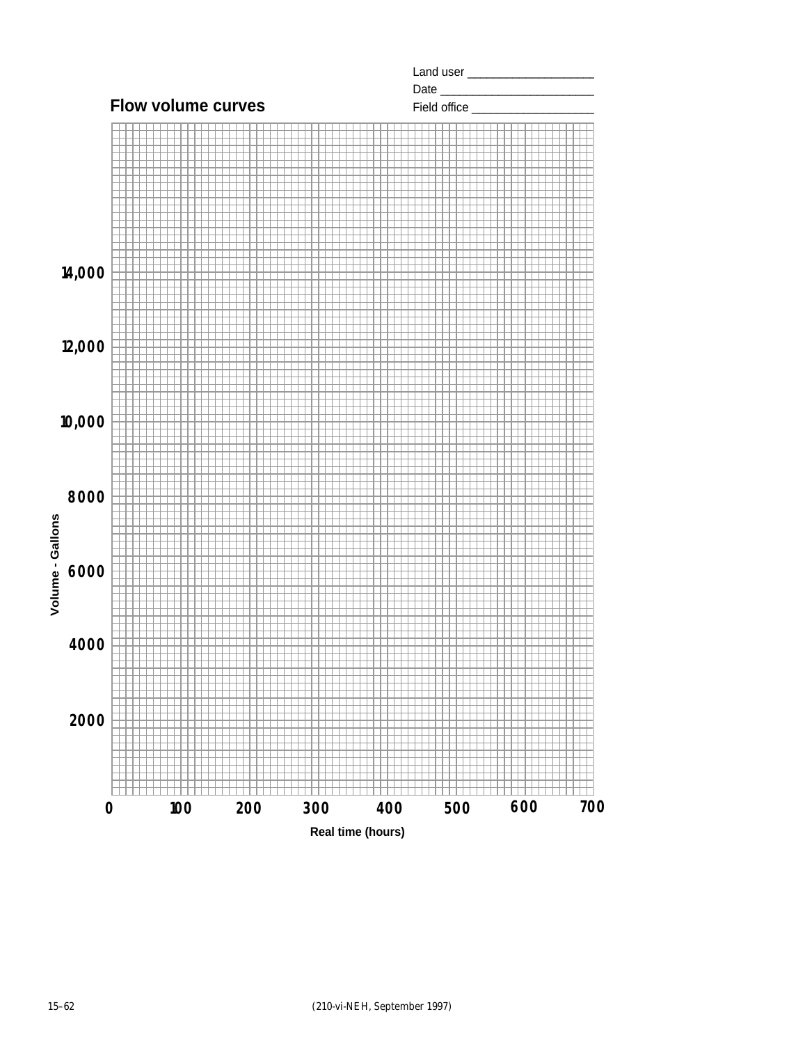Land user ____________________

Date ________________________

Field office ___________________

## Flow volume curves

Volume - Gallons: 2000, 4000, 6000, 8000, 10,000, 12,000, 14,000

Real time (hours): 0, 100, 200, 300, 400, 500, 600, 700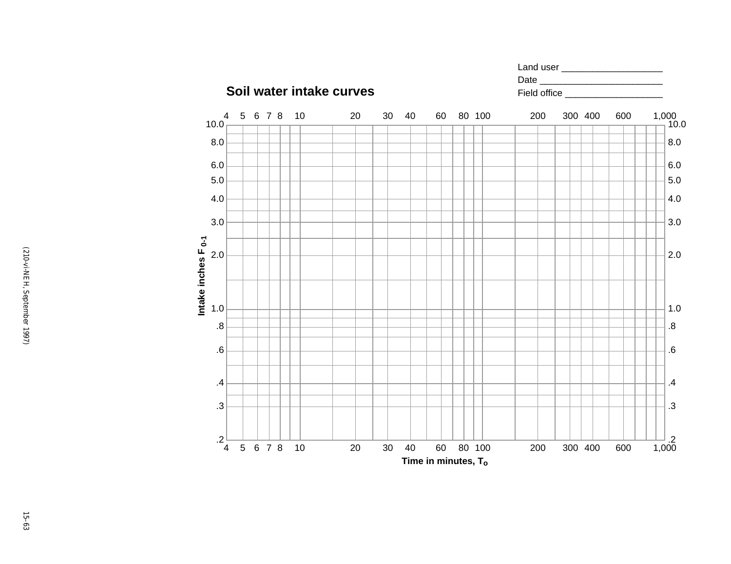Land user ____________________

Date ________________________

Field office ____________________

# Soil water intake curves

Intake inches $F_{0-1}$

Time in minutes, $T_o$

| Time in minutes | 4 | 5 | 6 | 7 | 8 | 10 | 20 | 30 | 40 | 60 | 80 | 100 | 200 | 300 | 400 | 600 | 1,000 |
|---|---|---|---|---|---|---|---|---|---|---|---|---|---|---|---|---|---|
| 10.0 | | | | | | | | | | | | | | | | | |
| 8.0 | | | | | | | | | | | | | | | | | |
| 6.0 | | | | | | | | | | | | | | | | | |
| 5.0 | | | | | | | | | | | | | | | | | |
| 4.0 | | | | | | | | | | | | | | | | | |
| 3.0 | | | | | | | | | | | | | | | | | |
| 2.0 | | | | | | | | | | | | | | | | | |
| 1.0 | | | | | | | | | | | | | | | | | |
| .8 | | | | | | | | | | | | | | | | | |
| .6 | | | | | | | | | | | | | | | | | |
| .4 | | | | | | | | | | | | | | | | | |
| .3 | | | | | | | | | | | | | | | | | |
| .2 | | | | | | | | | | | | | | | | | |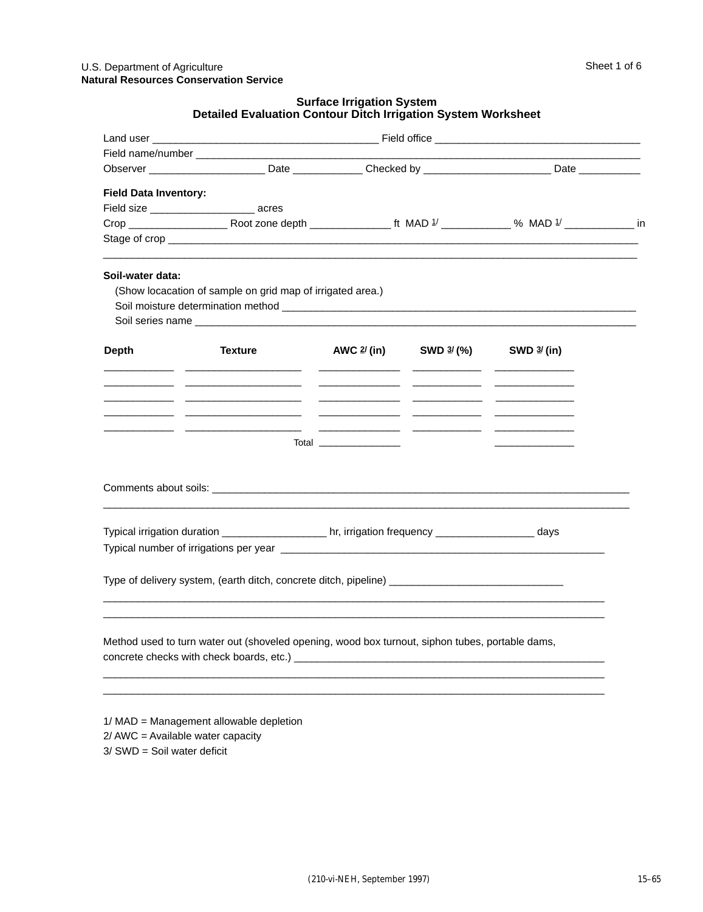U.S. Department of Agriculture
**Natural Resources Conservation Service**

Sheet 1 of 6

## Surface Irrigation System
## Detailed Evaluation Contour Ditch Irrigation System Worksheet

Land user ______________________________________ Field office __________________________________

Field name/number ________________________________________________________________________

Observer ___________________ Date ____________ Checked by ______________________ Date __________

**Field Data Inventory:**

Field size __________________ acres

Crop _________________ Root zone depth ______________ ft MAD [1/] ____________ % MAD [1/] ____________ in

Stage of crop ______________________________________________________________________________

____________________________________________________________________________________________

**Soil-water data:**

(Show locacation of sample on grid map of irrigated area.)

Soil moisture determination method ______________________________________________________________

Soil series name ____________________________________________________________________________

| Depth | Texture | AWC [2/] (in) | SWD [3/] (%) | SWD [3/] (in) |
|---|---|---|---|---|
| ____________ | ____________________ | ______________ | ____________ | ______________ |
| ____________ | ____________________ | ______________ | ____________ | ______________ |
| ____________ | ____________________ | ______________ | ____________ | ______________ |
| ____________ | ____________________ | ______________ | ____________ | ______________ |
| ____________ | ____________________ | ______________ | ____________ | ______________ |
| | Total | ______________ | | ______________ |

Comments about soils: _______________________________________________________________________

____________________________________________________________________________________________

Typical irrigation duration __________________ hr, irrigation frequency _________________ days

Typical number of irrigations per year __________________________________________________________

Type of delivery system, (earth ditch, concrete ditch, pipeline) ______________________________

____________________________________________________________________________________________

____________________________________________________________________________________________

Method used to turn water out (shoveled opening, wood box turnout, siphon tubes, portable dams, concrete checks with check boards, etc.) _______________________________________________________

____________________________________________________________________________________________

____________________________________________________________________________________________

1/ MAD = Management allowable depletion
2/ AWC = Available water capacity
3/ SWD = Soil water deficit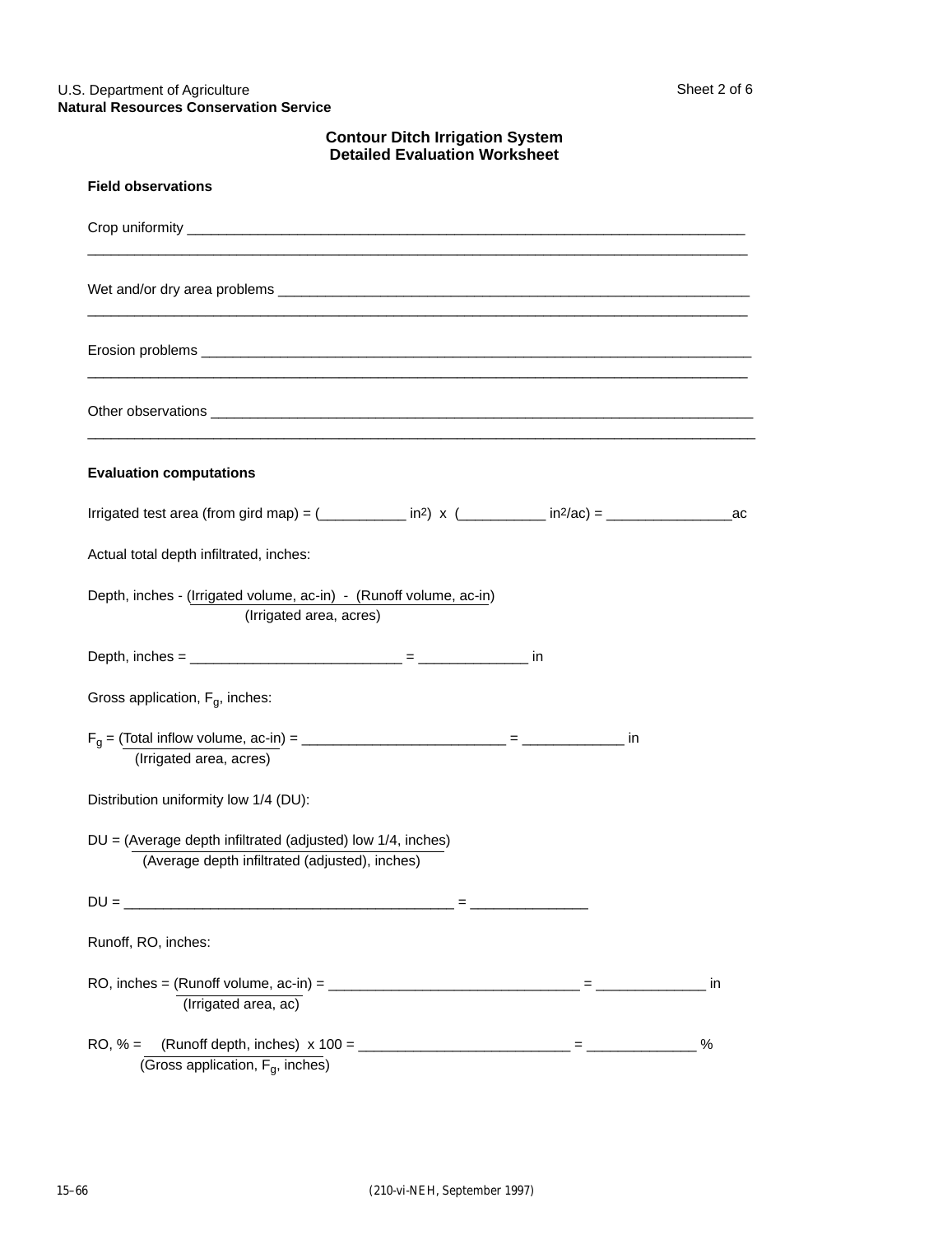U.S. Department of Agriculture
**Natural Resources Conservation Service**

Sheet 2 of 6

## Contour Ditch Irrigation System
## Detailed Evaluation Worksheet

**Field observations**

Crop uniformity ___________________________________________________________________________
______________________________________________________________________________________

Wet and/or dry area problems _____________________________________________________________
______________________________________________________________________________________

Erosion problems ___________________________________________________________________________
______________________________________________________________________________________

Other observations _________________________________________________________________________
______________________________________________________________________________________

**Evaluation computations**

Irrigated test area (from gird map) = (___________ $in^2$) x (___________ $in^2$/ac) = ________________ac

Actual total depth infiltrated, inches:

$$\text{Depth, inches} - \frac{(\text{Irrigated volume, ac-in}) - (\text{Runoff volume, ac-in})}{(\text{Irrigated area, acres})}$$

Depth, inches = ___________________________ = ______________ in

Gross application, $F_g$, inches:

$$F_g = \frac{(\text{Total inflow volume, ac-in})}{(\text{Irrigated area, acres})} = \text{\_\_\_\_\_\_\_\_\_\_\_\_\_\_\_\_\_\_\_\_\_\_\_\_\_\_} = \text{\_\_\_\_\_\_\_\_\_\_\_\_\_ in}$$

Distribution uniformity low 1/4 (DU):

$$DU = \frac{(\text{Average depth infiltrated (adjusted) low 1/4, inches})}{(\text{Average depth infiltrated (adjusted), inches})}$$

DU = __________________________________________ = _______________

Runoff, RO, inches:

$$\text{RO, inches} = \frac{(\text{Runoff volume, ac-in})}{(\text{Irrigated area, ac})} = \text{\_\_\_\_\_\_\_\_\_\_\_\_\_\_\_\_\_\_\_\_\_\_\_\_\_\_\_\_\_\_\_\_} = \text{\_\_\_\_\_\_\_\_\_\_\_\_\_\_ in}$$

$$\text{RO, \%} = \frac{(\text{Runoff depth, inches})}{(\text{Gross application, } F_g\text{, inches})} \times 100 = \text{\_\_\_\_\_\_\_\_\_\_\_\_\_\_\_\_\_\_\_\_\_\_\_\_\_\_\_} = \text{\_\_\_\_\_\_\_\_\_\_\_\_\_\_ \%}$$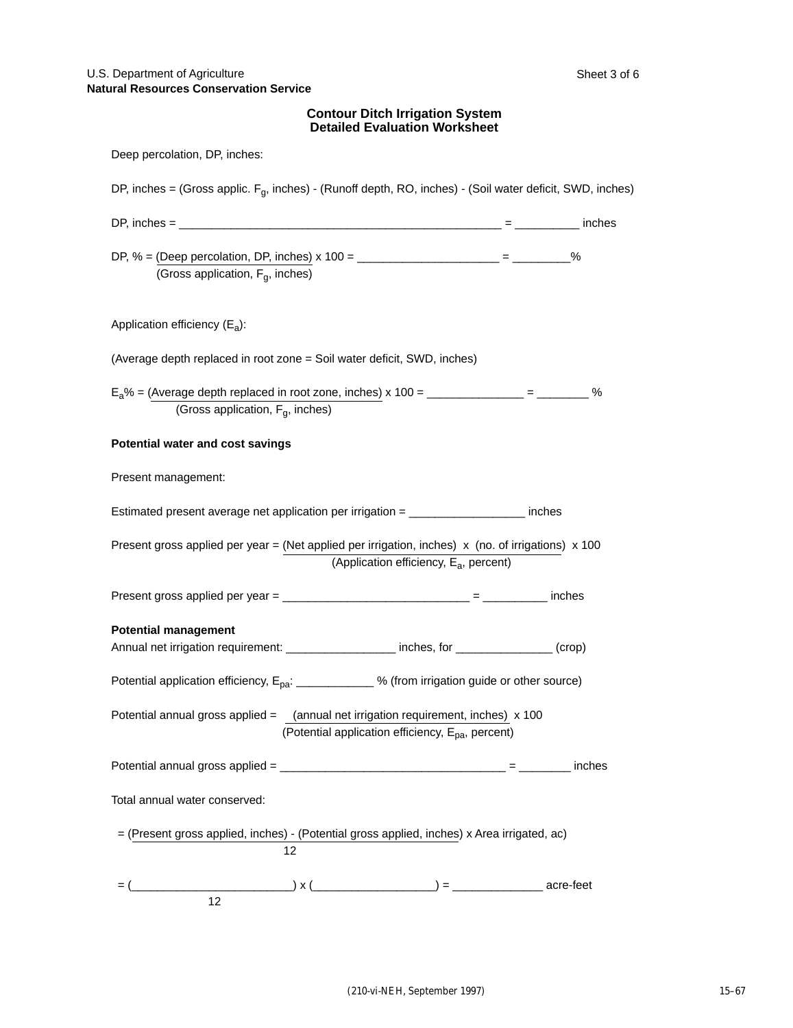U.S. Department of Agriculture
**Natural Resources Conservation Service**

## Contour Ditch Irrigation System
## Detailed Evaluation Worksheet

Deep percolation, DP, inches:

DP, inches = (Gross applic. $F_g$, inches) - (Runoff depth, RO, inches) - (Soil water deficit, SWD, inches)

DP, inches = ______________________________________________ = __________ inches

$$\text{DP, \%} = \frac{\text{(Deep percolation, DP, inches)}}{\text{(Gross application, } F_g\text{, inches)}} \times 100$$ = ______________________ = _________%

Application efficiency ($E_a$):

(Average depth replaced in root zone = Soil water deficit, SWD, inches)

$$E_a\% = \frac{\text{(Average depth replaced in root zone, inches)}}{\text{(Gross application, } F_g\text{, inches)}} \times 100$$ = _______________ = ________ %

**Potential water and cost savings**

Present management:

Estimated present average net application per irrigation = __________________ inches

$$\text{Present gross applied per year} = \frac{\text{(Net applied per irrigation, inches)} \times \text{(no. of irrigations)}}{\text{(Application efficiency, } E_a\text{, percent)}} \times 100$$

Present gross applied per year = _____________________________ = __________ inches

**Potential management**

Annual net irrigation requirement: _________________ inches, for _______________ (crop)

Potential application efficiency, $E_{pa}$: ____________ % (from irrigation guide or other source)

$$\text{Potential annual gross applied} = \frac{\text{(annual net irrigation requirement, inches)}}{\text{(Potential application efficiency, } E_{pa}\text{, percent)}} \times 100$$

Potential annual gross applied = ___________________________________ = ________ inches

Total annual water conserved:

$$= \frac{\text{(Present gross applied, inches) - (Potential gross applied, inches)}}{12} \times \text{Area irrigated, ac)}$$

$$= \frac{(\_\_\_\_\_\_\_\_\_\_\_\_\_\_\_\_\_\_\_\_\_\_\_\_\_)}{12} \times (\_\_\_\_\_\_\_\_\_\_\_\_\_\_\_\_\_\_\_)$$ = ______________ acre-feet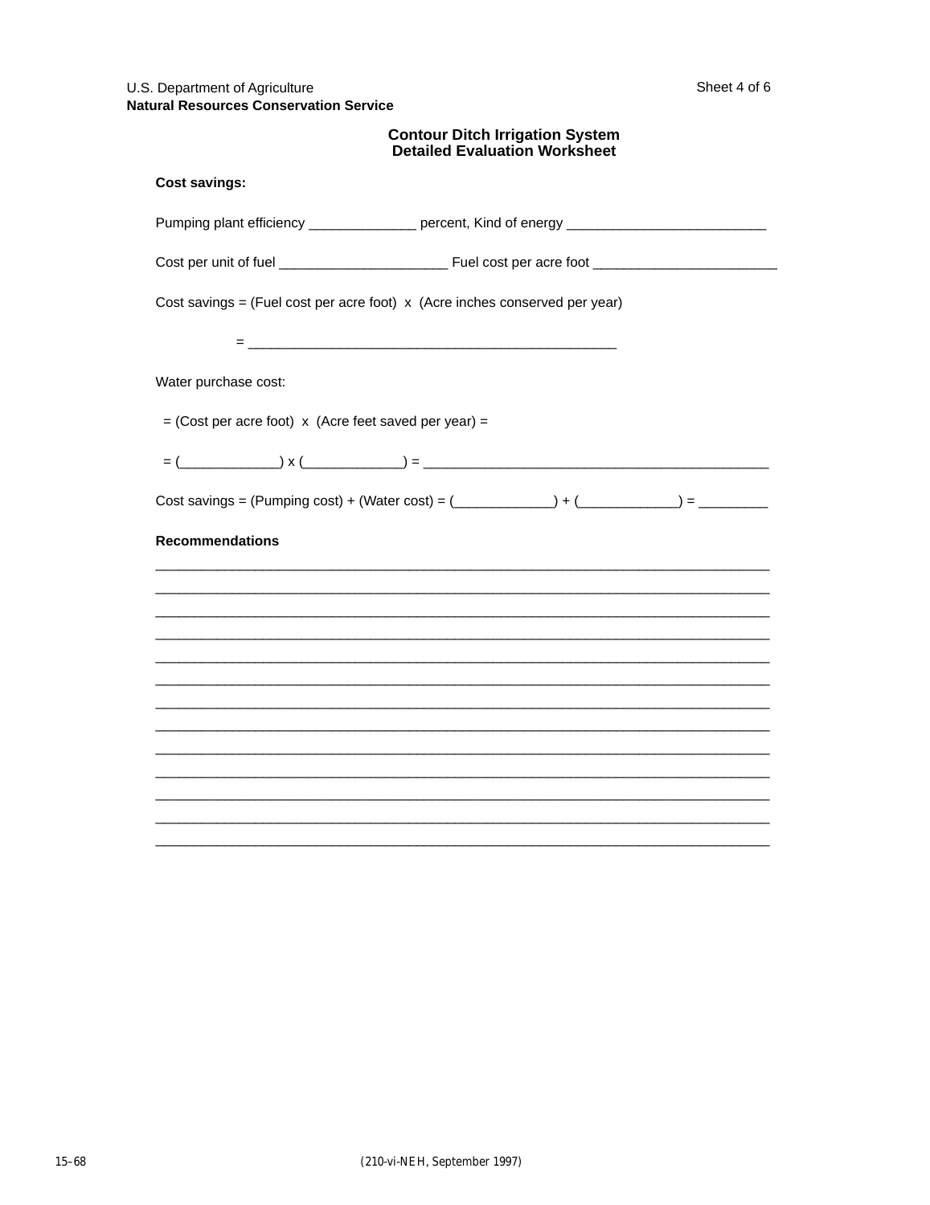U.S. Department of Agriculture
**Natural Resources Conservation Service**

## Contour Ditch Irrigation System
## Detailed Evaluation Worksheet

**Cost savings:**

Pumping plant efficiency ______________ percent, Kind of energy __________________________

Cost per unit of fuel ______________________ Fuel cost per acre foot ________________________

Cost savings = (Fuel cost per acre foot) x (Acre inches conserved per year)

= ________________________________________________

Water purchase cost:

= (Cost per acre foot) x (Acre feet saved per year) =

= (_____________) x (_____________) = _____________________________________________

Cost savings = (Pumping cost) + (Water cost) = (_____________) + (_____________) = _________

**Recommendations**

________________________________________________________________________________
________________________________________________________________________________
________________________________________________________________________________
________________________________________________________________________________
________________________________________________________________________________
________________________________________________________________________________
________________________________________________________________________________
________________________________________________________________________________
________________________________________________________________________________
________________________________________________________________________________
________________________________________________________________________________
________________________________________________________________________________
________________________________________________________________________________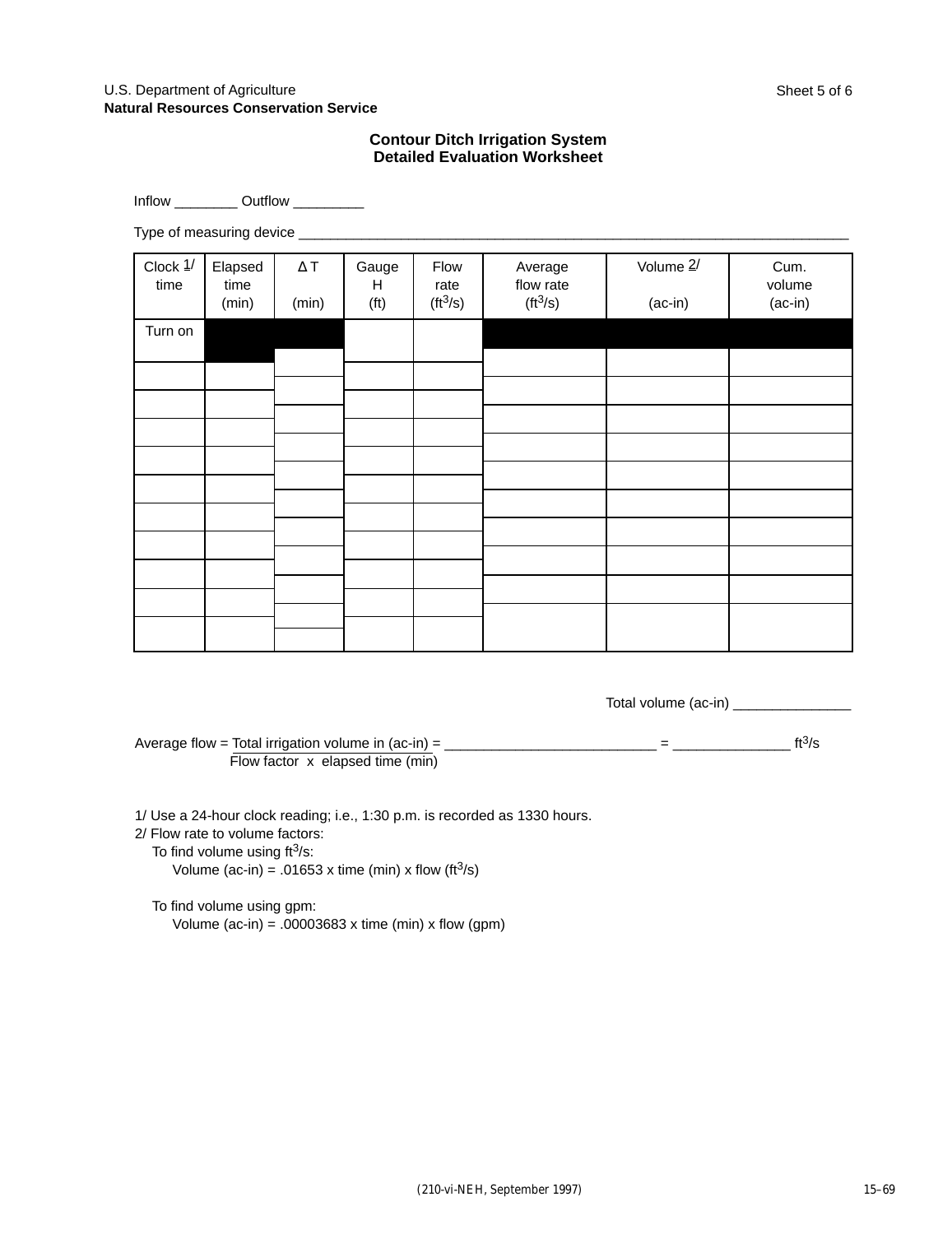U.S. Department of Agriculture
**Natural Resources Conservation Service**

Sheet 5 of 6

## Contour Ditch Irrigation System
## Detailed Evaluation Worksheet

Inflow ________ Outflow _________

Type of measuring device ___________________________________________________________________________

| Clock 1/ time | Elapsed time (min) | Δ T (min) | Gauge H (ft) | Flow rate ($ft^3/s$) | Average flow rate ($ft^3/s$) | Volume 2/ (ac-in) | Cum. volume (ac-in) |
|---|---|---|---|---|---|---|---|
| Turn on | | | | | | | |
| | | | | | | | |
| | | | | | | | |
| | | | | | | | |
| | | | | | | | |
| | | | | | | | |
| | | | | | | | |
| | | | | | | | |
| | | | | | | | |
| | | | | | | | |
| | | | | | | | |

Total volume (ac-in) _______________

Average flow = $\dfrac{\text{Total irrigation volume in (ac-in)}}{\text{Flow factor x elapsed time (min)}}$ = ___________________________ = _______________ $ft^3/s$

1/ Use a 24-hour clock reading; i.e., 1:30 p.m. is recorded as 1330 hours.
2/ Flow rate to volume factors:
  To find volume using $ft^3/s$:
    Volume (ac-in) = .01653 x time (min) x flow ($ft^3/s$)

  To find volume using gpm:
    Volume (ac-in) = .00003683 x time (min) x flow (gpm)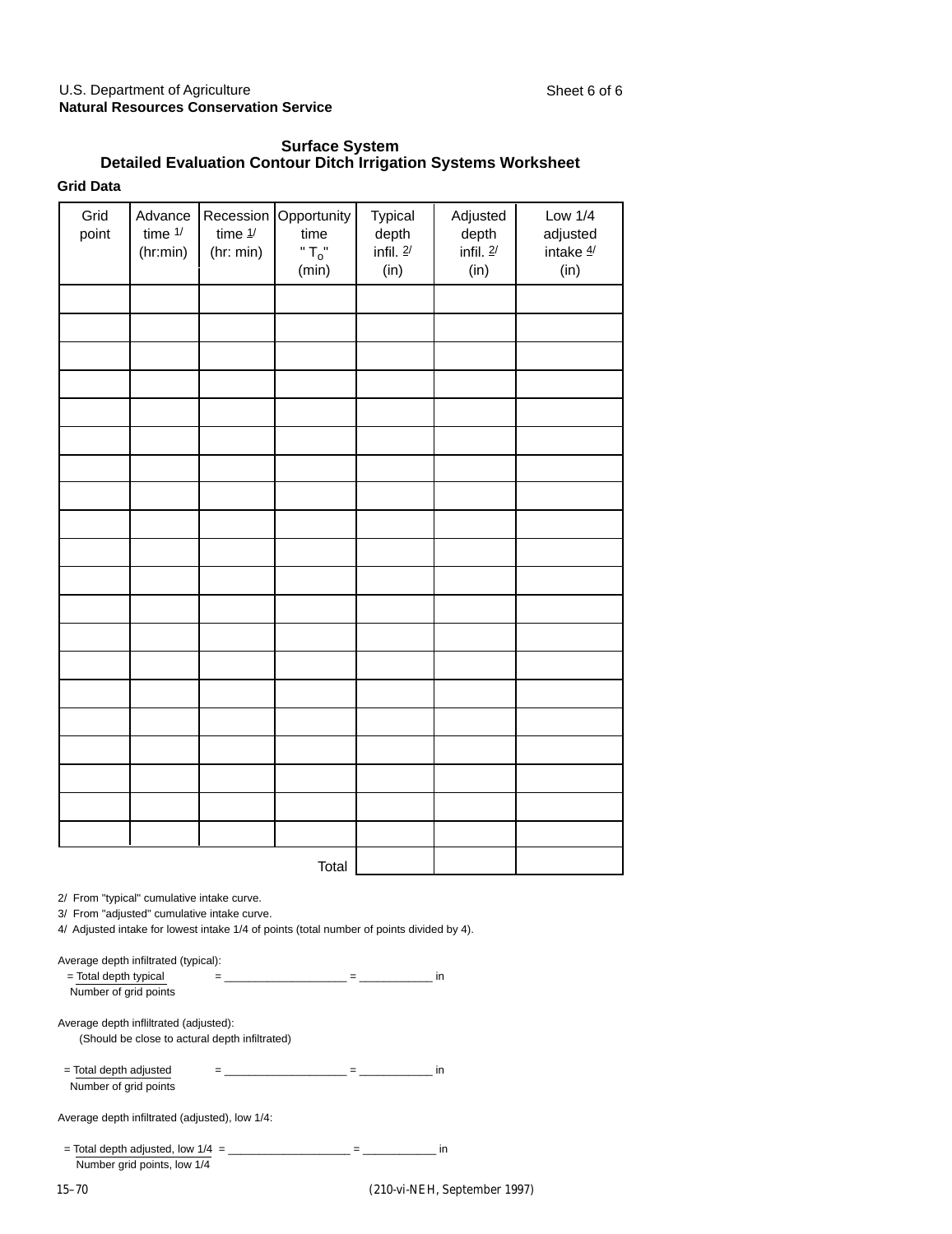U.S. Department of Agriculture
**Natural Resources Conservation Service**

### Surface System
### Detailed Evaluation Contour Ditch Irrigation Systems Worksheet

**Grid Data**

| Grid point | Advance time 1/ (hr:min) | Recession time 1/ (hr: min) | Opportunity time "$T_o$" (min) | Typical depth infil. 2/ (in) | Adjusted depth infil. 2/ (in) | Low 1/4 adjusted intake 4/ (in) |
|---|---|---|---|---|---|---|
| | | | | | | |
| | | | | | | |
| | | | | | | |
| | | | | | | |
| | | | | | | |
| | | | | | | |
| | | | | | | |
| | | | | | | |
| | | | | | | |
| | | | | | | |
| | | | | | | |
| | | | | | | |
| | | | | | | |
| | | | | | | |
| | | | | | | |
| | | | | | | |
| | | | | | | |
| | | | | | | |
| | | | | | | |
| | | | | | | |
| | | | Total | | | |

2/ From "typical" cumulative intake curve.
3/ From "adjusted" cumulative intake curve.
4/ Adjusted intake for lowest intake 1/4 of points (total number of points divided by 4).

Average depth infiltrated (typical):

$= \frac{\text{Total depth typical}}{\text{Number of grid points}}$ = ____________________ = ____________ in

Average depth inflitrated (adjusted):
(Should be close to actural depth infiltrated)

$= \frac{\text{Total depth adjusted}}{\text{Number of grid points}}$ = ____________________ = ____________ in

Average depth infiltrated (adjusted), low 1/4:

$= \frac{\text{Total depth adjusted, low 1/4}}{\text{Number grid points, low 1/4}}$ = ____________________ = ____________ in

(210-vi-NEH, September 1997)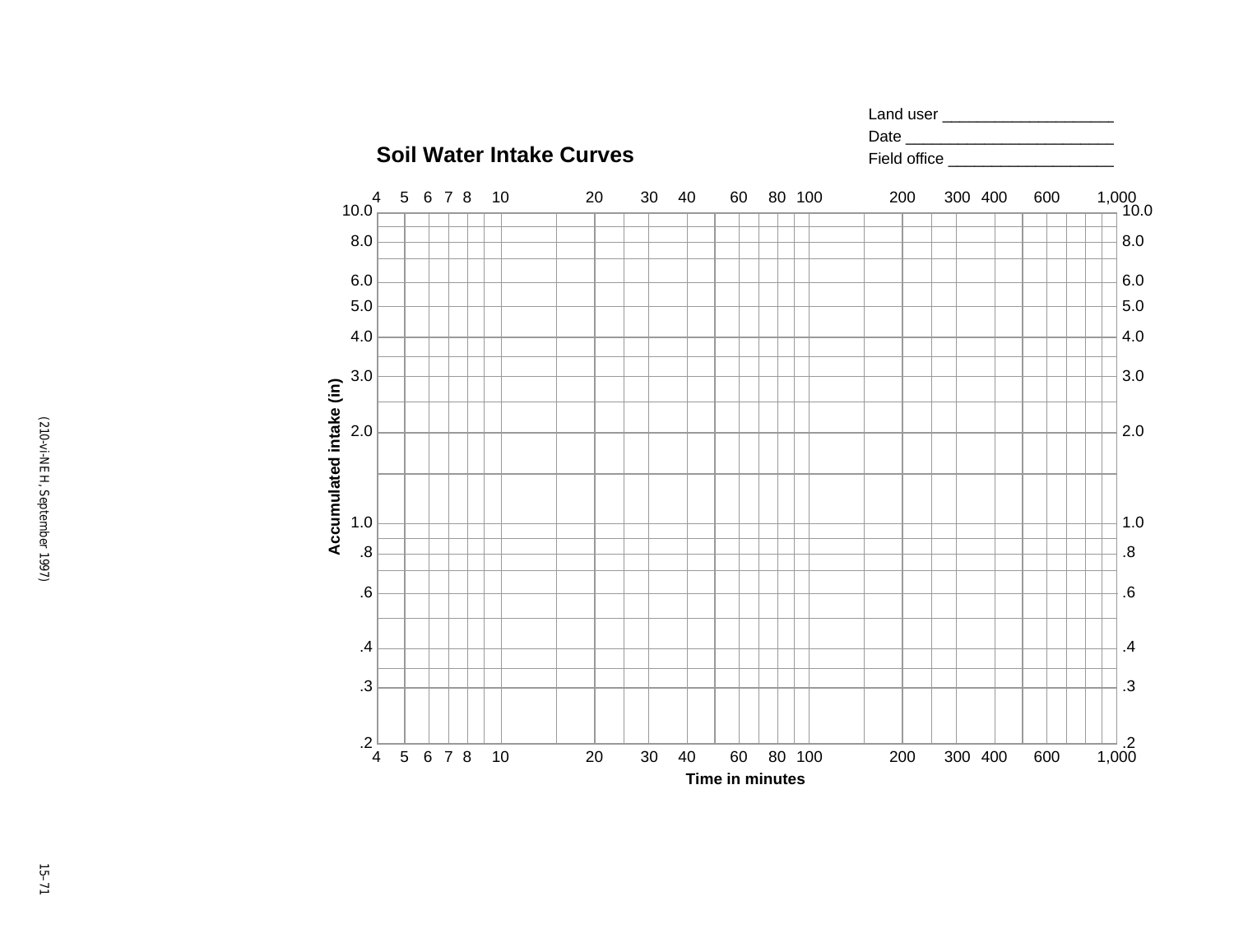Land user ____________________

Date ________________________

Field office ___________________

## Soil Water Intake Curves

Accumulated intake (in): .2, .3, .4, .6, .8, 1.0, 2.0, 3.0, 4.0, 5.0, 6.0, 8.0, 10.0

Time in minutes: 4, 5, 6, 7, 8, 10, 20, 30, 40, 60, 80, 100, 200, 300, 400, 600, 1,000

(210-vi-NEH, September 1997)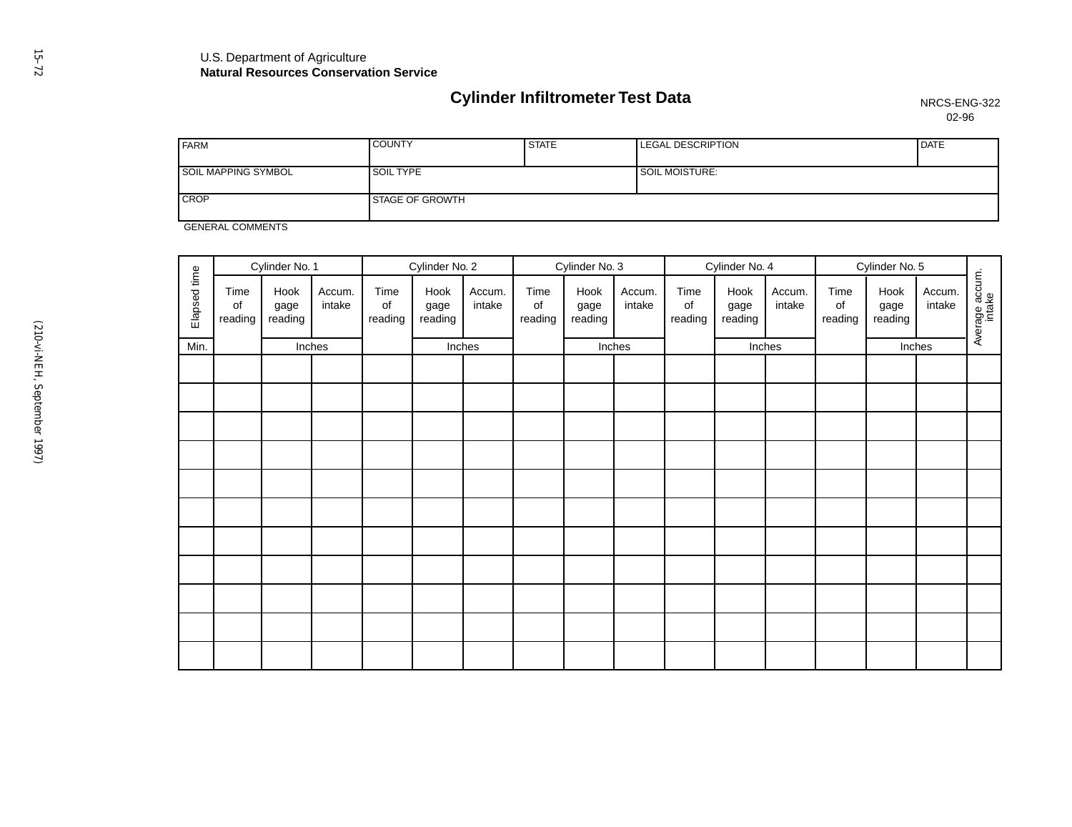U.S. Department of Agriculture
**Natural Resources Conservation Service**

# Cylinder Infiltrometer Test Data

NRCS-ENG-322
02-96

| FARM | COUNTY | STATE | LEGAL DESCRIPTION | DATE |
|---|---|---|---|---|
| SOIL MAPPING SYMBOL | SOIL TYPE | | SOIL MOISTURE: | |
| CROP | STAGE OF GROWTH | | | |

GENERAL COMMENTS

| Elapsed time | Cylinder No. 1 | | | Cylinder No. 2 | | | Cylinder No. 3 | | | Cylinder No. 4 | | | Cylinder No. 5 | | | Average accum. intake |
|---|---|---|---|---|---|---|---|---|---|---|---|---|---|---|---|---|
| | Time of reading | Hook gage reading | Accum. intake | Time of reading | Hook gage reading | Accum. intake | Time of reading | Hook gage reading | Accum. intake | Time of reading | Hook gage reading | Accum. intake | Time of reading | Hook gage reading | Accum. intake | |
| Min. | | Inches | | | Inches | | | Inches | | | Inches | | | Inches | | |
| | | | | | | | | | | | | | | | | |
| | | | | | | | | | | | | | | | | |
| | | | | | | | | | | | | | | | | |
| | | | | | | | | | | | | | | | | |
| | | | | | | | | | | | | | | | | |
| | | | | | | | | | | | | | | | | |
| | | | | | | | | | | | | | | | | |
| | | | | | | | | | | | | | | | | |
| | | | | | | | | | | | | | | | | |
| | | | | | | | | | | | | | | | | |
| | | | | | | | | | | | | | | | | |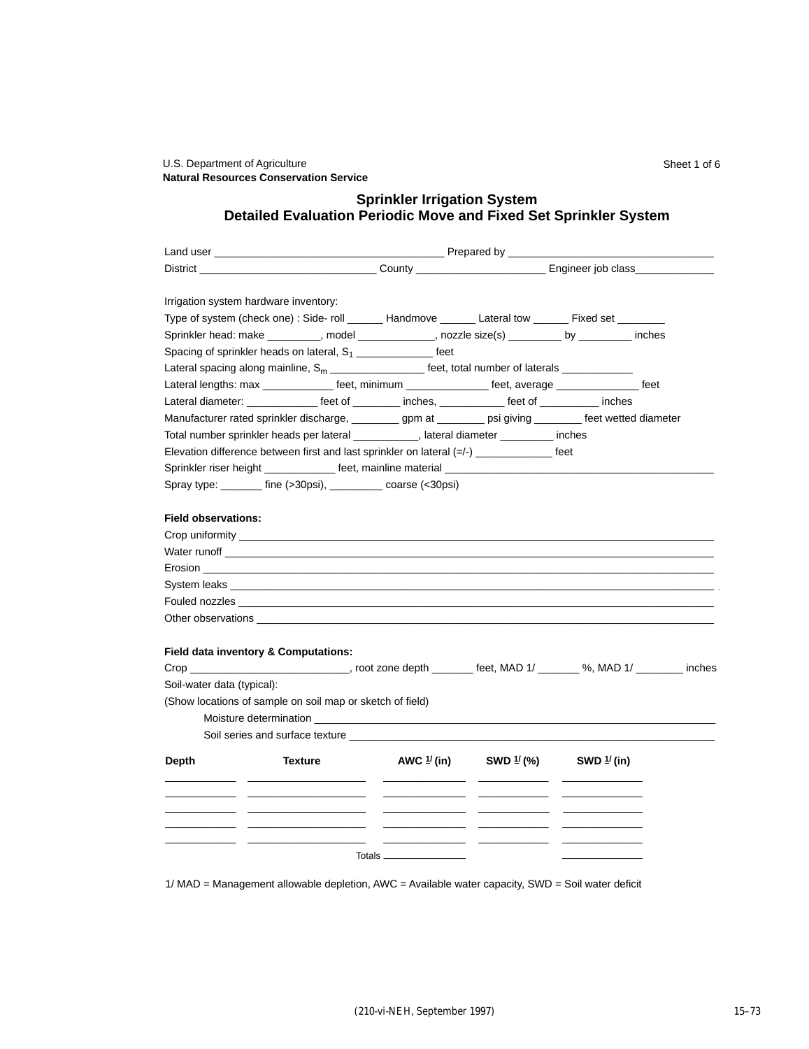U.S. Department of Agriculture
**Natural Resources Conservation Service**

Sheet 1 of 6

## Sprinkler Irrigation System
## Detailed Evaluation Periodic Move and Fixed Set Sprinkler System

Land user ______________________ Prepared by ______________________

District ______________________ County ______________________ Engineer job class______________

Irrigation system hardware inventory:

Type of system (check one) : Side- roll ______ Handmove ______ Lateral tow ______ Fixed set ________

Sprinkler head: make _________, model _____________, nozzle size(s) _________ by _________ inches

Spacing of sprinkler heads on lateral, $S_1$ _____________ feet

Lateral spacing along mainline, $S_m$ ________________ feet, total number of laterals ____________

Lateral lengths: max ____________ feet, minimum ______________ feet, average ______________ feet

Lateral diameter: ____________ feet of ________ inches, ___________ feet of __________ inches

Manufacturer rated sprinkler discharge, ________ gpm at ________ psi giving ________ feet wetted diameter

Total number sprinkler heads per lateral ___________, lateral diameter _________ inches

Elevation difference between first and last sprinkler on lateral (=/-) _____________ feet

Sprinkler riser height ____________ feet, mainline material ______________________

Spray type: _______ fine (>30psi), _________ coarse (<30psi)

**Field observations:**

Crop uniformity ______________________

Water runoff ______________________

Erosion ______________________

System leaks ______________________

Fouled nozzles ______________________

Other observations ______________________

**Field data inventory & Computations:**

Crop ___________________________, root zone depth _______ feet, MAD 1/ _______ %, MAD 1/ ________ inches

Soil-water data (typical):

(Show locations of sample on soil map or sketch of field)

Moisture determination ______________________

Soil series and surface texture ______________________

| Depth | Texture | AWC 1/ (in) | SWD 1/ (%) | SWD 1/ (in) |
|---|---|---|---|---|
| | | | | |
| | | | | |
| | | | | |
| | | | | |
| | | | | |
| | Totals | | | |

1/ MAD = Management allowable depletion, AWC = Available water capacity, SWD = Soil water deficit

(210-vi-NEH, September 1997)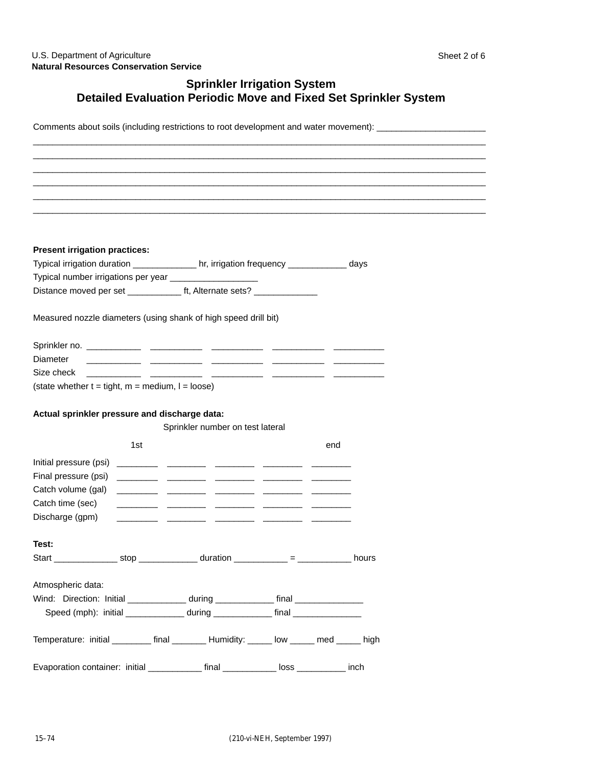U.S. Department of Agriculture
**Natural Resources Conservation Service**

# Sprinkler Irrigation System
## Detailed Evaluation Periodic Move and Fixed Set Sprinkler System

Comments about soils (including restrictions to root development and water movement): ______________________
______________________________________________________________________________________________
______________________________________________________________________________________________
______________________________________________________________________________________________
______________________________________________________________________________________________
______________________________________________________________________________________________
______________________________________________________________________________________________

**Present irrigation practices:**

Typical irrigation duration _____________ hr, irrigation frequency ____________ days

Typical number irrigations per year __________________

Distance moved per set ___________ ft, Alternate sets? _____________

Measured nozzle diameters (using shank of high speed drill bit)

| Sprinkler no. | ___________ | ___________ | ___________ | ___________ | ___________ |
|---|---|---|---|---|---|
| Diameter | ___________ | ___________ | ___________ | ___________ | ___________ |
| Size check | ___________ | ___________ | ___________ | ___________ | ___________ |

(state whether t = tight, m = medium, l = loose)

**Actual sprinkler pressure and discharge data:**

Sprinkler number on test lateral

| | 1st | | | | end |
|---|---|---|---|---|---|
| Initial pressure (psi) | ________ | ________ | ________ | ________ | ________ |
| Final pressure (psi) | ________ | ________ | ________ | ________ | ________ |
| Catch volume (gal) | ________ | ________ | ________ | ________ | ________ |
| Catch time (sec) | ________ | ________ | ________ | ________ | ________ |
| Discharge (gpm) | ________ | ________ | ________ | ________ | ________ |

**Test:**

Start _____________ stop ____________ duration ___________ = ___________ hours

Atmospheric data:

Wind: Direction: Initial ____________ during ____________ final ______________

Speed (mph): initial ____________ during ____________ final ______________

Temperature: initial ________ final _______ Humidity: _____ low _____ med _____ high

Evaporation container: initial ___________ final ___________ loss __________ inch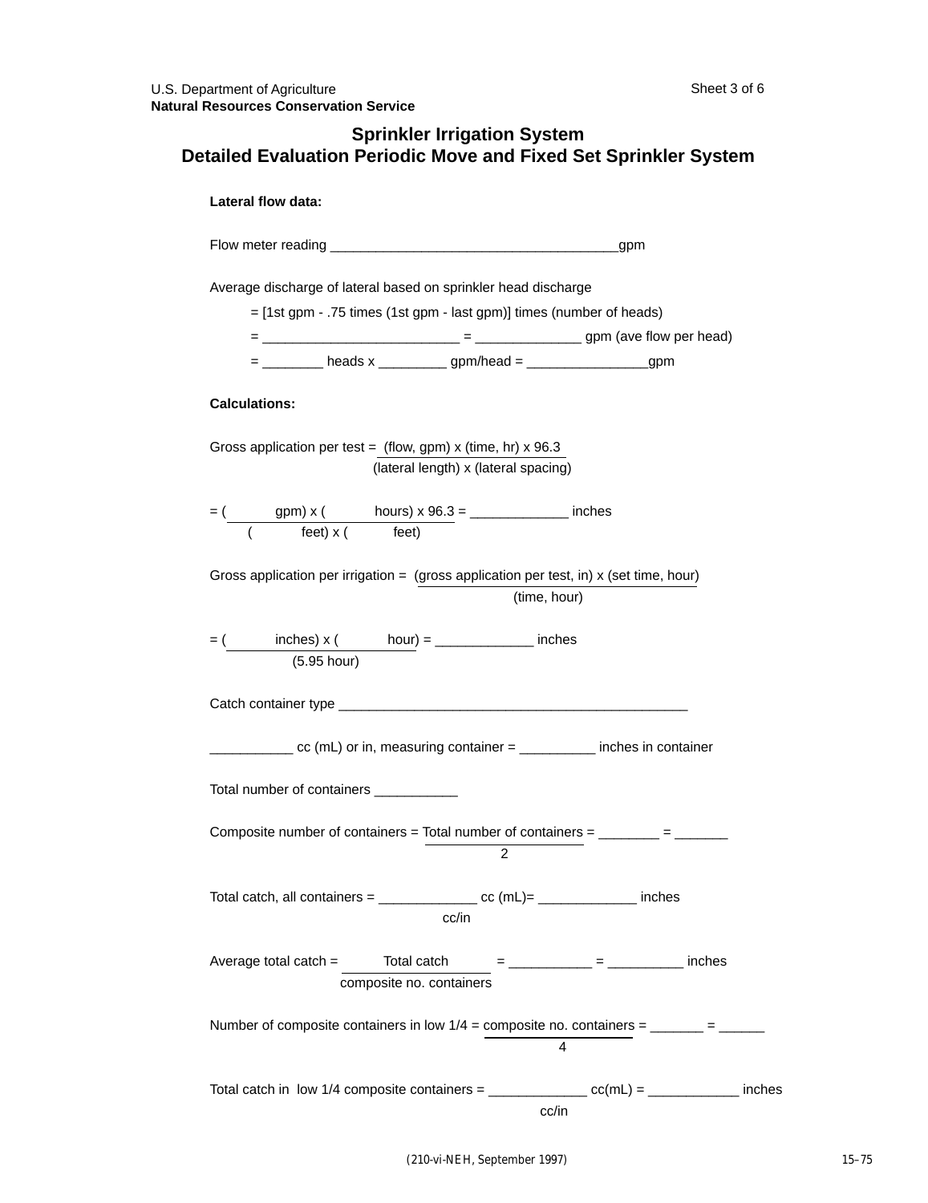U.S. Department of Agriculture
**Natural Resources Conservation Service**

## Sprinkler Irrigation System
## Detailed Evaluation Periodic Move and Fixed Set Sprinkler System

**Lateral flow data:**

Flow meter reading _____________________________________gpm

Average discharge of lateral based on sprinkler head discharge

= [1st gpm - .75 times (1st gpm - last gpm)] times (number of heads)

= __________________________ = ______________ gpm (ave flow per head)

= ________ heads x _________ gpm/head = ________________gpm

**Calculations:**

$$\text{Gross application per test} = \frac{(\text{flow, gpm}) \times (\text{time, hr}) \times 96.3}{(\text{lateral length}) \times (\text{lateral spacing})}$$

$$= \frac{(\qquad \text{gpm}) \times (\qquad \text{hours}) \times 96.3}{(\qquad \text{feet}) \times (\qquad \text{feet})} = \underline{\qquad\qquad} \text{ inches}$$

$$\text{Gross application per irrigation} = \frac{(\text{gross application per test, in}) \times (\text{set time, hour})}{(\text{time, hour})}$$

$$= \frac{(\qquad \text{inches}) \times (\qquad \text{hour})}{(5.95 \text{ hour})} = \underline{\qquad\qquad} \text{ inches}$$

Catch container type _______________________________________________

___________ cc (mL) or in, measuring container = __________ inches in container

Total number of containers ___________

$$\text{Composite number of containers} = \frac{\text{Total number of containers}}{2} = \underline{\qquad\qquad} = \underline{\qquad\qquad}$$

$$\text{Total catch, all containers} = \frac{\underline{\qquad\qquad} \text{ cc (mL)}}{\text{cc/in}} = \underline{\qquad\qquad} \text{ inches}$$

$$\text{Average total catch} = \frac{\text{Total catch}}{\text{composite no. containers}} = \underline{\qquad\qquad} = \underline{\qquad\qquad} \text{ inches}$$

$$\text{Number of composite containers in low 1/4} = \frac{\text{composite no. containers}}{4} = \underline{\qquad\qquad} = \underline{\qquad\qquad}$$

$$\text{Total catch in low 1/4 composite containers} = \frac{\underline{\qquad\qquad} \text{ cc(mL)}}{\text{cc/in}} = \underline{\qquad\qquad} \text{ inches}$$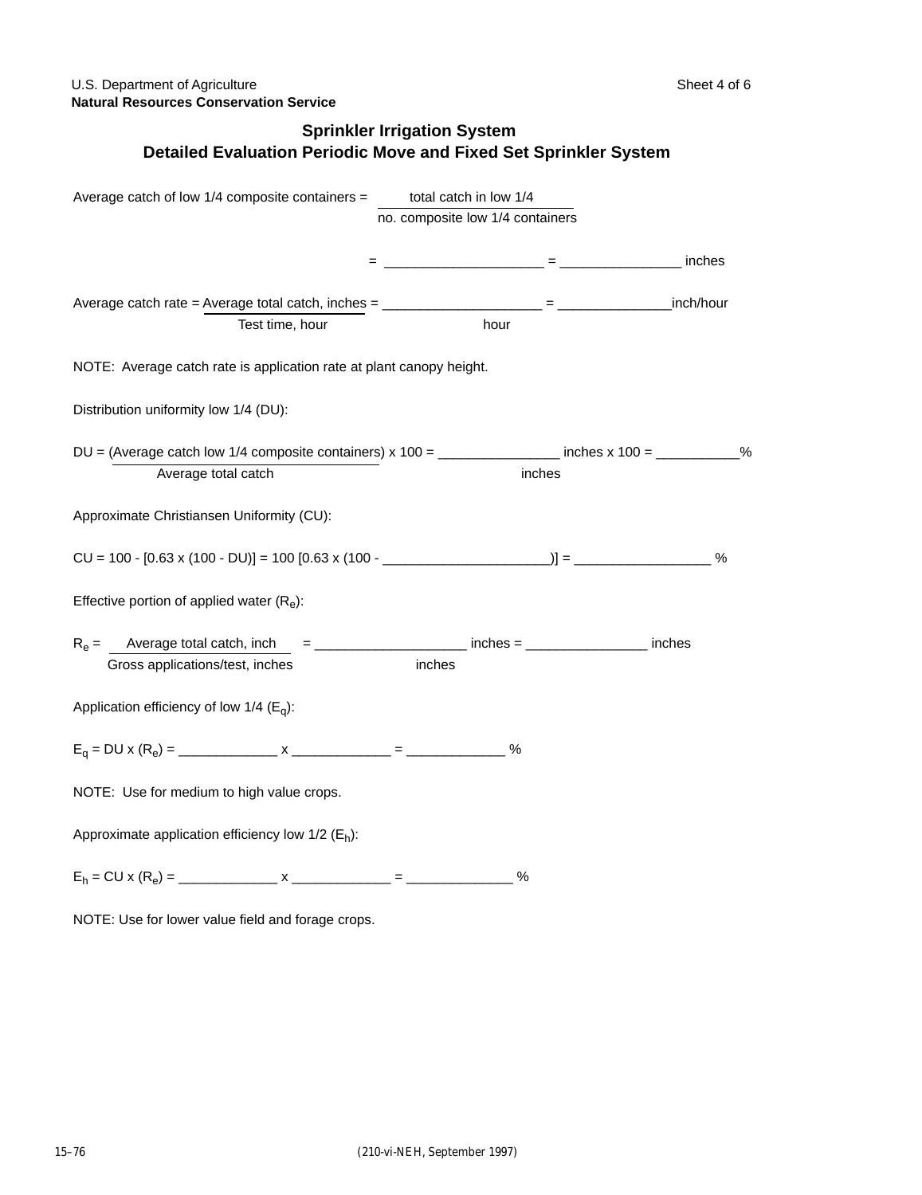U.S. Department of Agriculture
**Natural Resources Conservation Service**

## Sprinkler Irrigation System
## Detailed Evaluation Periodic Move and Fixed Set Sprinkler System

Average catch of low 1/4 composite containers = $\dfrac{\text{total catch in low 1/4}}{\text{no. composite low 1/4 containers}}$

= ____________________ = _______________ inches

Average catch rate = $\dfrac{\text{Average total catch, inches}}{\text{Test time, hour}}$ = $\dfrac{\text{\_\_\_\_\_\_\_\_\_\_\_\_\_\_\_\_\_\_\_\_}}{\text{hour}}$ = ______________inch/hour

NOTE: Average catch rate is application rate at plant canopy height.

Distribution uniformity low 1/4 (DU):

DU = $\dfrac{\text{(Average catch low 1/4 composite containers)}}{\text{Average total catch}}$ x 100 = $\dfrac{\text{\_\_\_\_\_\_\_\_\_\_\_\_\_\_\_\_ inches}}{\text{inches}}$ x 100 = __________%

Approximate Christiansen Uniformity (CU):

CU = 100 - [0.63 x (100 - DU)] = 100 [0.63 x (100 - _____________________)] = _________________ %

Effective portion of applied water ($R_e$):

$R_e$ = $\dfrac{\text{Average total catch, inch}}{\text{Gross applications/test, inches}}$ = $\dfrac{\text{\_\_\_\_\_\_\_\_\_\_\_\_\_\_\_\_\_\_\_ inches}}{\text{inches}}$ = _______________ inches

Application efficiency of low 1/4 ($E_q$):

$E_q$ = DU x ($R_e$) = ____________ x ____________ = ____________ %

NOTE: Use for medium to high value crops.

Approximate application efficiency low 1/2 ($E_h$):

$E_h$ = CU x ($R_e$) = ____________ x ____________ = _____________ %

NOTE: Use for lower value field and forage crops.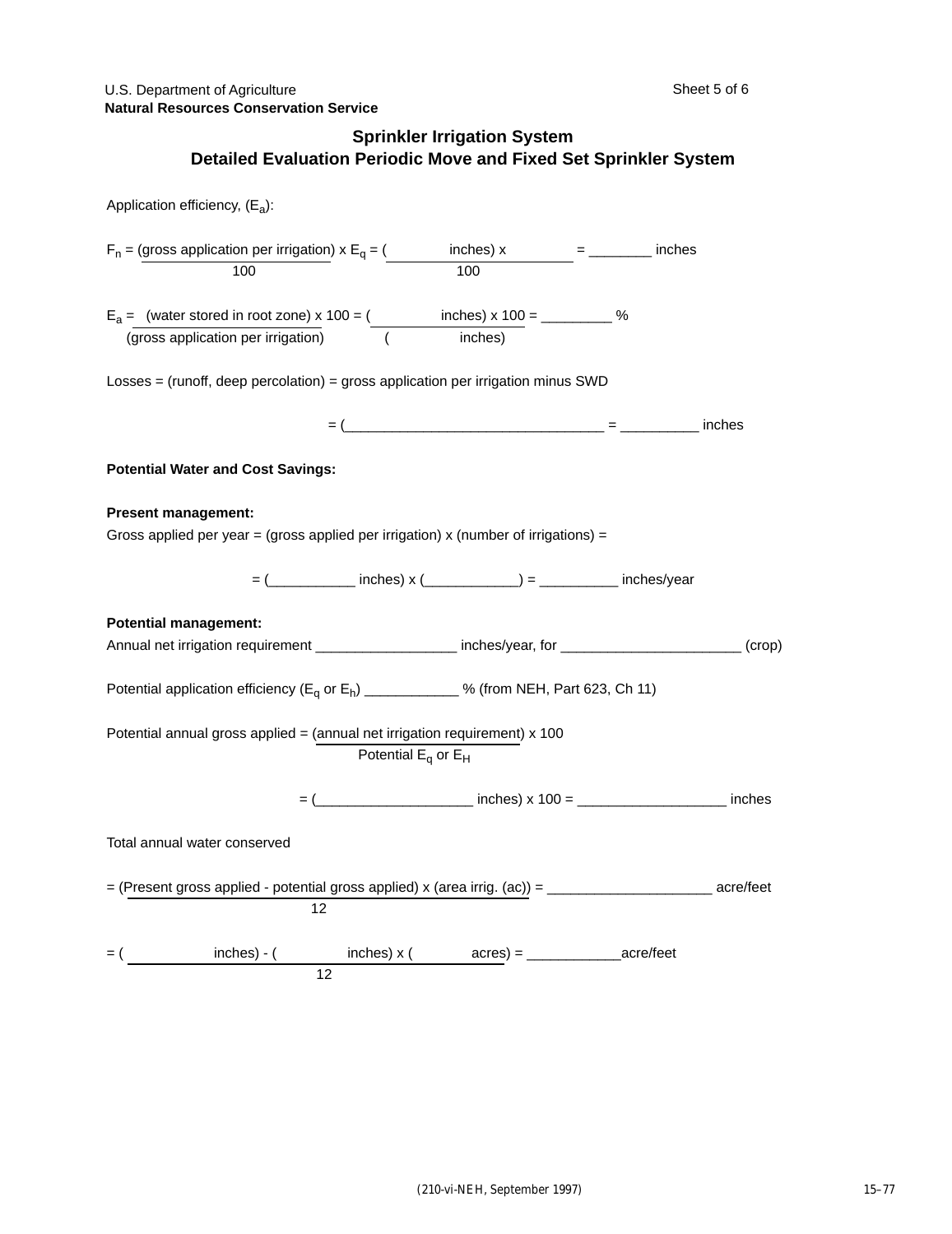U.S. Department of Agriculture
**Natural Resources Conservation Service**

## Sprinkler Irrigation System
## Detailed Evaluation Periodic Move and Fixed Set Sprinkler System

Application efficiency, ($E_a$):

$F_n = \frac{(\text{gross application per irrigation}) \times E_q}{100} = \frac{(\quad\quad \text{inches}) \times \quad\quad}{100}$ = ________ inches

$E_a = \frac{(\text{water stored in root zone}) \times 100}{(\text{gross application per irrigation})} = \frac{(\quad\quad \text{inches}) \times 100}{(\quad\quad \text{inches})}$ = _________ %

Losses = (runoff, deep percolation) = gross application per irrigation minus SWD

= (_________________________________ = __________ inches

**Potential Water and Cost Savings:**

**Present management:**
Gross applied per year = (gross applied per irrigation) x (number of irrigations) =

= (___________ inches) x (____________) = __________ inches/year

**Potential management:**
Annual net irrigation requirement __________________ inches/year, for _______________________ (crop)

Potential application efficiency ($E_q$ or $E_h$) ____________ % (from NEH, Part 623, Ch 11)

Potential annual gross applied = $\frac{(\text{annual net irrigation requirement}) \times 100}{\text{Potential } E_q \text{ or } E_H}$

= (____________________ inches) x 100 = ___________________ inches

Total annual water conserved

$= \frac{(\text{Present gross applied - potential gross applied}) \times (\text{area irrig. (ac)})}{12}$ = _____________________ acre/feet

$= \frac{(\quad\quad \text{inches}) - (\quad\quad \text{inches}) \times (\quad\quad \text{acres})}{12}$ = ____________acre/feet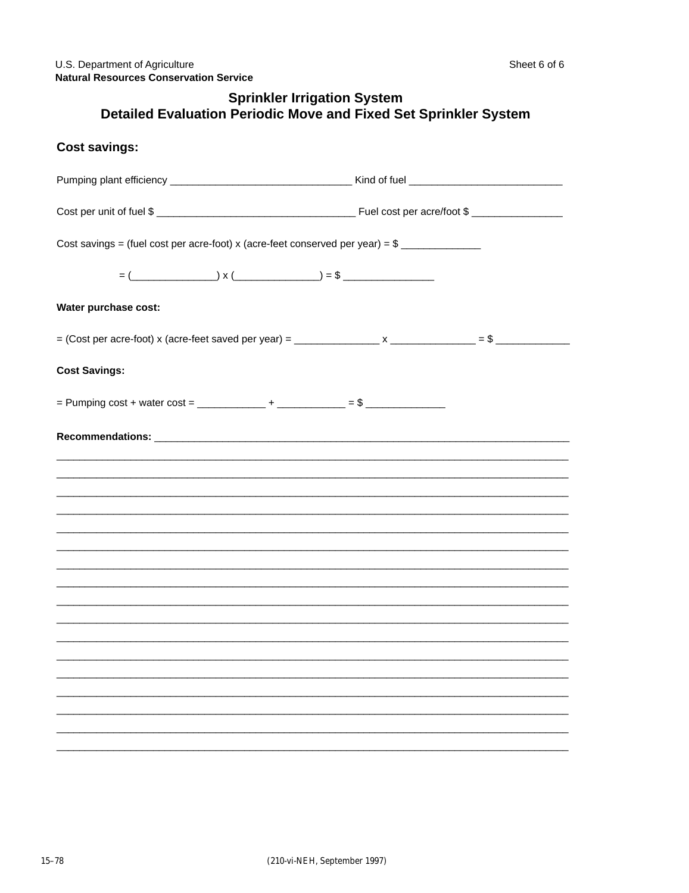U.S. Department of Agriculture
**Natural Resources Conservation Service**

Sheet 6 of 6

## Sprinkler Irrigation System
## Detailed Evaluation Periodic Move and Fixed Set Sprinkler System

### Cost savings:

Pumping plant efficiency _______________________________ Kind of fuel ___________________________

Cost per unit of fuel $ ___________________________________ Fuel cost per acre/foot $ ________________

Cost savings = (fuel cost per acre-foot) x (acre-feet conserved per year) = $ ______________

= (_______________) x (_______________) = $ ________________

**Water purchase cost:**

= (Cost per acre-foot) x (acre-feet saved per year) = _______________ x _______________ = $ _____________

**Cost Savings:**

= Pumping cost + water cost = ____________ + ____________ = $ ______________

**Recommendations:** ___________________________________________________________________________
_____________________________________________________________________________________________
_____________________________________________________________________________________________
_____________________________________________________________________________________________
_____________________________________________________________________________________________
_____________________________________________________________________________________________
_____________________________________________________________________________________________
_____________________________________________________________________________________________
_____________________________________________________________________________________________
_____________________________________________________________________________________________
_____________________________________________________________________________________________
_____________________________________________________________________________________________
_____________________________________________________________________________________________
_____________________________________________________________________________________________
_____________________________________________________________________________________________
_____________________________________________________________________________________________
_____________________________________________________________________________________________
_____________________________________________________________________________________________

(210-vi-NEH, September 1997)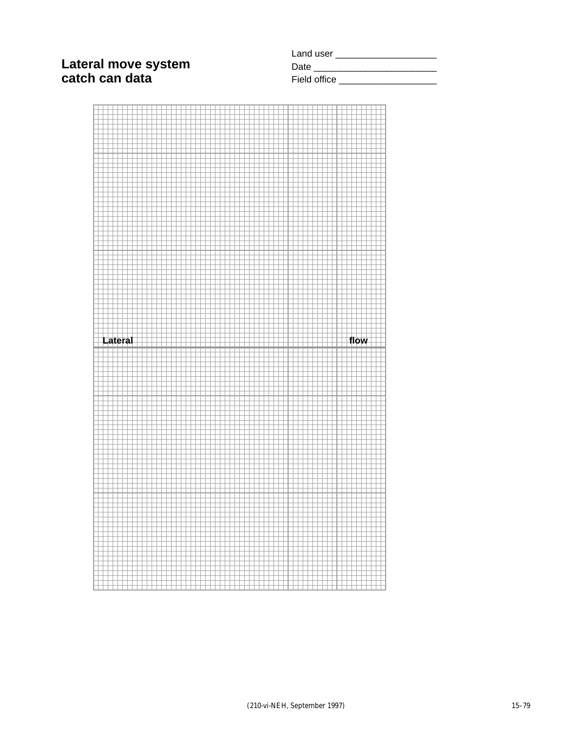## Lateral move system catch can data

Land user ___________________

Date ________________________

Field office ___________________

Lateral flow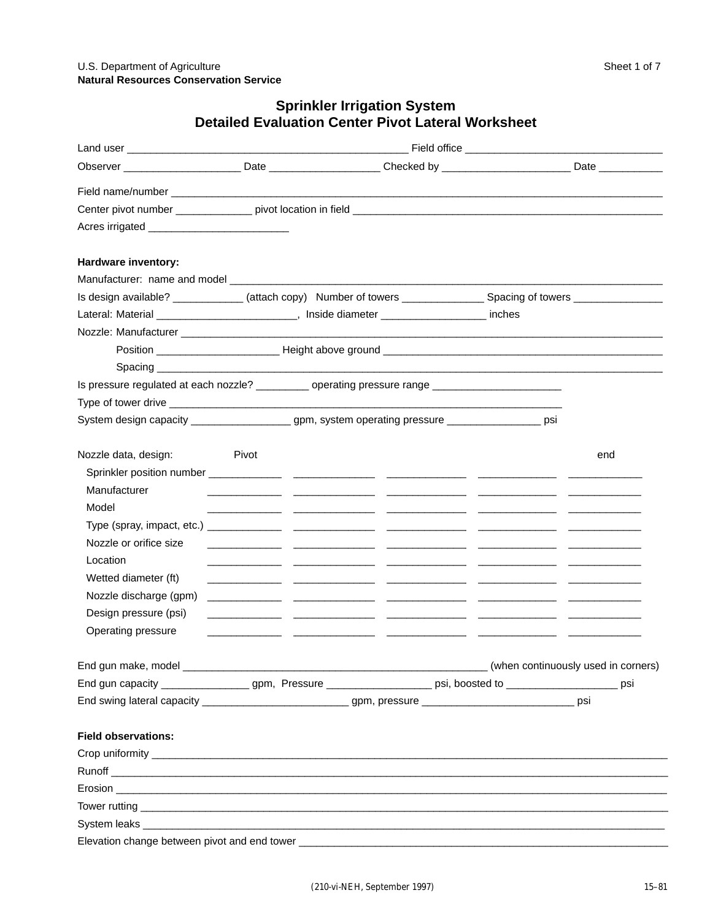U.S. Department of Agriculture
**Natural Resources Conservation Service**

Sheet 1 of 7

# Sprinkler Irrigation System
# Detailed Evaluation Center Pivot Lateral Worksheet

Land user _______________________________________________ Field office ________________________________

Observer ___________________ Date __________________ Checked by _____________________ Date __________

Field name/number _______________________________________________________________________________

Center pivot number ____________ pivot location in field ______________________________________________

Acres irrigated _______________________

**Hardware inventory:**

Manufacturer: name and model __________________________________________________________________

Is design available? ___________ (attach copy) Number of towers _____________ Spacing of towers ______________

Lateral: Material _______________________, Inside diameter _________________ inches

Nozzle: Manufacturer _____________________________________________________________________________

Position ____________________ Height above ground _______________________________________________

Spacing __________________________________________________________________________________

Is pressure regulated at each nozzle? ________ operating pressure range _____________________

Type of tower drive ____________________________________________________________________

System design capacity ________________ gpm, system operating pressure _______________ psi

| Nozzle data, design: | Pivot | | | | end |
|---|---|---|---|---|---|
| Sprinkler position number | ____________ | ____________ | ____________ | ____________ | ____________ |
| Manufacturer | ____________ | ____________ | ____________ | ____________ | ____________ |
| Model | ____________ | ____________ | ____________ | ____________ | ____________ |
| Type (spray, impact, etc.) | ____________ | ____________ | ____________ | ____________ | ____________ |
| Nozzle or orifice size | ____________ | ____________ | ____________ | ____________ | ____________ |
| Location | ____________ | ____________ | ____________ | ____________ | ____________ |
| Wetted diameter (ft) | ____________ | ____________ | ____________ | ____________ | ____________ |
| Nozzle discharge (gpm) | ____________ | ____________ | ____________ | ____________ | ____________ |
| Design pressure (psi) | ____________ | ____________ | ____________ | ____________ | ____________ |
| Operating pressure | ____________ | ____________ | ____________ | ____________ | ____________ |

End gun make, model ____________________________________________________ (when continuously used in corners)

End gun capacity ______________ gpm, Pressure _________________ psi, boosted to __________________ psi

End swing lateral capacity ________________________ gpm, pressure _________________________ psi

**Field observations:**

Crop uniformity _________________________________________________________________________________

Runoff _________________________________________________________________________________________

Erosion ________________________________________________________________________________________

Tower rutting ___________________________________________________________________________________

System leaks ___________________________________________________________________________________

Elevation change between pivot and end tower ________________________________________________________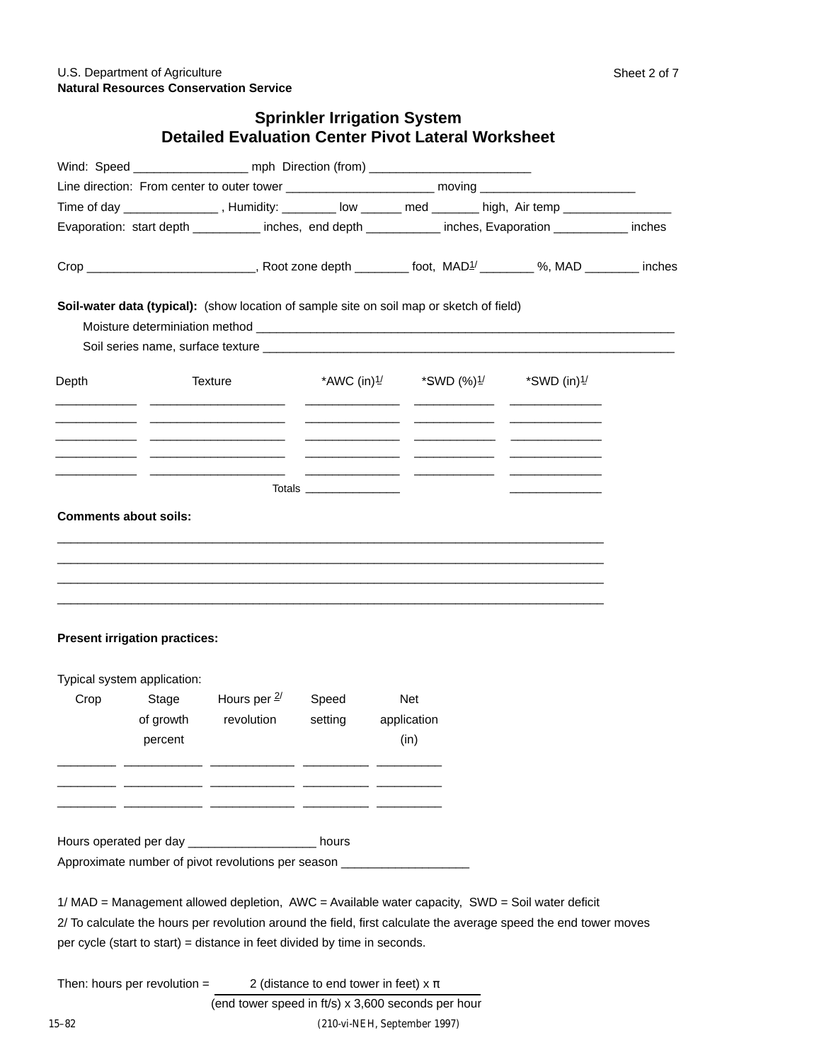U.S. Department of Agriculture
**Natural Resources Conservation Service**

# Sprinkler Irrigation System
## Detailed Evaluation Center Pivot Lateral Worksheet

Wind: Speed _________________ mph Direction (from) ________________________

Line direction: From center to outer tower ______________________ moving _______________________

Time of day ______________ , Humidity: ________ low ______ med _______ high, Air temp ________________

Evaporation: start depth __________ inches, end depth ___________ inches, Evaporation ___________ inches

Crop _________________________, Root zone depth ________ foot, MAD[1/] ________ %, MAD ________ inches

**Soil-water data (typical):** (show location of sample site on soil map or sketch of field)

Moisture determiniation method _________________________________________________________________

Soil series name, surface texture _______________________________________________________________

| Depth | Texture | *AWC (in)[1/] | *SWD (%)[1/] | *SWD (in)[1/] |
|---|---|---|---|---|
| | | | | |
| | | | | |
| | | | | |
| | | | | |
| | | | | |
| | Totals | | | |

**Comments about soils:**

_____________________________________________________________________________________

_____________________________________________________________________________________

_____________________________________________________________________________________

_____________________________________________________________________________________

**Present irrigation practices:**

Typical system application:

| Crop | Stage of growth percent | Hours per [2/] revolution | Speed setting | Net application (in) |
|---|---|---|---|---|
| | | | | |
| | | | | |
| | | | | |

Hours operated per day ___________________ hours

Approximate number of pivot revolutions per season ___________________

1/ MAD = Management allowed depletion, AWC = Available water capacity, SWD = Soil water deficit

2/ To calculate the hours per revolution around the field, first calculate the average speed the end tower moves per cycle (start to start) = distance in feet divided by time in seconds.

Then: hours per revolution =

$$\frac{2\ (\text{distance to end tower in feet}) \times \pi}{(\text{end tower speed in ft/s}) \times 3{,}600\ \text{seconds per hour}}$$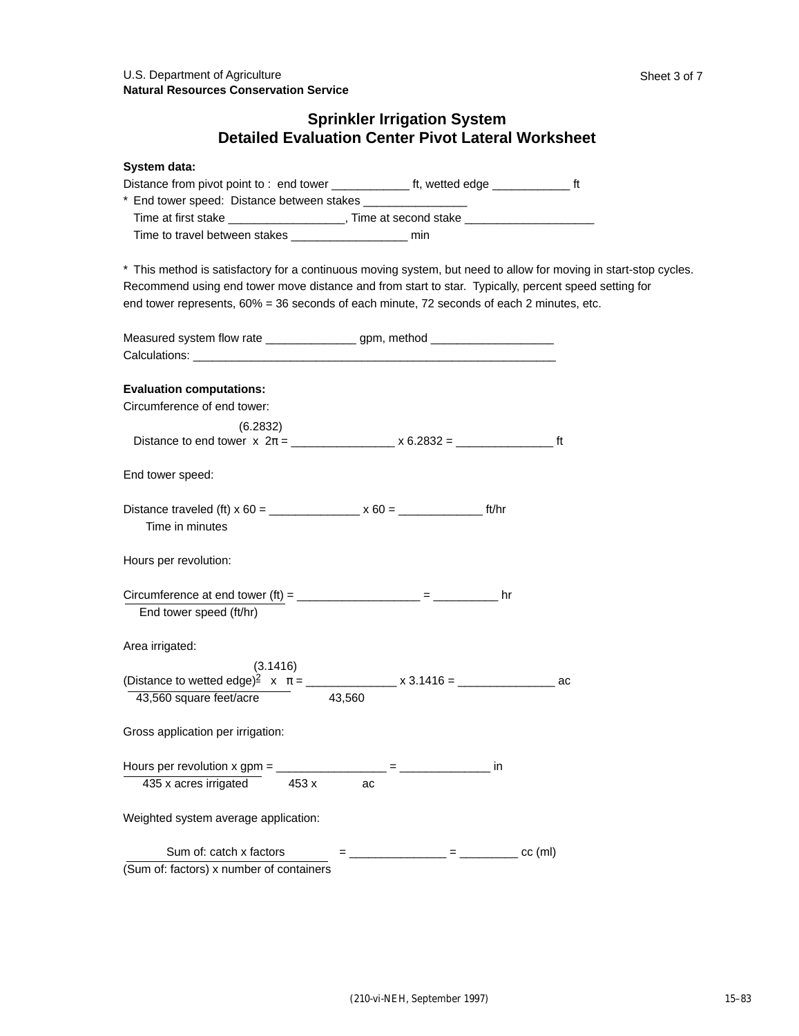U.S. Department of Agriculture
**Natural Resources Conservation Service**

Sheet 3 of 7

## Sprinkler Irrigation System
## Detailed Evaluation Center Pivot Lateral Worksheet

**System data:**

Distance from pivot point to : end tower ____________ ft, wetted edge ____________ ft

* End tower speed: Distance between stakes ________________

Time at first stake __________________, Time at second stake ____________________

Time to travel between stakes __________________ min

* This method is satisfactory for a continuous moving system, but need to allow for moving in start-stop cycles. Recommend using end tower move distance and from start to star. Typically, percent speed setting for end tower represents, 60% = 36 seconds of each minute, 72 seconds of each 2 minutes, etc.

Measured system flow rate ______________ gpm, method ___________________

Calculations: __________________________________________________________

**Evaluation computations:**

Circumference of end tower:

$$\text{Distance to end tower} \times \underset{(6.2832)}{2\pi} = \_\_\_\_\_\_\_\_\_\_\_\_\_\_\_\_ \times 6.2832 = \_\_\_\_\_\_\_\_\_\_\_\_\_\_\_ \text{ ft}$$

End tower speed:

$$\frac{\text{Distance traveled (ft)} \times 60}{\text{Time in minutes}} = \_\_\_\_\_\_\_\_\_\_\_\_\_\_ \times 60 = \_\_\_\_\_\_\_\_\_\_\_\_\_ \text{ ft/hr}$$

Hours per revolution:

$$\frac{\text{Circumference at end tower (ft)}}{\text{End tower speed (ft/hr)}} = \_\_\_\_\_\_\_\_\_\_\_\_\_\_\_\_\_\_\_ = \_\_\_\_\_\_\_\_\_\_ \text{ hr}$$

Area irrigated:

$$\frac{(\text{Distance to wetted edge})^2 \times \underset{(3.1416)}{\pi}}{43{,}560 \text{ square feet/acre}} = \frac{\_\_\_\_\_\_\_\_\_\_\_\_\_\_ \times 3.1416}{43{,}560} = \_\_\_\_\_\_\_\_\_\_\_\_\_\_\_ \text{ ac}$$

Gross application per irrigation:

$$\frac{\text{Hours per revolution} \times \text{gpm}}{435 \times \text{acres irrigated}} = \frac{\_\_\_\_\_\_\_\_\_\_\_\_\_\_\_\_\_}{453 \times \quad \text{ac}} = \_\_\_\_\_\_\_\_\_\_\_\_\_\_ \text{ in}$$

Weighted system average application:

$$\frac{\text{Sum of: catch} \times \text{factors}}{(\text{Sum of: factors}) \times \text{number of containers}} = \_\_\_\_\_\_\_\_\_\_\_\_\_\_\_ = \_\_\_\_\_\_\_\_\_ \text{ cc (ml)}$$

(210-vi-NEH, September 1997)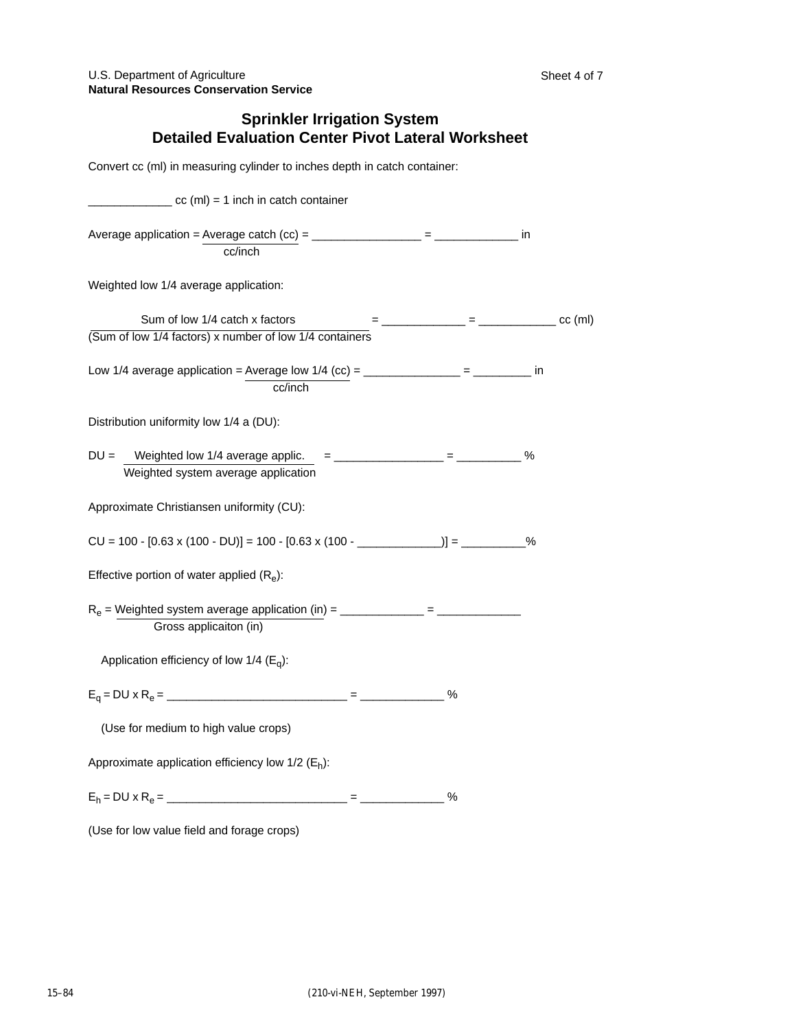U.S. Department of Agriculture
**Natural Resources Conservation Service**

Sheet 4 of 7

## Sprinkler Irrigation System
## Detailed Evaluation Center Pivot Lateral Worksheet

Convert cc (ml) in measuring cylinder to inches depth in catch container:

_____________ cc (ml) = 1 inch in catch container

Average application = $\frac{\text{Average catch (cc)}}{\text{cc/inch}}$ = _________________ = _____________ in

Weighted low 1/4 average application:

$\frac{\text{Sum of low 1/4 catch x factors}}{\text{(Sum of low 1/4 factors) x number of low 1/4 containers}}$ = _____________ = ____________ cc (ml)

Low 1/4 average application = $\frac{\text{Average low 1/4 (cc)}}{\text{cc/inch}}$ = _______________ = _________ in

Distribution uniformity low 1/4 a (DU):

DU = $\frac{\text{Weighted low 1/4 average applic.}}{\text{Weighted system average application}}$ = _________________ = __________ %

Approximate Christiansen uniformity (CU):

CU = 100 - [0.63 x (100 - DU)] = 100 - [0.63 x (100 - _____________)] = __________%

Effective portion of water applied ($R_e$):

$R_e$ = $\frac{\text{Weighted system average application (in)}}{\text{Gross applicaiton (in)}}$ = _____________ = _____________

Application efficiency of low 1/4 ($E_q$):

$E_q$ = DU x $R_e$ = ___________________________ = _____________ %

(Use for medium to high value crops)

Approximate application efficiency low 1/2 ($E_h$):

$E_h$ = DU x $R_e$ = ___________________________ = _____________ %

(Use for low value field and forage crops)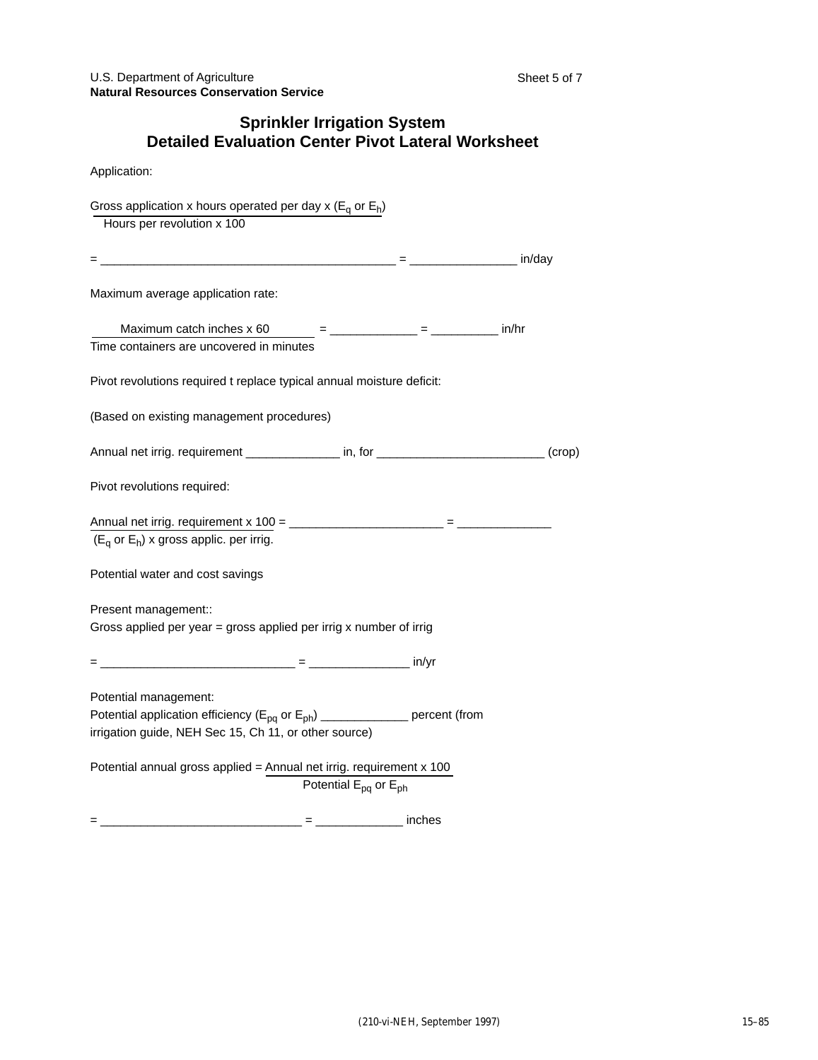U.S. Department of Agriculture
**Natural Resources Conservation Service**

## Sprinkler Irrigation System
## Detailed Evaluation Center Pivot Lateral Worksheet

Application:

$$\frac{\text{Gross application x hours operated per day x } (E_q \text{ or } E_h)}{\text{Hours per revolution x 100}}$$

= ___________________________________________ = ________________ in/day

Maximum average application rate:

$$\frac{\text{Maximum catch inches x 60}}{\text{Time containers are uncovered in minutes}}$$ = _____________ = __________ in/hr

Pivot revolutions required t replace typical annual moisture deficit:

(Based on existing management procedures)

Annual net irrig. requirement ______________ in, for _________________________ (crop)

Pivot revolutions required:

$$\frac{\text{Annual net irrig. requirement x 100}}{(E_q \text{ or } E_h) \text{ x gross applic. per irrig.}}$$ = _______________________ = ______________

Potential water and cost savings

Present management::
Gross applied per year = gross applied per irrig x number of irrig

= ____________________________ = _______________ in/yr

Potential management:
Potential application efficiency ($E_{pq}$ or $E_{ph}$) _____________ percent (from irrigation guide, NEH Sec 15, Ch 11, or other source)

Potential annual gross applied = $\frac{\text{Annual net irrig. requirement x 100}}{\text{Potential } E_{pq} \text{ or } E_{ph}}$

= _____________________________ = _____________ inches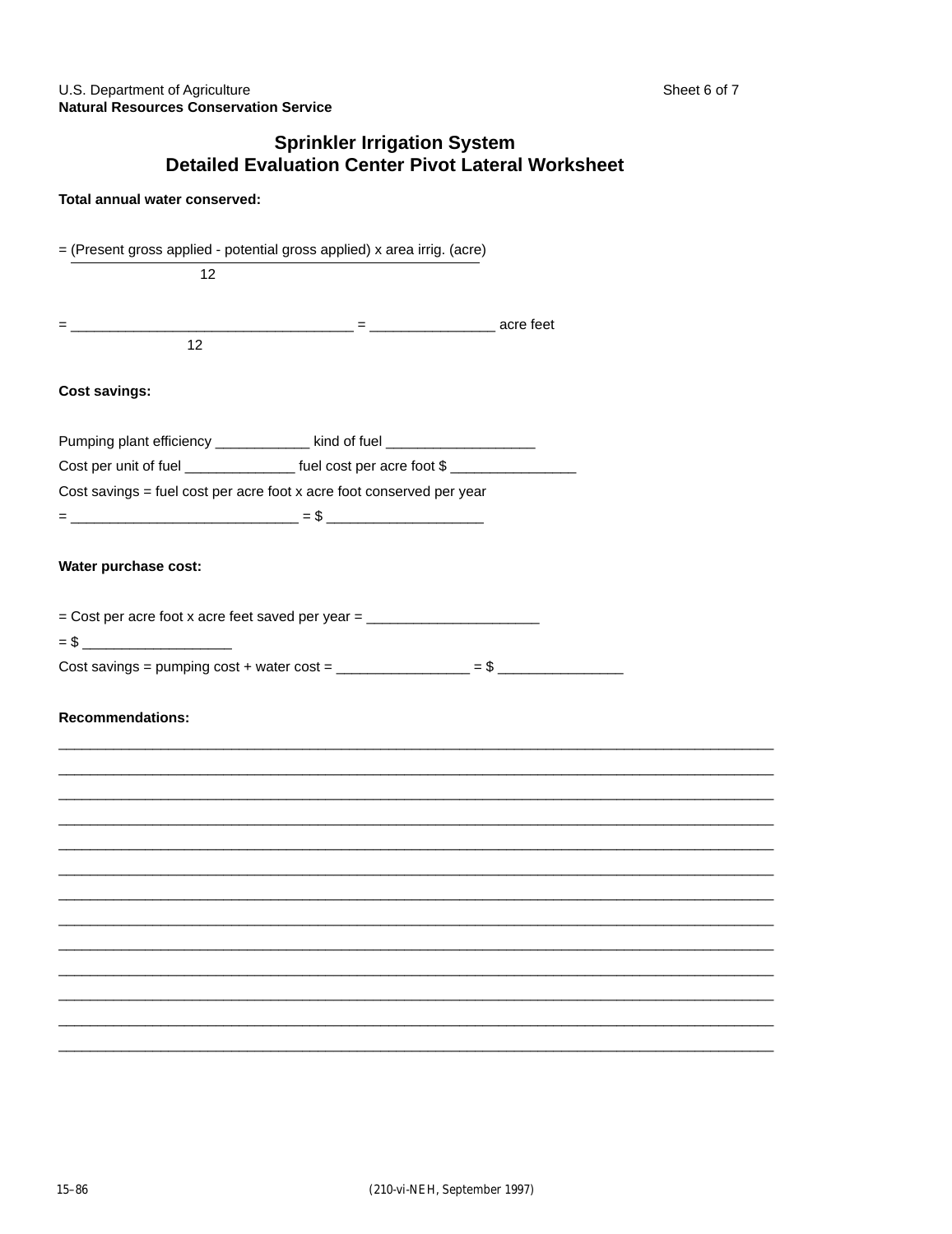U.S. Department of Agriculture
**Natural Resources Conservation Service**

## Sprinkler Irrigation System
## Detailed Evaluation Center Pivot Lateral Worksheet

**Total annual water conserved:**

$$= \frac{\text{(Present gross applied - potential gross applied) x area irrig. (acre)}}{12}$$

$$= \frac{\_\_\_\_\_\_\_\_\_\_\_\_\_\_\_\_\_\_\_\_\_\_\_\_\_\_\_\_}{12} = \_\_\_\_\_\_\_\_\_\_\_\_\_\_\_ \text{ acre feet}$$

**Cost savings:**

Pumping plant efficiency ____________ kind of fuel __________________

Cost per unit of fuel ______________ fuel cost per acre foot $ ________________

Cost savings = fuel cost per acre foot x acre foot conserved per year

= ____________________________ = $ ___________________

**Water purchase cost:**

= Cost per acre foot x acre feet saved per year = ______________________

= $ __________________

Cost savings = pumping cost + water cost = ________________ = $ ________________

**Recommendations:**

_____________________________________________________________________________________________

_____________________________________________________________________________________________

_____________________________________________________________________________________________

_____________________________________________________________________________________________

_____________________________________________________________________________________________

_____________________________________________________________________________________________

_____________________________________________________________________________________________

_____________________________________________________________________________________________

_____________________________________________________________________________________________

_____________________________________________________________________________________________

_____________________________________________________________________________________________

_____________________________________________________________________________________________

_____________________________________________________________________________________________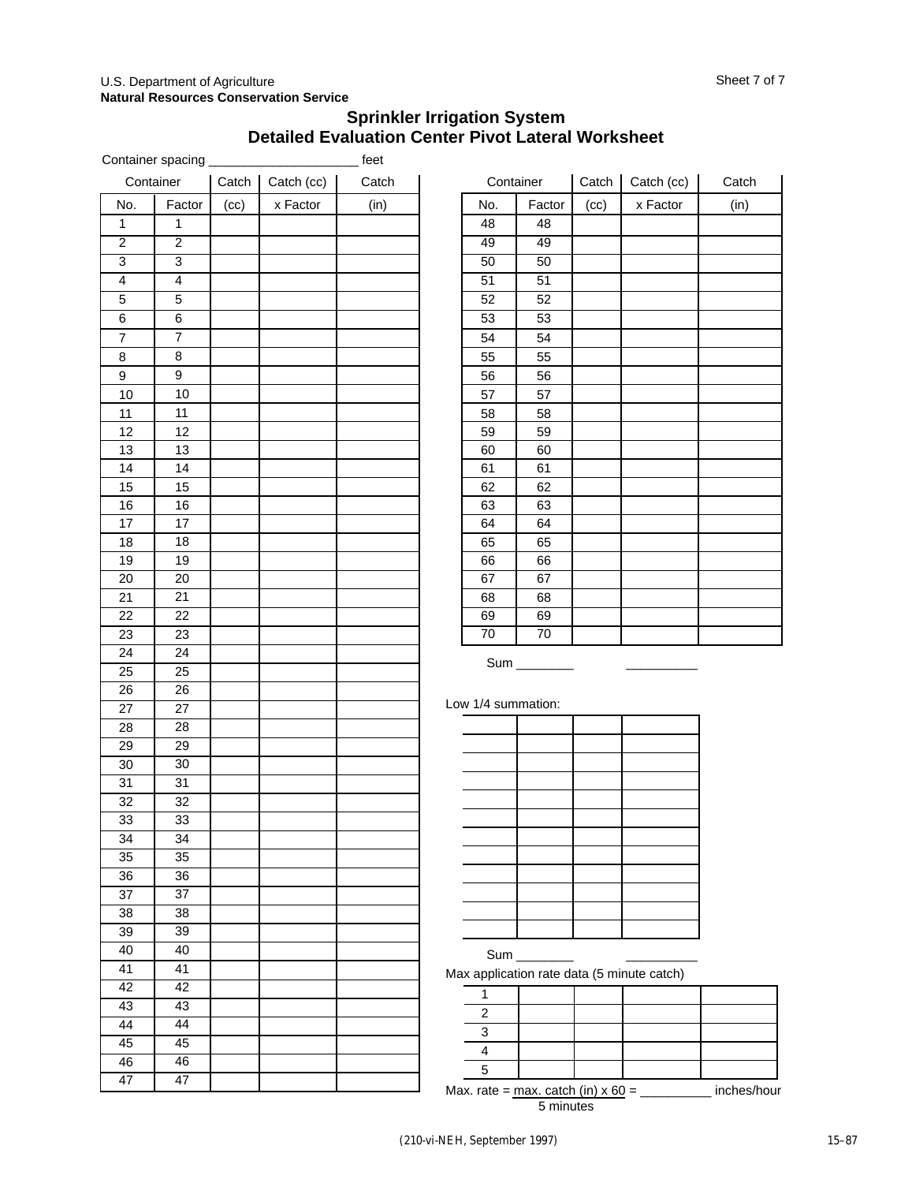U.S. Department of Agriculture
**Natural Resources Conservation Service**

## Sprinkler Irrigation System
## Detailed Evaluation Center Pivot Lateral Worksheet

Container spacing ____________________ feet

| Container | | Catch | Catch (cc) | Catch |
|---|---|---|---|---|
| No. | Factor | (cc) | x Factor | (in) |
| 1 | 1 | | | |
| 2 | 2 | | | |
| 3 | 3 | | | |
| 4 | 4 | | | |
| 5 | 5 | | | |
| 6 | 6 | | | |
| 7 | 7 | | | |
| 8 | 8 | | | |
| 9 | 9 | | | |
| 10 | 10 | | | |
| 11 | 11 | | | |
| 12 | 12 | | | |
| 13 | 13 | | | |
| 14 | 14 | | | |
| 15 | 15 | | | |
| 16 | 16 | | | |
| 17 | 17 | | | |
| 18 | 18 | | | |
| 19 | 19 | | | |
| 20 | 20 | | | |
| 21 | 21 | | | |
| 22 | 22 | | | |
| 23 | 23 | | | |
| 24 | 24 | | | |
| 25 | 25 | | | |
| 26 | 26 | | | |
| 27 | 27 | | | |
| 28 | 28 | | | |
| 29 | 29 | | | |
| 30 | 30 | | | |
| 31 | 31 | | | |
| 32 | 32 | | | |
| 33 | 33 | | | |
| 34 | 34 | | | |
| 35 | 35 | | | |
| 36 | 36 | | | |
| 37 | 37 | | | |
| 38 | 38 | | | |
| 39 | 39 | | | |
| 40 | 40 | | | |
| 41 | 41 | | | |
| 42 | 42 | | | |
| 43 | 43 | | | |
| 44 | 44 | | | |
| 45 | 45 | | | |
| 46 | 46 | | | |
| 47 | 47 | | | |

| Container | | Catch | Catch (cc) | Catch |
|---|---|---|---|---|
| No. | Factor | (cc) | x Factor | (in) |
| 48 | 48 | | | |
| 49 | 49 | | | |
| 50 | 50 | | | |
| 51 | 51 | | | |
| 52 | 52 | | | |
| 53 | 53 | | | |
| 54 | 54 | | | |
| 55 | 55 | | | |
| 56 | 56 | | | |
| 57 | 57 | | | |
| 58 | 58 | | | |
| 59 | 59 | | | |
| 60 | 60 | | | |
| 61 | 61 | | | |
| 62 | 62 | | | |
| 63 | 63 | | | |
| 64 | 64 | | | |
| 65 | 65 | | | |
| 66 | 66 | | | |
| 67 | 67 | | | |
| 68 | 68 | | | |
| 69 | 69 | | | |
| 70 | 70 | | | |

Sum ________ __________

Low 1/4 summation:

| | | | |
|---|---|---|---|
| | | | |
| | | | |
| | | | |
| | | | |
| | | | |
| | | | |
| | | | |
| | | | |
| | | | |
| | | | |
| | | | |
| | | | |

Sum ________ __________

Max application rate data (5 minute catch)

| | | | | |
|---|---|---|---|---|
| 1 | | | | |
| 2 | | | | |
| 3 | | | | |
| 4 | | | | |
| 5 | | | | |

$$\text{Max. rate} = \frac{\text{max. catch (in)} \times 60}{5 \text{ minutes}} = \_\_\_\_\_\_\_\_\_\_ \text{ inches/hour}$$

(210-vi-NEH, September 1997)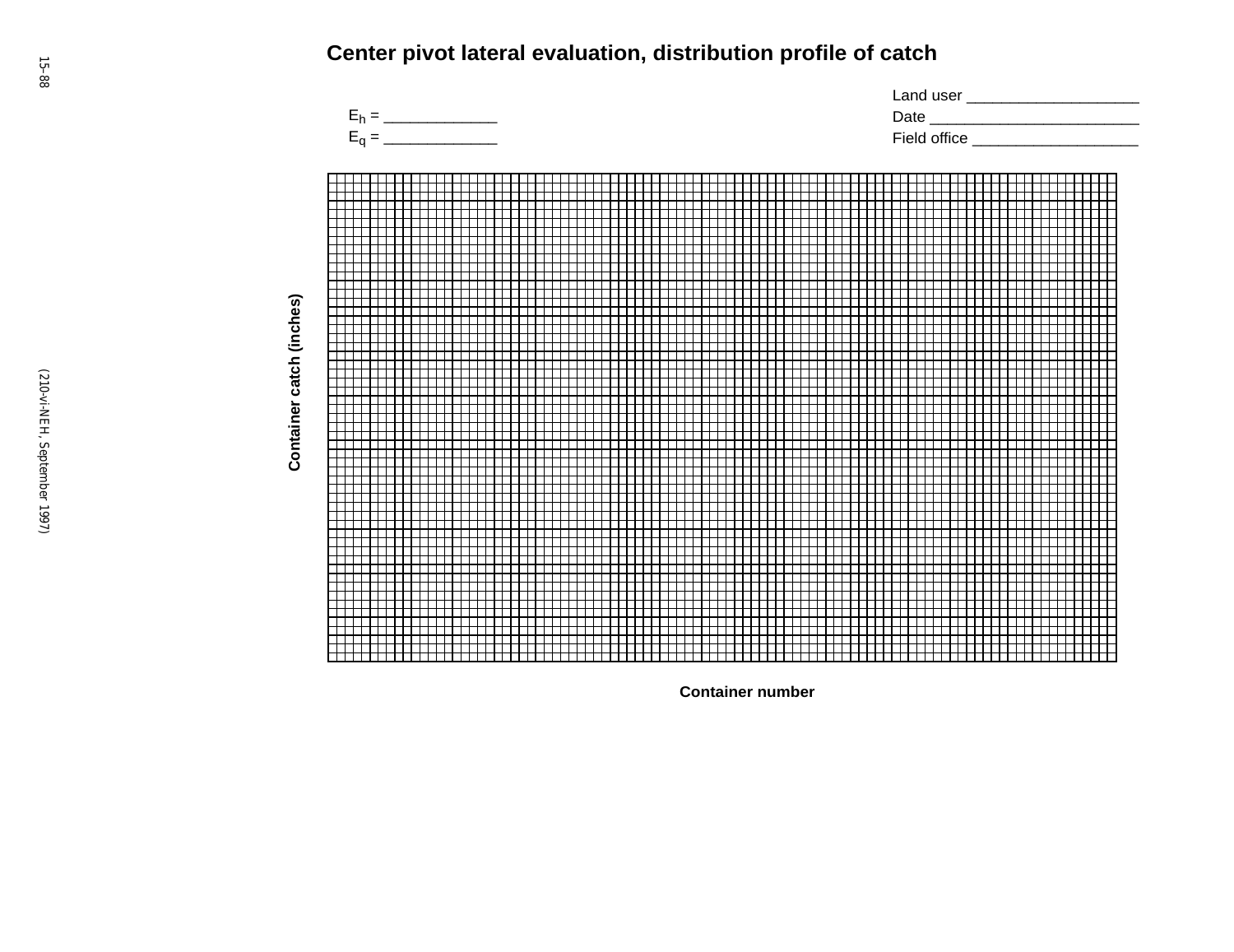# Center pivot lateral evaluation, distribution profile of catch

$E_h$ = _____________

$E_q$ = _____________

Land user ___________________

Date ________________________

Field office __________________

Container catch (inches)

Container number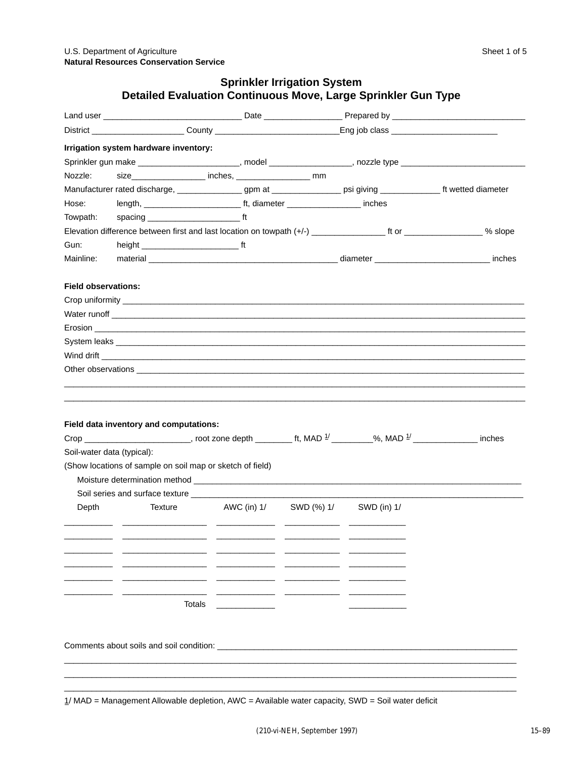U.S. Department of Agriculture
**Natural Resources Conservation Service**

Sheet 1 of 5

# Sprinkler Irrigation System
## Detailed Evaluation Continuous Move, Large Sprinkler Gun Type

Land user ______________________________ Date ________________ Prepared by ____________________________

District ____________________ County ___________________________Eng job class _______________________

**Irrigation system hardware inventory:**

Sprinkler gun make _____________________, model _________________, nozzle type ___________________________

Nozzle: size________________ inches, ________________ mm

Manufacturer rated discharge, ______________ gpm at _______________ psi giving _____________ ft wetted diameter

Hose: length, _____________________ ft, diameter ________________ inches

Towpath: spacing ____________________ ft

Elevation difference between first and last location on towpath (+/-) ________________ ft or _________________ % slope

Gun: height _____________________ ft

Mainline: material _________________________________________ diameter _________________________ inches

**Field observations:**

Crop uniformity ___________________________________________________________________________________

Water runoff _____________________________________________________________________________________

Erosion _________________________________________________________________________________________

System leaks ____________________________________________________________________________________

Wind drift _______________________________________________________________________________________

Other observations _________________________________________________________________________________

_________________________________________________________________________________________________

_________________________________________________________________________________________________

**Field data inventory and computations:**

Crop ______________________, root zone depth ________ ft, MAD 1/ ________%, MAD 1/ ______________ inches

Soil-water data (typical):

(Show locations of sample on soil map or sketch of field)

Moisture determination method ___________________________________________________________________

Soil series and surface texture ___________________________________________________________________

| Depth | Texture | AWC (in) 1/ | SWD (%) 1/ | SWD (in) 1/ |
|---|---|---|---|---|
| __________ | __________________ | _____________ | ____________ | ____________ |
| __________ | __________________ | _____________ | ____________ | ____________ |
| __________ | __________________ | _____________ | ____________ | ____________ |
| __________ | __________________ | _____________ | ____________ | ____________ |
| __________ | __________________ | _____________ | ____________ | ____________ |
| __________ | __________________ | _____________ | ____________ | ____________ |
| | Totals | _____________ | | ____________ |

Comments about soils and soil condition: ____________________________________________________________________

_________________________________________________________________________________________________

_________________________________________________________________________________________________

_________________________________________________________________________________________________

1/ MAD = Management Allowable depletion, AWC = Available water capacity, SWD = Soil water deficit

(210-vi-NEH, September 1997)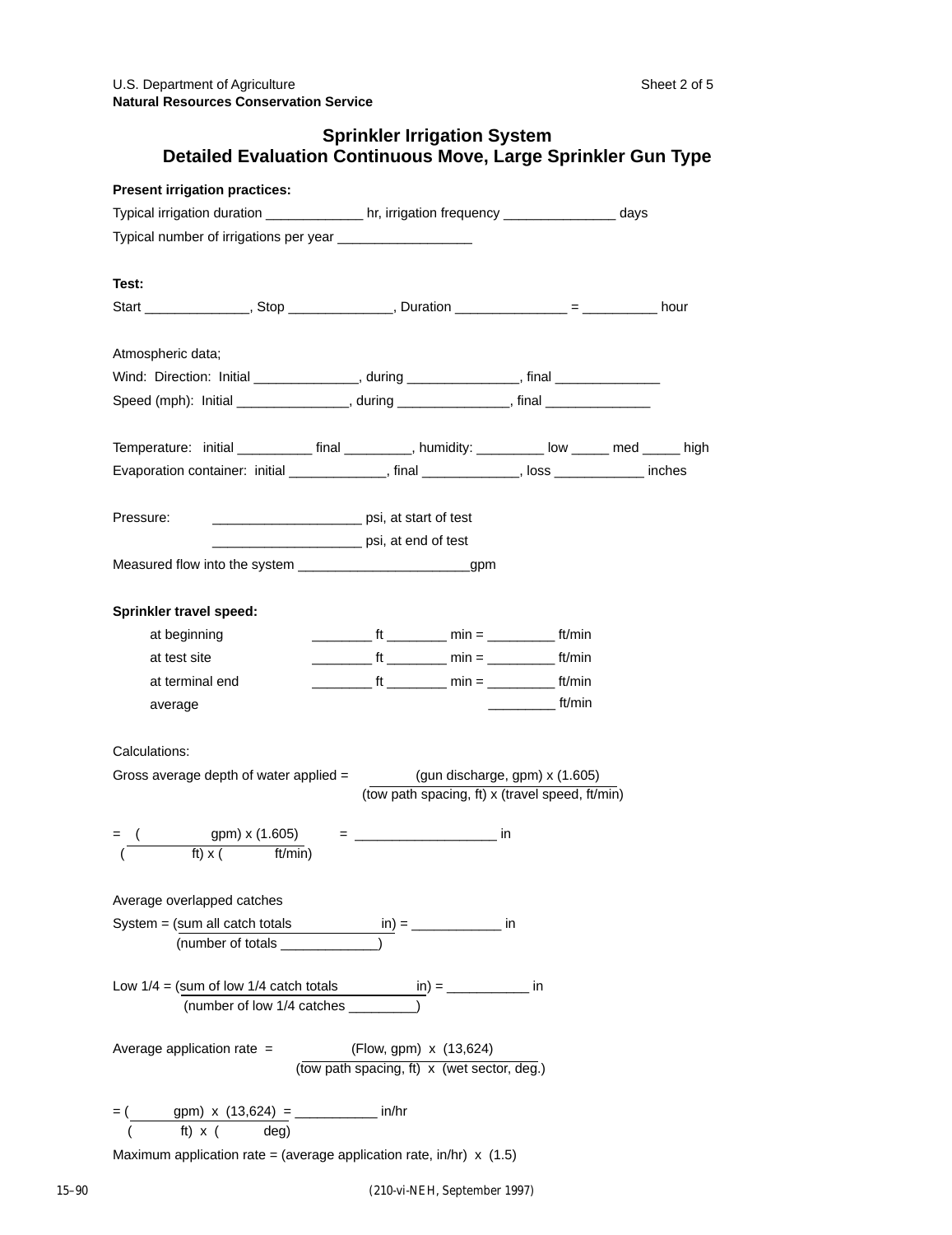U.S. Department of Agriculture
**Natural Resources Conservation Service**

Sheet 2 of 5

## Sprinkler Irrigation System
## Detailed Evaluation Continuous Move, Large Sprinkler Gun Type

**Present irrigation practices:**

Typical irrigation duration _____________ hr, irrigation frequency _______________ days

Typical number of irrigations per year __________________

**Test:**

Start ______________, Stop ______________, Duration _______________ = __________ hour

Atmospheric data;

Wind: Direction: Initial ______________, during _______________, final ______________

Speed (mph): Initial _______________, during _______________, final ______________

Temperature: initial __________ final _________, humidity: _________ low _____ med _____ high

Evaporation container: initial _____________, final _____________, loss ____________ inches

Pressure: ____________________ psi, at start of test

____________________ psi, at end of test

Measured flow into the system _______________________gpm

**Sprinkler travel speed:**

at beginning ________ ft ________ min = _________ ft/min

at test site ________ ft ________ min = _________ ft/min

at terminal end ________ ft ________ min = _________ ft/min

average _________ ft/min

Calculations:

Gross average depth of water applied = $\dfrac{\text{(gun discharge, gpm) x (1.605)}}{\text{(tow path spacing, ft) x (travel speed, ft/min)}}$

= $\dfrac{(\qquad \text{gpm) x (1.605)}}{(\qquad \text{ft) x (}\qquad \text{ft/min)}}$ = ___________________ in

Average overlapped catches

System = $\dfrac{\text{(sum all catch totals}\qquad\qquad\text{in)}}{\text{(number of totals \_\_\_\_\_\_\_\_\_\_\_\_\_)}}$ = ____________ in

Low 1/4 = $\dfrac{\text{(sum of low 1/4 catch totals}\qquad\qquad\text{in)}}{\text{(number of low 1/4 catches \_\_\_\_\_\_\_\_\_)}}$ = ___________ in

Average application rate = $\dfrac{\text{(Flow, gpm) x (13,624)}}{\text{(tow path spacing, ft) x (wet sector, deg.)}}$

= $\dfrac{(\qquad \text{gpm) x (13,624)}}{(\qquad \text{ft) x (}\qquad \text{deg)}}$ = ___________ in/hr

Maximum application rate = (average application rate, in/hr) x (1.5)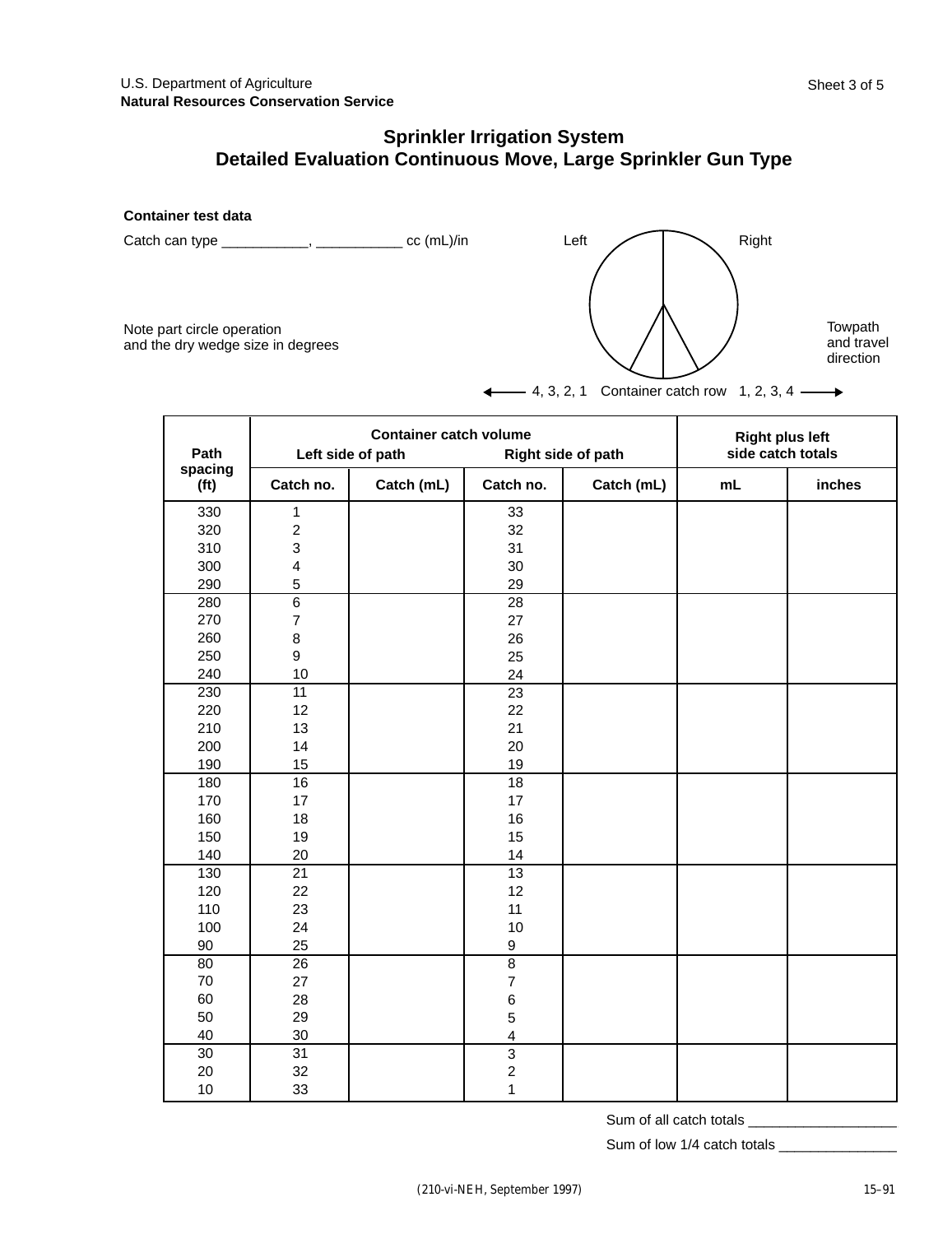U.S. Department of Agriculture
**Natural Resources Conservation Service**

Sheet 3 of 5

## Sprinkler Irrigation System
## Detailed Evaluation Continuous Move, Large Sprinkler Gun Type

**Container test data**

Catch can type ___________, ___________ cc (mL)/in

Note part circle operation
and the dry wedge size in degrees

Left    Right

Towpath and travel direction

← 4, 3, 2, 1   Container catch row   1, 2, 3, 4 →

| Path spacing (ft) | Container catch volume | | | | Right plus left side catch totals | |
|---|---|---|---|---|---|---|
| | Left side of path | | Right side of path | | | |
| | Catch no. | Catch (mL) | Catch no. | Catch (mL) | mL | inches |
| 330 | 1 | | 33 | | | |
| 320 | 2 | | 32 | | | |
| 310 | 3 | | 31 | | | |
| 300 | 4 | | 30 | | | |
| 290 | 5 | | 29 | | | |
| 280 | 6 | | 28 | | | |
| 270 | 7 | | 27 | | | |
| 260 | 8 | | 26 | | | |
| 250 | 9 | | 25 | | | |
| 240 | 10 | | 24 | | | |
| 230 | 11 | | 23 | | | |
| 220 | 12 | | 22 | | | |
| 210 | 13 | | 21 | | | |
| 200 | 14 | | 20 | | | |
| 190 | 15 | | 19 | | | |
| 180 | 16 | | 18 | | | |
| 170 | 17 | | 17 | | | |
| 160 | 18 | | 16 | | | |
| 150 | 19 | | 15 | | | |
| 140 | 20 | | 14 | | | |
| 130 | 21 | | 13 | | | |
| 120 | 22 | | 12 | | | |
| 110 | 23 | | 11 | | | |
| 100 | 24 | | 10 | | | |
| 90 | 25 | | 9 | | | |
| 80 | 26 | | 8 | | | |
| 70 | 27 | | 7 | | | |
| 60 | 28 | | 6 | | | |
| 50 | 29 | | 5 | | | |
| 40 | 30 | | 4 | | | |
| 30 | 31 | | 3 | | | |
| 20 | 32 | | 2 | | | |
| 10 | 33 | | 1 | | | |

Sum of all catch totals ___________________

Sum of low 1/4 catch totals _______________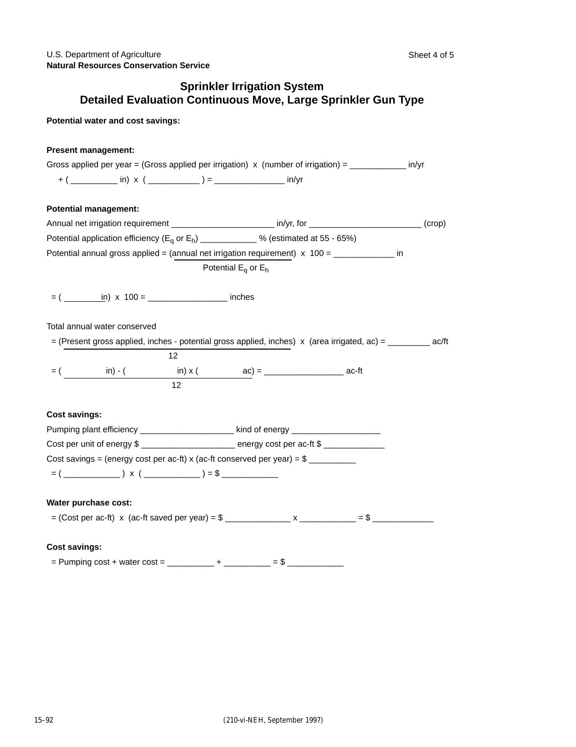U.S. Department of Agriculture
**Natural Resources Conservation Service**

## Sprinkler Irrigation System
## Detailed Evaluation Continuous Move, Large Sprinkler Gun Type

**Potential water and cost savings:**

**Present management:**

Gross applied per year = (Gross applied per irrigation) x (number of irrigation) = ____________ in/yr

+ ( __________ in) x ( ___________ ) = _______________ in/yr

**Potential management:**

Annual net irrigation requirement ______________________ in/yr, for ________________________ (crop)

Potential application efficiency ($E_q$ or $E_h$) ____________ % (estimated at 55 - 65%)

Potential annual gross applied = $\dfrac{\text{(annual net irrigation requirement)}}{\text{Potential } E_q \text{ or } E_h}$ x 100 = _____________ in

= $\dfrac{(\text{\_\_\_\_\_\_\_\_ in})}{\phantom{x}}$ x 100 = _________________ inches

Total annual water conserved

= $\dfrac{\text{(Present gross applied, inches - potential gross applied, inches)}}{12}$ x (area irrigated, ac) = _________ ac/ft

= $\dfrac{(\text{\_\_\_\_\_\_ in}) - (\text{\_\_\_\_\_\_ in}) \times (\text{\_\_\_\_\_\_ ac})}{12}$ = _________________ ac-ft

**Cost savings:**

Pumping plant efficiency ____________________ kind of energy ___________________

Cost per unit of energy $ ____________________ energy cost per ac-ft $ _____________

Cost savings = (energy cost per ac-ft) x (ac-ft conserved per year) = $ __________

= ( ____________ ) x ( ____________ ) = $ ____________

**Water purchase cost:**

= (Cost per ac-ft) x (ac-ft saved per year) = $ ______________ x ____________ = $ _____________

**Cost savings:**

= Pumping cost + water cost = __________ + __________ = $ ____________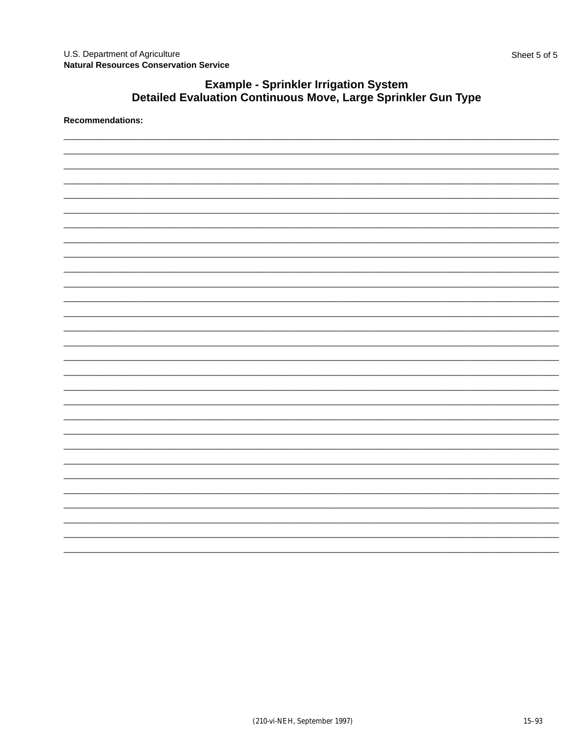U.S. Department of Agriculture
**Natural Resources Conservation Service**

Sheet 5 of 5

## Example - Sprinkler Irrigation System
## Detailed Evaluation Continuous Move, Large Sprinkler Gun Type

**Recommendations:**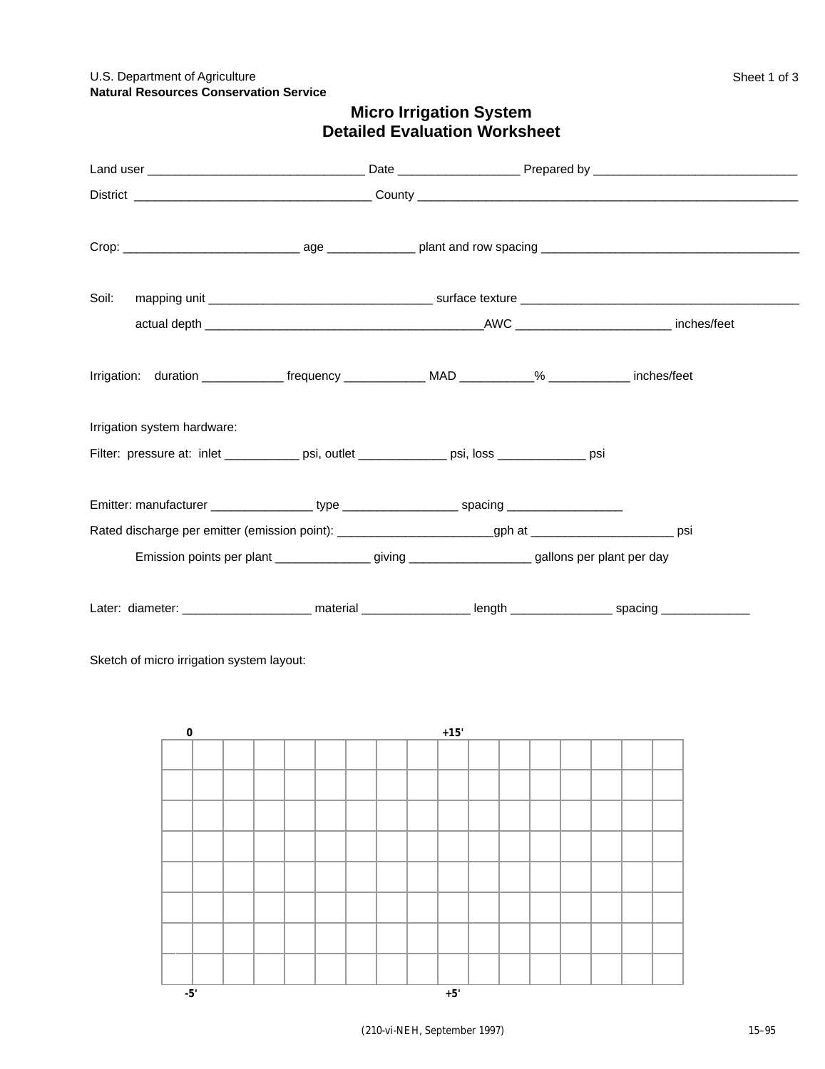U.S. Department of Agriculture
**Natural Resources Conservation Service**

# Micro Irrigation System
# Detailed Evaluation Worksheet

Land user _______________________________ Date _________________ Prepared by _____________________________

District _________________________________ County ________________________________________________________

Crop: _________________________ age ____________ plant and row spacing _____________________________________

Soil: mapping unit ________________________________ surface texture ________________________________________

actual depth ________________________________________AWC ______________________ inches/feet

Irrigation: duration ____________ frequency ____________ MAD ___________% ____________ inches/feet

Irrigation system hardware:

Filter: pressure at: inlet ___________ psi, outlet _____________ psi, loss _____________ psi

Emitter: manufacturer _______________ type _________________ spacing _________________

Rated discharge per emitter (emission point): _______________________gph at _____________________ psi

Emission points per plant ______________ giving __________________ gallons per plant per day

Later: diameter: ___________________ material ________________ length _______________ spacing _____________

Sketch of micro irrigation system layout:

| 0 | | | | | | | | | +15' | | | | | | | |
|---|---|---|---|---|---|---|---|---|---|---|---|---|---|---|---|---|
| | | | | | | | | | | | | | | | | |
| | | | | | | | | | | | | | | | | |
| | | | | | | | | | | | | | | | | |
| | | | | | | | | | | | | | | | | |
| | | | | | | | | | | | | | | | | |
| | | | | | | | | | | | | | | | | |
| | | | | | | | | | | | | | | | | |
| | | | | | | | | | | | | | | | | |
| -5' | | | | | | | | | +5' | | | | | | | |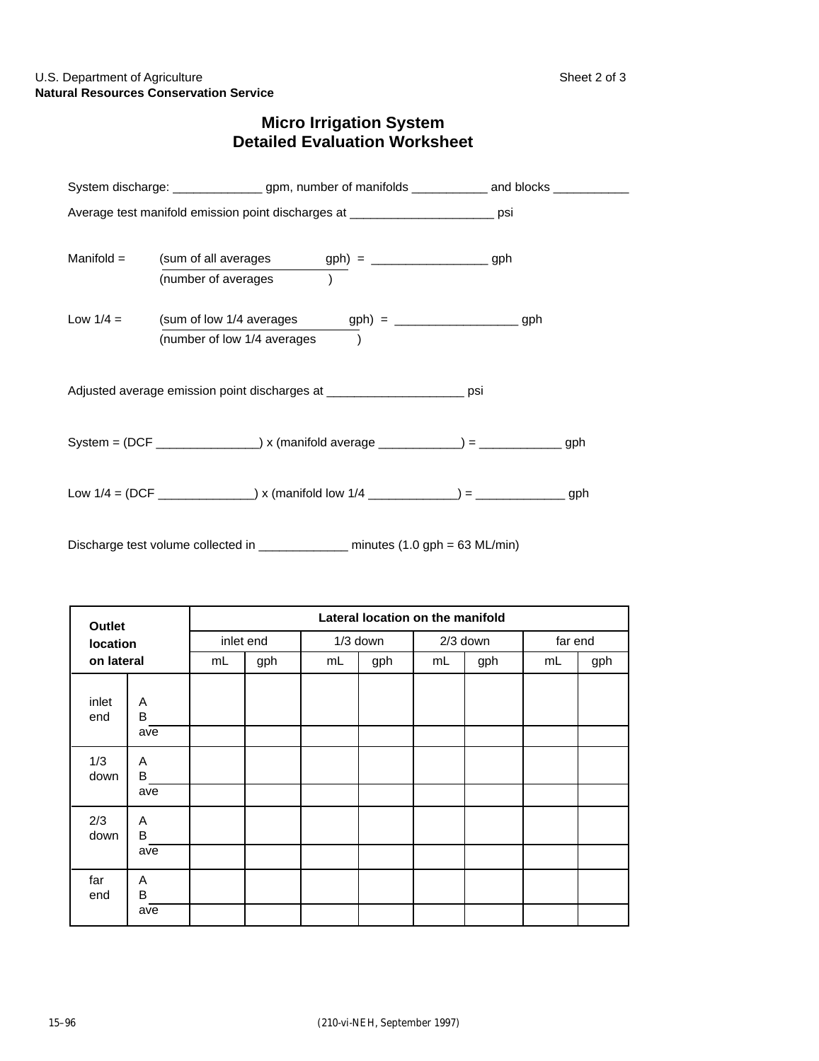U.S. Department of Agriculture
**Natural Resources Conservation Service**

# Micro Irrigation System
# Detailed Evaluation Worksheet

System discharge: _____________ gpm, number of manifolds ___________ and blocks ___________

Average test manifold emission point discharges at _____________________ psi

Manifold = $\dfrac{\text{(sum of all averages} \qquad \text{gph)}}{\text{(number of averages} \qquad \text{)}}$ = _________________ gph

Low 1/4 = $\dfrac{\text{(sum of low 1/4 averages} \qquad \text{gph)}}{\text{(number of low 1/4 averages} \qquad \text{)}}$ = __________________ gph

Adjusted average emission point discharges at ____________________ psi

System = (DCF _______________) x (manifold average ____________) = ____________ gph

Low 1/4 = (DCF ______________) x (manifold low 1/4 _____________) = _____________ gph

Discharge test volume collected in _____________ minutes (1.0 gph = 63 ML/min)

| Outlet location on lateral | | Lateral location on the manifold | | | | | | | |
|---|---|---|---|---|---|---|---|---|---|
| | | inlet end | | 1/3 down | | 2/3 down | | far end | |
| | | mL | gph | mL | gph | mL | gph | mL | gph |
| inlet end | A<br>B | | | | | | | | |
| | ave | | | | | | | | |
| 1/3 down | A<br>B | | | | | | | | |
| | ave | | | | | | | | |
| 2/3 down | A<br>B | | | | | | | | |
| | ave | | | | | | | | |
| far end | A<br>B | | | | | | | | |
| | ave | | | | | | | | |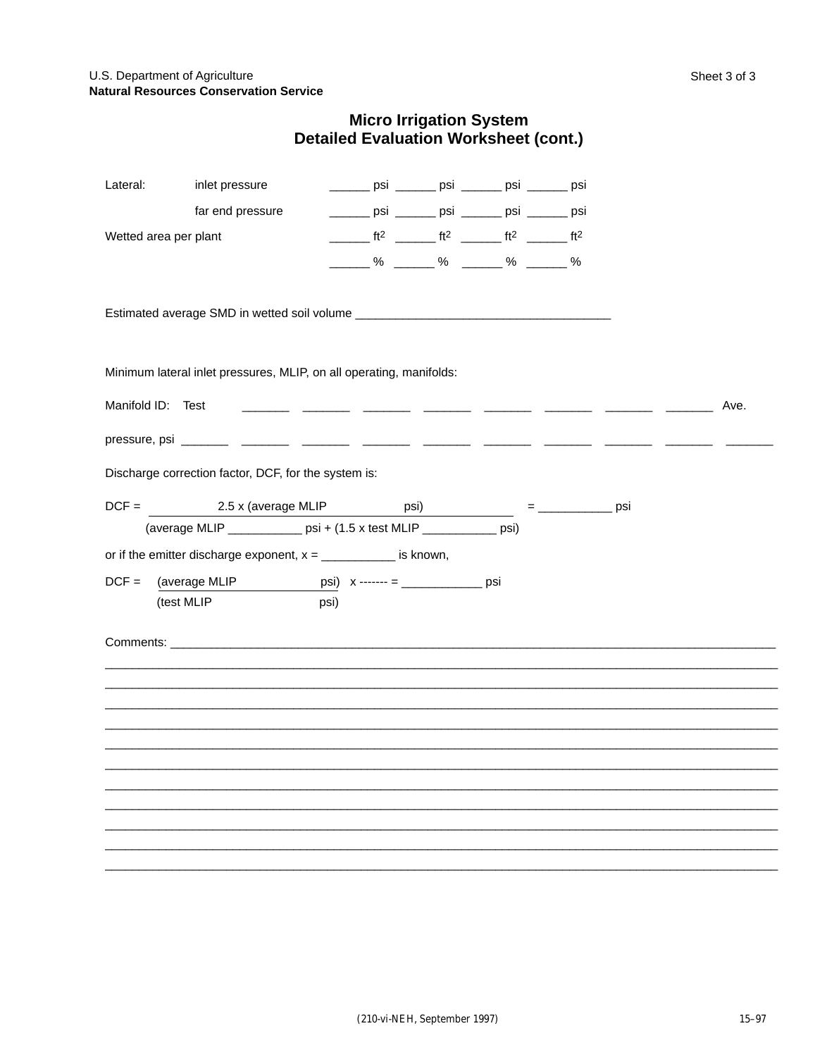U.S. Department of Agriculture
**Natural Resources Conservation Service**

Sheet 3 of 3

# Micro Irrigation System Detailed Evaluation Worksheet (cont.)

Lateral: inlet pressure ______ psi ______ psi ______ psi ______ psi

far end pressure ______ psi ______ psi ______ psi ______ psi

Wetted area per plant ______ $ft^2$ ______ $ft^2$ ______ $ft^2$ ______ $ft^2$

______ % ______ % ______ % ______ %

Estimated average SMD in wetted soil volume ______________________________________

Minimum lateral inlet pressures, MLIP, on all operating, manifolds:

| Manifold ID: | Test | _______ | _______ | _______ | _______ | _______ | _______ | _______ | _______ | Ave. |
|---|---|---|---|---|---|---|---|---|---|---|
| pressure, psi | _______ | _______ | _______ | _______ | _______ | _______ | _______ | _______ | _______ | _______ |

Discharge correction factor, DCF, for the system is:

$$DCF = \frac{2.5 \text{ x (average MLIP \_\_\_\_\_\_\_ psi)}}{\text{(average MLIP \_\_\_\_\_\_\_\_\_\_\_ psi + (1.5 x test MLIP \_\_\_\_\_\_\_\_\_\_\_ psi)}} = \text{\_\_\_\_\_\_\_\_\_\_\_ psi}$$

or if the emitter discharge exponent, x = ___________ is known,

$$DCF = \frac{\text{(average MLIP \_\_\_\_\_\_\_ psi)}}{\text{(test MLIP \_\_\_\_\_\_\_ psi)}} \text{ x ------- = \_\_\_\_\_\_\_\_\_\_\_\_ psi}$$

Comments: ____________________________________________________________________________________

_____________________________________________________________________________________________

_____________________________________________________________________________________________

_____________________________________________________________________________________________

_____________________________________________________________________________________________

_____________________________________________________________________________________________

_____________________________________________________________________________________________

_____________________________________________________________________________________________

_____________________________________________________________________________________________

_____________________________________________________________________________________________

_____________________________________________________________________________________________

_____________________________________________________________________________________________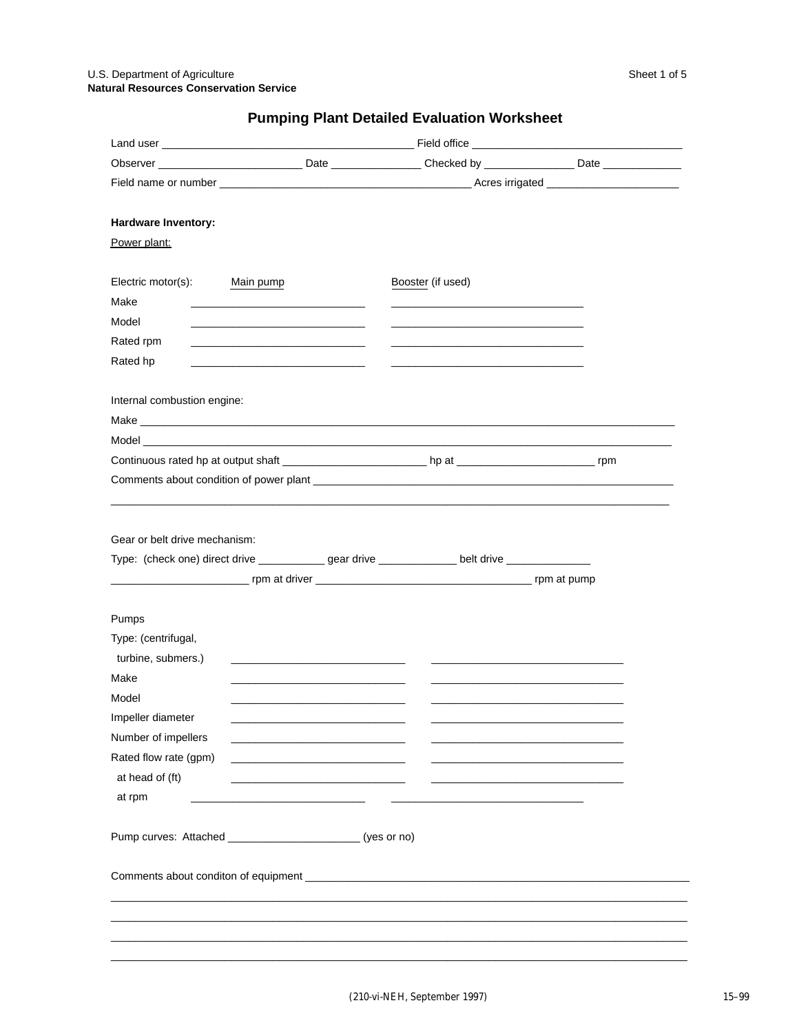U.S. Department of Agriculture
**Natural Resources Conservation Service**

## Pumping Plant Detailed Evaluation Worksheet

Land user ________________________________________ Field office __________________________________

Observer _______________________ Date ______________ Checked by ______________ Date ____________

Field name or number ________________________________________ Acres irrigated _____________________

**Hardware Inventory:**

Power plant:

| Electric motor(s): | Main pump | Booster (if used) |
|---|---|---|
| Make | _____________________________ | _______________________________ |
| Model | _____________________________ | _______________________________ |
| Rated rpm | _____________________________ | _______________________________ |
| Rated hp | _____________________________ | _______________________________ |

Internal combustion engine:

Make ______________________________________________________________________________________

Model _____________________________________________________________________________________

Continuous rated hp at output shaft _______________________ hp at ______________________ rpm

Comments about condition of power plant _____________________________________________________________

____________________________________________________________________________________________

Gear or belt drive mechanism:

Type: (check one) direct drive ___________ gear drive ____________ belt drive _____________

______________________ rpm at driver ___________________________________ rpm at pump

| Pumps | | |
|---|---|---|
| Type: (centrifugal, turbine, submers.) | _____________________________ | _______________________________ |
| Make | _____________________________ | _______________________________ |
| Model | _____________________________ | _______________________________ |
| Impeller diameter | _____________________________ | _______________________________ |
| Number of impellers | _____________________________ | _______________________________ |
| Rated flow rate (gpm) | _____________________________ | _______________________________ |
| at head of (ft) | _____________________________ | _______________________________ |
| at rpm | _____________________________ | _______________________________ |

Pump curves: Attached _____________________ (yes or no)

Comments about conditon of equipment _______________________________________________________________

____________________________________________________________________________________________

____________________________________________________________________________________________

____________________________________________________________________________________________

____________________________________________________________________________________________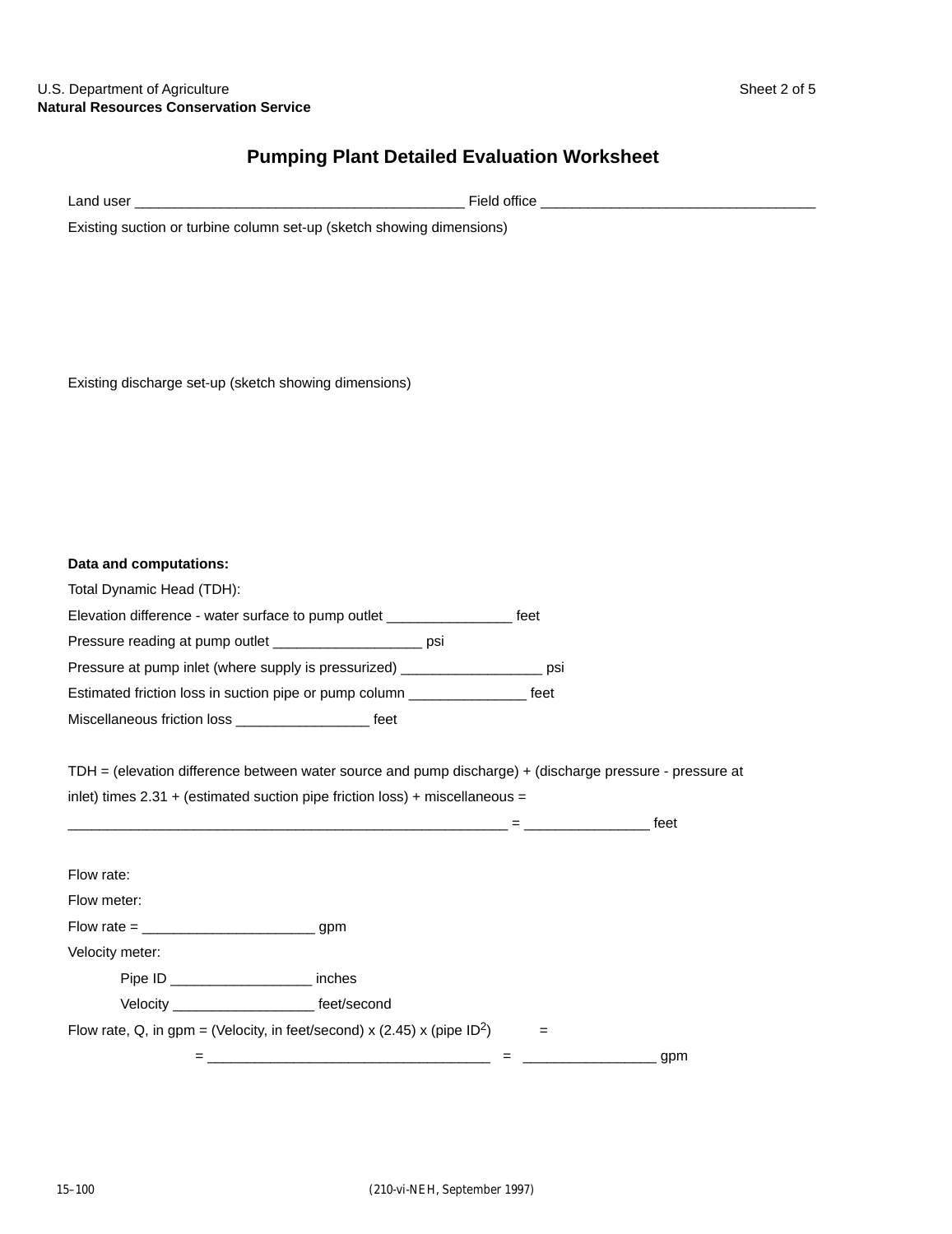U.S. Department of Agriculture
**Natural Resources Conservation Service**

# Pumping Plant Detailed Evaluation Worksheet

Land user __________________________________________ Field office ___________________________________

Existing suction or turbine column set-up (sketch showing dimensions)

Existing discharge set-up (sketch showing dimensions)

**Data and computations:**

Total Dynamic Head (TDH):

Elevation difference - water surface to pump outlet ________________ feet

Pressure reading at pump outlet ___________________ psi

Pressure at pump inlet (where supply is pressurized) __________________ psi

Estimated friction loss in suction pipe or pump column _______________ feet

Miscellaneous friction loss _________________ feet

TDH = (elevation difference between water source and pump discharge) + (discharge pressure - pressure at inlet) times 2.31 + (estimated suction pipe friction loss) + miscellaneous =

_________________________________________________________ = ________________ feet

Flow rate:

Flow meter:

Flow rate = ______________________ gpm

Velocity meter:

Pipe ID __________________ inches

Velocity __________________ feet/second

Flow rate, Q, in gpm = (Velocity, in feet/second) x (2.45) x (pipe $ID^2$) =

= ____________________________________ = _________________ gpm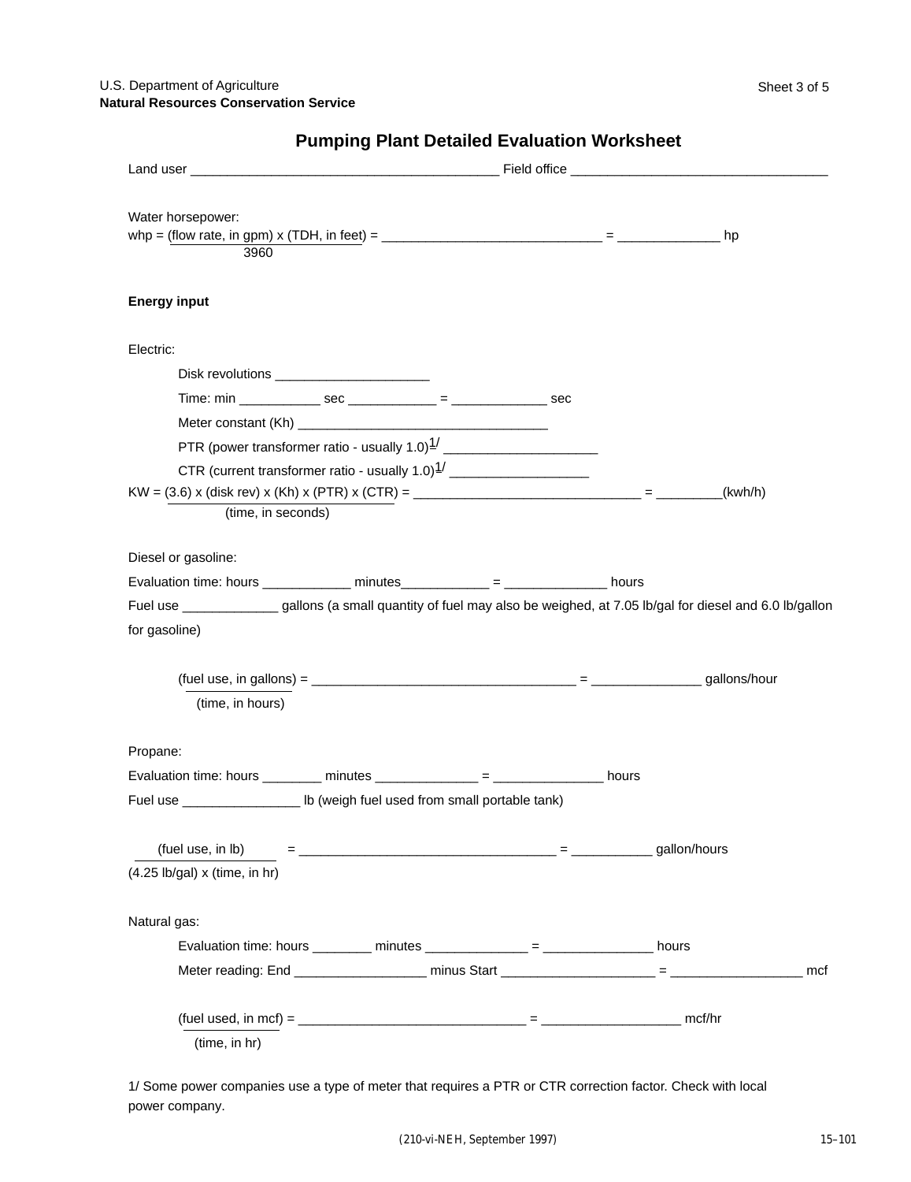U.S. Department of Agriculture
**Natural Resources Conservation Service**

Sheet 3 of 5

# Pumping Plant Detailed Evaluation Worksheet

Land user ________________________________________ Field office ___________________________________

Water horsepower:

$$\text{whp} = \frac{(\text{flow rate, in gpm}) \times (\text{TDH, in feet})}{3960} = \text{\_\_\_\_\_\_\_\_\_\_\_\_\_\_\_\_\_\_\_\_\_\_\_\_\_\_\_\_\_\_} = \text{\_\_\_\_\_\_\_\_\_\_\_\_\_\_} \text{ hp}$$

**Energy input**

Electric:

Disk revolutions _____________________

Time: min ___________ sec ____________ = _____________ sec

Meter constant (Kh) __________________________________

PTR (power transformer ratio - usually 1.0)[1/] _____________________

CTR (current transformer ratio - usually 1.0)[1/] ___________________

$$\text{KW} = \frac{(3.6) \times (\text{disk rev}) \times (\text{Kh}) \times (\text{PTR}) \times (\text{CTR})}{(\text{time, in seconds})} = \text{\_\_\_\_\_\_\_\_\_\_\_\_\_\_\_\_\_\_\_\_\_\_\_\_\_\_\_\_\_\_\_\_} = \text{\_\_\_\_\_\_\_\_\_}(\text{kwh/h})$$

Diesel or gasoline:

Evaluation time: hours ____________ minutes____________ = ______________ hours

Fuel use _____________ gallons (a small quantity of fuel may also be weighed, at 7.05 lb/gal for diesel and 6.0 lb/gallon for gasoline)

$$\frac{(\text{fuel use, in gallons})}{(\text{time, in hours})} = \text{\_\_\_\_\_\_\_\_\_\_\_\_\_\_\_\_\_\_\_\_\_\_\_\_\_\_\_\_\_\_\_\_\_\_\_\_\_} = \text{\_\_\_\_\_\_\_\_\_\_\_\_\_\_\_} \text{ gallons/hour}$$

Propane:

Evaluation time: hours ________ minutes ______________ = _______________ hours

Fuel use ________________ lb (weigh fuel used from small portable tank)

$$\frac{(\text{fuel use, in lb})}{(4.25 \text{ lb/gal}) \times (\text{time, in hr})} = \text{\_\_\_\_\_\_\_\_\_\_\_\_\_\_\_\_\_\_\_\_\_\_\_\_\_\_\_\_\_\_\_\_\_\_\_} = \text{\_\_\_\_\_\_\_\_\_\_\_} \text{ gallon/hours}$$

Natural gas:

Evaluation time: hours ________ minutes ______________ = _______________ hours

Meter reading: End __________________ minus Start _____________________ = __________________ mcf

$$\frac{(\text{fuel used, in mcf})}{(\text{time, in hr})} = \text{\_\_\_\_\_\_\_\_\_\_\_\_\_\_\_\_\_\_\_\_\_\_\_\_\_\_\_\_\_\_\_\_} = \text{\_\_\_\_\_\_\_\_\_\_\_\_\_\_\_\_\_\_\_} \text{ mcf/hr}$$

1/ Some power companies use a type of meter that requires a PTR or CTR correction factor. Check with local power company.

(210-vi-NEH, September 1997)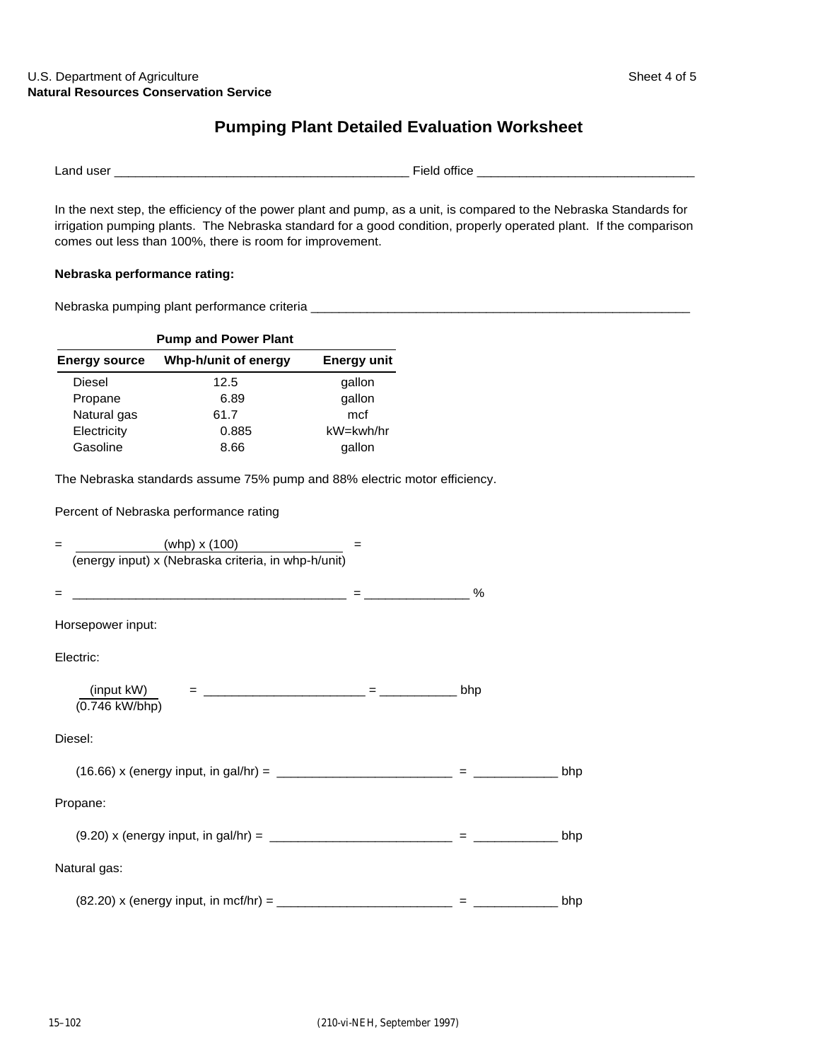U.S. Department of Agriculture
**Natural Resources Conservation Service**

# Pumping Plant Detailed Evaluation Worksheet

Land user ________________________________________ Field office ______________________________

In the next step, the efficiency of the power plant and pump, as a unit, is compared to the Nebraska Standards for irrigation pumping plants. The Nebraska standard for a good condition, properly operated plant. If the comparison comes out less than 100%, there is room for improvement.

**Nebraska performance rating:**

Nebraska pumping plant performance criteria _______________________________________________________

| **Pump and Power Plant** | | |
|---|---|---|
| **Energy source** | **Whp-h/unit of energy** | **Energy unit** |
| Diesel | 12.5 | gallon |
| Propane | 6.89 | gallon |
| Natural gas | 61.7 | mcf |
| Electricity | 0.885 | kW=kwh/hr |
| Gasoline | 8.66 | gallon |

The Nebraska standards assume 75% pump and 88% electric motor efficiency.

Percent of Nebraska performance rating

$$= \frac{(\text{whp}) \times (100)}{(\text{energy input}) \times (\text{Nebraska criteria, in whp-h/unit})} =$$

= _______________________________________ = _______________ %

Horsepower input:

Electric:

$$\frac{(\text{input kW})}{(0.746 \text{ kW/bhp})} = \text{\_\_\_\_\_\_\_\_\_\_\_\_\_\_\_\_\_\_\_\_\_\_\_} = \text{\_\_\_\_\_\_\_\_\_\_\_ bhp}$$

Diesel:

(16.66) x (energy input, in gal/hr) = _________________________ = ____________ bhp

Propane:

(9.20) x (energy input, in gal/hr) = __________________________ = ____________ bhp

Natural gas:

(82.20) x (energy input, in mcf/hr) = _________________________ = ____________ bhp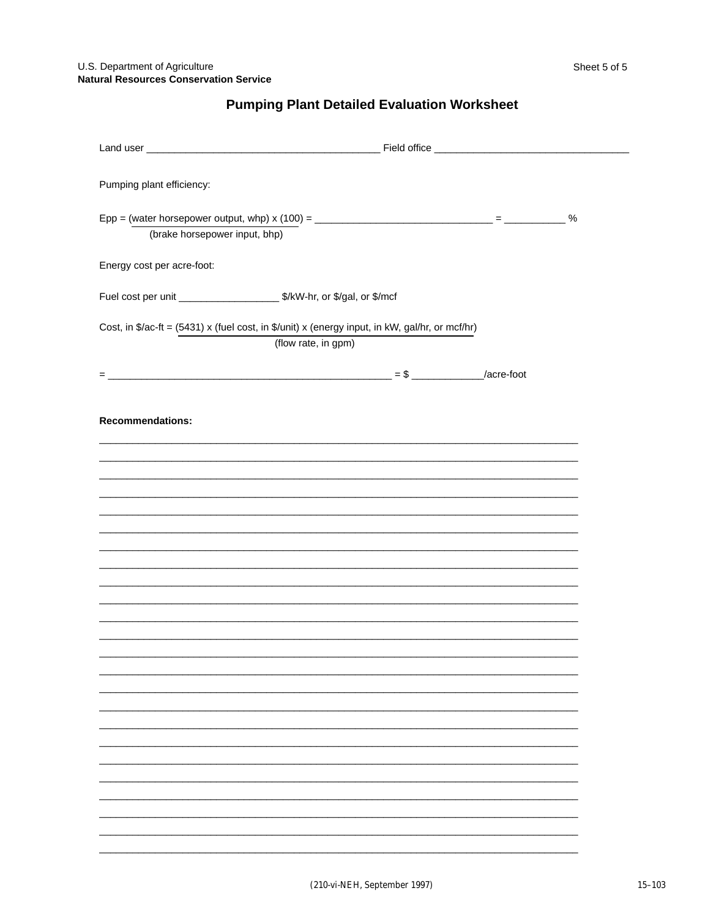U.S. Department of Agriculture
**Natural Resources Conservation Service**

Sheet 5 of 5

## Pumping Plant Detailed Evaluation Worksheet

Land user ________________________________________ Field office __________________________________

Pumping plant efficiency:

$$E_{pp} = \frac{\text{(water horsepower output, whp)} \times (100)}{\text{(brake horsepower input, bhp)}} = \text{\_\_\_\_\_\_\_\_\_\_\_\_\_\_\_\_\_\_\_\_\_\_\_\_\_\_\_\_\_\_\_} = \text{\_\_\_\_\_\_\_\_\_\_\_} \%$$

Energy cost per acre-foot:

Fuel cost per unit _________________ $/kW-hr, or $/gal, or $/mcf

$$\text{Cost, in \$/ac-ft} = \frac{(5431) \times \text{(fuel cost, in \$/unit)} \times \text{(energy input, in kW, gal/hr, or mcf/hr)}}{\text{(flow rate, in gpm)}}$$

= ________________________________________________ = $ ____________/acre-foot

**Recommendations:**

________________________________________________________________________________
________________________________________________________________________________
________________________________________________________________________________
________________________________________________________________________________
________________________________________________________________________________
________________________________________________________________________________
________________________________________________________________________________
________________________________________________________________________________
________________________________________________________________________________
________________________________________________________________________________
________________________________________________________________________________
________________________________________________________________________________
________________________________________________________________________________
________________________________________________________________________________
________________________________________________________________________________
________________________________________________________________________________
________________________________________________________________________________
________________________________________________________________________________
________________________________________________________________________________
________________________________________________________________________________
________________________________________________________________________________
________________________________________________________________________________
________________________________________________________________________________
________________________________________________________________________________

(210-vi-NEH, September 1997)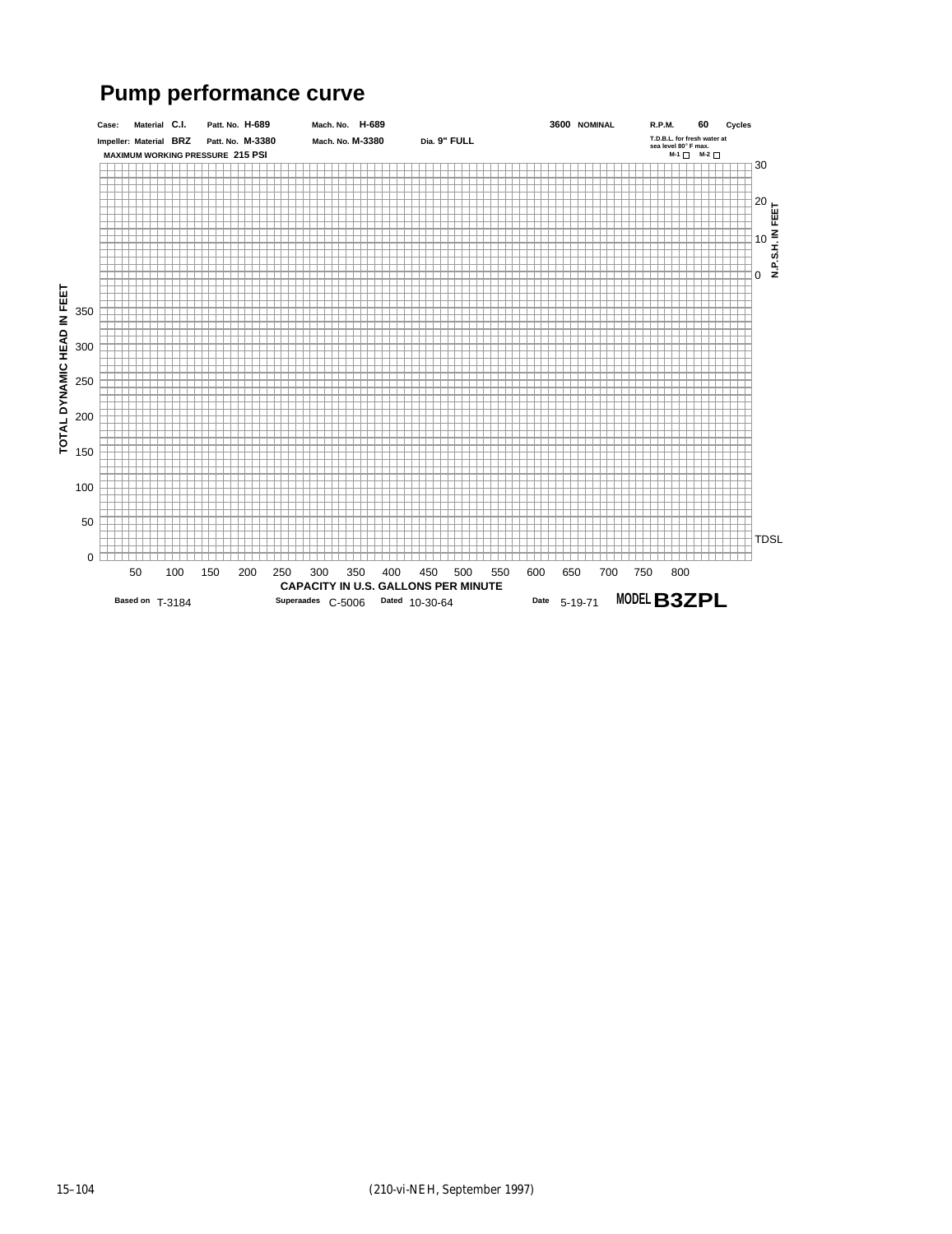## Pump performance curve

Case: Material C.I. Patt. No. H-689 Mach. No. H-689 3600 NOMINAL R.P.M. 60 Cycles

Impeller: Material BRZ Patt. No. M-3380 Mach. No. M-3380 Dia. 9" FULL

T.D.B.L. for fresh water at sea level 80° F max.

M-1 ☐ M-2 ☐

MAXIMUM WORKING PRESSURE 215 PSI

N.P.S.H. IN FEET: 0, 10, 20, 30

TOTAL DYNAMIC HEAD IN FEET: 0, 50, 100, 150, 200, 250, 300, 350

TDSL

CAPACITY IN U.S. GALLONS PER MINUTE: 50, 100, 150, 200, 250, 300, 350, 400, 450, 500, 550, 600, 650, 700, 750, 800

Based on T-3184 Superaades C-5006 Dated 10-30-64 Date 5-19-71 MODEL **B3ZPL**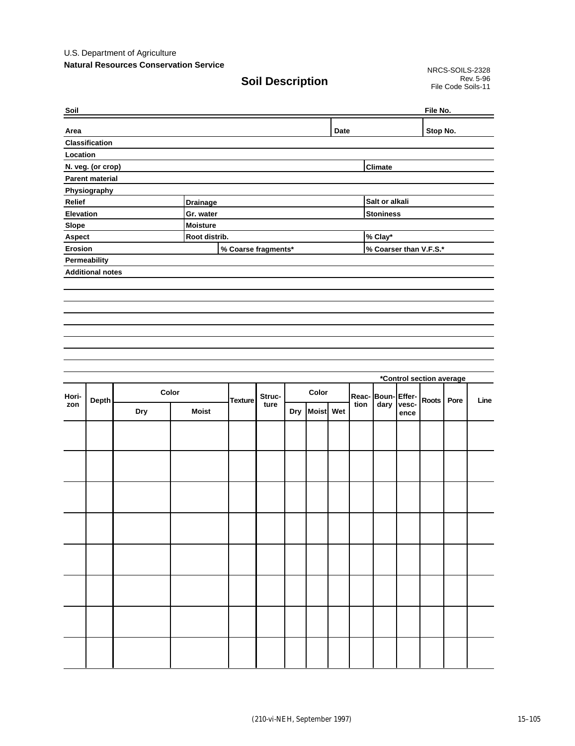U.S. Department of Agriculture
**Natural Resources Conservation Service**

NRCS-SOILS-2328
Rev. 5-96
File Code Soils-11

# Soil Description

**Soil** ______________________________ **File No.** __________

**Area** ______________________________ **Date** __________ **Stop No.** __________

**Classification** ______________________________

**Location** ______________________________

**N. veg. (or crop)** ______________________________ **Climate** __________

**Parent material** ______________________________

**Physiography** ______________________________

**Relief** __________ **Drainage** __________ **Salt or alkali** __________

**Elevation** __________ **Gr. water** __________ **Stoniness** __________

**Slope** __________ **Moisture** __________

**Aspect** __________ **Root distrib.** __________ **% Clay*** __________

**Erosion** __________ **% Coarse fragments*** __________ **% Coarser than V.F.S.*** __________

**Permeability** ______________________________

**Additional notes** ______________________________

______________________________

______________________________

______________________________

______________________________

______________________________

______________________________

______________________________

______________________________

*Control section average

| Hori-zon | Depth | Color | | Texture | Struc-ture | Color | | | Reac-tion | Boun-dary | Effer-vesc-ence | Roots | Pore | Line |
|---|---|---|---|---|---|---|---|---|---|---|---|---|---|---|
| | | Dry | Moist | | | Dry | Moist | Wet | | | | | | |
| | | | | | | | | | | | | | | |
| | | | | | | | | | | | | | | |
| | | | | | | | | | | | | | | |
| | | | | | | | | | | | | | | |
| | | | | | | | | | | | | | | |
| | | | | | | | | | | | | | | |
| | | | | | | | | | | | | | | |
| | | | | | | | | | | | | | | |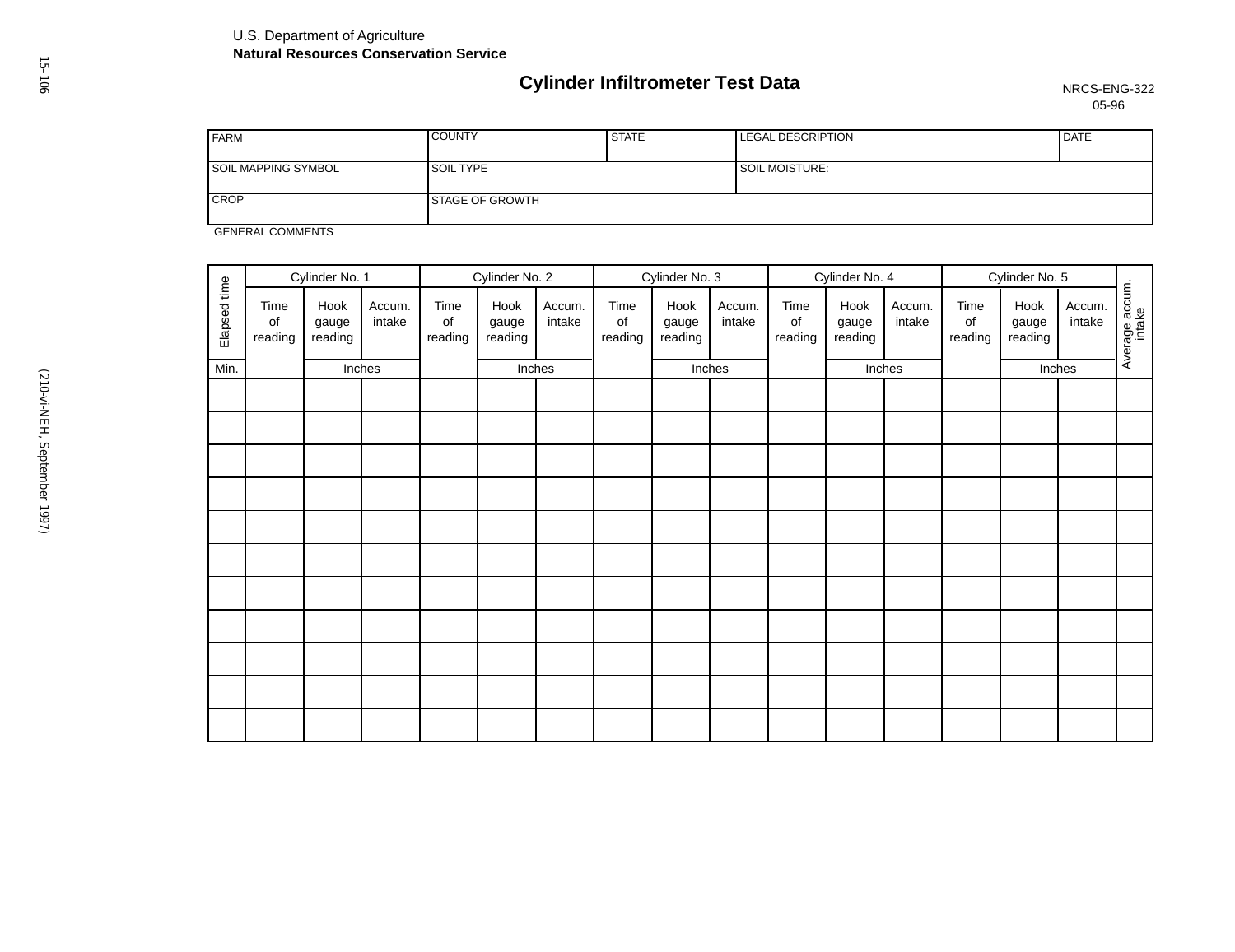U.S. Department of Agriculture
**Natural Resources Conservation Service**

# Cylinder Infiltrometer Test Data

NRCS-ENG-322
05-96

| FARM | COUNTY | STATE | LEGAL DESCRIPTION | DATE |
|---|---|---|---|---|
| SOIL MAPPING SYMBOL | SOIL TYPE | | SOIL MOISTURE: | |
| CROP | STAGE OF GROWTH | | | |

GENERAL COMMENTS

| Elapsed time | Cylinder No. 1 | | | Cylinder No. 2 | | | Cylinder No. 3 | | | Cylinder No. 4 | | | Cylinder No. 5 | | | Average accum. intake |
|---|---|---|---|---|---|---|---|---|---|---|---|---|---|---|---|---|
| | Time of reading | Hook gauge reading | Accum. intake | Time of reading | Hook gauge reading | Accum. intake | Time of reading | Hook gauge reading | Accum. intake | Time of reading | Hook gauge reading | Accum. intake | Time of reading | Hook gauge reading | Accum. intake | |
| Min. | | Inches | | | Inches | | | Inches | | | Inches | | | Inches | | |
| | | | | | | | | | | | | | | | | |
| | | | | | | | | | | | | | | | | |
| | | | | | | | | | | | | | | | | |
| | | | | | | | | | | | | | | | | |
| | | | | | | | | | | | | | | | | |
| | | | | | | | | | | | | | | | | |
| | | | | | | | | | | | | | | | | |
| | | | | | | | | | | | | | | | | |
| | | | | | | | | | | | | | | | | |
| | | | | | | | | | | | | | | | | |
| | | | | | | | | | | | | | | | | |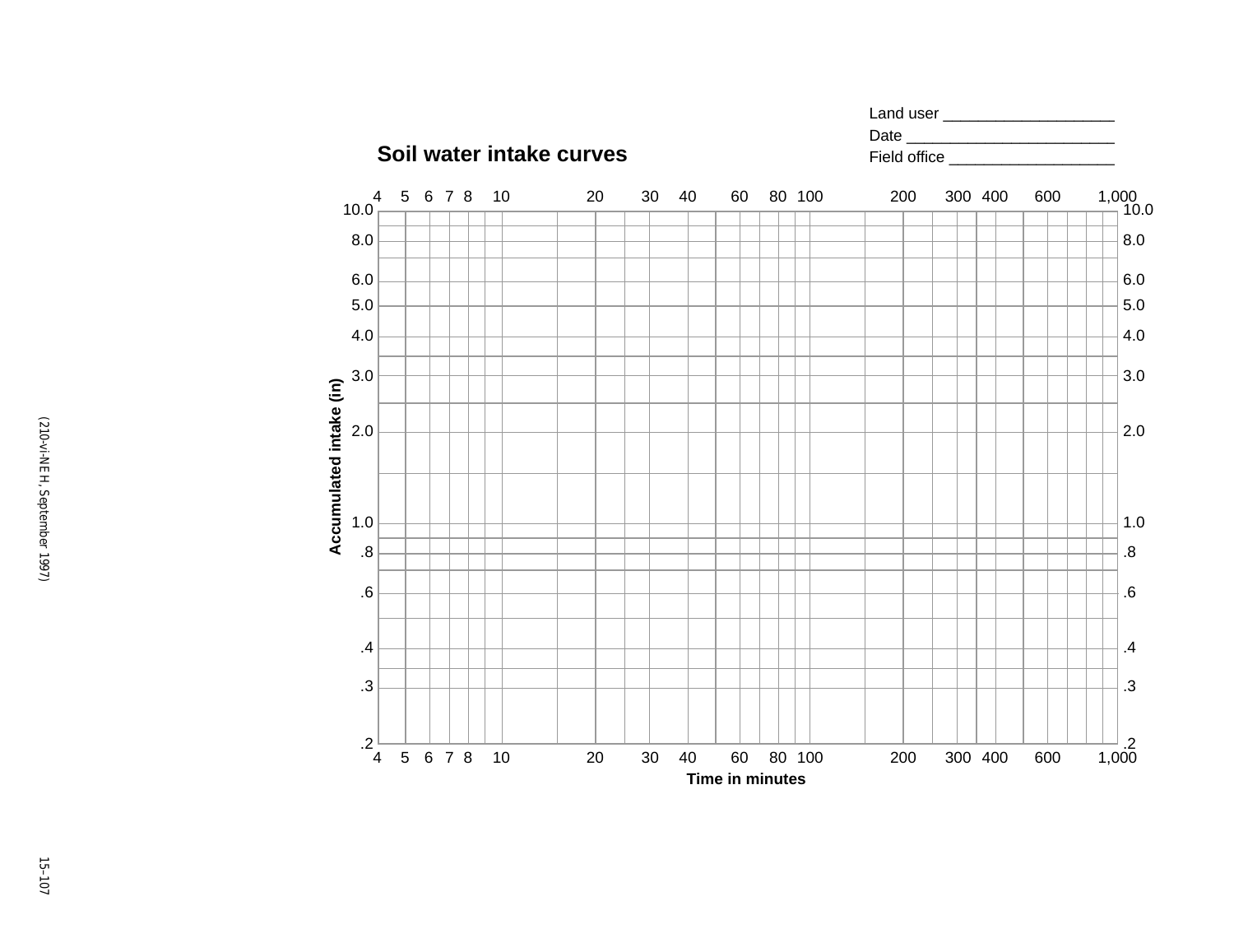Land user ____________________

Date ________________________

Field office ___________________

## Soil water intake curves

Accumulated intake (in): 10.0, 8.0, 6.0, 5.0, 4.0, 3.0, 2.0, 1.0, .8, .6, .4, .3, .2

Time in minutes: 4, 5, 6, 7, 8, 10, 20, 30, 40, 60, 80, 100, 200, 300, 400, 600, 1,000

(210-vi-NEH, September 1997)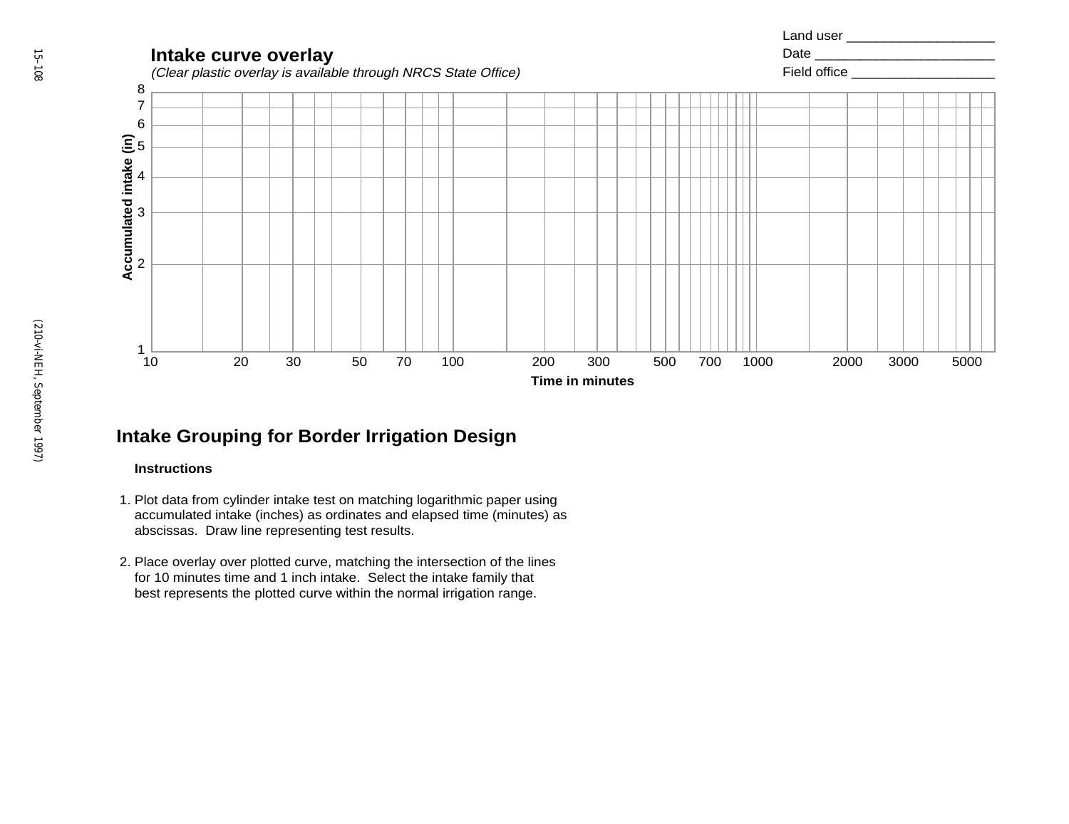Land user ____________________

Date ________________________

Field office ___________________

## Intake curve overlay

*(Clear plastic overlay is available through NRCS State Office)*

Accumulated intake (in): 1, 2, 3, 4, 5, 6, 7, 8

Time in minutes: 10, 20, 30, 50, 70, 100, 200, 300, 500, 700, 1000, 2000, 3000, 5000

## Intake Grouping for Border Irrigation Design

**Instructions**

1. Plot data from cylinder intake test on matching logarithmic paper using accumulated intake (inches) as ordinates and elapsed time (minutes) as abscissas. Draw line representing test results.

2. Place overlay over plotted curve, matching the intersection of the lines for 10 minutes time and 1 inch intake. Select the intake family that best represents the plotted curve within the normal irrigation range.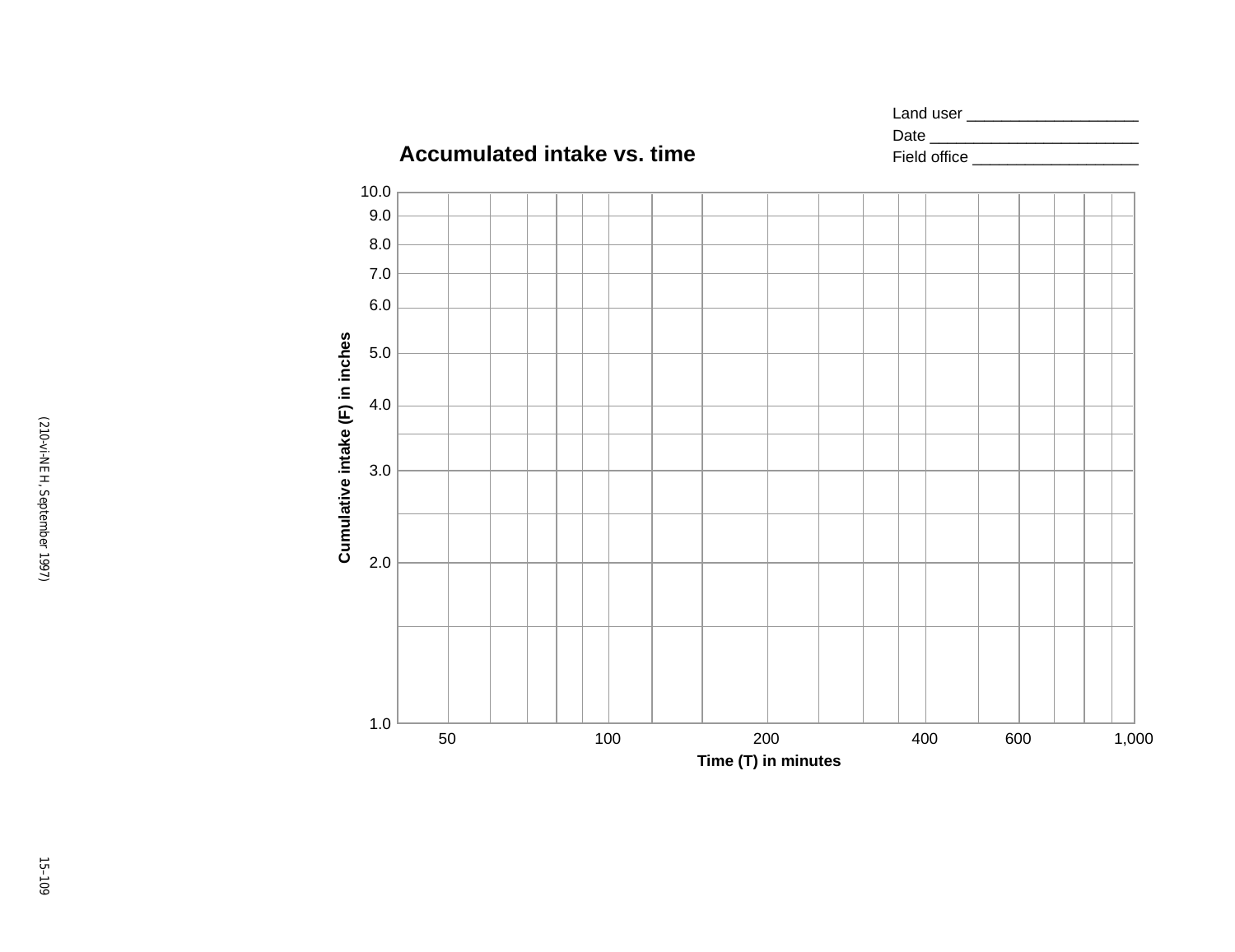Land user ___________________

Date ___________________

Field office ___________________

## Accumulated intake vs. time

Cumulative intake (F) in inches: 1.0, 2.0, 3.0, 4.0, 5.0, 6.0, 7.0, 8.0, 9.0, 10.0

Time (T) in minutes: 50, 100, 200, 400, 600, 1,000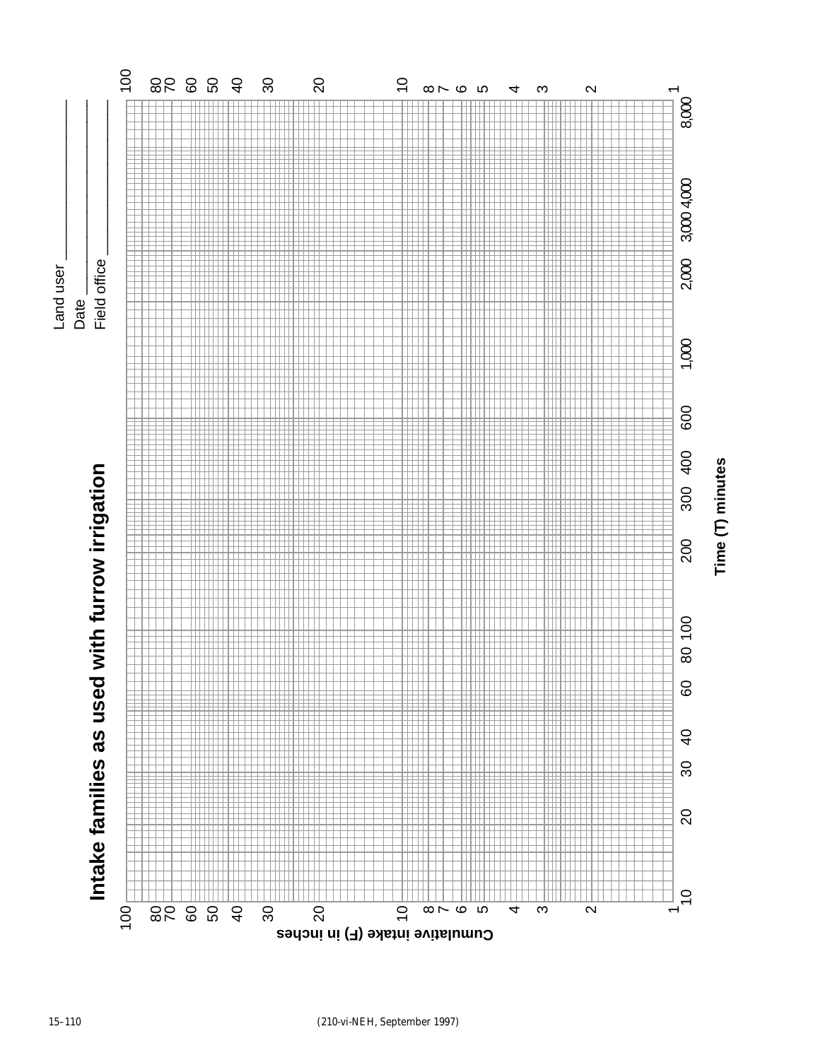# Intake families as used with furrow irrigation

Land user ____________

Date ____________

Field office ____________

Cumulative intake (F) in inches

100, 80, 70, 60, 50, 40, 30, 20, 10, 8, 7, 6, 5, 4, 3, 2, 1

Time (T) minutes

10, 20, 30, 40, 60, 80, 100, 200, 300, 400, 600, 1,000, 2,000, 3,000, 4,000, 8,000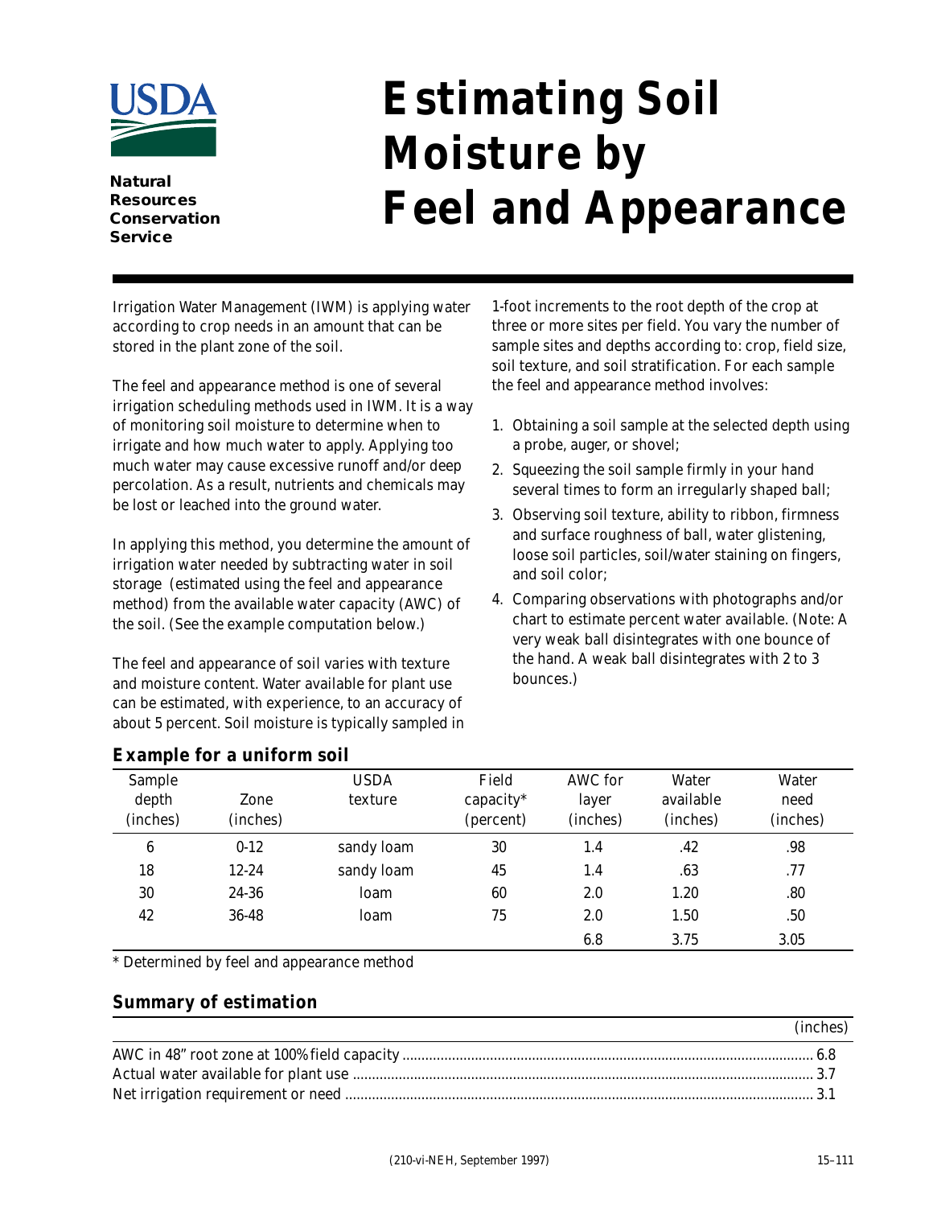Natural Resources Conservation Service

# Estimating Soil Moisture by Feel and Appearance

Irrigation Water Management (IWM) is applying water according to crop needs in an amount that can be stored in the plant zone of the soil.

The feel and appearance method is one of several irrigation scheduling methods used in IWM. It is a way of monitoring soil moisture to determine when to irrigate and how much water to apply. Applying too much water may cause excessive runoff and/or deep percolation. As a result, nutrients and chemicals may be lost or leached into the ground water.

In applying this method, you determine the amount of irrigation water needed by subtracting water in soil storage (estimated using the feel and appearance method) from the available water capacity (AWC) of the soil. (See the example computation below.)

The feel and appearance of soil varies with texture and moisture content. Water available for plant use can be estimated, with experience, to an accuracy of about 5 percent. Soil moisture is typically sampled in 1-foot increments to the root depth of the crop at three or more sites per field. You vary the number of sample sites and depths according to: crop, field size, soil texture, and soil stratification. For each sample the feel and appearance method involves:

1. Obtaining a soil sample at the selected depth using a probe, auger, or shovel;
2. Squeezing the soil sample firmly in your hand several times to form an irregularly shaped ball;
3. Observing soil texture, ability to ribbon, firmness and surface roughness of ball, water glistening, loose soil particles, soil/water staining on fingers, and soil color;
4. Comparing observations with photographs and/or chart to estimate percent water available. (Note: A very weak ball disintegrates with one bounce of the hand. A weak ball disintegrates with 2 to 3 bounces.)

## Example for a uniform soil

| Sample depth (inches) | Zone (inches) | USDA texture | Field capacity* (percent) | AWC for layer (inches) | Water available (inches) | Water need (inches) |
|---|---|---|---|---|---|---|
| 6 | 0-12 | sandy loam | 30 | 1.4 | .42 | .98 |
| 18 | 12-24 | sandy loam | 45 | 1.4 | .63 | .77 |
| 30 | 24-36 | loam | 60 | 2.0 | 1.20 | .80 |
| 42 | 36-48 | loam | 75 | 2.0 | 1.50 | .50 |
| | | | | 6.8 | 3.75 | 3.05 |

\* Determined by feel and appearance method

## Summary of estimation

| | (inches) |
|---|---|
| AWC in 48" root zone at 100% field capacity | 6.8 |
| Actual water available for plant use | 3.7 |
| Net irrigation requirement or need | 3.1 |

(210-vi-NEH, September 1997)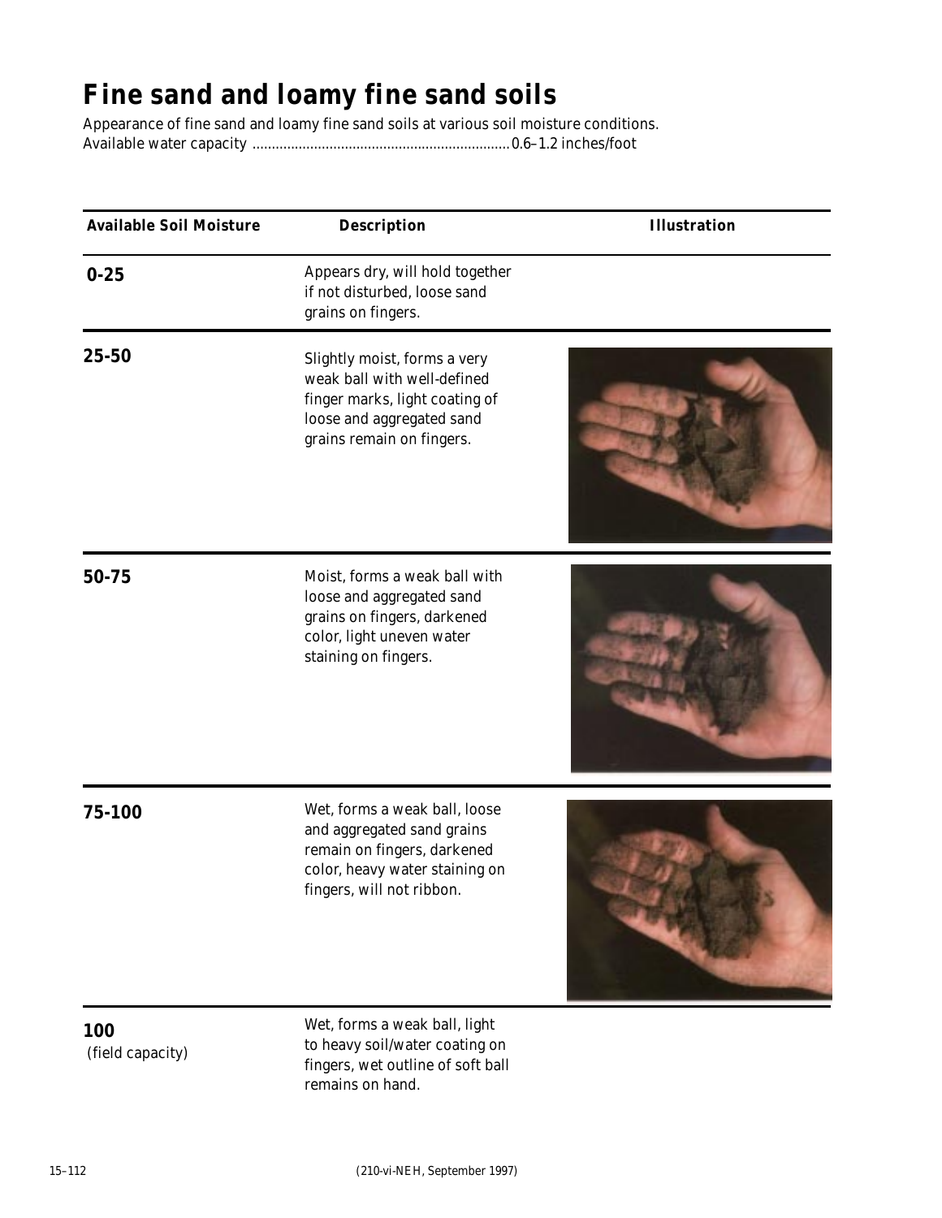# Fine sand and loamy fine sand soils

Appearance of fine sand and loamy fine sand soils at various soil moisture conditions.
Available water capacity ..................................................................0.6–1.2 inches/foot

| Available Soil Moisture | Description | Illustration |
|---|---|---|
| 0-25 | Appears dry, will hold together if not disturbed, loose sand grains on fingers. | |
| 25-50 | Slightly moist, forms a very weak ball with well-defined finger marks, light coating of loose and aggregated sand grains remain on fingers. | |
| 50-75 | Moist, forms a weak ball with loose and aggregated sand grains on fingers, darkened color, light uneven water staining on fingers. | |
| 75-100 | Wet, forms a weak ball, loose and aggregated sand grains remain on fingers, darkened color, heavy water staining on fingers, will not ribbon. | |
| 100 (field capacity) | Wet, forms a weak ball, light to heavy soil/water coating on fingers, wet outline of soft ball remains on hand. | |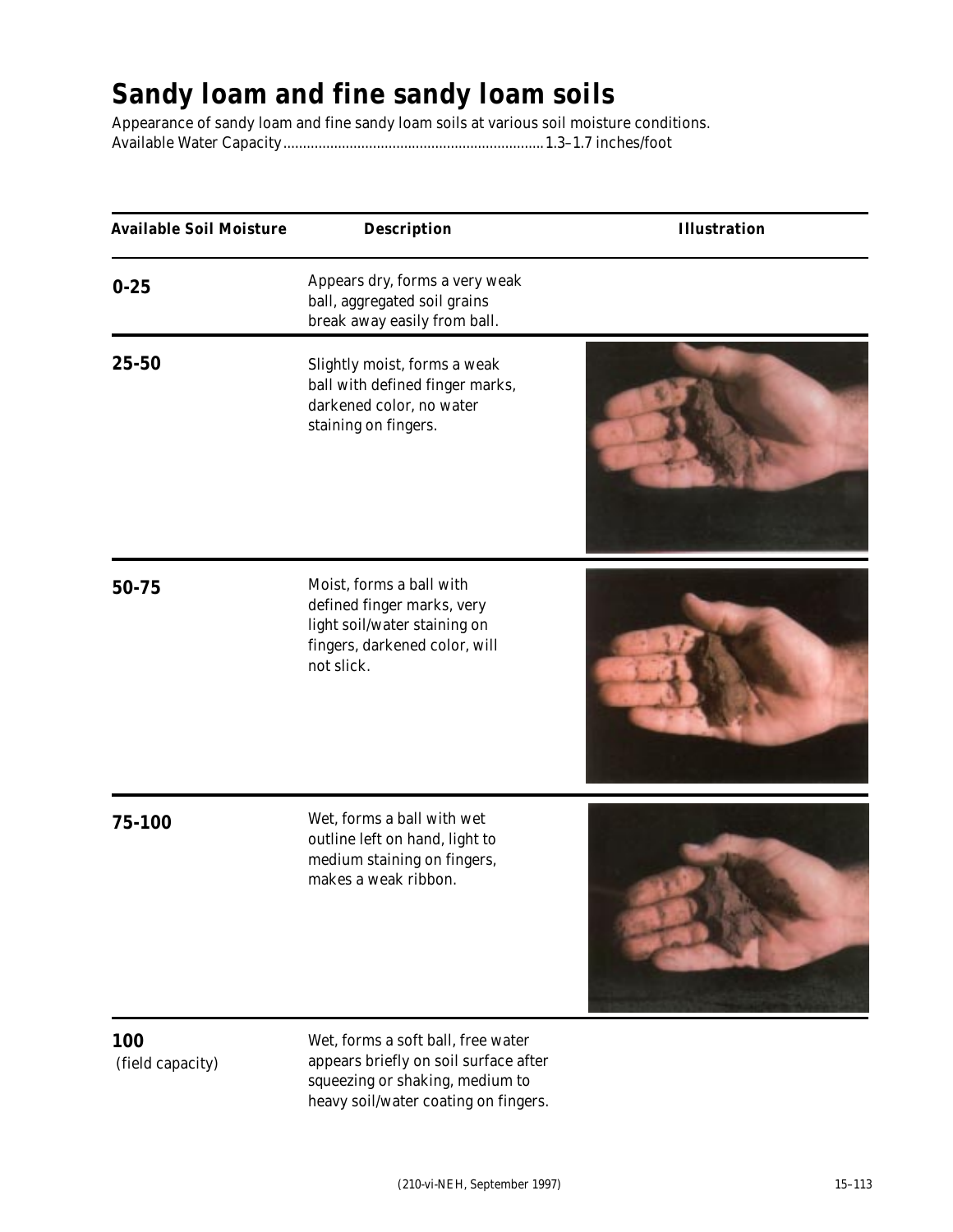# Sandy loam and fine sandy loam soils

Appearance of sandy loam and fine sandy loam soils at various soil moisture conditions.
Available Water Capacity.................................................................1.3–1.7 inches/foot

| Available Soil Moisture | Description | Illustration |
|---|---|---|
| **0-25** | Appears dry, forms a very weak ball, aggregated soil grains break away easily from ball. | |
| **25-50** | Slightly moist, forms a weak ball with defined finger marks, darkened color, no water staining on fingers. | |
| **50-75** | Moist, forms a ball with defined finger marks, very light soil/water staining on fingers, darkened color, will not slick. | |
| **75-100** | Wet, forms a ball with wet outline left on hand, light to medium staining on fingers, makes a weak ribbon. | |
| **100** (field capacity) | Wet, forms a soft ball, free water appears briefly on soil surface after squeezing or shaking, medium to heavy soil/water coating on fingers. | |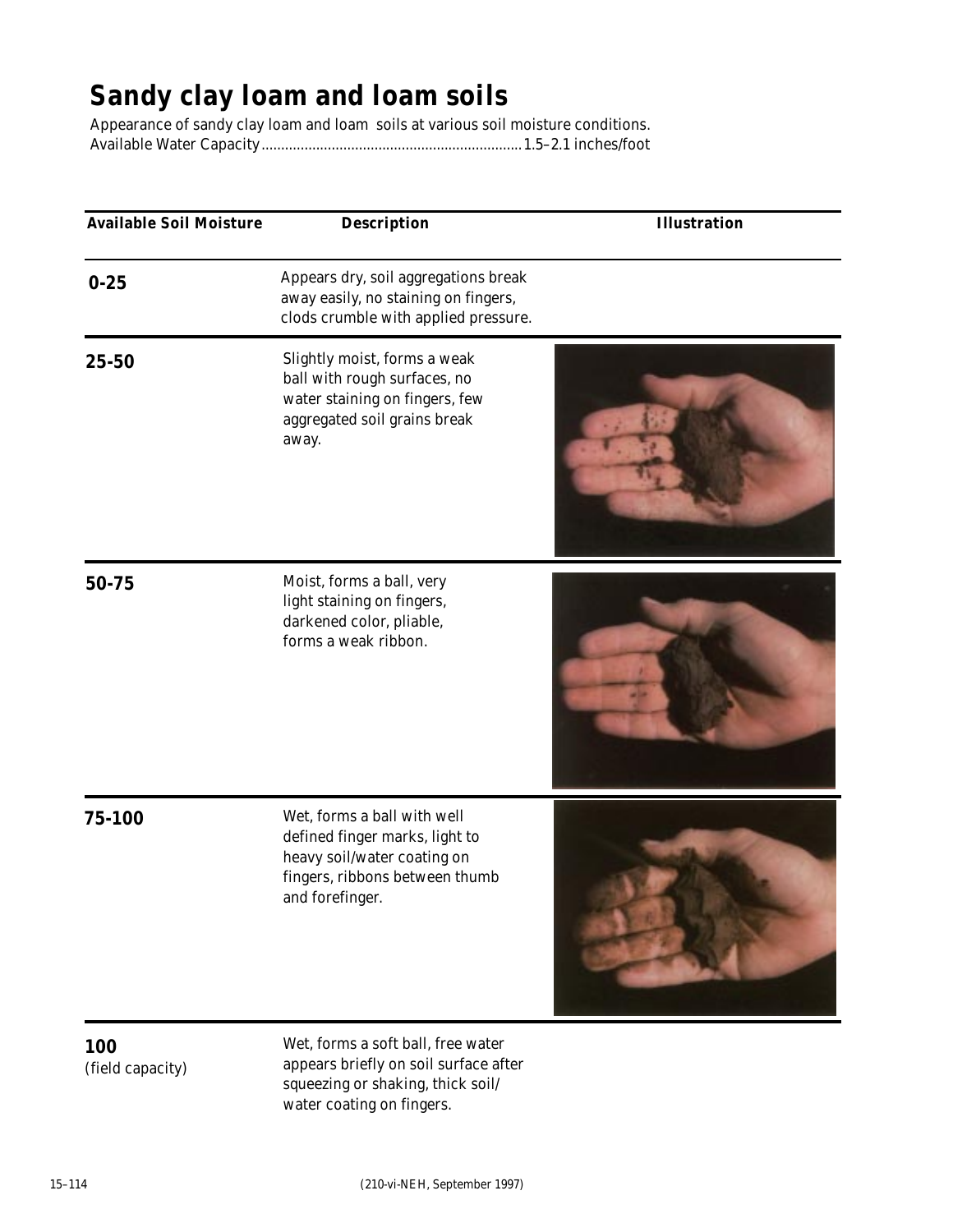# Sandy clay loam and loam soils

Appearance of sandy clay loam and loam soils at various soil moisture conditions.

Available Water Capacity..................................................................1.5–2.1 inches/foot

| Available Soil Moisture | Description | Illustration |
|---|---|---|
| 0-25 | Appears dry, soil aggregations break away easily, no staining on fingers, clods crumble with applied pressure. | |
| 25-50 | Slightly moist, forms a weak ball with rough surfaces, no water staining on fingers, few aggregated soil grains break away. | |
| 50-75 | Moist, forms a ball, very light staining on fingers, darkened color, pliable, forms a weak ribbon. | |
| 75-100 | Wet, forms a ball with well defined finger marks, light to heavy soil/water coating on fingers, ribbons between thumb and forefinger. | |
| 100 (field capacity) | Wet, forms a soft ball, free water appears briefly on soil surface after squeezing or shaking, thick soil/ water coating on fingers. | |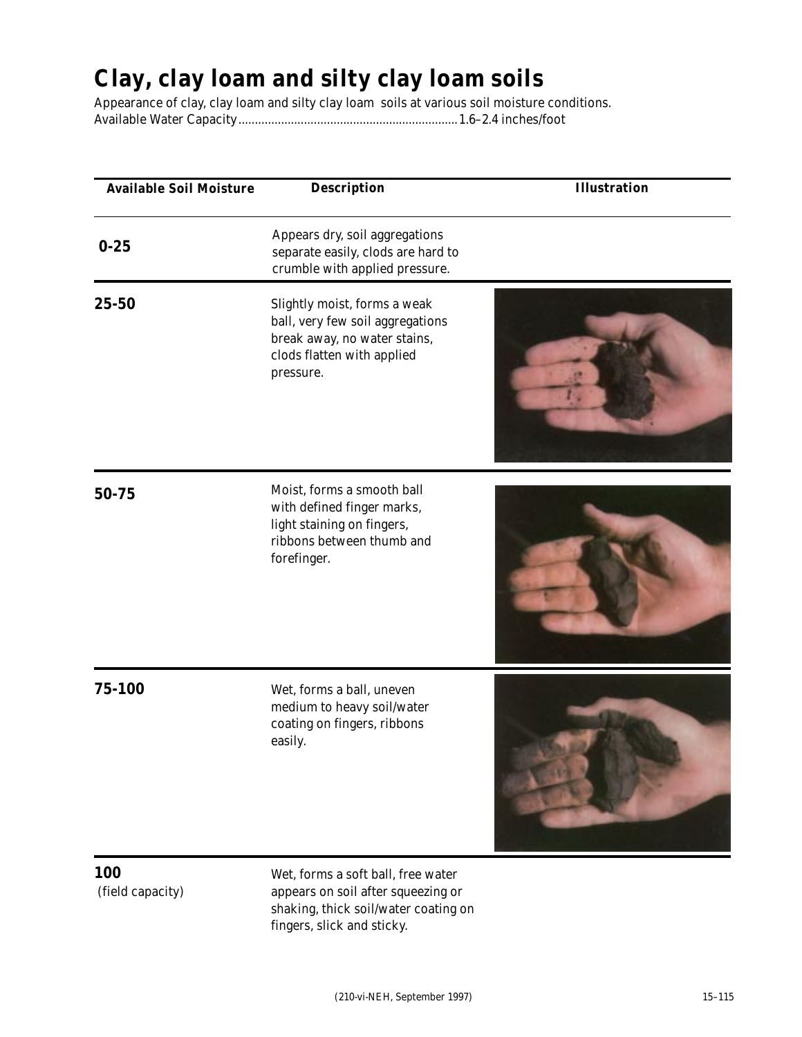# Clay, clay loam and silty clay loam soils

Appearance of clay, clay loam and silty clay loam soils at various soil moisture conditions.
Available Water Capacity..................................................................1.6–2.4 inches/foot

| Available Soil Moisture | Description | Illustration |
|---|---|---|
| 0-25 | Appears dry, soil aggregations separate easily, clods are hard to crumble with applied pressure. | |
| 25-50 | Slightly moist, forms a weak ball, very few soil aggregations break away, no water stains, clods flatten with applied pressure. | |
| 50-75 | Moist, forms a smooth ball with defined finger marks, light staining on fingers, ribbons between thumb and forefinger. | |
| 75-100 | Wet, forms a ball, uneven medium to heavy soil/water coating on fingers, ribbons easily. | |
| 100 (field capacity) | Wet, forms a soft ball, free water appears on soil after squeezing or shaking, thick soil/water coating on fingers, slick and sticky. | |